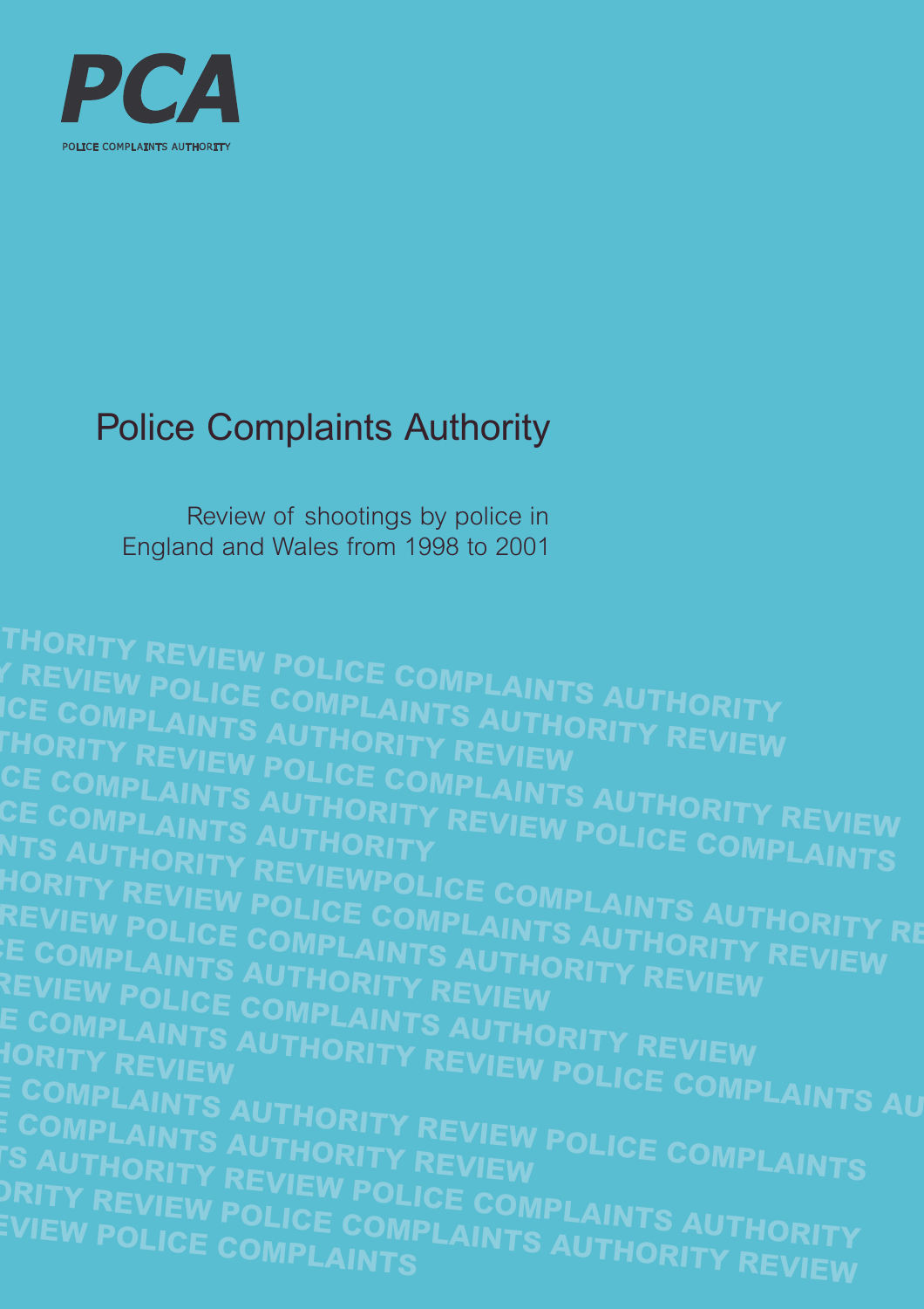PCA

POLICE COMPLAINTS AUTHORITY

# Police Complaints Authority

Review of shootings by police in England and Wales from 1998 to 2001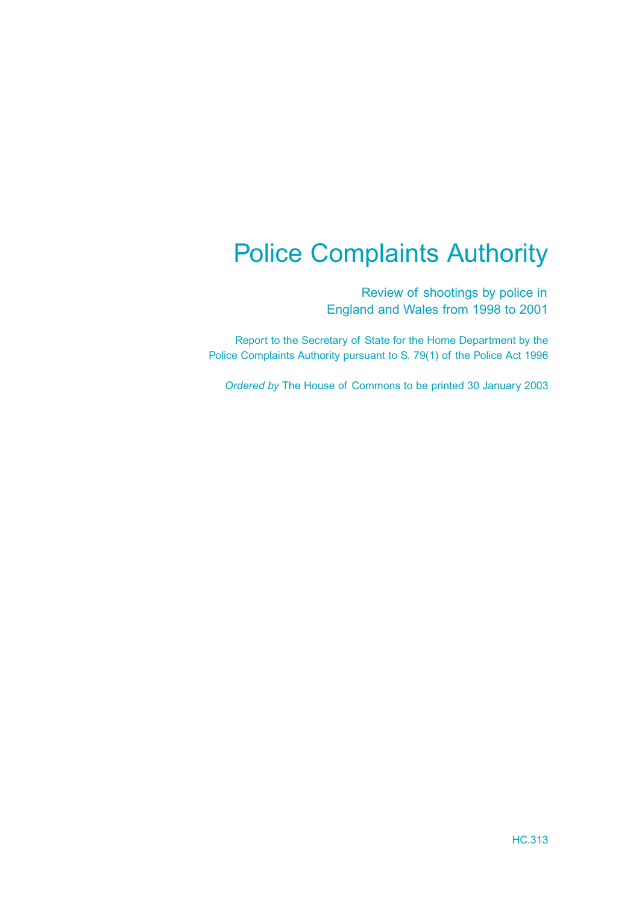# Police Complaints Authority

## Review of shootings by police in England and Wales from 1998 to 2001

Report to the Secretary of State for the Home Department by the Police Complaints Authority pursuant to S. 79(1) of the Police Act 1996

*Ordered by* The House of Commons to be printed 30 January 2003

HC.313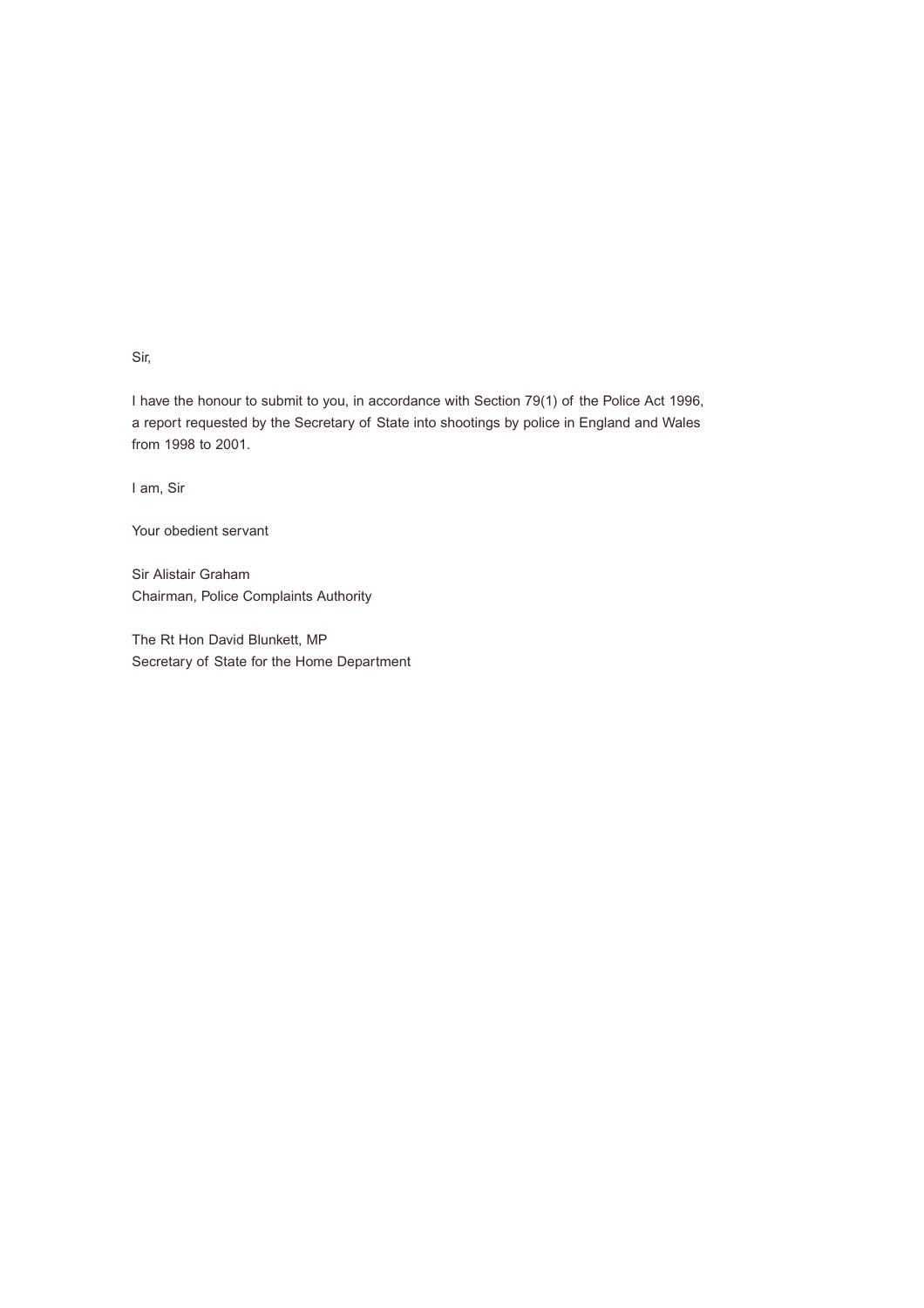Sir,

I have the honour to submit to you, in accordance with Section 79(1) of the Police Act 1996, a report requested by the Secretary of State into shootings by police in England and Wales from 1998 to 2001.

I am, Sir

Your obedient servant

Sir Alistair Graham
Chairman, Police Complaints Authority

The Rt Hon David Blunkett, MP
Secretary of State for the Home Department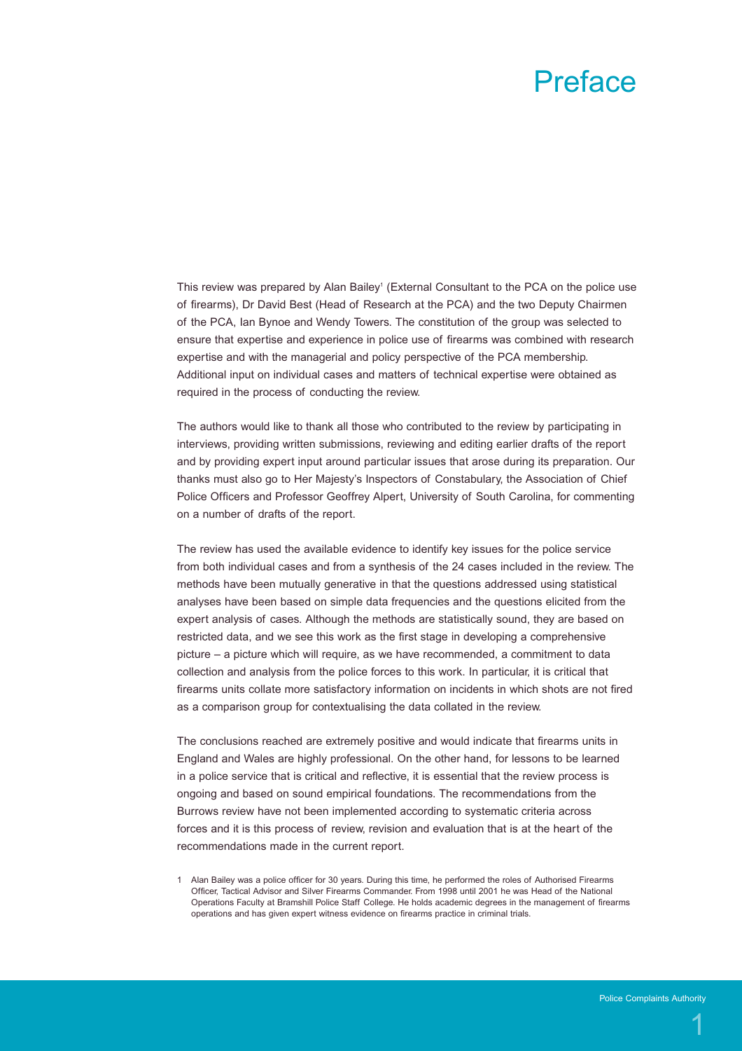# Preface

This review was prepared by Alan Bailey[1] (External Consultant to the PCA on the police use of firearms), Dr David Best (Head of Research at the PCA) and the two Deputy Chairmen of the PCA, Ian Bynoe and Wendy Towers. The constitution of the group was selected to ensure that expertise and experience in police use of firearms was combined with research expertise and with the managerial and policy perspective of the PCA membership. Additional input on individual cases and matters of technical expertise were obtained as required in the process of conducting the review.

The authors would like to thank all those who contributed to the review by participating in interviews, providing written submissions, reviewing and editing earlier drafts of the report and by providing expert input around particular issues that arose during its preparation. Our thanks must also go to Her Majesty's Inspectors of Constabulary, the Association of Chief Police Officers and Professor Geoffrey Alpert, University of South Carolina, for commenting on a number of drafts of the report.

The review has used the available evidence to identify key issues for the police service from both individual cases and from a synthesis of the 24 cases included in the review. The methods have been mutually generative in that the questions addressed using statistical analyses have been based on simple data frequencies and the questions elicited from the expert analysis of cases. Although the methods are statistically sound, they are based on restricted data, and we see this work as the first stage in developing a comprehensive picture – a picture which will require, as we have recommended, a commitment to data collection and analysis from the police forces to this work. In particular, it is critical that firearms units collate more satisfactory information on incidents in which shots are not fired as a comparison group for contextualising the data collated in the review.

The conclusions reached are extremely positive and would indicate that firearms units in England and Wales are highly professional. On the other hand, for lessons to be learned in a police service that is critical and reflective, it is essential that the review process is ongoing and based on sound empirical foundations. The recommendations from the Burrows review have not been implemented according to systematic criteria across forces and it is this process of review, revision and evaluation that is at the heart of the recommendations made in the current report.

1 Alan Bailey was a police officer for 30 years. During this time, he performed the roles of Authorised Firearms Officer, Tactical Advisor and Silver Firearms Commander. From 1998 until 2001 he was Head of the National Operations Faculty at Bramshill Police Staff College. He holds academic degrees in the management of firearms operations and has given expert witness evidence on firearms practice in criminal trials.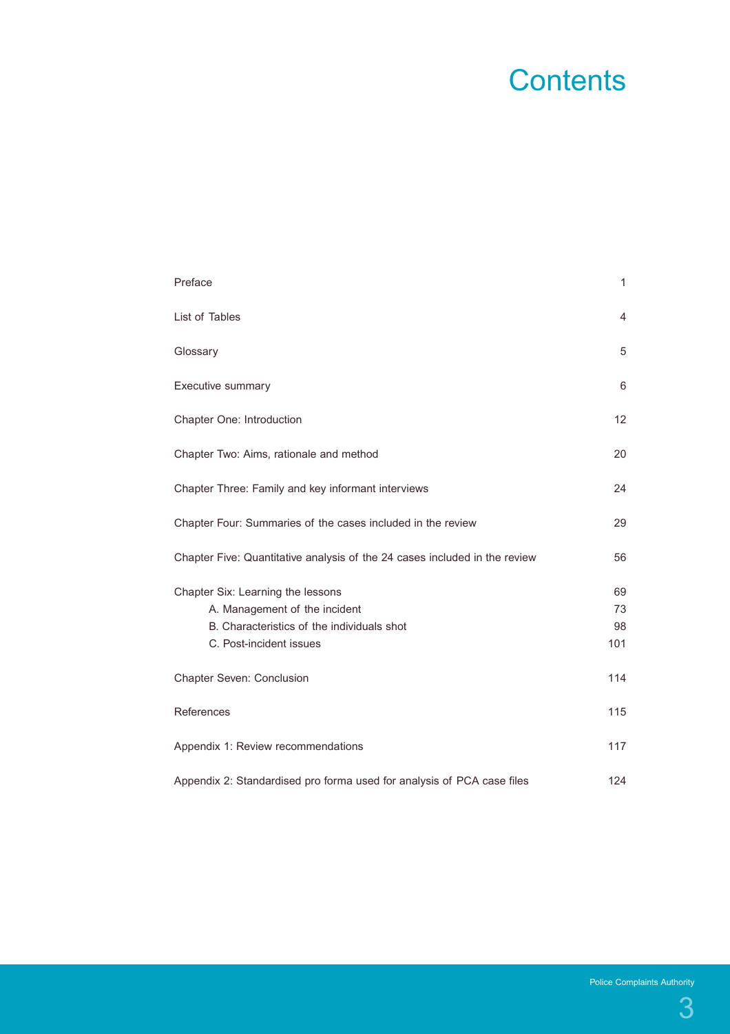# Contents

| | |
|---|---|
| Preface | 1 |
| List of Tables | 4 |
| Glossary | 5 |
| Executive summary | 6 |
| Chapter One: Introduction | 12 |
| Chapter Two: Aims, rationale and method | 20 |
| Chapter Three: Family and key informant interviews | 24 |
| Chapter Four: Summaries of the cases included in the review | 29 |
| Chapter Five: Quantitative analysis of the 24 cases included in the review | 56 |
| Chapter Six: Learning the lessons | 69 |
| A. Management of the incident | 73 |
| B. Characteristics of the individuals shot | 98 |
| C. Post-incident issues | 101 |
| Chapter Seven: Conclusion | 114 |
| References | 115 |
| Appendix 1: Review recommendations | 117 |
| Appendix 2: Standardised pro forma used for analysis of PCA case files | 124 |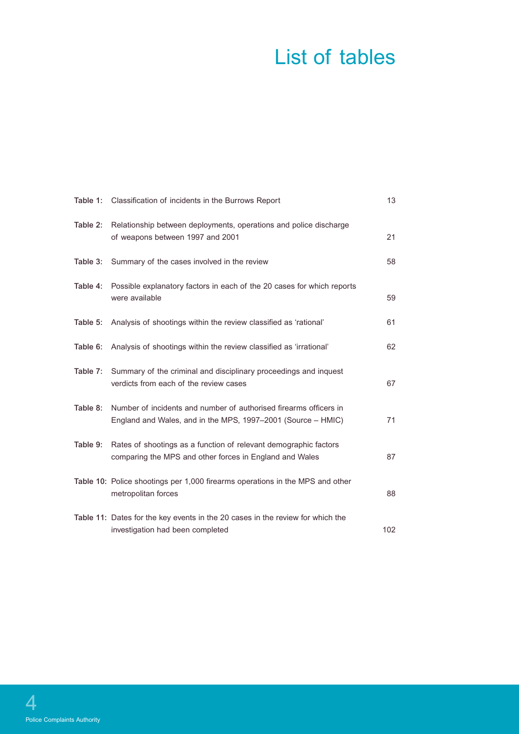# List of tables

| | | |
|---|---|---|
| **Table 1:** | Classification of incidents in the Burrows Report | 13 |
| **Table 2:** | Relationship between deployments, operations and police discharge of weapons between 1997 and 2001 | 21 |
| **Table 3:** | Summary of the cases involved in the review | 58 |
| **Table 4:** | Possible explanatory factors in each of the 20 cases for which reports were available | 59 |
| **Table 5:** | Analysis of shootings within the review classified as 'rational' | 61 |
| **Table 6:** | Analysis of shootings within the review classified as 'irrational' | 62 |
| **Table 7:** | Summary of the criminal and disciplinary proceedings and inquest verdicts from each of the review cases | 67 |
| **Table 8:** | Number of incidents and number of authorised firearms officers in England and Wales, and in the MPS, 1997–2001 (Source – HMIC) | 71 |
| **Table 9:** | Rates of shootings as a function of relevant demographic factors comparing the MPS and other forces in England and Wales | 87 |
| **Table 10:** | Police shootings per 1,000 firearms operations in the MPS and other metropolitan forces | 88 |
| **Table 11:** | Dates for the key events in the 20 cases in the review for which the investigation had been completed | 102 |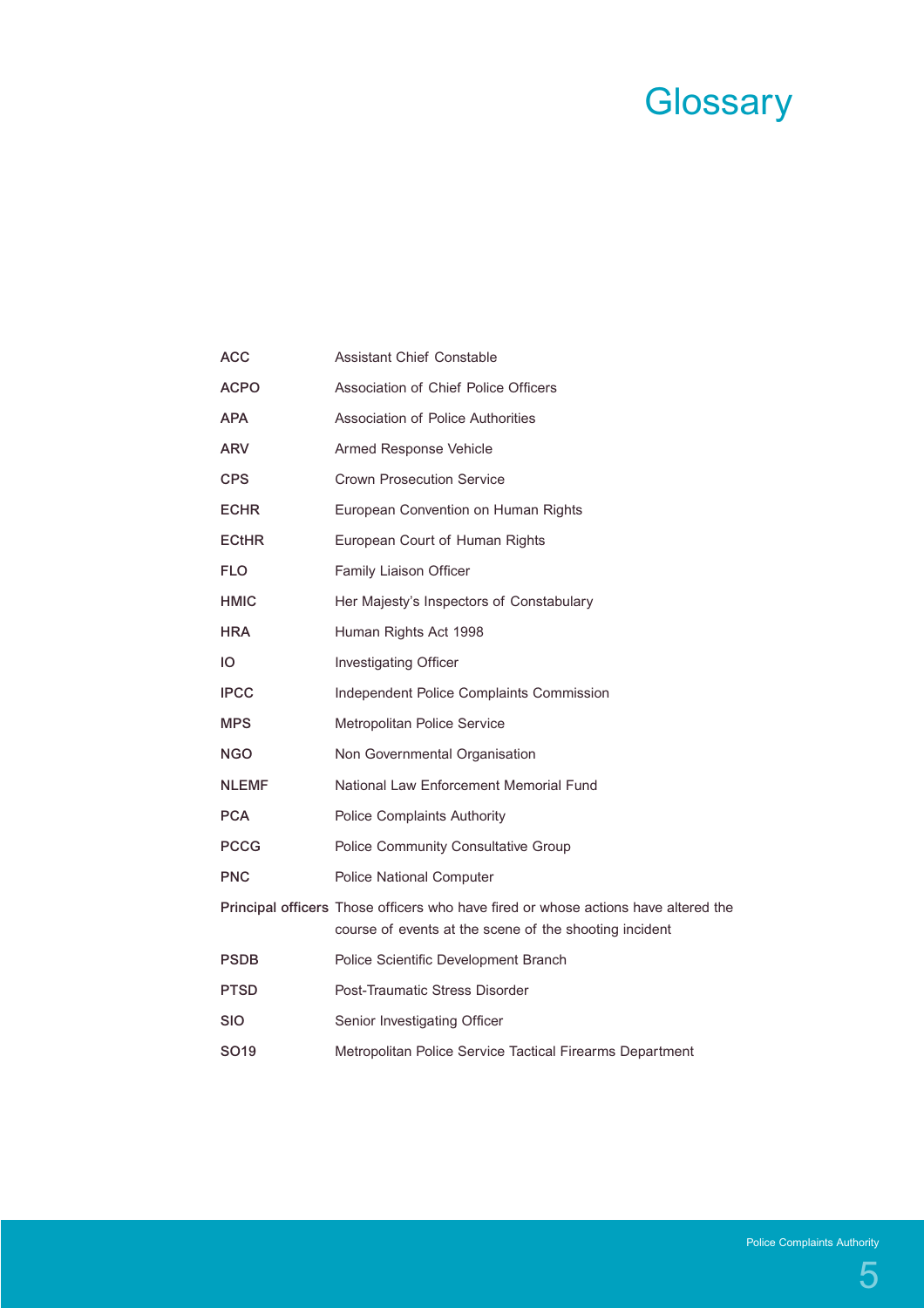# Glossary

| | |
|---|---|
| **ACC** | Assistant Chief Constable |
| **ACPO** | Association of Chief Police Officers |
| **APA** | Association of Police Authorities |
| **ARV** | Armed Response Vehicle |
| **CPS** | Crown Prosecution Service |
| **ECHR** | European Convention on Human Rights |
| **ECtHR** | European Court of Human Rights |
| **FLO** | Family Liaison Officer |
| **HMIC** | Her Majesty's Inspectors of Constabulary |
| **HRA** | Human Rights Act 1998 |
| **IO** | Investigating Officer |
| **IPCC** | Independent Police Complaints Commission |
| **MPS** | Metropolitan Police Service |
| **NGO** | Non Governmental Organisation |
| **NLEMF** | National Law Enforcement Memorial Fund |
| **PCA** | Police Complaints Authority |
| **PCCG** | Police Community Consultative Group |
| **PNC** | Police National Computer |
| **Principal officers** | Those officers who have fired or whose actions have altered the course of events at the scene of the shooting incident |
| **PSDB** | Police Scientific Development Branch |
| **PTSD** | Post-Traumatic Stress Disorder |
| **SIO** | Senior Investigating Officer |
| **SO19** | Metropolitan Police Service Tactical Firearms Department |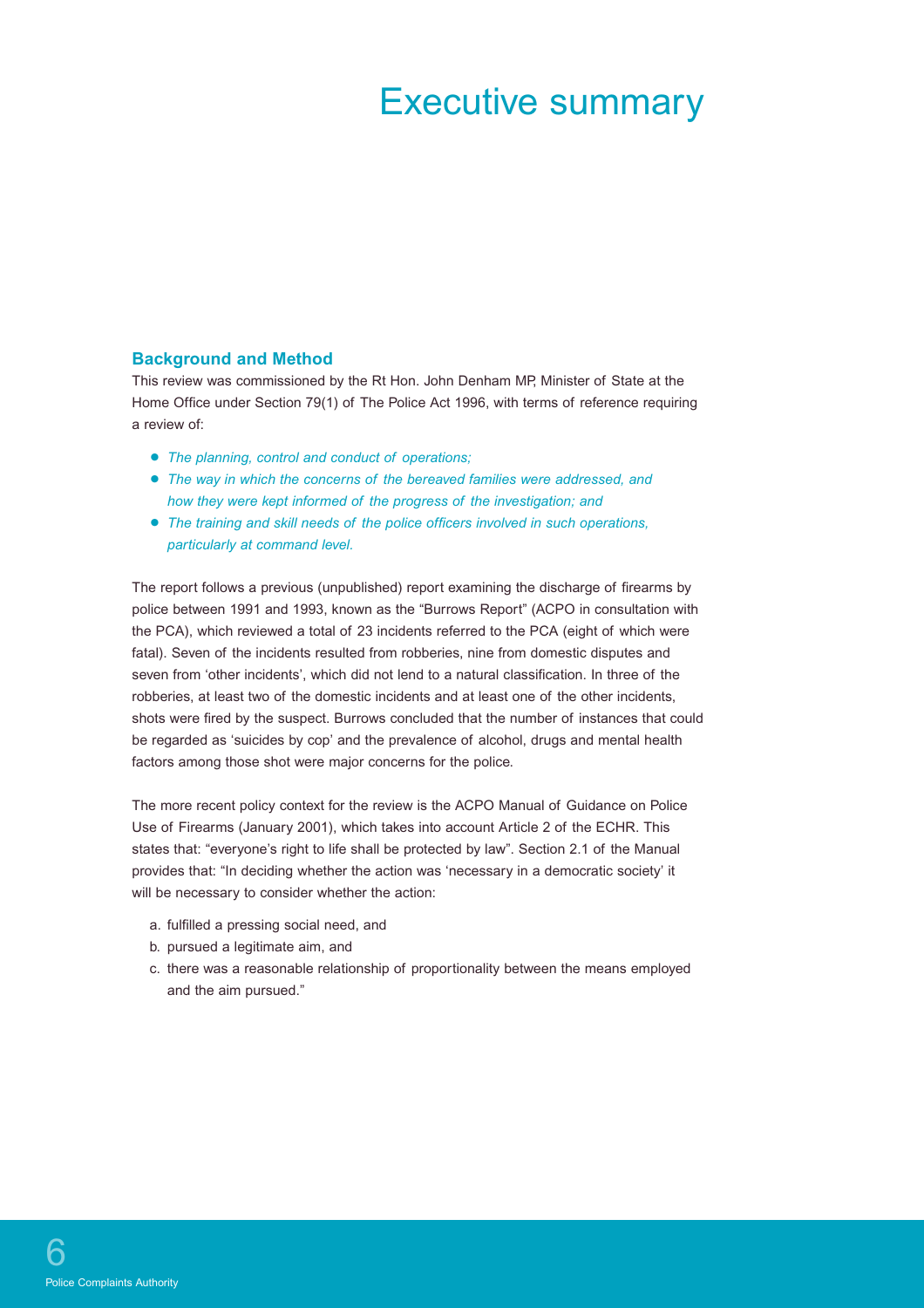# Executive summary

### Background and Method

This review was commissioned by the Rt Hon. John Denham MP, Minister of State at the Home Office under Section 79(1) of The Police Act 1996, with terms of reference requiring a review of:

- *The planning, control and conduct of operations;*
- *The way in which the concerns of the bereaved families were addressed, and how they were kept informed of the progress of the investigation; and*
- *The training and skill needs of the police officers involved in such operations, particularly at command level.*

The report follows a previous (unpublished) report examining the discharge of firearms by police between 1991 and 1993, known as the "Burrows Report" (ACPO in consultation with the PCA), which reviewed a total of 23 incidents referred to the PCA (eight of which were fatal). Seven of the incidents resulted from robberies, nine from domestic disputes and seven from 'other incidents', which did not lend to a natural classification. In three of the robberies, at least two of the domestic incidents and at least one of the other incidents, shots were fired by the suspect. Burrows concluded that the number of instances that could be regarded as 'suicides by cop' and the prevalence of alcohol, drugs and mental health factors among those shot were major concerns for the police.

The more recent policy context for the review is the ACPO Manual of Guidance on Police Use of Firearms (January 2001), which takes into account Article 2 of the ECHR. This states that: "everyone's right to life shall be protected by law". Section 2.1 of the Manual provides that: "In deciding whether the action was 'necessary in a democratic society' it will be necessary to consider whether the action:

a. fulfilled a pressing social need, and
b. pursued a legitimate aim, and
c. there was a reasonable relationship of proportionality between the means employed and the aim pursued."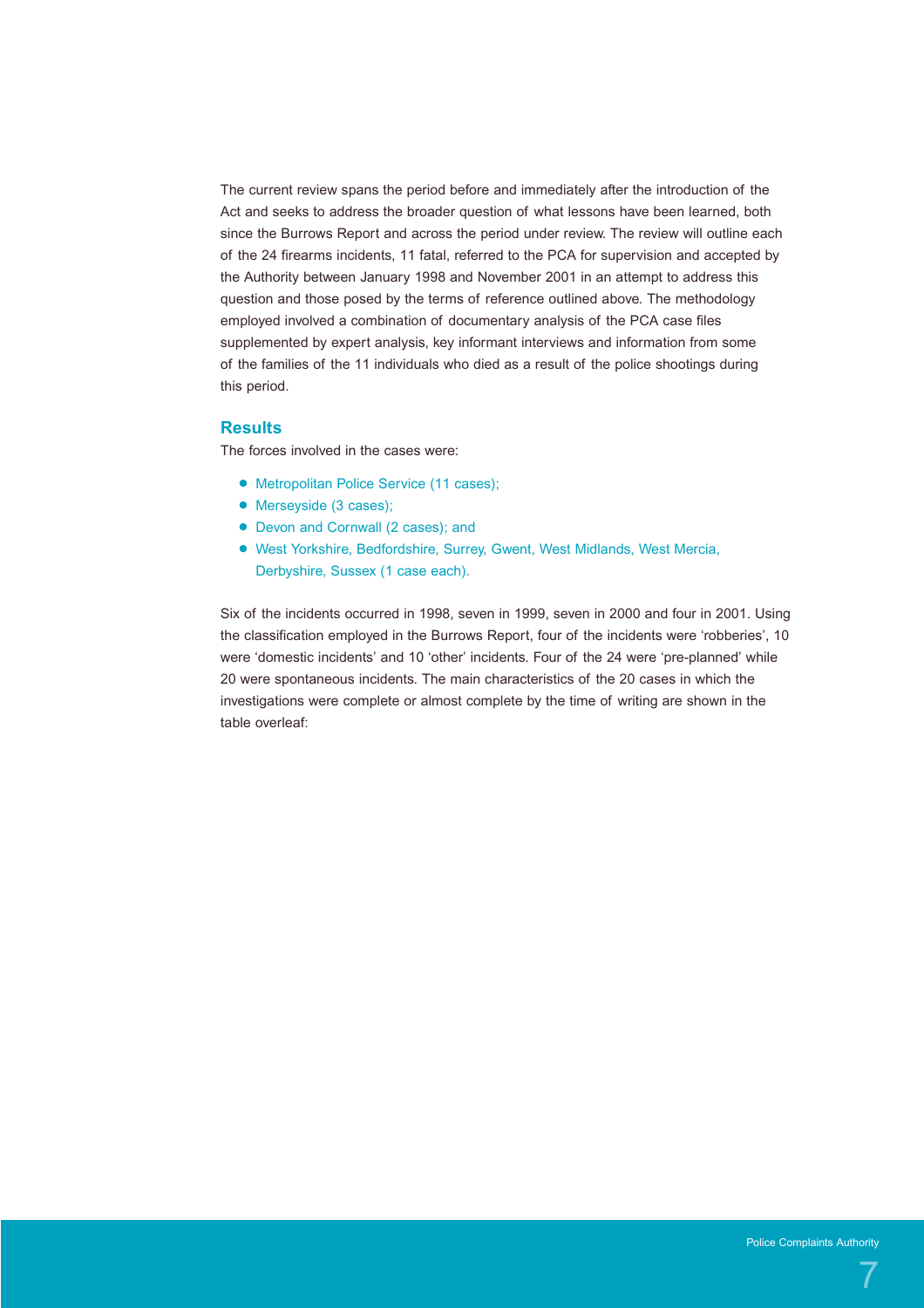The current review spans the period before and immediately after the introduction of the Act and seeks to address the broader question of what lessons have been learned, both since the Burrows Report and across the period under review. The review will outline each of the 24 firearms incidents, 11 fatal, referred to the PCA for supervision and accepted by the Authority between January 1998 and November 2001 in an attempt to address this question and those posed by the terms of reference outlined above. The methodology employed involved a combination of documentary analysis of the PCA case files supplemented by expert analysis, key informant interviews and information from some of the families of the 11 individuals who died as a result of the police shootings during this period.

## Results

The forces involved in the cases were:

- Metropolitan Police Service (11 cases);
- Merseyside (3 cases);
- Devon and Cornwall (2 cases); and
- West Yorkshire, Bedfordshire, Surrey, Gwent, West Midlands, West Mercia, Derbyshire, Sussex (1 case each).

Six of the incidents occurred in 1998, seven in 1999, seven in 2000 and four in 2001. Using the classification employed in the Burrows Report, four of the incidents were 'robberies', 10 were 'domestic incidents' and 10 'other' incidents. Four of the 24 were 'pre-planned' while 20 were spontaneous incidents. The main characteristics of the 20 cases in which the investigations were complete or almost complete by the time of writing are shown in the table overleaf: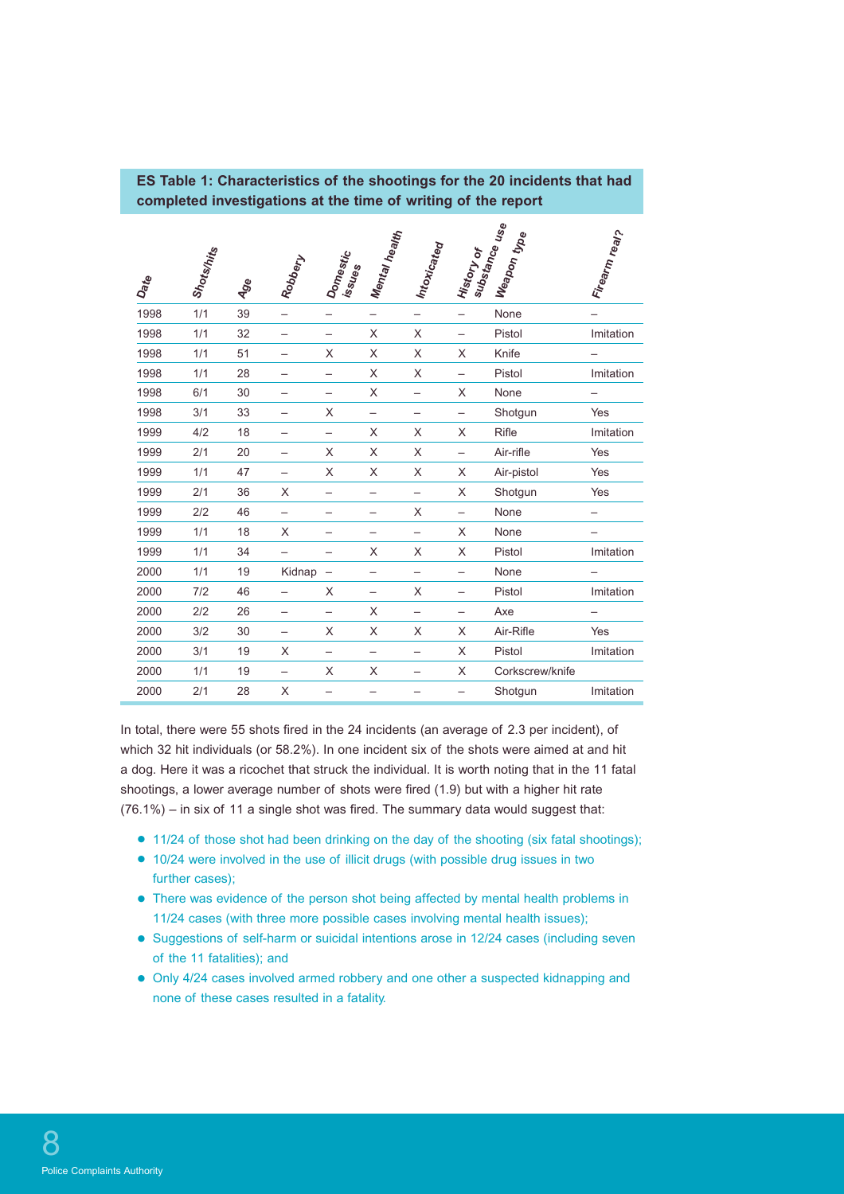**ES Table 1: Characteristics of the shootings for the 20 incidents that had completed investigations at the time of writing of the report**

| Date | Shots/hits | Age | Robbery | Domestic issues | Mental health | Intoxicated | History of substance use | Weapon type | Firearm real? |
|---|---|---|---|---|---|---|---|---|---|
| 1998 | 1/1 | 39 | – | – | – | – | – | None | – |
| 1998 | 1/1 | 32 | – | – | X | X | – | Pistol | Imitation |
| 1998 | 1/1 | 51 | – | X | X | X | X | Knife | – |
| 1998 | 1/1 | 28 | – | – | X | X | – | Pistol | Imitation |
| 1998 | 6/1 | 30 | – | – | X | – | X | None | – |
| 1998 | 3/1 | 33 | – | X | – | – | – | Shotgun | Yes |
| 1999 | 4/2 | 18 | – | – | X | X | X | Rifle | Imitation |
| 1999 | 2/1 | 20 | – | X | X | X | – | Air-rifle | Yes |
| 1999 | 1/1 | 47 | – | X | X | X | X | Air-pistol | Yes |
| 1999 | 2/1 | 36 | X | – | – | – | X | Shotgun | Yes |
| 1999 | 2/2 | 46 | – | – | – | X | – | None | – |
| 1999 | 1/1 | 18 | X | – | – | – | X | None | – |
| 1999 | 1/1 | 34 | – | – | X | X | X | Pistol | Imitation |
| 2000 | 1/1 | 19 | Kidnap | – | – | – | – | None | – |
| 2000 | 7/2 | 46 | – | X | – | X | – | Pistol | Imitation |
| 2000 | 2/2 | 26 | – | – | X | – | – | Axe | – |
| 2000 | 3/2 | 30 | – | X | X | X | X | Air-Rifle | Yes |
| 2000 | 3/1 | 19 | X | – | – | – | X | Pistol | Imitation |
| 2000 | 1/1 | 19 | – | X | X | – | X | Corkscrew/knife | |
| 2000 | 2/1 | 28 | X | – | – | – | – | Shotgun | Imitation |

In total, there were 55 shots fired in the 24 incidents (an average of 2.3 per incident), of which 32 hit individuals (or 58.2%). In one incident six of the shots were aimed at and hit a dog. Here it was a ricochet that struck the individual. It is worth noting that in the 11 fatal shootings, a lower average number of shots were fired (1.9) but with a higher hit rate (76.1%) – in six of 11 a single shot was fired. The summary data would suggest that:

- 11/24 of those shot had been drinking on the day of the shooting (six fatal shootings);
- 10/24 were involved in the use of illicit drugs (with possible drug issues in two further cases);
- There was evidence of the person shot being affected by mental health problems in 11/24 cases (with three more possible cases involving mental health issues);
- Suggestions of self-harm or suicidal intentions arose in 12/24 cases (including seven of the 11 fatalities); and
- Only 4/24 cases involved armed robbery and one other a suspected kidnapping and none of these cases resulted in a fatality.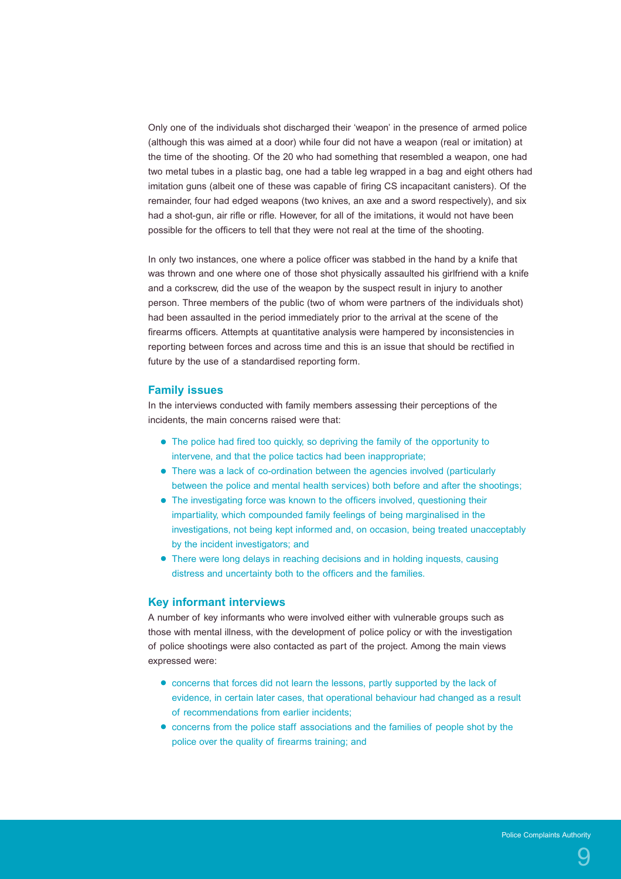Only one of the individuals shot discharged their 'weapon' in the presence of armed police (although this was aimed at a door) while four did not have a weapon (real or imitation) at the time of the shooting. Of the 20 who had something that resembled a weapon, one had two metal tubes in a plastic bag, one had a table leg wrapped in a bag and eight others had imitation guns (albeit one of these was capable of firing CS incapacitant canisters). Of the remainder, four had edged weapons (two knives, an axe and a sword respectively), and six had a shot-gun, air rifle or rifle. However, for all of the imitations, it would not have been possible for the officers to tell that they were not real at the time of the shooting.

In only two instances, one where a police officer was stabbed in the hand by a knife that was thrown and one where one of those shot physically assaulted his girlfriend with a knife and a corkscrew, did the use of the weapon by the suspect result in injury to another person. Three members of the public (two of whom were partners of the individuals shot) had been assaulted in the period immediately prior to the arrival at the scene of the firearms officers. Attempts at quantitative analysis were hampered by inconsistencies in reporting between forces and across time and this is an issue that should be rectified in future by the use of a standardised reporting form.

### Family issues

In the interviews conducted with family members assessing their perceptions of the incidents, the main concerns raised were that:

- The police had fired too quickly, so depriving the family of the opportunity to intervene, and that the police tactics had been inappropriate;
- There was a lack of co-ordination between the agencies involved (particularly between the police and mental health services) both before and after the shootings;
- The investigating force was known to the officers involved, questioning their impartiality, which compounded family feelings of being marginalised in the investigations, not being kept informed and, on occasion, being treated unacceptably by the incident investigators; and
- There were long delays in reaching decisions and in holding inquests, causing distress and uncertainty both to the officers and the families.

### Key informant interviews

A number of key informants who were involved either with vulnerable groups such as those with mental illness, with the development of police policy or with the investigation of police shootings were also contacted as part of the project. Among the main views expressed were:

- concerns that forces did not learn the lessons, partly supported by the lack of evidence, in certain later cases, that operational behaviour had changed as a result of recommendations from earlier incidents;
- concerns from the police staff associations and the families of people shot by the police over the quality of firearms training; and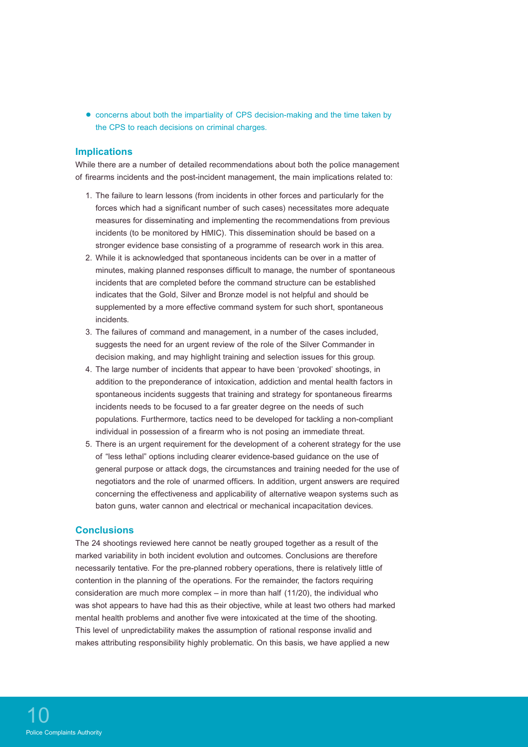- concerns about both the impartiality of CPS decision-making and the time taken by the CPS to reach decisions on criminal charges.

### Implications

While there are a number of detailed recommendations about both the police management of firearms incidents and the post-incident management, the main implications related to:

1. The failure to learn lessons (from incidents in other forces and particularly for the forces which had a significant number of such cases) necessitates more adequate measures for disseminating and implementing the recommendations from previous incidents (to be monitored by HMIC). This dissemination should be based on a stronger evidence base consisting of a programme of research work in this area.
2. While it is acknowledged that spontaneous incidents can be over in a matter of minutes, making planned responses difficult to manage, the number of spontaneous incidents that are completed before the command structure can be established indicates that the Gold, Silver and Bronze model is not helpful and should be supplemented by a more effective command system for such short, spontaneous incidents.
3. The failures of command and management, in a number of the cases included, suggests the need for an urgent review of the role of the Silver Commander in decision making, and may highlight training and selection issues for this group.
4. The large number of incidents that appear to have been 'provoked' shootings, in addition to the preponderance of intoxication, addiction and mental health factors in spontaneous incidents suggests that training and strategy for spontaneous firearms incidents needs to be focused to a far greater degree on the needs of such populations. Furthermore, tactics need to be developed for tackling a non-compliant individual in possession of a firearm who is not posing an immediate threat.
5. There is an urgent requirement for the development of a coherent strategy for the use of "less lethal" options including clearer evidence-based guidance on the use of general purpose or attack dogs, the circumstances and training needed for the use of negotiators and the role of unarmed officers. In addition, urgent answers are required concerning the effectiveness and applicability of alternative weapon systems such as baton guns, water cannon and electrical or mechanical incapacitation devices.

### Conclusions

The 24 shootings reviewed here cannot be neatly grouped together as a result of the marked variability in both incident evolution and outcomes. Conclusions are therefore necessarily tentative. For the pre-planned robbery operations, there is relatively little of contention in the planning of the operations. For the remainder, the factors requiring consideration are much more complex – in more than half (11/20), the individual who was shot appears to have had this as their objective, while at least two others had marked mental health problems and another five were intoxicated at the time of the shooting. This level of unpredictability makes the assumption of rational response invalid and makes attributing responsibility highly problematic. On this basis, we have applied a new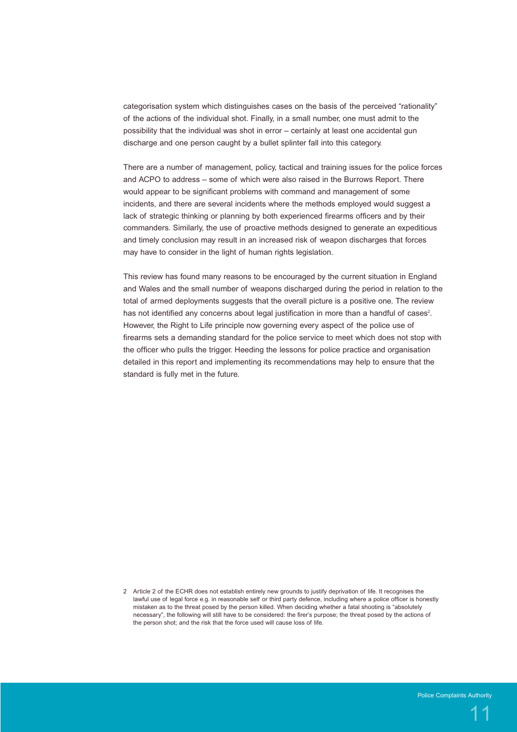categorisation system which distinguishes cases on the basis of the perceived "rationality" of the actions of the individual shot. Finally, in a small number, one must admit to the possibility that the individual was shot in error – certainly at least one accidental gun discharge and one person caught by a bullet splinter fall into this category.

There are a number of management, policy, tactical and training issues for the police forces and ACPO to address – some of which were also raised in the Burrows Report. There would appear to be significant problems with command and management of some incidents, and there are several incidents where the methods employed would suggest a lack of strategic thinking or planning by both experienced firearms officers and by their commanders. Similarly, the use of proactive methods designed to generate an expeditious and timely conclusion may result in an increased risk of weapon discharges that forces may have to consider in the light of human rights legislation.

This review has found many reasons to be encouraged by the current situation in England and Wales and the small number of weapons discharged during the period in relation to the total of armed deployments suggests that the overall picture is a positive one. The review has not identified any concerns about legal justification in more than a handful of cases[2]. However, the Right to Life principle now governing every aspect of the police use of firearms sets a demanding standard for the police service to meet which does not stop with the officer who pulls the trigger. Heeding the lessons for police practice and organisation detailed in this report and implementing its recommendations may help to ensure that the standard is fully met in the future.

2 Article 2 of the ECHR does not establish entirely new grounds to justify deprivation of life. It recognises the lawful use of legal force e.g. in reasonable self or third party defence, including where a police officer is honestly mistaken as to the threat posed by the person killed. When deciding whether a fatal shooting is "absolutely necessary", the following will still have to be considered: the firer's purpose; the threat posed by the actions of the person shot; and the risk that the force used will cause loss of life.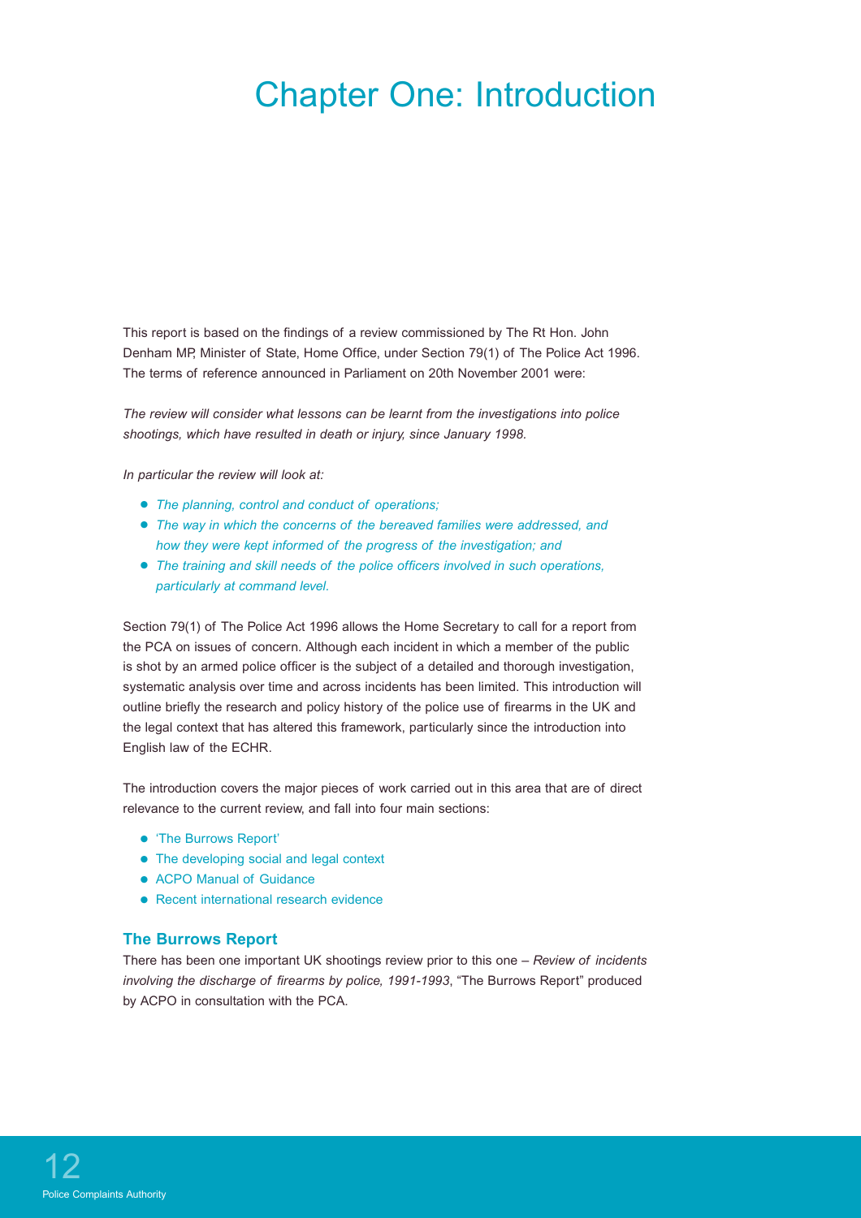# Chapter One: Introduction

This report is based on the findings of a review commissioned by The Rt Hon. John Denham MP, Minister of State, Home Office, under Section 79(1) of The Police Act 1996. The terms of reference announced in Parliament on 20th November 2001 were:

*The review will consider what lessons can be learnt from the investigations into police shootings, which have resulted in death or injury, since January 1998.*

*In particular the review will look at:*

- *The planning, control and conduct of operations;*
- *The way in which the concerns of the bereaved families were addressed, and how they were kept informed of the progress of the investigation; and*
- *The training and skill needs of the police officers involved in such operations, particularly at command level.*

Section 79(1) of The Police Act 1996 allows the Home Secretary to call for a report from the PCA on issues of concern. Although each incident in which a member of the public is shot by an armed police officer is the subject of a detailed and thorough investigation, systematic analysis over time and across incidents has been limited. This introduction will outline briefly the research and policy history of the police use of firearms in the UK and the legal context that has altered this framework, particularly since the introduction into English law of the ECHR.

The introduction covers the major pieces of work carried out in this area that are of direct relevance to the current review, and fall into four main sections:

- 'The Burrows Report'
- The developing social and legal context
- ACPO Manual of Guidance
- Recent international research evidence

## The Burrows Report

There has been one important UK shootings review prior to this one – *Review of incidents involving the discharge of firearms by police, 1991-1993*, "The Burrows Report" produced by ACPO in consultation with the PCA.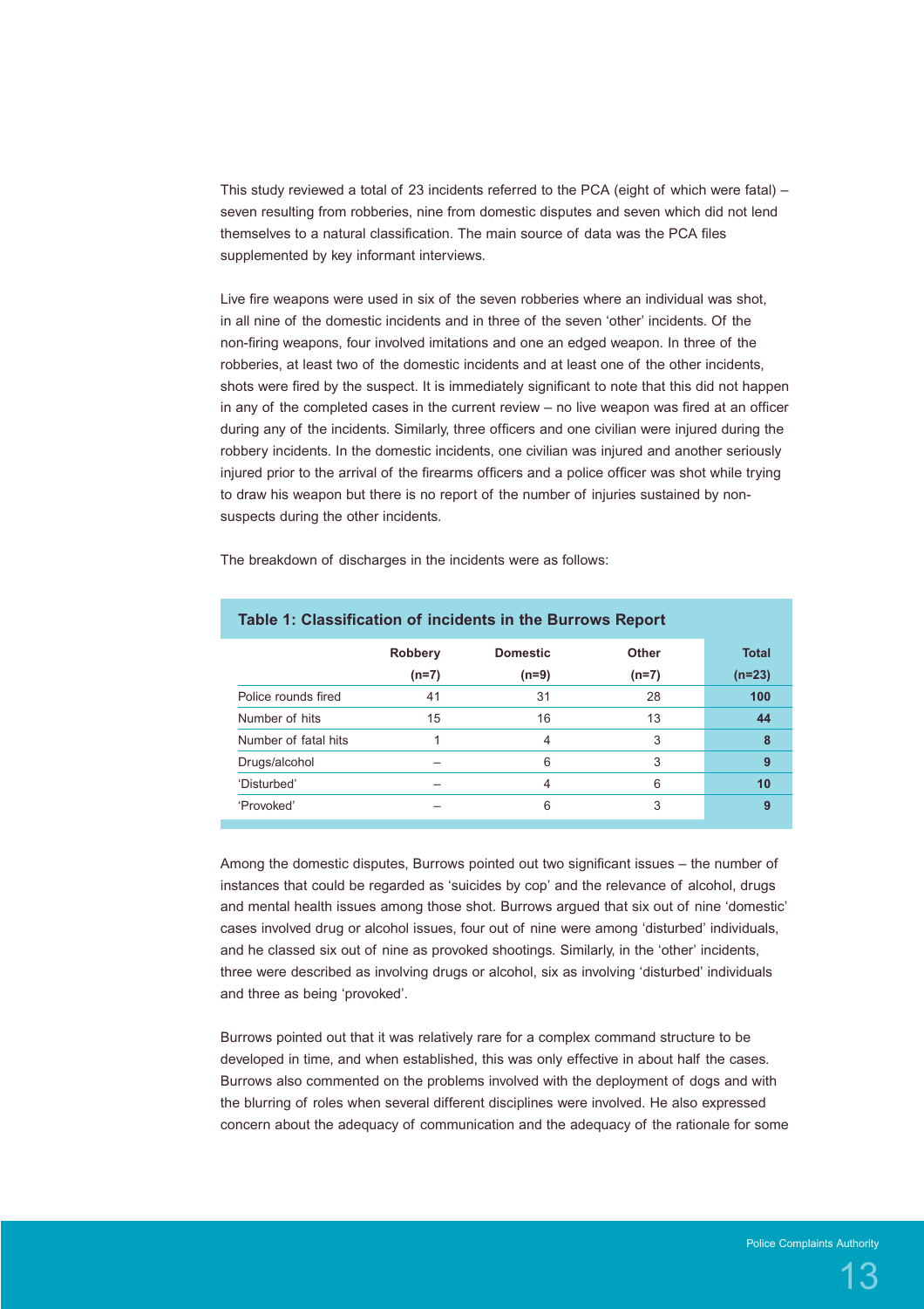This study reviewed a total of 23 incidents referred to the PCA (eight of which were fatal) – seven resulting from robberies, nine from domestic disputes and seven which did not lend themselves to a natural classification. The main source of data was the PCA files supplemented by key informant interviews.

Live fire weapons were used in six of the seven robberies where an individual was shot, in all nine of the domestic incidents and in three of the seven 'other' incidents. Of the non-firing weapons, four involved imitations and one an edged weapon. In three of the robberies, at least two of the domestic incidents and at least one of the other incidents, shots were fired by the suspect. It is immediately significant to note that this did not happen in any of the completed cases in the current review – no live weapon was fired at an officer during any of the incidents. Similarly, three officers and one civilian were injured during the robbery incidents. In the domestic incidents, one civilian was injured and another seriously injured prior to the arrival of the firearms officers and a police officer was shot while trying to draw his weapon but there is no report of the number of injuries sustained by non-suspects during the other incidents.

The breakdown of discharges in the incidents were as follows:

**Table 1: Classification of incidents in the Burrows Report**

| | Robbery (n=7) | Domestic (n=9) | Other (n=7) | Total (n=23) |
|---|---|---|---|---|
| Police rounds fired | 41 | 31 | 28 | **100** |
| Number of hits | 15 | 16 | 13 | **44** |
| Number of fatal hits | 1 | 4 | 3 | **8** |
| Drugs/alcohol | – | 6 | 3 | **9** |
| 'Disturbed' | – | 4 | 6 | **10** |
| 'Provoked' | – | 6 | 3 | **9** |

Among the domestic disputes, Burrows pointed out two significant issues – the number of instances that could be regarded as 'suicides by cop' and the relevance of alcohol, drugs and mental health issues among those shot. Burrows argued that six out of nine 'domestic' cases involved drug or alcohol issues, four out of nine were among 'disturbed' individuals, and he classed six out of nine as provoked shootings. Similarly, in the 'other' incidents, three were described as involving drugs or alcohol, six as involving 'disturbed' individuals and three as being 'provoked'.

Burrows pointed out that it was relatively rare for a complex command structure to be developed in time, and when established, this was only effective in about half the cases. Burrows also commented on the problems involved with the deployment of dogs and with the blurring of roles when several different disciplines were involved. He also expressed concern about the adequacy of communication and the adequacy of the rationale for some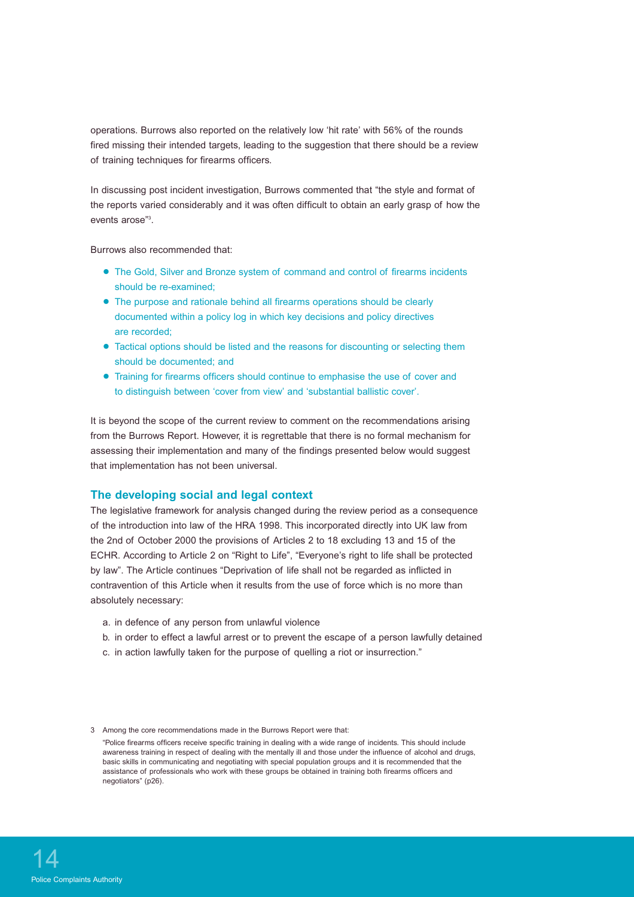operations. Burrows also reported on the relatively low 'hit rate' with 56% of the rounds fired missing their intended targets, leading to the suggestion that there should be a review of training techniques for firearms officers.

In discussing post incident investigation, Burrows commented that "the style and format of the reports varied considerably and it was often difficult to obtain an early grasp of how the events arose"[3].

Burrows also recommended that:

- The Gold, Silver and Bronze system of command and control of firearms incidents should be re-examined;
- The purpose and rationale behind all firearms operations should be clearly documented within a policy log in which key decisions and policy directives are recorded;
- Tactical options should be listed and the reasons for discounting or selecting them should be documented; and
- Training for firearms officers should continue to emphasise the use of cover and to distinguish between 'cover from view' and 'substantial ballistic cover'.

It is beyond the scope of the current review to comment on the recommendations arising from the Burrows Report. However, it is regrettable that there is no formal mechanism for assessing their implementation and many of the findings presented below would suggest that implementation has not been universal.

### The developing social and legal context

The legislative framework for analysis changed during the review period as a consequence of the introduction into law of the HRA 1998. This incorporated directly into UK law from the 2nd of October 2000 the provisions of Articles 2 to 18 excluding 13 and 15 of the ECHR. According to Article 2 on "Right to Life", "Everyone's right to life shall be protected by law". The Article continues "Deprivation of life shall not be regarded as inflicted in contravention of this Article when it results from the use of force which is no more than absolutely necessary:

a. in defence of any person from unlawful violence
b. in order to effect a lawful arrest or to prevent the escape of a person lawfully detained
c. in action lawfully taken for the purpose of quelling a riot or insurrection."

3 Among the core recommendations made in the Burrows Report were that:

"Police firearms officers receive specific training in dealing with a wide range of incidents. This should include awareness training in respect of dealing with the mentally ill and those under the influence of alcohol and drugs, basic skills in communicating and negotiating with special population groups and it is recommended that the assistance of professionals who work with these groups be obtained in training both firearms officers and negotiators" (p26).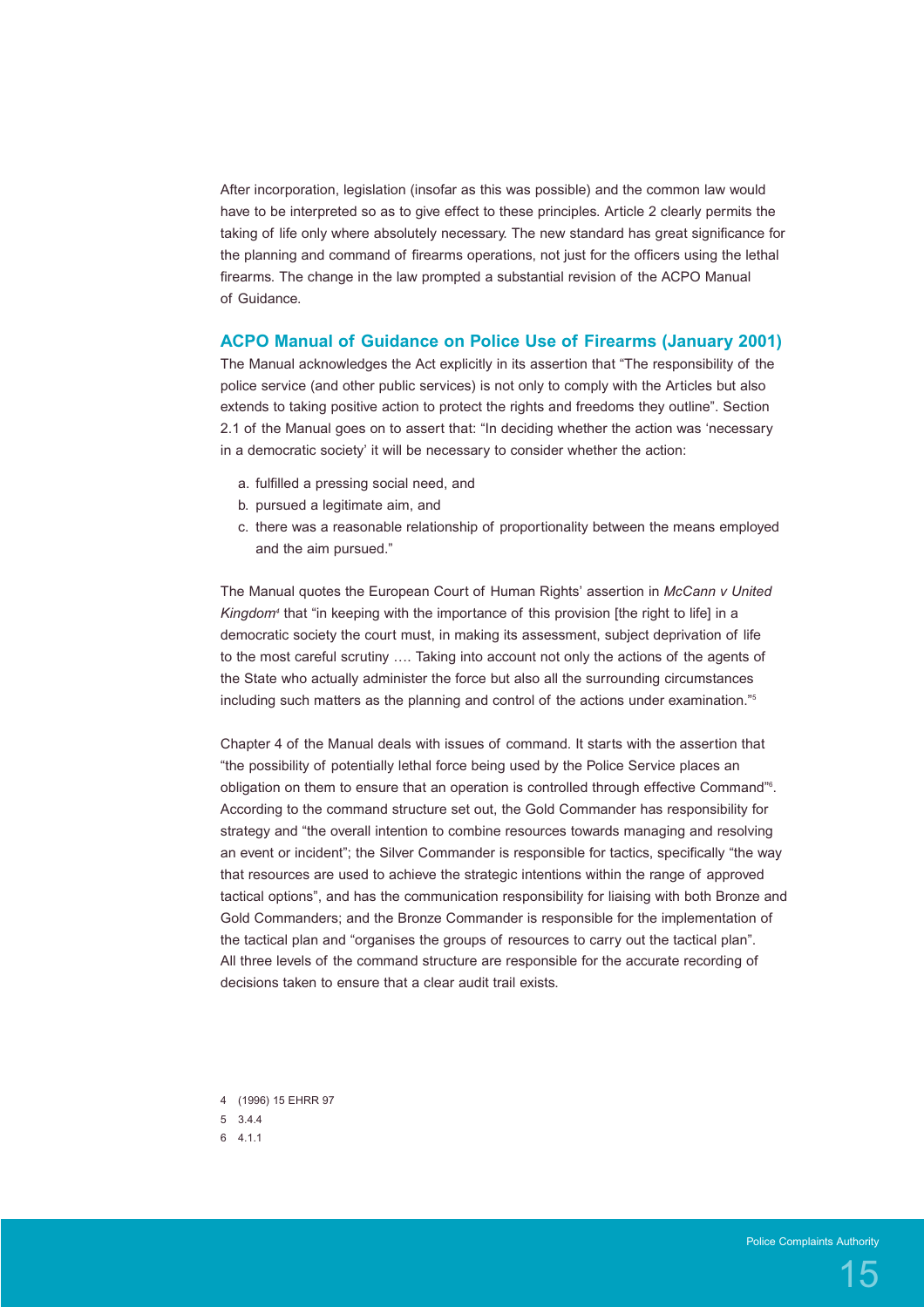After incorporation, legislation (insofar as this was possible) and the common law would have to be interpreted so as to give effect to these principles. Article 2 clearly permits the taking of life only where absolutely necessary. The new standard has great significance for the planning and command of firearms operations, not just for the officers using the lethal firearms. The change in the law prompted a substantial revision of the ACPO Manual of Guidance.

## ACPO Manual of Guidance on Police Use of Firearms (January 2001)

The Manual acknowledges the Act explicitly in its assertion that "The responsibility of the police service (and other public services) is not only to comply with the Articles but also extends to taking positive action to protect the rights and freedoms they outline". Section 2.1 of the Manual goes on to assert that: "In deciding whether the action was 'necessary in a democratic society' it will be necessary to consider whether the action:

a. fulfilled a pressing social need, and
b. pursued a legitimate aim, and
c. there was a reasonable relationship of proportionality between the means employed and the aim pursued."

The Manual quotes the European Court of Human Rights' assertion in *McCann v United Kingdom*[4] that "in keeping with the importance of this provision [the right to life] in a democratic society the court must, in making its assessment, subject deprivation of life to the most careful scrutiny …. Taking into account not only the actions of the agents of the State who actually administer the force but also all the surrounding circumstances including such matters as the planning and control of the actions under examination."[5]

Chapter 4 of the Manual deals with issues of command. It starts with the assertion that "the possibility of potentially lethal force being used by the Police Service places an obligation on them to ensure that an operation is controlled through effective Command"[6]. According to the command structure set out, the Gold Commander has responsibility for strategy and "the overall intention to combine resources towards managing and resolving an event or incident"; the Silver Commander is responsible for tactics, specifically "the way that resources are used to achieve the strategic intentions within the range of approved tactical options", and has the communication responsibility for liaising with both Bronze and Gold Commanders; and the Bronze Commander is responsible for the implementation of the tactical plan and "organises the groups of resources to carry out the tactical plan". All three levels of the command structure are responsible for the accurate recording of decisions taken to ensure that a clear audit trail exists.

4 (1996) 15 EHRR 97
5 3.4.4
6 4.1.1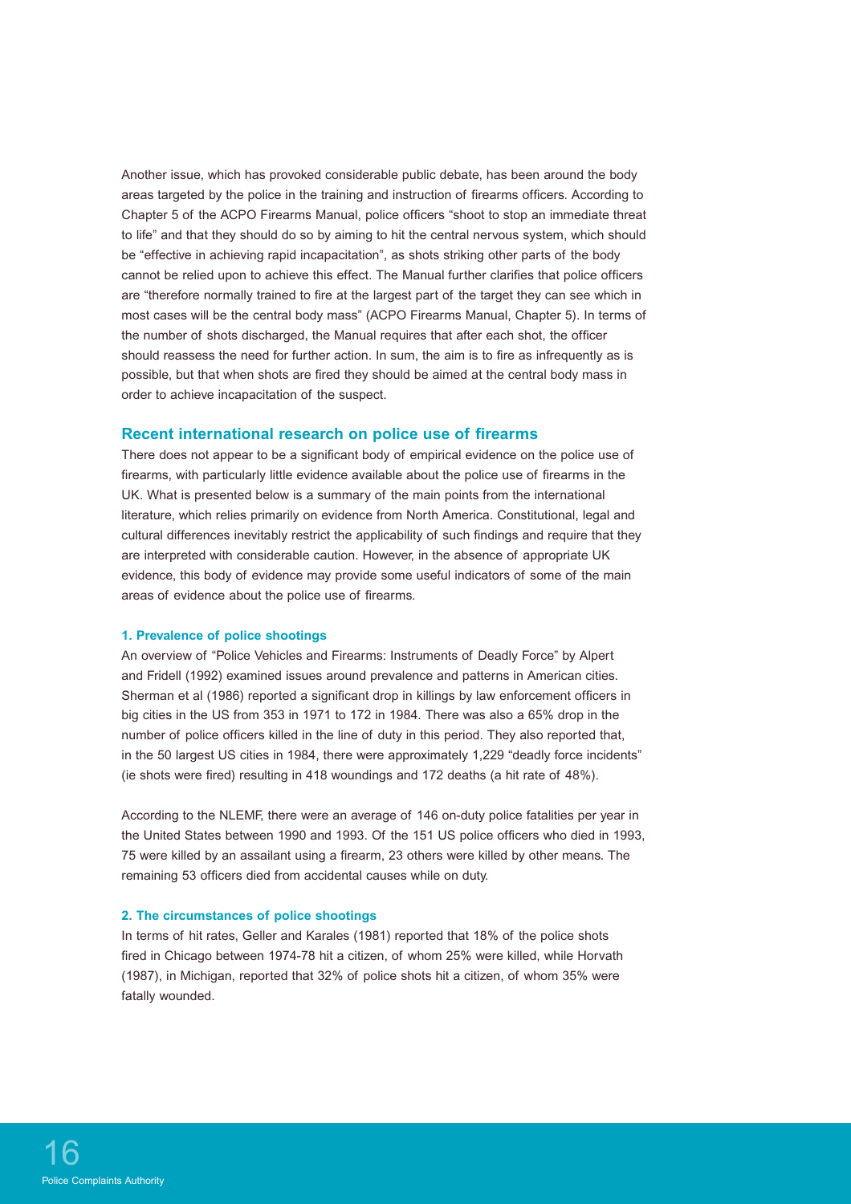Another issue, which has provoked considerable public debate, has been around the body areas targeted by the police in the training and instruction of firearms officers. According to Chapter 5 of the ACPO Firearms Manual, police officers "shoot to stop an immediate threat to life" and that they should do so by aiming to hit the central nervous system, which should be "effective in achieving rapid incapacitation", as shots striking other parts of the body cannot be relied upon to achieve this effect. The Manual further clarifies that police officers are "therefore normally trained to fire at the largest part of the target they can see which in most cases will be the central body mass" (ACPO Firearms Manual, Chapter 5). In terms of the number of shots discharged, the Manual requires that after each shot, the officer should reassess the need for further action. In sum, the aim is to fire as infrequently as is possible, but that when shots are fired they should be aimed at the central body mass in order to achieve incapacitation of the suspect.

## Recent international research on police use of firearms

There does not appear to be a significant body of empirical evidence on the police use of firearms, with particularly little evidence available about the police use of firearms in the UK. What is presented below is a summary of the main points from the international literature, which relies primarily on evidence from North America. Constitutional, legal and cultural differences inevitably restrict the applicability of such findings and require that they are interpreted with considerable caution. However, in the absence of appropriate UK evidence, this body of evidence may provide some useful indicators of some of the main areas of evidence about the police use of firearms.

### 1. Prevalence of police shootings

An overview of "Police Vehicles and Firearms: Instruments of Deadly Force" by Alpert and Fridell (1992) examined issues around prevalence and patterns in American cities. Sherman et al (1986) reported a significant drop in killings by law enforcement officers in big cities in the US from 353 in 1971 to 172 in 1984. There was also a 65% drop in the number of police officers killed in the line of duty in this period. They also reported that, in the 50 largest US cities in 1984, there were approximately 1,229 "deadly force incidents" (ie shots were fired) resulting in 418 woundings and 172 deaths (a hit rate of 48%).

According to the NLEMF, there were an average of 146 on-duty police fatalities per year in the United States between 1990 and 1993. Of the 151 US police officers who died in 1993, 75 were killed by an assailant using a firearm, 23 others were killed by other means. The remaining 53 officers died from accidental causes while on duty.

### 2. The circumstances of police shootings

In terms of hit rates, Geller and Karales (1981) reported that 18% of the police shots fired in Chicago between 1974-78 hit a citizen, of whom 25% were killed, while Horvath (1987), in Michigan, reported that 32% of police shots hit a citizen, of whom 35% were fatally wounded.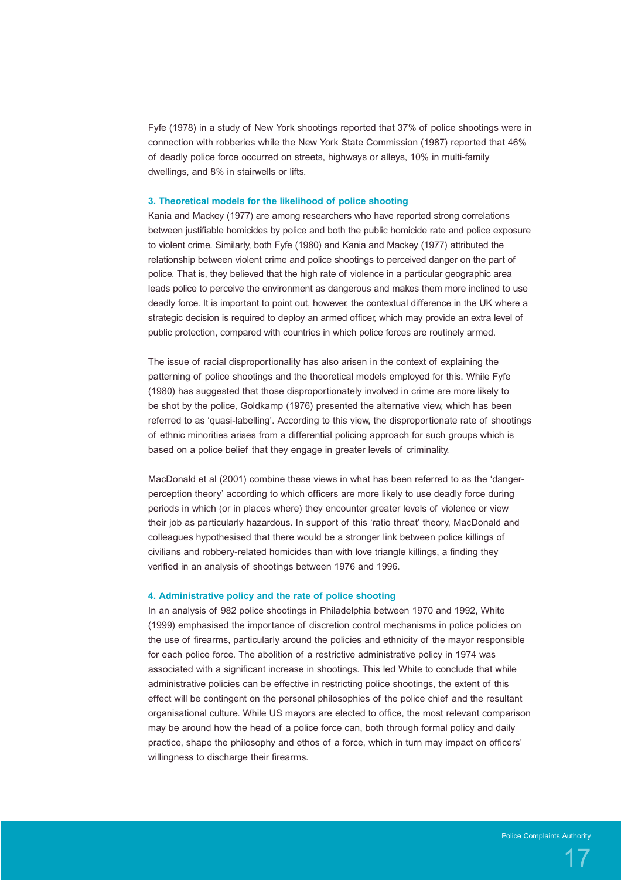Fyfe (1978) in a study of New York shootings reported that 37% of police shootings were in connection with robberies while the New York State Commission (1987) reported that 46% of deadly police force occurred on streets, highways or alleys, 10% in multi-family dwellings, and 8% in stairwells or lifts.

### 3. Theoretical models for the likelihood of police shooting

Kania and Mackey (1977) are among researchers who have reported strong correlations between justifiable homicides by police and both the public homicide rate and police exposure to violent crime. Similarly, both Fyfe (1980) and Kania and Mackey (1977) attributed the relationship between violent crime and police shootings to perceived danger on the part of police. That is, they believed that the high rate of violence in a particular geographic area leads police to perceive the environment as dangerous and makes them more inclined to use deadly force. It is important to point out, however, the contextual difference in the UK where a strategic decision is required to deploy an armed officer, which may provide an extra level of public protection, compared with countries in which police forces are routinely armed.

The issue of racial disproportionality has also arisen in the context of explaining the patterning of police shootings and the theoretical models employed for this. While Fyfe (1980) has suggested that those disproportionately involved in crime are more likely to be shot by the police, Goldkamp (1976) presented the alternative view, which has been referred to as 'quasi-labelling'. According to this view, the disproportionate rate of shootings of ethnic minorities arises from a differential policing approach for such groups which is based on a police belief that they engage in greater levels of criminality.

MacDonald et al (2001) combine these views in what has been referred to as the 'danger-perception theory' according to which officers are more likely to use deadly force during periods in which (or in places where) they encounter greater levels of violence or view their job as particularly hazardous. In support of this 'ratio threat' theory, MacDonald and colleagues hypothesised that there would be a stronger link between police killings of civilians and robbery-related homicides than with love triangle killings, a finding they verified in an analysis of shootings between 1976 and 1996.

### 4. Administrative policy and the rate of police shooting

In an analysis of 982 police shootings in Philadelphia between 1970 and 1992, White (1999) emphasised the importance of discretion control mechanisms in police policies on the use of firearms, particularly around the policies and ethnicity of the mayor responsible for each police force. The abolition of a restrictive administrative policy in 1974 was associated with a significant increase in shootings. This led White to conclude that while administrative policies can be effective in restricting police shootings, the extent of this effect will be contingent on the personal philosophies of the police chief and the resultant organisational culture. While US mayors are elected to office, the most relevant comparison may be around how the head of a police force can, both through formal policy and daily practice, shape the philosophy and ethos of a force, which in turn may impact on officers' willingness to discharge their firearms.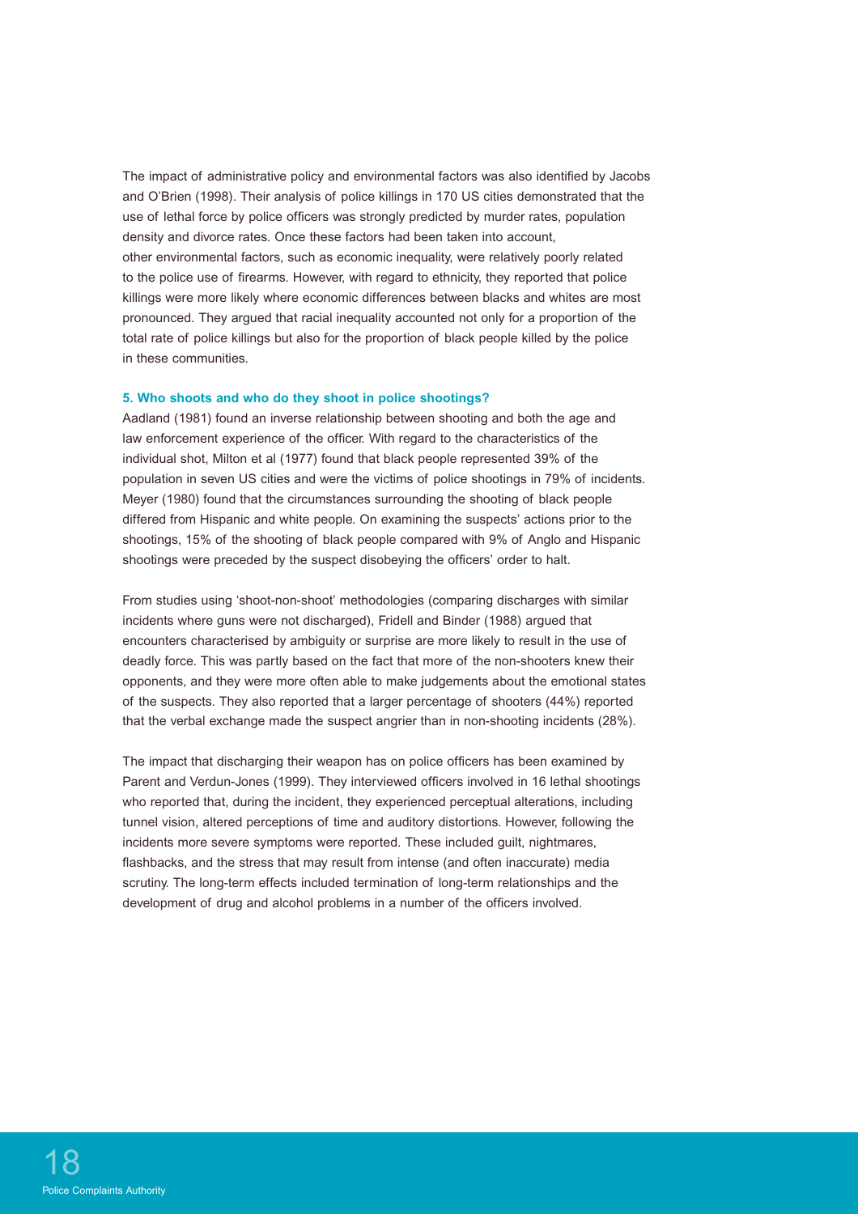The impact of administrative policy and environmental factors was also identified by Jacobs and O'Brien (1998). Their analysis of police killings in 170 US cities demonstrated that the use of lethal force by police officers was strongly predicted by murder rates, population density and divorce rates. Once these factors had been taken into account, other environmental factors, such as economic inequality, were relatively poorly related to the police use of firearms. However, with regard to ethnicity, they reported that police killings were more likely where economic differences between blacks and whites are most pronounced. They argued that racial inequality accounted not only for a proportion of the total rate of police killings but also for the proportion of black people killed by the police in these communities.

### 5. Who shoots and who do they shoot in police shootings?

Aadland (1981) found an inverse relationship between shooting and both the age and law enforcement experience of the officer. With regard to the characteristics of the individual shot, Milton et al (1977) found that black people represented 39% of the population in seven US cities and were the victims of police shootings in 79% of incidents. Meyer (1980) found that the circumstances surrounding the shooting of black people differed from Hispanic and white people. On examining the suspects' actions prior to the shootings, 15% of the shooting of black people compared with 9% of Anglo and Hispanic shootings were preceded by the suspect disobeying the officers' order to halt.

From studies using 'shoot-non-shoot' methodologies (comparing discharges with similar incidents where guns were not discharged), Fridell and Binder (1988) argued that encounters characterised by ambiguity or surprise are more likely to result in the use of deadly force. This was partly based on the fact that more of the non-shooters knew their opponents, and they were more often able to make judgements about the emotional states of the suspects. They also reported that a larger percentage of shooters (44%) reported that the verbal exchange made the suspect angrier than in non-shooting incidents (28%).

The impact that discharging their weapon has on police officers has been examined by Parent and Verdun-Jones (1999). They interviewed officers involved in 16 lethal shootings who reported that, during the incident, they experienced perceptual alterations, including tunnel vision, altered perceptions of time and auditory distortions. However, following the incidents more severe symptoms were reported. These included guilt, nightmares, flashbacks, and the stress that may result from intense (and often inaccurate) media scrutiny. The long-term effects included termination of long-term relationships and the development of drug and alcohol problems in a number of the officers involved.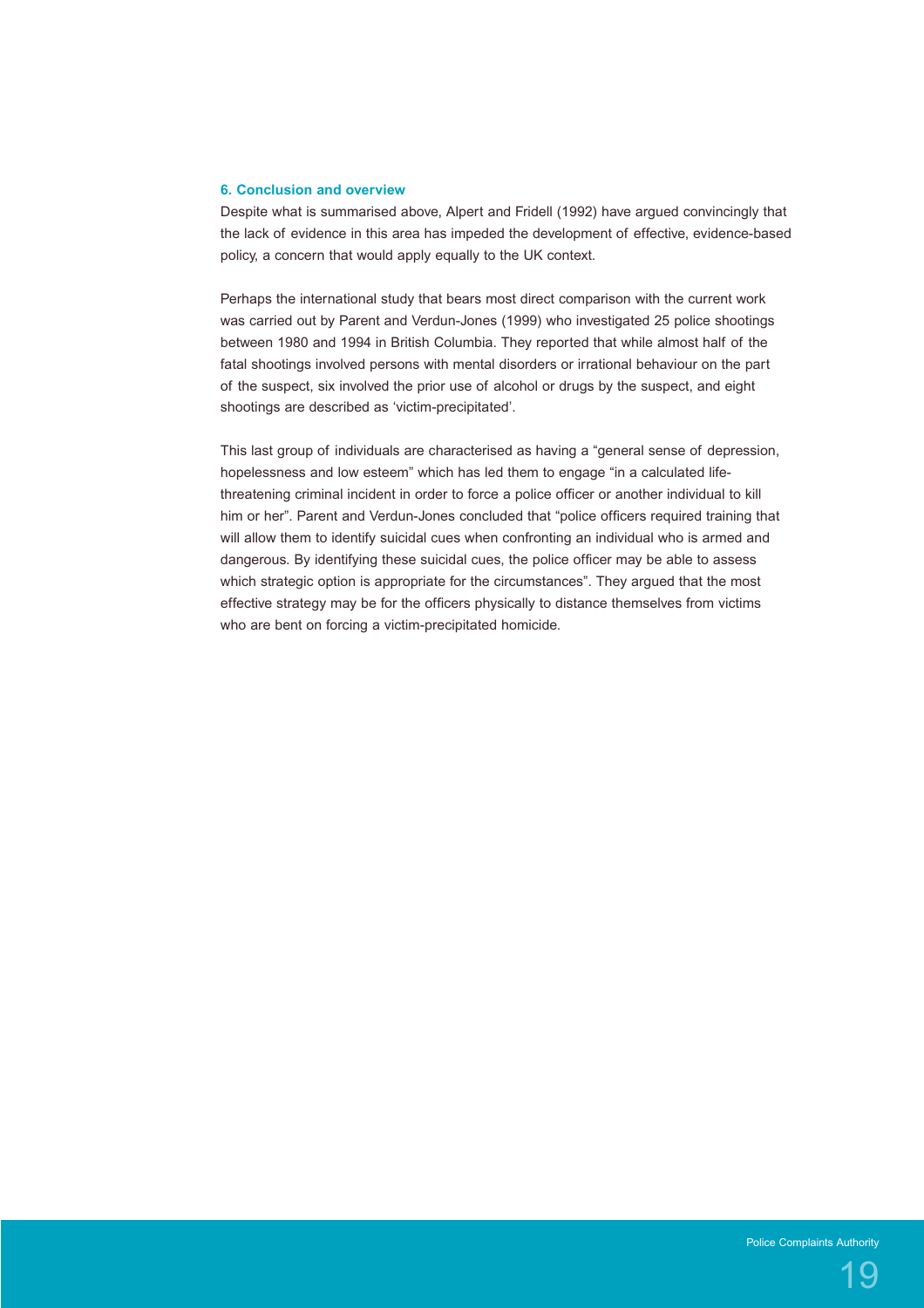## 6. Conclusion and overview

Despite what is summarised above, Alpert and Fridell (1992) have argued convincingly that the lack of evidence in this area has impeded the development of effective, evidence-based policy, a concern that would apply equally to the UK context.

Perhaps the international study that bears most direct comparison with the current work was carried out by Parent and Verdun-Jones (1999) who investigated 25 police shootings between 1980 and 1994 in British Columbia. They reported that while almost half of the fatal shootings involved persons with mental disorders or irrational behaviour on the part of the suspect, six involved the prior use of alcohol or drugs by the suspect, and eight shootings are described as 'victim-precipitated'.

This last group of individuals are characterised as having a "general sense of depression, hopelessness and low esteem" which has led them to engage "in a calculated life-threatening criminal incident in order to force a police officer or another individual to kill him or her". Parent and Verdun-Jones concluded that "police officers required training that will allow them to identify suicidal cues when confronting an individual who is armed and dangerous. By identifying these suicidal cues, the police officer may be able to assess which strategic option is appropriate for the circumstances". They argued that the most effective strategy may be for the officers physically to distance themselves from victims who are bent on forcing a victim-precipitated homicide.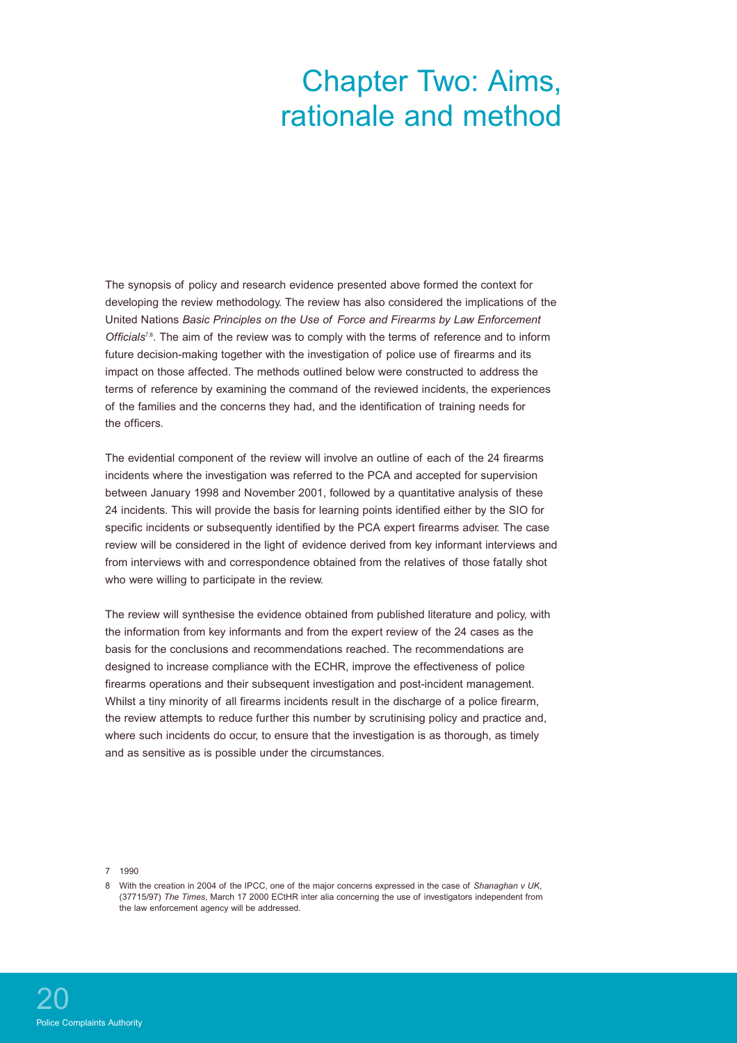# Chapter Two: Aims, rationale and method

The synopsis of policy and research evidence presented above formed the context for developing the review methodology. The review has also considered the implications of the United Nations *Basic Principles on the Use of Force and Firearms by Law Enforcement Officials*[7,8]. The aim of the review was to comply with the terms of reference and to inform future decision-making together with the investigation of police use of firearms and its impact on those affected. The methods outlined below were constructed to address the terms of reference by examining the command of the reviewed incidents, the experiences of the families and the concerns they had, and the identification of training needs for the officers.

The evidential component of the review will involve an outline of each of the 24 firearms incidents where the investigation was referred to the PCA and accepted for supervision between January 1998 and November 2001, followed by a quantitative analysis of these 24 incidents. This will provide the basis for learning points identified either by the SIO for specific incidents or subsequently identified by the PCA expert firearms adviser. The case review will be considered in the light of evidence derived from key informant interviews and from interviews with and correspondence obtained from the relatives of those fatally shot who were willing to participate in the review.

The review will synthesise the evidence obtained from published literature and policy, with the information from key informants and from the expert review of the 24 cases as the basis for the conclusions and recommendations reached. The recommendations are designed to increase compliance with the ECHR, improve the effectiveness of police firearms operations and their subsequent investigation and post-incident management. Whilst a tiny minority of all firearms incidents result in the discharge of a police firearm, the review attempts to reduce further this number by scrutinising policy and practice and, where such incidents do occur, to ensure that the investigation is as thorough, as timely and as sensitive as is possible under the circumstances.

7 1990

8 With the creation in 2004 of the IPCC, one of the major concerns expressed in the case of *Shanaghan v UK*, (37715/97) *The Times*, March 17 2000 ECtHR inter alia concerning the use of investigators independent from the law enforcement agency will be addressed.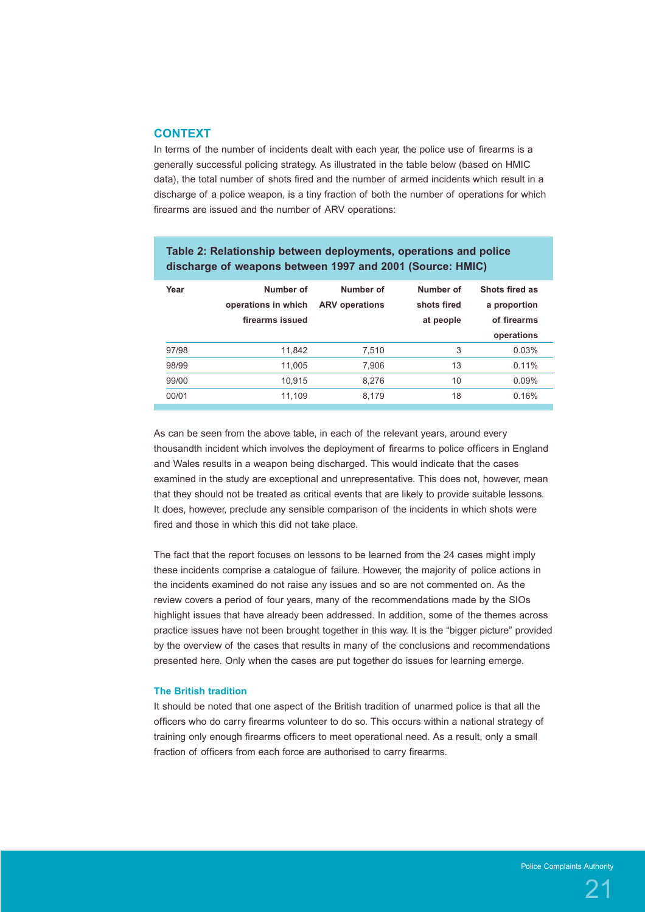## CONTEXT

In terms of the number of incidents dealt with each year, the police use of firearms is a generally successful policing strategy. As illustrated in the table below (based on HMIC data), the total number of shots fired and the number of armed incidents which result in a discharge of a police weapon, is a tiny fraction of both the number of operations for which firearms are issued and the number of ARV operations:

**Table 2: Relationship between deployments, operations and police discharge of weapons between 1997 and 2001 (Source: HMIC)**

| Year | Number of operations in which firearms issued | Number of ARV operations | Number of shots fired at people | Shots fired as a proportion of firearms operations |
|---|---|---|---|---|
| 97/98 | 11,842 | 7,510 | 3 | 0.03% |
| 98/99 | 11,005 | 7,906 | 13 | 0.11% |
| 99/00 | 10,915 | 8,276 | 10 | 0.09% |
| 00/01 | 11,109 | 8,179 | 18 | 0.16% |

As can be seen from the above table, in each of the relevant years, around every thousandth incident which involves the deployment of firearms to police officers in England and Wales results in a weapon being discharged. This would indicate that the cases examined in the study are exceptional and unrepresentative. This does not, however, mean that they should not be treated as critical events that are likely to provide suitable lessons. It does, however, preclude any sensible comparison of the incidents in which shots were fired and those in which this did not take place.

The fact that the report focuses on lessons to be learned from the 24 cases might imply these incidents comprise a catalogue of failure. However, the majority of police actions in the incidents examined do not raise any issues and so are not commented on. As the review covers a period of four years, many of the recommendations made by the SIOs highlight issues that have already been addressed. In addition, some of the themes across practice issues have not been brought together in this way. It is the "bigger picture" provided by the overview of the cases that results in many of the conclusions and recommendations presented here. Only when the cases are put together do issues for learning emerge.

### The British tradition

It should be noted that one aspect of the British tradition of unarmed police is that all the officers who do carry firearms volunteer to do so. This occurs within a national strategy of training only enough firearms officers to meet operational need. As a result, only a small fraction of officers from each force are authorised to carry firearms.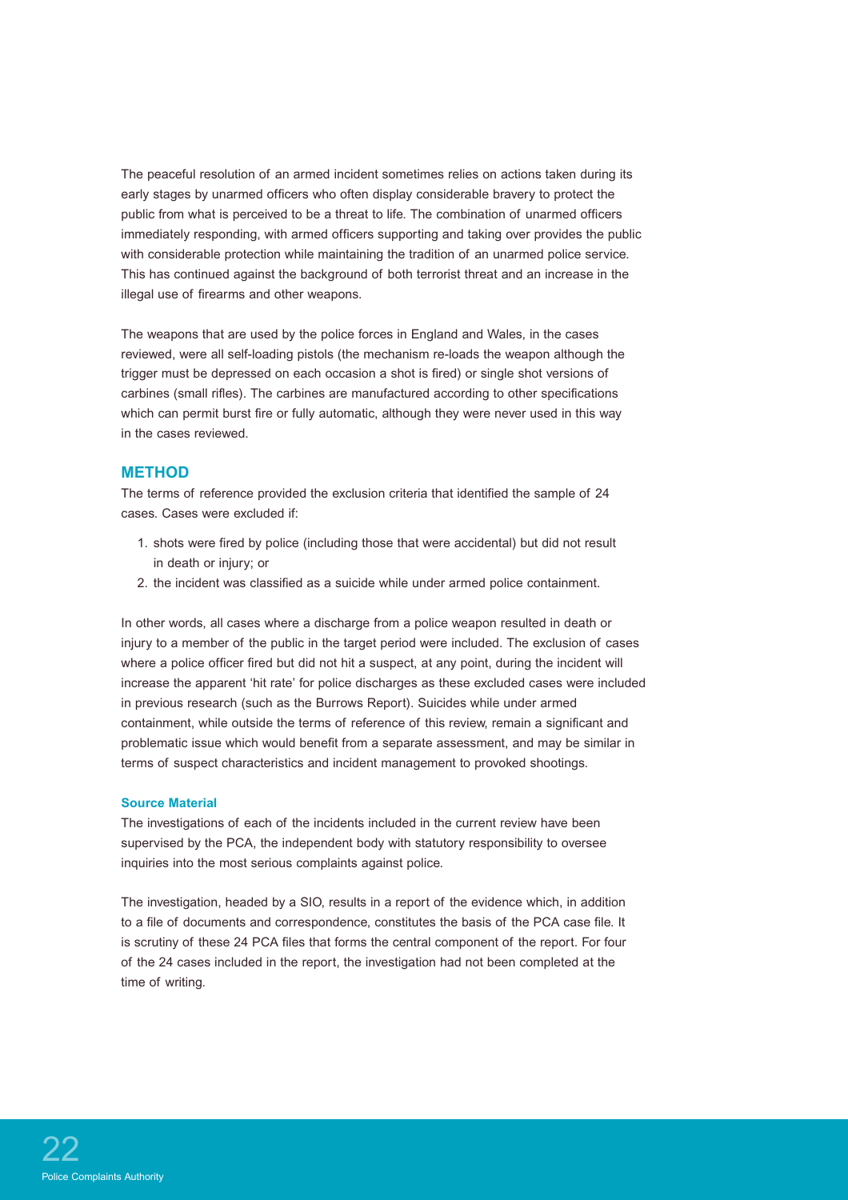The peaceful resolution of an armed incident sometimes relies on actions taken during its early stages by unarmed officers who often display considerable bravery to protect the public from what is perceived to be a threat to life. The combination of unarmed officers immediately responding, with armed officers supporting and taking over provides the public with considerable protection while maintaining the tradition of an unarmed police service. This has continued against the background of both terrorist threat and an increase in the illegal use of firearms and other weapons.

The weapons that are used by the police forces in England and Wales, in the cases reviewed, were all self-loading pistols (the mechanism re-loads the weapon although the trigger must be depressed on each occasion a shot is fired) or single shot versions of carbines (small rifles). The carbines are manufactured according to other specifications which can permit burst fire or fully automatic, although they were never used in this way in the cases reviewed.

## METHOD

The terms of reference provided the exclusion criteria that identified the sample of 24 cases. Cases were excluded if:

1. shots were fired by police (including those that were accidental) but did not result in death or injury; or
2. the incident was classified as a suicide while under armed police containment.

In other words, all cases where a discharge from a police weapon resulted in death or injury to a member of the public in the target period were included. The exclusion of cases where a police officer fired but did not hit a suspect, at any point, during the incident will increase the apparent 'hit rate' for police discharges as these excluded cases were included in previous research (such as the Burrows Report). Suicides while under armed containment, while outside the terms of reference of this review, remain a significant and problematic issue which would benefit from a separate assessment, and may be similar in terms of suspect characteristics and incident management to provoked shootings.

### Source Material

The investigations of each of the incidents included in the current review have been supervised by the PCA, the independent body with statutory responsibility to oversee inquiries into the most serious complaints against police.

The investigation, headed by a SIO, results in a report of the evidence which, in addition to a file of documents and correspondence, constitutes the basis of the PCA case file. It is scrutiny of these 24 PCA files that forms the central component of the report. For four of the 24 cases included in the report, the investigation had not been completed at the time of writing.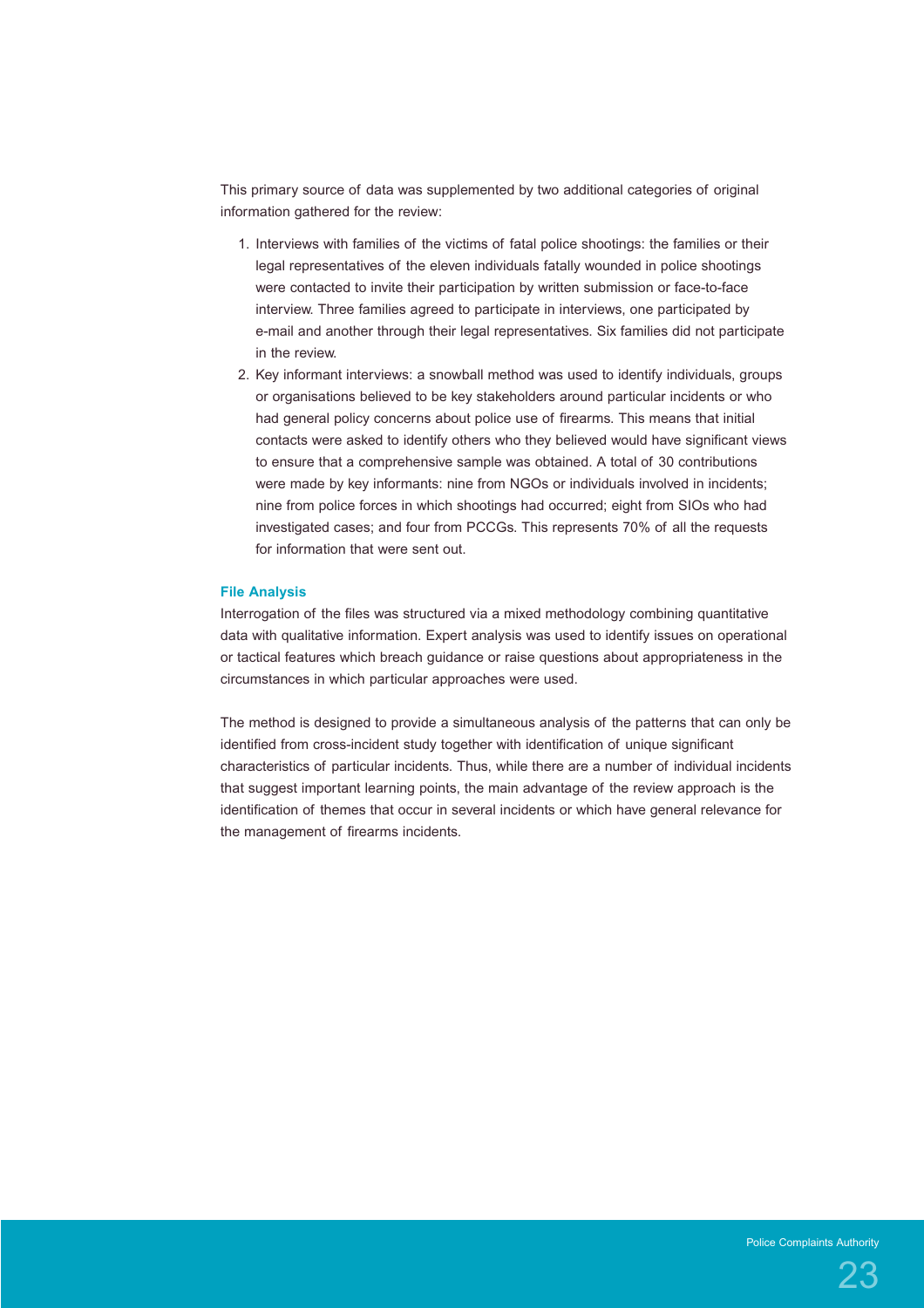This primary source of data was supplemented by two additional categories of original information gathered for the review:

1. Interviews with families of the victims of fatal police shootings: the families or their legal representatives of the eleven individuals fatally wounded in police shootings were contacted to invite their participation by written submission or face-to-face interview. Three families agreed to participate in interviews, one participated by e-mail and another through their legal representatives. Six families did not participate in the review.
2. Key informant interviews: a snowball method was used to identify individuals, groups or organisations believed to be key stakeholders around particular incidents or who had general policy concerns about police use of firearms. This means that initial contacts were asked to identify others who they believed would have significant views to ensure that a comprehensive sample was obtained. A total of 30 contributions were made by key informants: nine from NGOs or individuals involved in incidents; nine from police forces in which shootings had occurred; eight from SIOs who had investigated cases; and four from PCCGs. This represents 70% of all the requests for information that were sent out.

### File Analysis

Interrogation of the files was structured via a mixed methodology combining quantitative data with qualitative information. Expert analysis was used to identify issues on operational or tactical features which breach guidance or raise questions about appropriateness in the circumstances in which particular approaches were used.

The method is designed to provide a simultaneous analysis of the patterns that can only be identified from cross-incident study together with identification of unique significant characteristics of particular incidents. Thus, while there are a number of individual incidents that suggest important learning points, the main advantage of the review approach is the identification of themes that occur in several incidents or which have general relevance for the management of firearms incidents.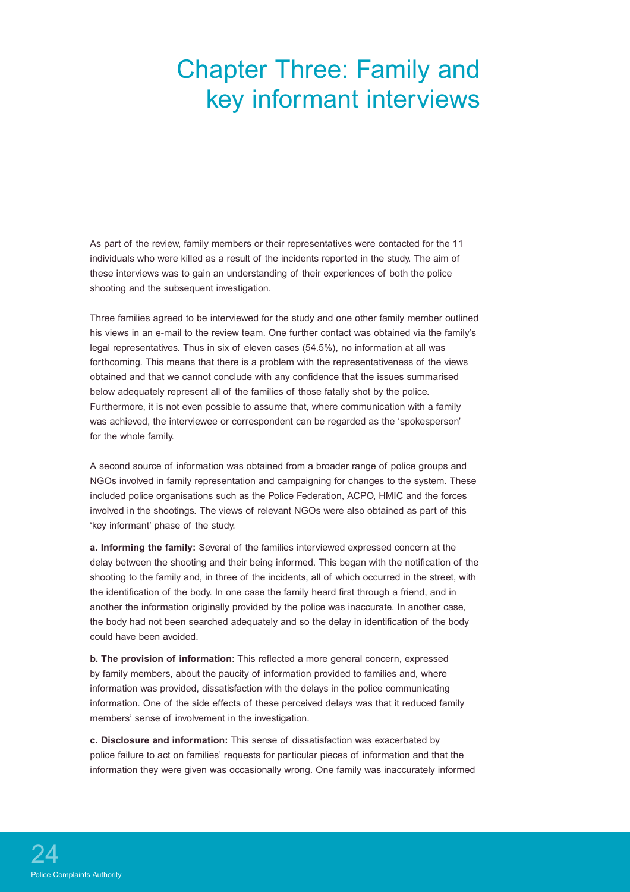# Chapter Three: Family and key informant interviews

As part of the review, family members or their representatives were contacted for the 11 individuals who were killed as a result of the incidents reported in the study. The aim of these interviews was to gain an understanding of their experiences of both the police shooting and the subsequent investigation.

Three families agreed to be interviewed for the study and one other family member outlined his views in an e-mail to the review team. One further contact was obtained via the family's legal representatives. Thus in six of eleven cases (54.5%), no information at all was forthcoming. This means that there is a problem with the representativeness of the views obtained and that we cannot conclude with any confidence that the issues summarised below adequately represent all of the families of those fatally shot by the police. Furthermore, it is not even possible to assume that, where communication with a family was achieved, the interviewee or correspondent can be regarded as the 'spokesperson' for the whole family.

A second source of information was obtained from a broader range of police groups and NGOs involved in family representation and campaigning for changes to the system. These included police organisations such as the Police Federation, ACPO, HMIC and the forces involved in the shootings. The views of relevant NGOs were also obtained as part of this 'key informant' phase of the study.

**a. Informing the family:** Several of the families interviewed expressed concern at the delay between the shooting and their being informed. This began with the notification of the shooting to the family and, in three of the incidents, all of which occurred in the street, with the identification of the body. In one case the family heard first through a friend, and in another the information originally provided by the police was inaccurate. In another case, the body had not been searched adequately and so the delay in identification of the body could have been avoided.

**b. The provision of information**: This reflected a more general concern, expressed by family members, about the paucity of information provided to families and, where information was provided, dissatisfaction with the delays in the police communicating information. One of the side effects of these perceived delays was that it reduced family members' sense of involvement in the investigation.

**c. Disclosure and information:** This sense of dissatisfaction was exacerbated by police failure to act on families' requests for particular pieces of information and that the information they were given was occasionally wrong. One family was inaccurately informed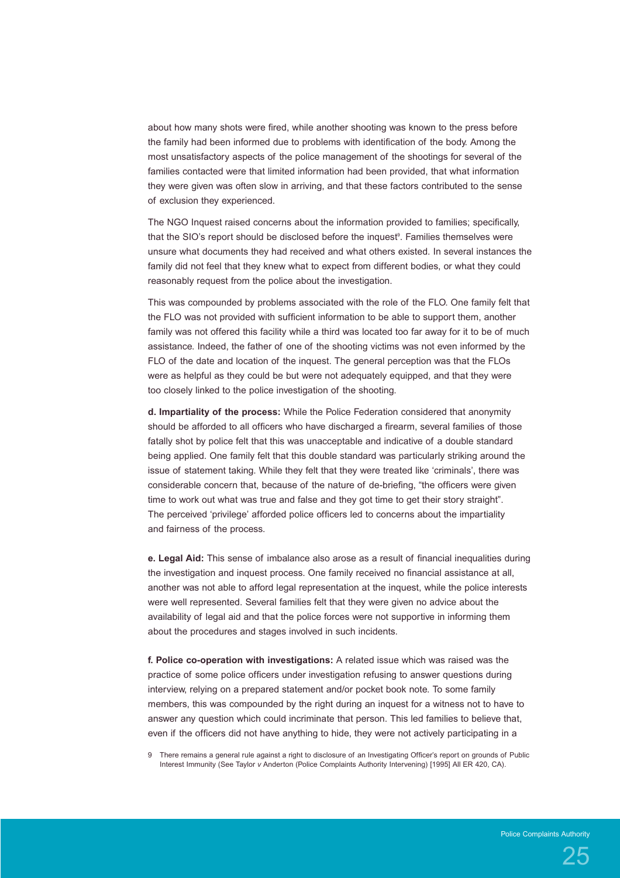about how many shots were fired, while another shooting was known to the press before the family had been informed due to problems with identification of the body. Among the most unsatisfactory aspects of the police management of the shootings for several of the families contacted were that limited information had been provided, that what information they were given was often slow in arriving, and that these factors contributed to the sense of exclusion they experienced.

The NGO Inquest raised concerns about the information provided to families; specifically, that the SIO's report should be disclosed before the inquest[9]. Families themselves were unsure what documents they had received and what others existed. In several instances the family did not feel that they knew what to expect from different bodies, or what they could reasonably request from the police about the investigation.

This was compounded by problems associated with the role of the FLO. One family felt that the FLO was not provided with sufficient information to be able to support them, another family was not offered this facility while a third was located too far away for it to be of much assistance. Indeed, the father of one of the shooting victims was not even informed by the FLO of the date and location of the inquest. The general perception was that the FLOs were as helpful as they could be but were not adequately equipped, and that they were too closely linked to the police investigation of the shooting.

**d. Impartiality of the process:** While the Police Federation considered that anonymity should be afforded to all officers who have discharged a firearm, several families of those fatally shot by police felt that this was unacceptable and indicative of a double standard being applied. One family felt that this double standard was particularly striking around the issue of statement taking. While they felt that they were treated like 'criminals', there was considerable concern that, because of the nature of de-briefing, "the officers were given time to work out what was true and false and they got time to get their story straight". The perceived 'privilege' afforded police officers led to concerns about the impartiality and fairness of the process.

**e. Legal Aid:** This sense of imbalance also arose as a result of financial inequalities during the investigation and inquest process. One family received no financial assistance at all, another was not able to afford legal representation at the inquest, while the police interests were well represented. Several families felt that they were given no advice about the availability of legal aid and that the police forces were not supportive in informing them about the procedures and stages involved in such incidents.

**f. Police co-operation with investigations:** A related issue which was raised was the practice of some police officers under investigation refusing to answer questions during interview, relying on a prepared statement and/or pocket book note. To some family members, this was compounded by the right during an inquest for a witness not to have to answer any question which could incriminate that person. This led families to believe that, even if the officers did not have anything to hide, they were not actively participating in a

9 There remains a general rule against a right to disclosure of an Investigating Officer's report on grounds of Public Interest Immunity (See Taylor *v* Anderton (Police Complaints Authority Intervening) [1995] All ER 420, CA).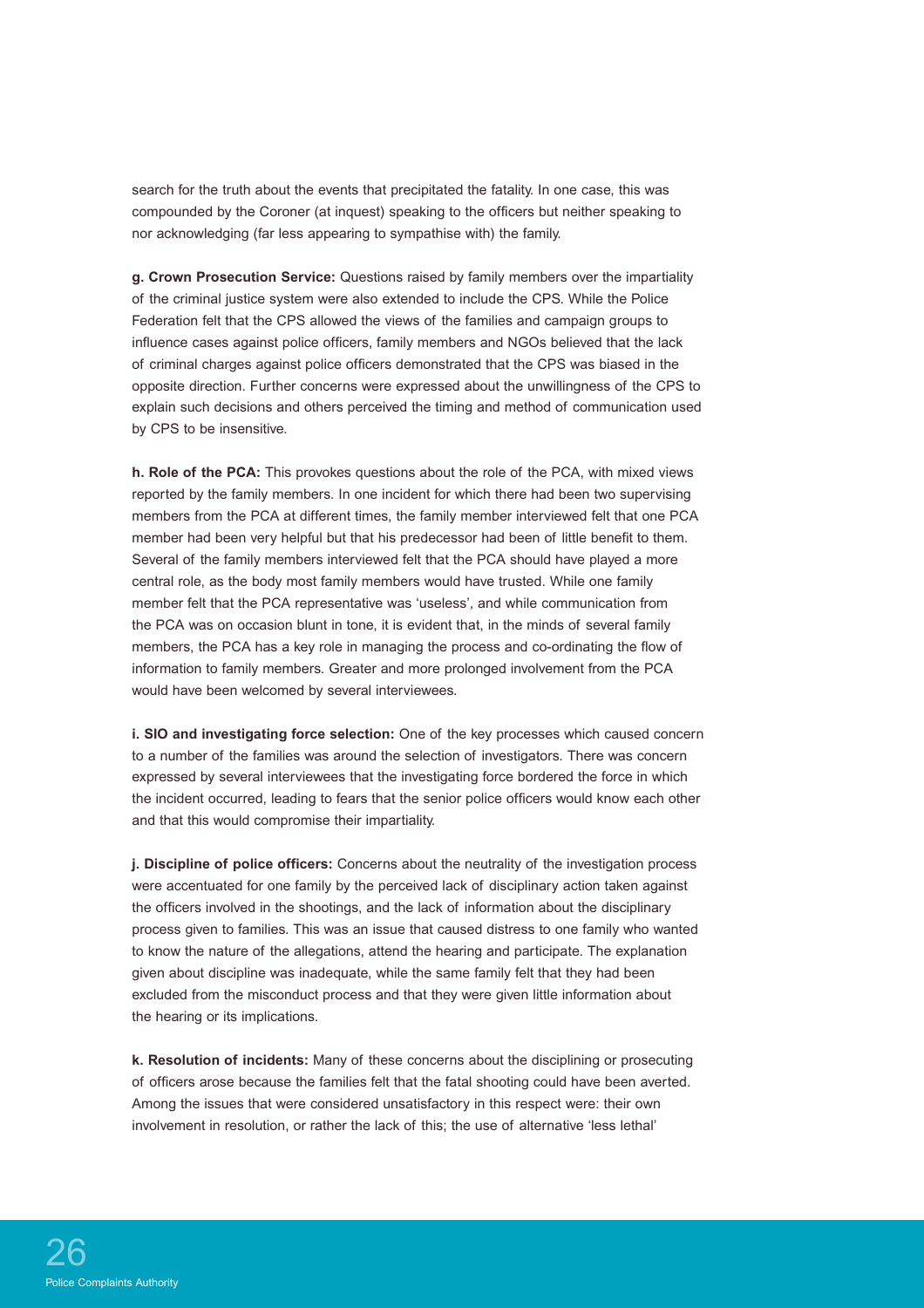search for the truth about the events that precipitated the fatality. In one case, this was compounded by the Coroner (at inquest) speaking to the officers but neither speaking to nor acknowledging (far less appearing to sympathise with) the family.

**g. Crown Prosecution Service:** Questions raised by family members over the impartiality of the criminal justice system were also extended to include the CPS. While the Police Federation felt that the CPS allowed the views of the families and campaign groups to influence cases against police officers, family members and NGOs believed that the lack of criminal charges against police officers demonstrated that the CPS was biased in the opposite direction. Further concerns were expressed about the unwillingness of the CPS to explain such decisions and others perceived the timing and method of communication used by CPS to be insensitive.

**h. Role of the PCA:** This provokes questions about the role of the PCA, with mixed views reported by the family members. In one incident for which there had been two supervising members from the PCA at different times, the family member interviewed felt that one PCA member had been very helpful but that his predecessor had been of little benefit to them. Several of the family members interviewed felt that the PCA should have played a more central role, as the body most family members would have trusted. While one family member felt that the PCA representative was 'useless', and while communication from the PCA was on occasion blunt in tone, it is evident that, in the minds of several family members, the PCA has a key role in managing the process and co-ordinating the flow of information to family members. Greater and more prolonged involvement from the PCA would have been welcomed by several interviewees.

**i. SIO and investigating force selection:** One of the key processes which caused concern to a number of the families was around the selection of investigators. There was concern expressed by several interviewees that the investigating force bordered the force in which the incident occurred, leading to fears that the senior police officers would know each other and that this would compromise their impartiality.

**j. Discipline of police officers:** Concerns about the neutrality of the investigation process were accentuated for one family by the perceived lack of disciplinary action taken against the officers involved in the shootings, and the lack of information about the disciplinary process given to families. This was an issue that caused distress to one family who wanted to know the nature of the allegations, attend the hearing and participate. The explanation given about discipline was inadequate, while the same family felt that they had been excluded from the misconduct process and that they were given little information about the hearing or its implications.

**k. Resolution of incidents:** Many of these concerns about the disciplining or prosecuting of officers arose because the families felt that the fatal shooting could have been averted. Among the issues that were considered unsatisfactory in this respect were: their own involvement in resolution, or rather the lack of this; the use of alternative 'less lethal'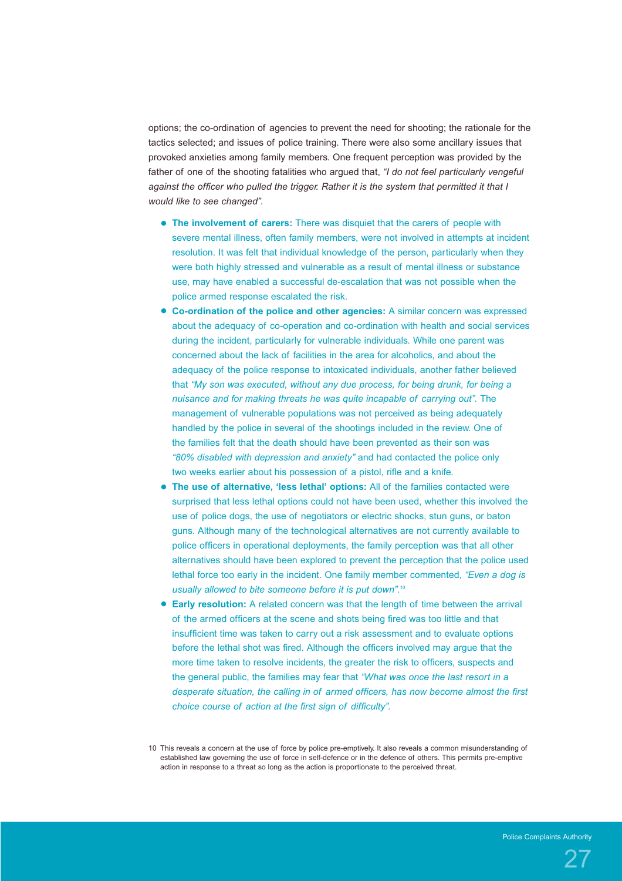options; the co-ordination of agencies to prevent the need for shooting; the rationale for the tactics selected; and issues of police training. There were also some ancillary issues that provoked anxieties among family members. One frequent perception was provided by the father of one of the shooting fatalities who argued that, *"I do not feel particularly vengeful against the officer who pulled the trigger. Rather it is the system that permitted it that I would like to see changed"*.

- **The involvement of carers:** There was disquiet that the carers of people with severe mental illness, often family members, were not involved in attempts at incident resolution. It was felt that individual knowledge of the person, particularly when they were both highly stressed and vulnerable as a result of mental illness or substance use, may have enabled a successful de-escalation that was not possible when the police armed response escalated the risk.
- **Co-ordination of the police and other agencies:** A similar concern was expressed about the adequacy of co-operation and co-ordination with health and social services during the incident, particularly for vulnerable individuals. While one parent was concerned about the lack of facilities in the area for alcoholics, and about the adequacy of the police response to intoxicated individuals, another father believed that *"My son was executed, without any due process, for being drunk, for being a nuisance and for making threats he was quite incapable of carrying out"*. The management of vulnerable populations was not perceived as being adequately handled by the police in several of the shootings included in the review. One of the families felt that the death should have been prevented as their son was *"80% disabled with depression and anxiety"* and had contacted the police only two weeks earlier about his possession of a pistol, rifle and a knife.
- **The use of alternative, 'less lethal' options:** All of the families contacted were surprised that less lethal options could not have been used, whether this involved the use of police dogs, the use of negotiators or electric shocks, stun guns, or baton guns. Although many of the technological alternatives are not currently available to police officers in operational deployments, the family perception was that all other alternatives should have been explored to prevent the perception that the police used lethal force too early in the incident. One family member commented, *"Even a dog is usually allowed to bite someone before it is put down"*.[10]
- **Early resolution:** A related concern was that the length of time between the arrival of the armed officers at the scene and shots being fired was too little and that insufficient time was taken to carry out a risk assessment and to evaluate options before the lethal shot was fired. Although the officers involved may argue that the more time taken to resolve incidents, the greater the risk to officers, suspects and the general public, the families may fear that *"What was once the last resort in a desperate situation, the calling in of armed officers, has now become almost the first choice course of action at the first sign of difficulty"*.

10 This reveals a concern at the use of force by police pre-emptively. It also reveals a common misunderstanding of established law governing the use of force in self-defence or in the defence of others. This permits pre-emptive action in response to a threat so long as the action is proportionate to the perceived threat.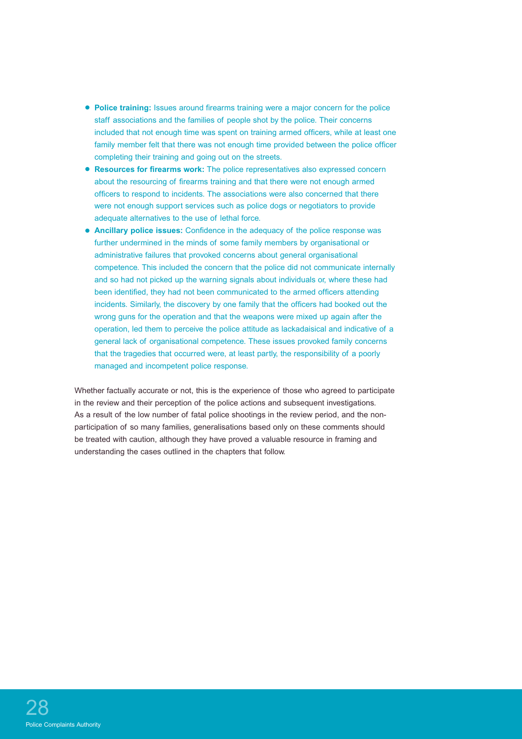- **Police training:** Issues around firearms training were a major concern for the police staff associations and the families of people shot by the police. Their concerns included that not enough time was spent on training armed officers, while at least one family member felt that there was not enough time provided between the police officer completing their training and going out on the streets.
- **Resources for firearms work:** The police representatives also expressed concern about the resourcing of firearms training and that there were not enough armed officers to respond to incidents. The associations were also concerned that there were not enough support services such as police dogs or negotiators to provide adequate alternatives to the use of lethal force.
- **Ancillary police issues:** Confidence in the adequacy of the police response was further undermined in the minds of some family members by organisational or administrative failures that provoked concerns about general organisational competence. This included the concern that the police did not communicate internally and so had not picked up the warning signals about individuals or, where these had been identified, they had not been communicated to the armed officers attending incidents. Similarly, the discovery by one family that the officers had booked out the wrong guns for the operation and that the weapons were mixed up again after the operation, led them to perceive the police attitude as lackadaisical and indicative of a general lack of organisational competence. These issues provoked family concerns that the tragedies that occurred were, at least partly, the responsibility of a poorly managed and incompetent police response.

Whether factually accurate or not, this is the experience of those who agreed to participate in the review and their perception of the police actions and subsequent investigations. As a result of the low number of fatal police shootings in the review period, and the non-participation of so many families, generalisations based only on these comments should be treated with caution, although they have proved a valuable resource in framing and understanding the cases outlined in the chapters that follow.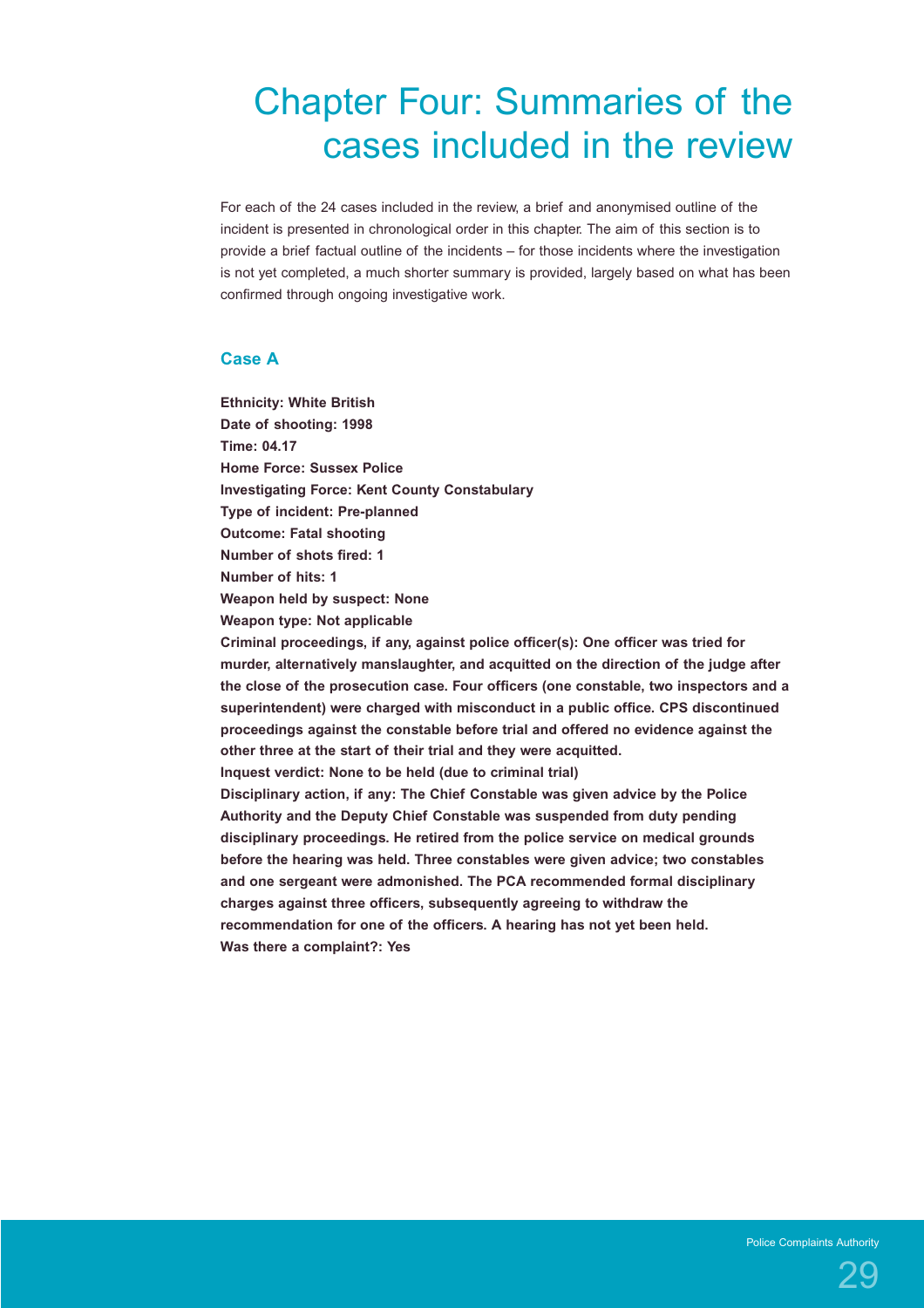# Chapter Four: Summaries of the cases included in the review

For each of the 24 cases included in the review, a brief and anonymised outline of the incident is presented in chronological order in this chapter. The aim of this section is to provide a brief factual outline of the incidents – for those incidents where the investigation is not yet completed, a much shorter summary is provided, largely based on what has been confirmed through ongoing investigative work.

## Case A

**Ethnicity: White British**
**Date of shooting: 1998**
**Time: 04.17**
**Home Force: Sussex Police**
**Investigating Force: Kent County Constabulary**
**Type of incident: Pre-planned**
**Outcome: Fatal shooting**
**Number of shots fired: 1**
**Number of hits: 1**
**Weapon held by suspect: None**
**Weapon type: Not applicable**
**Criminal proceedings, if any, against police officer(s): One officer was tried for murder, alternatively manslaughter, and acquitted on the direction of the judge after the close of the prosecution case. Four officers (one constable, two inspectors and a superintendent) were charged with misconduct in a public office. CPS discontinued proceedings against the constable before trial and offered no evidence against the other three at the start of their trial and they were acquitted.**
**Inquest verdict: None to be held (due to criminal trial)**
**Disciplinary action, if any: The Chief Constable was given advice by the Police Authority and the Deputy Chief Constable was suspended from duty pending disciplinary proceedings. He retired from the police service on medical grounds before the hearing was held. Three constables were given advice; two constables and one sergeant were admonished. The PCA recommended formal disciplinary charges against three officers, subsequently agreeing to withdraw the recommendation for one of the officers. A hearing has not yet been held.**
**Was there a complaint?: Yes**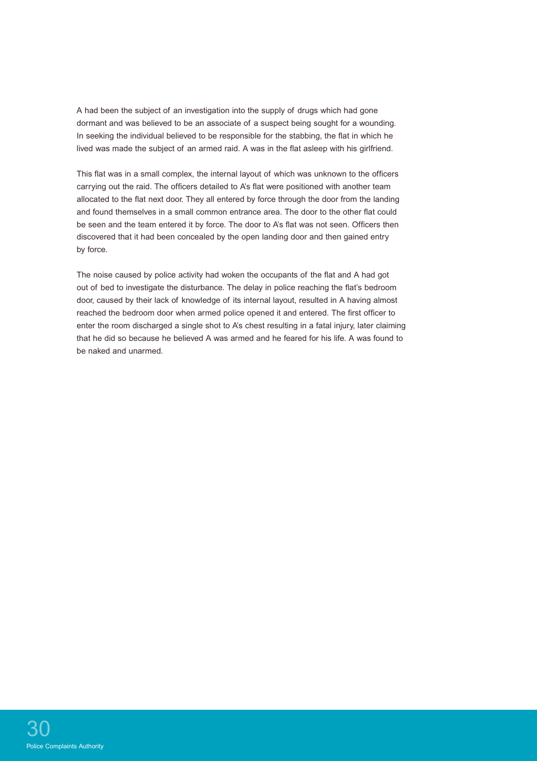A had been the subject of an investigation into the supply of drugs which had gone dormant and was believed to be an associate of a suspect being sought for a wounding. In seeking the individual believed to be responsible for the stabbing, the flat in which he lived was made the subject of an armed raid. A was in the flat asleep with his girlfriend.

This flat was in a small complex, the internal layout of which was unknown to the officers carrying out the raid. The officers detailed to A's flat were positioned with another team allocated to the flat next door. They all entered by force through the door from the landing and found themselves in a small common entrance area. The door to the other flat could be seen and the team entered it by force. The door to A's flat was not seen. Officers then discovered that it had been concealed by the open landing door and then gained entry by force.

The noise caused by police activity had woken the occupants of the flat and A had got out of bed to investigate the disturbance. The delay in police reaching the flat's bedroom door, caused by their lack of knowledge of its internal layout, resulted in A having almost reached the bedroom door when armed police opened it and entered. The first officer to enter the room discharged a single shot to A's chest resulting in a fatal injury, later claiming that he did so because he believed A was armed and he feared for his life. A was found to be naked and unarmed.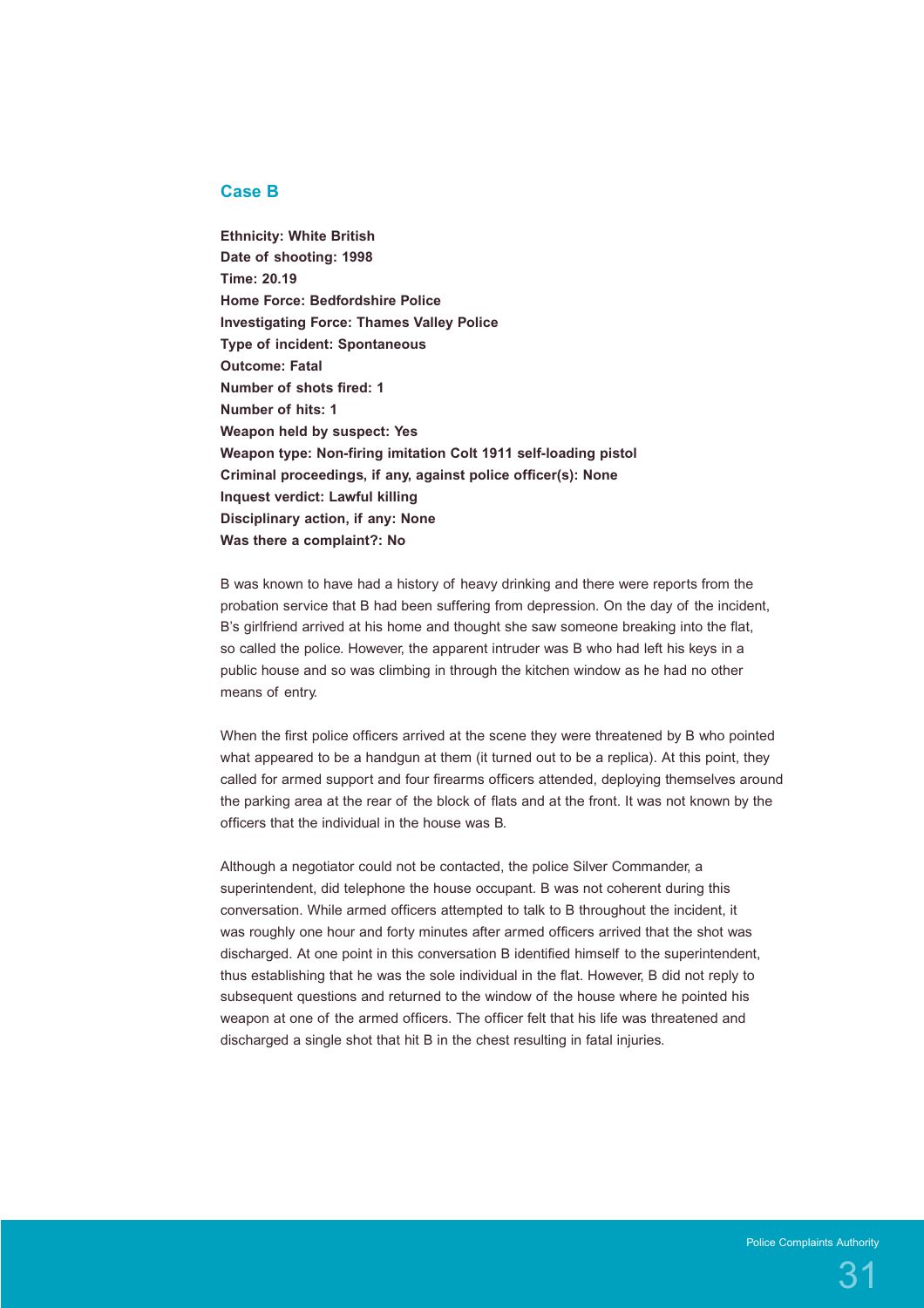## Case B

**Ethnicity: White British**
**Date of shooting: 1998**
**Time: 20.19**
**Home Force: Bedfordshire Police**
**Investigating Force: Thames Valley Police**
**Type of incident: Spontaneous**
**Outcome: Fatal**
**Number of shots fired: 1**
**Number of hits: 1**
**Weapon held by suspect: Yes**
**Weapon type: Non-firing imitation Colt 1911 self-loading pistol**
**Criminal proceedings, if any, against police officer(s): None**
**Inquest verdict: Lawful killing**
**Disciplinary action, if any: None**
**Was there a complaint?: No**

B was known to have had a history of heavy drinking and there were reports from the probation service that B had been suffering from depression. On the day of the incident, B's girlfriend arrived at his home and thought she saw someone breaking into the flat, so called the police. However, the apparent intruder was B who had left his keys in a public house and so was climbing in through the kitchen window as he had no other means of entry.

When the first police officers arrived at the scene they were threatened by B who pointed what appeared to be a handgun at them (it turned out to be a replica). At this point, they called for armed support and four firearms officers attended, deploying themselves around the parking area at the rear of the block of flats and at the front. It was not known by the officers that the individual in the house was B.

Although a negotiator could not be contacted, the police Silver Commander, a superintendent, did telephone the house occupant. B was not coherent during this conversation. While armed officers attempted to talk to B throughout the incident, it was roughly one hour and forty minutes after armed officers arrived that the shot was discharged. At one point in this conversation B identified himself to the superintendent, thus establishing that he was the sole individual in the flat. However, B did not reply to subsequent questions and returned to the window of the house where he pointed his weapon at one of the armed officers. The officer felt that his life was threatened and discharged a single shot that hit B in the chest resulting in fatal injuries.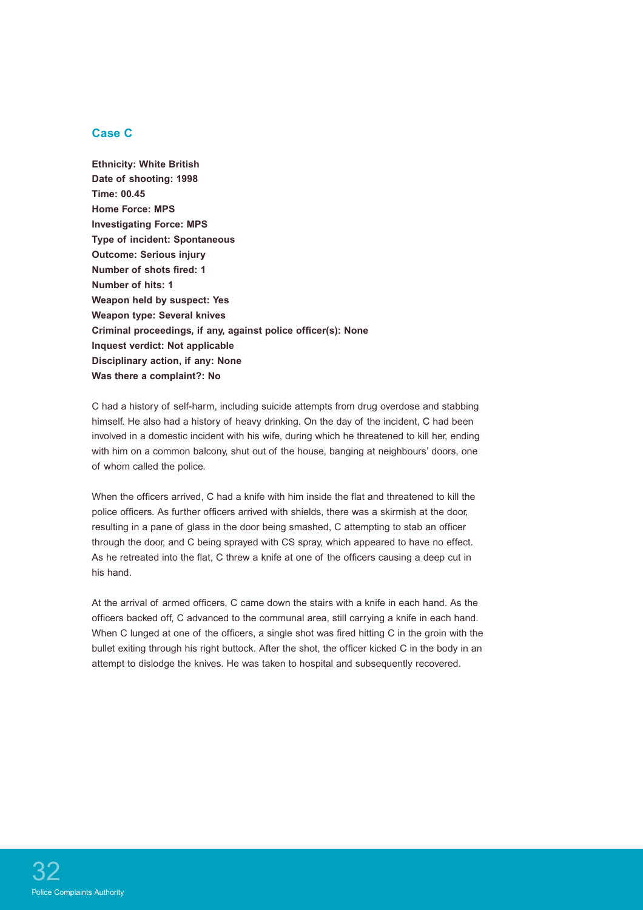## Case C

**Ethnicity: White British**
**Date of shooting: 1998**
**Time: 00.45**
**Home Force: MPS**
**Investigating Force: MPS**
**Type of incident: Spontaneous**
**Outcome: Serious injury**
**Number of shots fired: 1**
**Number of hits: 1**
**Weapon held by suspect: Yes**
**Weapon type: Several knives**
**Criminal proceedings, if any, against police officer(s): None**
**Inquest verdict: Not applicable**
**Disciplinary action, if any: None**
**Was there a complaint?: No**

C had a history of self-harm, including suicide attempts from drug overdose and stabbing himself. He also had a history of heavy drinking. On the day of the incident, C had been involved in a domestic incident with his wife, during which he threatened to kill her, ending with him on a common balcony, shut out of the house, banging at neighbours' doors, one of whom called the police.

When the officers arrived, C had a knife with him inside the flat and threatened to kill the police officers. As further officers arrived with shields, there was a skirmish at the door, resulting in a pane of glass in the door being smashed, C attempting to stab an officer through the door, and C being sprayed with CS spray, which appeared to have no effect. As he retreated into the flat, C threw a knife at one of the officers causing a deep cut in his hand.

At the arrival of armed officers, C came down the stairs with a knife in each hand. As the officers backed off, C advanced to the communal area, still carrying a knife in each hand. When C lunged at one of the officers, a single shot was fired hitting C in the groin with the bullet exiting through his right buttock. After the shot, the officer kicked C in the body in an attempt to dislodge the knives. He was taken to hospital and subsequently recovered.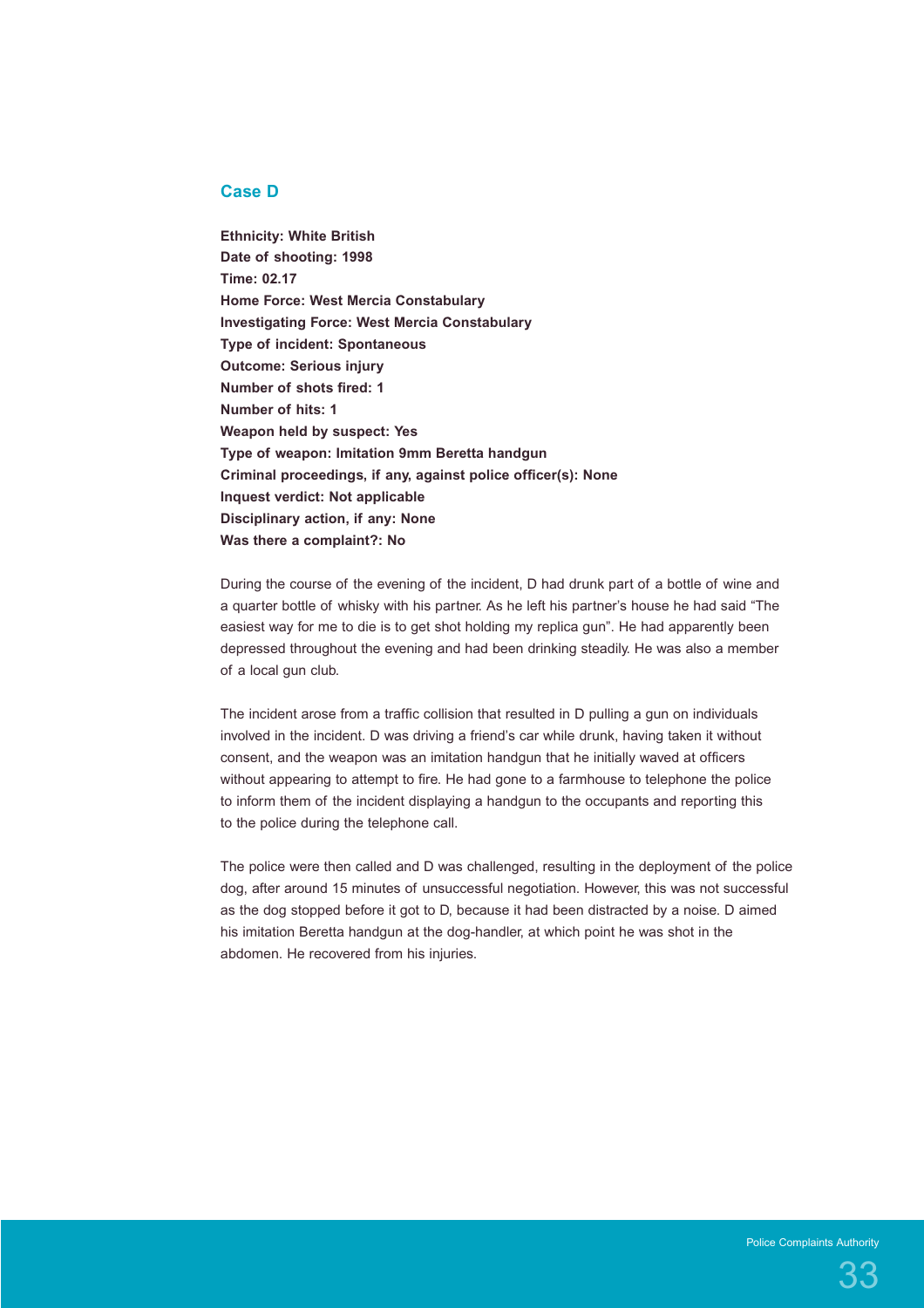## Case D

**Ethnicity: White British**
**Date of shooting: 1998**
**Time: 02.17**
**Home Force: West Mercia Constabulary**
**Investigating Force: West Mercia Constabulary**
**Type of incident: Spontaneous**
**Outcome: Serious injury**
**Number of shots fired: 1**
**Number of hits: 1**
**Weapon held by suspect: Yes**
**Type of weapon: Imitation 9mm Beretta handgun**
**Criminal proceedings, if any, against police officer(s): None**
**Inquest verdict: Not applicable**
**Disciplinary action, if any: None**
**Was there a complaint?: No**

During the course of the evening of the incident, D had drunk part of a bottle of wine and a quarter bottle of whisky with his partner. As he left his partner's house he had said "The easiest way for me to die is to get shot holding my replica gun". He had apparently been depressed throughout the evening and had been drinking steadily. He was also a member of a local gun club.

The incident arose from a traffic collision that resulted in D pulling a gun on individuals involved in the incident. D was driving a friend's car while drunk, having taken it without consent, and the weapon was an imitation handgun that he initially waved at officers without appearing to attempt to fire. He had gone to a farmhouse to telephone the police to inform them of the incident displaying a handgun to the occupants and reporting this to the police during the telephone call.

The police were then called and D was challenged, resulting in the deployment of the police dog, after around 15 minutes of unsuccessful negotiation. However, this was not successful as the dog stopped before it got to D, because it had been distracted by a noise. D aimed his imitation Beretta handgun at the dog-handler, at which point he was shot in the abdomen. He recovered from his injuries.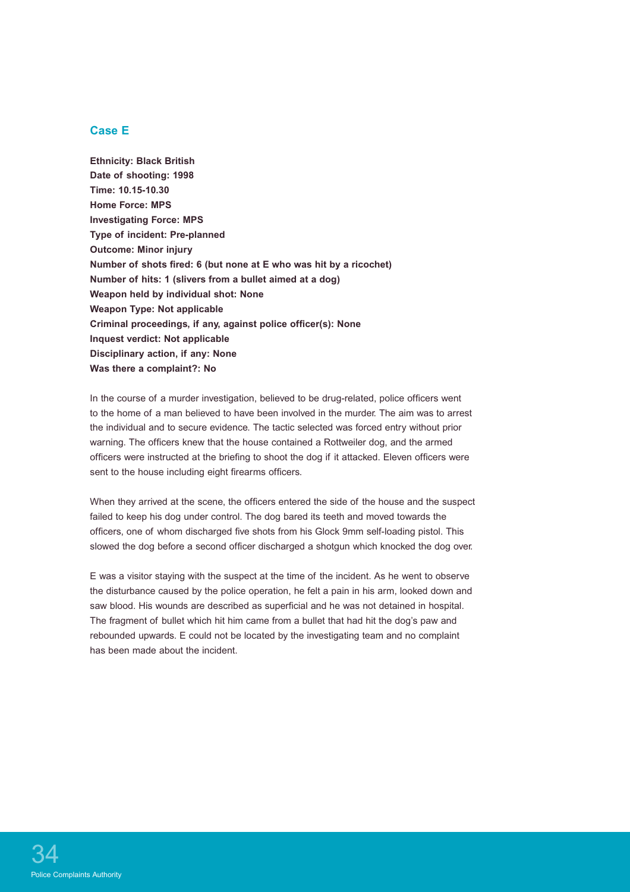## Case E

**Ethnicity: Black British**
**Date of shooting: 1998**
**Time: 10.15-10.30**
**Home Force: MPS**
**Investigating Force: MPS**
**Type of incident: Pre-planned**
**Outcome: Minor injury**
**Number of shots fired: 6 (but none at E who was hit by a ricochet)**
**Number of hits: 1 (slivers from a bullet aimed at a dog)**
**Weapon held by individual shot: None**
**Weapon Type: Not applicable**
**Criminal proceedings, if any, against police officer(s): None**
**Inquest verdict: Not applicable**
**Disciplinary action, if any: None**
**Was there a complaint?: No**

In the course of a murder investigation, believed to be drug-related, police officers went to the home of a man believed to have been involved in the murder. The aim was to arrest the individual and to secure evidence. The tactic selected was forced entry without prior warning. The officers knew that the house contained a Rottweiler dog, and the armed officers were instructed at the briefing to shoot the dog if it attacked. Eleven officers were sent to the house including eight firearms officers.

When they arrived at the scene, the officers entered the side of the house and the suspect failed to keep his dog under control. The dog bared its teeth and moved towards the officers, one of whom discharged five shots from his Glock 9mm self-loading pistol. This slowed the dog before a second officer discharged a shotgun which knocked the dog over.

E was a visitor staying with the suspect at the time of the incident. As he went to observe the disturbance caused by the police operation, he felt a pain in his arm, looked down and saw blood. His wounds are described as superficial and he was not detained in hospital. The fragment of bullet which hit him came from a bullet that had hit the dog's paw and rebounded upwards. E could not be located by the investigating team and no complaint has been made about the incident.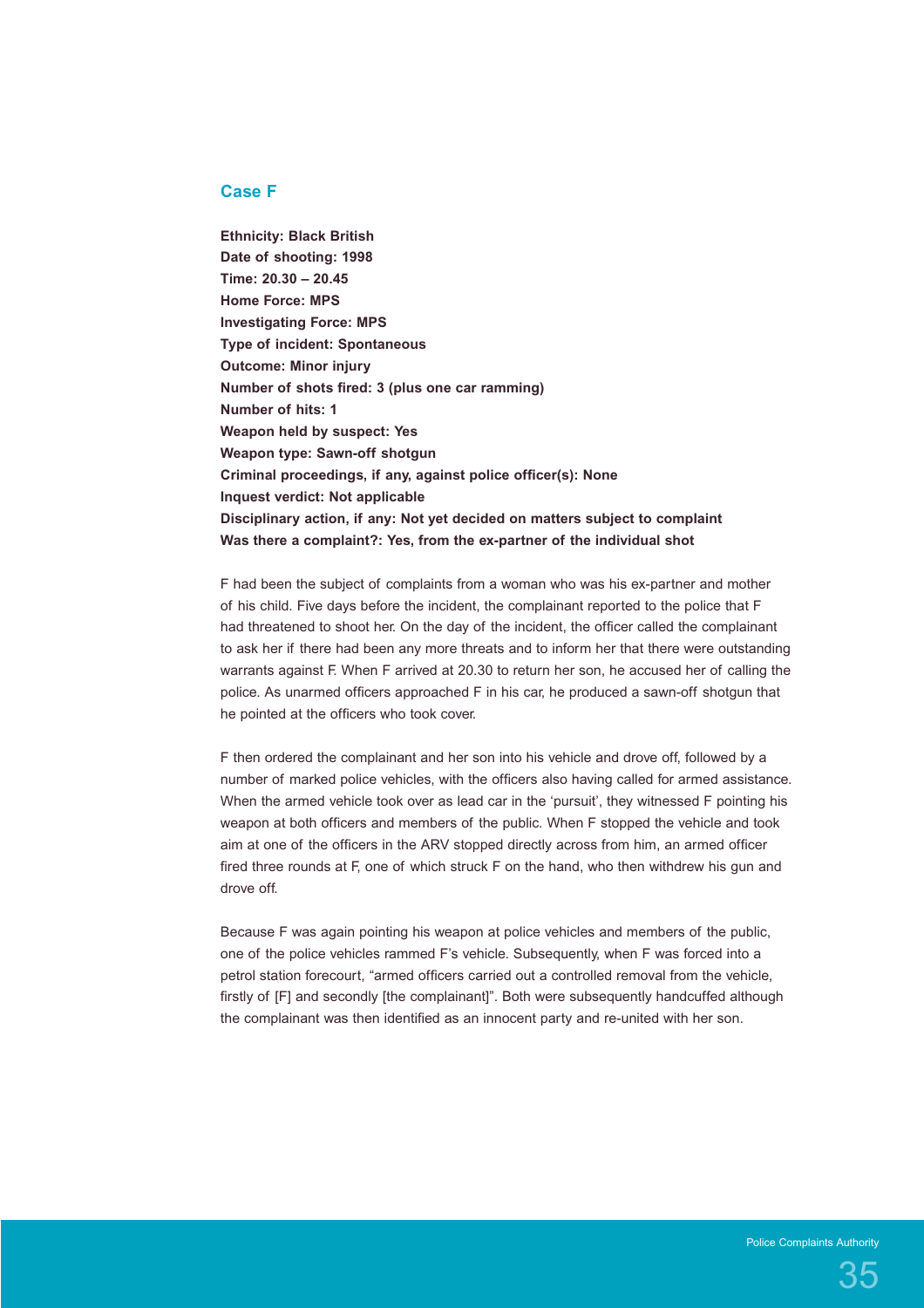## Case F

**Ethnicity: Black British**
**Date of shooting: 1998**
**Time: 20.30 – 20.45**
**Home Force: MPS**
**Investigating Force: MPS**
**Type of incident: Spontaneous**
**Outcome: Minor injury**
**Number of shots fired: 3 (plus one car ramming)**
**Number of hits: 1**
**Weapon held by suspect: Yes**
**Weapon type: Sawn-off shotgun**
**Criminal proceedings, if any, against police officer(s): None**
**Inquest verdict: Not applicable**
**Disciplinary action, if any: Not yet decided on matters subject to complaint**
**Was there a complaint?: Yes, from the ex-partner of the individual shot**

F had been the subject of complaints from a woman who was his ex-partner and mother of his child. Five days before the incident, the complainant reported to the police that F had threatened to shoot her. On the day of the incident, the officer called the complainant to ask her if there had been any more threats and to inform her that there were outstanding warrants against F. When F arrived at 20.30 to return her son, he accused her of calling the police. As unarmed officers approached F in his car, he produced a sawn-off shotgun that he pointed at the officers who took cover.

F then ordered the complainant and her son into his vehicle and drove off, followed by a number of marked police vehicles, with the officers also having called for armed assistance. When the armed vehicle took over as lead car in the 'pursuit', they witnessed F pointing his weapon at both officers and members of the public. When F stopped the vehicle and took aim at one of the officers in the ARV stopped directly across from him, an armed officer fired three rounds at F, one of which struck F on the hand, who then withdrew his gun and drove off.

Because F was again pointing his weapon at police vehicles and members of the public, one of the police vehicles rammed F's vehicle. Subsequently, when F was forced into a petrol station forecourt, "armed officers carried out a controlled removal from the vehicle, firstly of [F] and secondly [the complainant]". Both were subsequently handcuffed although the complainant was then identified as an innocent party and re-united with her son.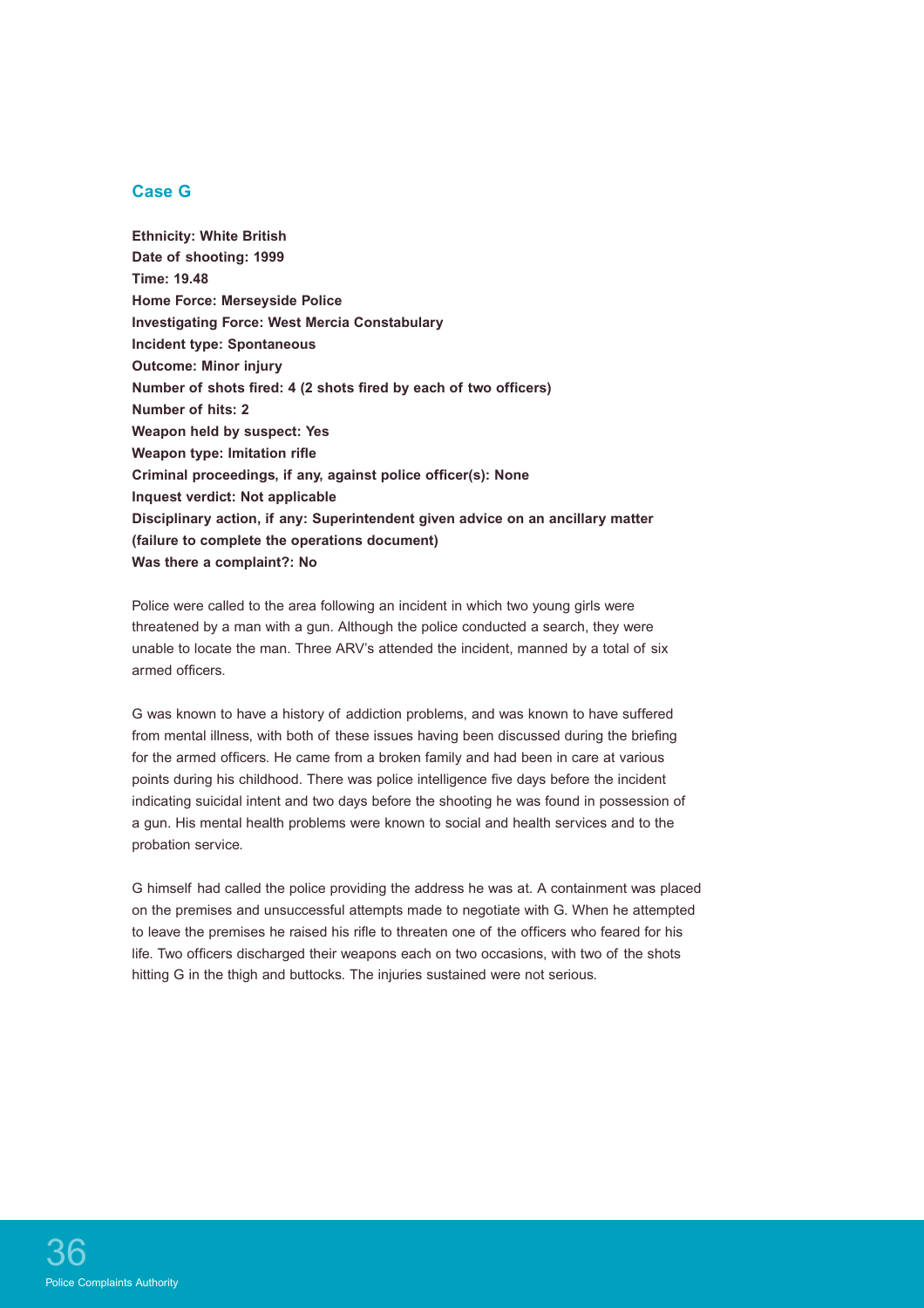## Case G

**Ethnicity: White British**
**Date of shooting: 1999**
**Time: 19.48**
**Home Force: Merseyside Police**
**Investigating Force: West Mercia Constabulary**
**Incident type: Spontaneous**
**Outcome: Minor injury**
**Number of shots fired: 4 (2 shots fired by each of two officers)**
**Number of hits: 2**
**Weapon held by suspect: Yes**
**Weapon type: Imitation rifle**
**Criminal proceedings, if any, against police officer(s): None**
**Inquest verdict: Not applicable**
**Disciplinary action, if any: Superintendent given advice on an ancillary matter (failure to complete the operations document)**
**Was there a complaint?: No**

Police were called to the area following an incident in which two young girls were threatened by a man with a gun. Although the police conducted a search, they were unable to locate the man. Three ARV's attended the incident, manned by a total of six armed officers.

G was known to have a history of addiction problems, and was known to have suffered from mental illness, with both of these issues having been discussed during the briefing for the armed officers. He came from a broken family and had been in care at various points during his childhood. There was police intelligence five days before the incident indicating suicidal intent and two days before the shooting he was found in possession of a gun. His mental health problems were known to social and health services and to the probation service.

G himself had called the police providing the address he was at. A containment was placed on the premises and unsuccessful attempts made to negotiate with G. When he attempted to leave the premises he raised his rifle to threaten one of the officers who feared for his life. Two officers discharged their weapons each on two occasions, with two of the shots hitting G in the thigh and buttocks. The injuries sustained were not serious.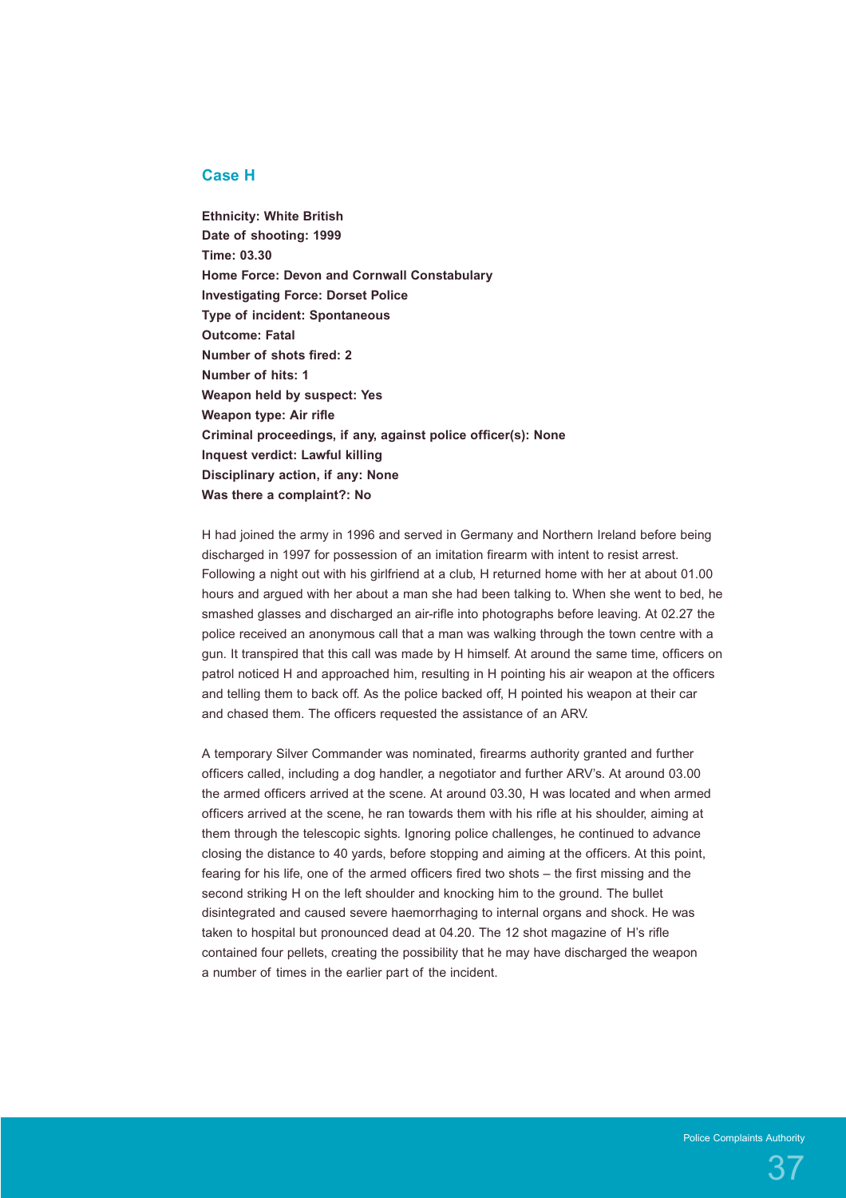## Case H

**Ethnicity: White British**
**Date of shooting: 1999**
**Time: 03.30**
**Home Force: Devon and Cornwall Constabulary**
**Investigating Force: Dorset Police**
**Type of incident: Spontaneous**
**Outcome: Fatal**
**Number of shots fired: 2**
**Number of hits: 1**
**Weapon held by suspect: Yes**
**Weapon type: Air rifle**
**Criminal proceedings, if any, against police officer(s): None**
**Inquest verdict: Lawful killing**
**Disciplinary action, if any: None**
**Was there a complaint?: No**

H had joined the army in 1996 and served in Germany and Northern Ireland before being discharged in 1997 for possession of an imitation firearm with intent to resist arrest. Following a night out with his girlfriend at a club, H returned home with her at about 01.00 hours and argued with her about a man she had been talking to. When she went to bed, he smashed glasses and discharged an air-rifle into photographs before leaving. At 02.27 the police received an anonymous call that a man was walking through the town centre with a gun. It transpired that this call was made by H himself. At around the same time, officers on patrol noticed H and approached him, resulting in H pointing his air weapon at the officers and telling them to back off. As the police backed off, H pointed his weapon at their car and chased them. The officers requested the assistance of an ARV.

A temporary Silver Commander was nominated, firearms authority granted and further officers called, including a dog handler, a negotiator and further ARV's. At around 03.00 the armed officers arrived at the scene. At around 03.30, H was located and when armed officers arrived at the scene, he ran towards them with his rifle at his shoulder, aiming at them through the telescopic sights. Ignoring police challenges, he continued to advance closing the distance to 40 yards, before stopping and aiming at the officers. At this point, fearing for his life, one of the armed officers fired two shots – the first missing and the second striking H on the left shoulder and knocking him to the ground. The bullet disintegrated and caused severe haemorrhaging to internal organs and shock. He was taken to hospital but pronounced dead at 04.20. The 12 shot magazine of H's rifle contained four pellets, creating the possibility that he may have discharged the weapon a number of times in the earlier part of the incident.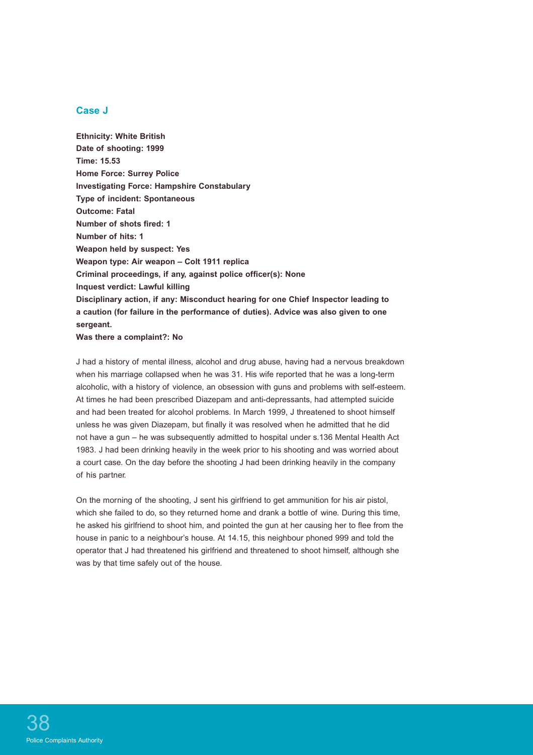## Case J

**Ethnicity: White British**
**Date of shooting: 1999**
**Time: 15.53**
**Home Force: Surrey Police**
**Investigating Force: Hampshire Constabulary**
**Type of incident: Spontaneous**
**Outcome: Fatal**
**Number of shots fired: 1**
**Number of hits: 1**
**Weapon held by suspect: Yes**
**Weapon type: Air weapon – Colt 1911 replica**
**Criminal proceedings, if any, against police officer(s): None**
**Inquest verdict: Lawful killing**
**Disciplinary action, if any: Misconduct hearing for one Chief Inspector leading to a caution (for failure in the performance of duties). Advice was also given to one sergeant.**
**Was there a complaint?: No**

J had a history of mental illness, alcohol and drug abuse, having had a nervous breakdown when his marriage collapsed when he was 31. His wife reported that he was a long-term alcoholic, with a history of violence, an obsession with guns and problems with self-esteem. At times he had been prescribed Diazepam and anti-depressants, had attempted suicide and had been treated for alcohol problems. In March 1999, J threatened to shoot himself unless he was given Diazepam, but finally it was resolved when he admitted that he did not have a gun – he was subsequently admitted to hospital under s.136 Mental Health Act 1983. J had been drinking heavily in the week prior to his shooting and was worried about a court case. On the day before the shooting J had been drinking heavily in the company of his partner.

On the morning of the shooting, J sent his girlfriend to get ammunition for his air pistol, which she failed to do, so they returned home and drank a bottle of wine. During this time, he asked his girlfriend to shoot him, and pointed the gun at her causing her to flee from the house in panic to a neighbour's house. At 14.15, this neighbour phoned 999 and told the operator that J had threatened his girlfriend and threatened to shoot himself, although she was by that time safely out of the house.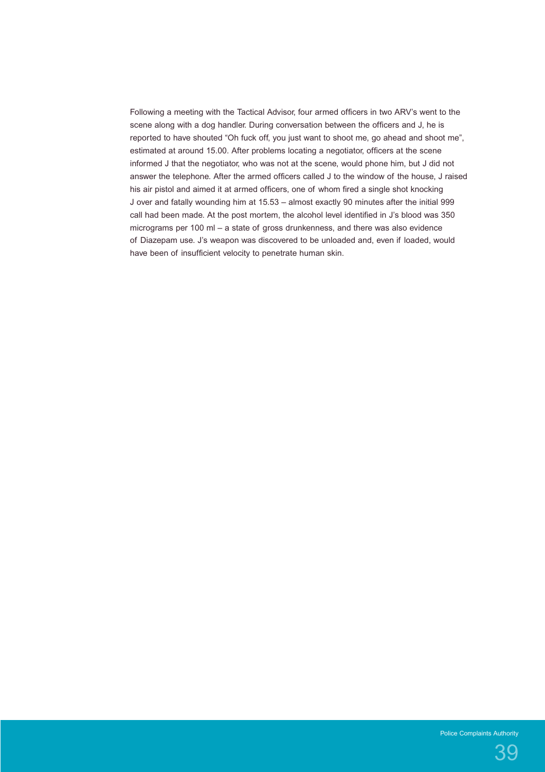Following a meeting with the Tactical Advisor, four armed officers in two ARV's went to the scene along with a dog handler. During conversation between the officers and J, he is reported to have shouted "Oh fuck off, you just want to shoot me, go ahead and shoot me", estimated at around 15.00. After problems locating a negotiator, officers at the scene informed J that the negotiator, who was not at the scene, would phone him, but J did not answer the telephone. After the armed officers called J to the window of the house, J raised his air pistol and aimed it at armed officers, one of whom fired a single shot knocking J over and fatally wounding him at 15.53 – almost exactly 90 minutes after the initial 999 call had been made. At the post mortem, the alcohol level identified in J's blood was 350 micrograms per 100 ml – a state of gross drunkenness, and there was also evidence of Diazepam use. J's weapon was discovered to be unloaded and, even if loaded, would have been of insufficient velocity to penetrate human skin.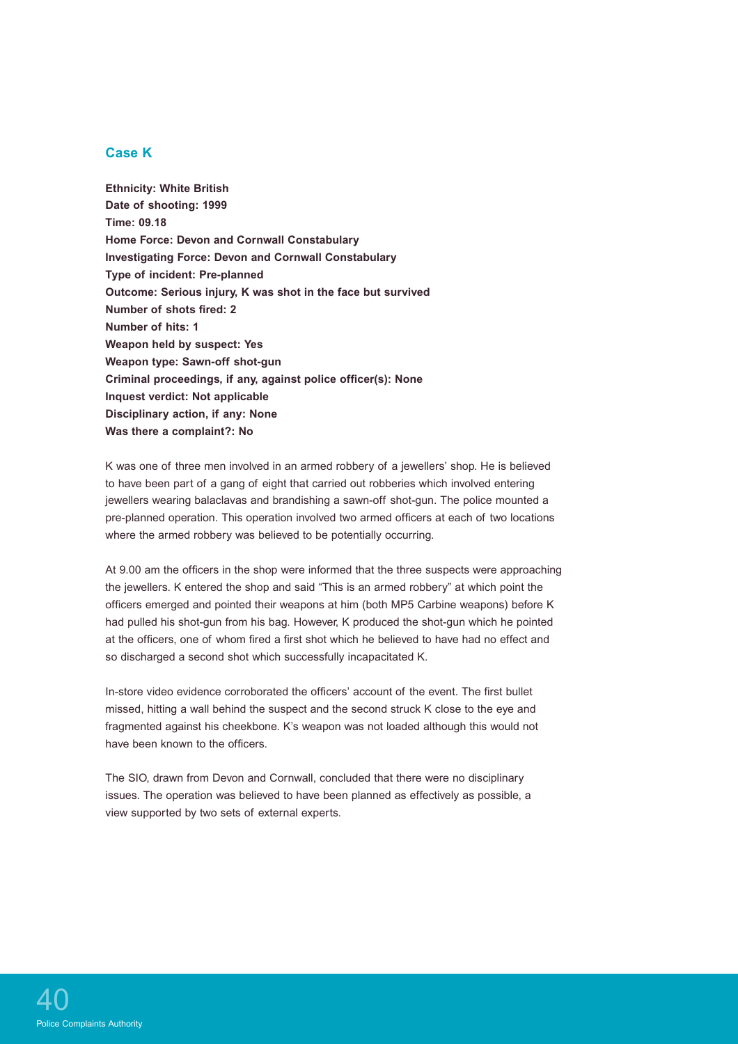## Case K

**Ethnicity: White British**
**Date of shooting: 1999**
**Time: 09.18**
**Home Force: Devon and Cornwall Constabulary**
**Investigating Force: Devon and Cornwall Constabulary**
**Type of incident: Pre-planned**
**Outcome: Serious injury, K was shot in the face but survived**
**Number of shots fired: 2**
**Number of hits: 1**
**Weapon held by suspect: Yes**
**Weapon type: Sawn-off shot-gun**
**Criminal proceedings, if any, against police officer(s): None**
**Inquest verdict: Not applicable**
**Disciplinary action, if any: None**
**Was there a complaint?: No**

K was one of three men involved in an armed robbery of a jewellers' shop. He is believed to have been part of a gang of eight that carried out robberies which involved entering jewellers wearing balaclavas and brandishing a sawn-off shot-gun. The police mounted a pre-planned operation. This operation involved two armed officers at each of two locations where the armed robbery was believed to be potentially occurring.

At 9.00 am the officers in the shop were informed that the three suspects were approaching the jewellers. K entered the shop and said "This is an armed robbery" at which point the officers emerged and pointed their weapons at him (both MP5 Carbine weapons) before K had pulled his shot-gun from his bag. However, K produced the shot-gun which he pointed at the officers, one of whom fired a first shot which he believed to have had no effect and so discharged a second shot which successfully incapacitated K.

In-store video evidence corroborated the officers' account of the event. The first bullet missed, hitting a wall behind the suspect and the second struck K close to the eye and fragmented against his cheekbone. K's weapon was not loaded although this would not have been known to the officers.

The SIO, drawn from Devon and Cornwall, concluded that there were no disciplinary issues. The operation was believed to have been planned as effectively as possible, a view supported by two sets of external experts.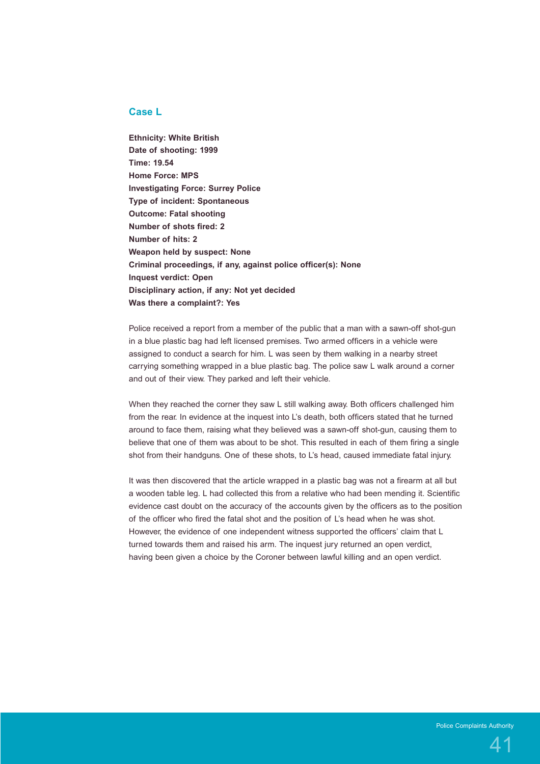## Case L

**Ethnicity: White British**
**Date of shooting: 1999**
**Time: 19.54**
**Home Force: MPS**
**Investigating Force: Surrey Police**
**Type of incident: Spontaneous**
**Outcome: Fatal shooting**
**Number of shots fired: 2**
**Number of hits: 2**
**Weapon held by suspect: None**
**Criminal proceedings, if any, against police officer(s): None**
**Inquest verdict: Open**
**Disciplinary action, if any: Not yet decided**
**Was there a complaint?: Yes**

Police received a report from a member of the public that a man with a sawn-off shot-gun in a blue plastic bag had left licensed premises. Two armed officers in a vehicle were assigned to conduct a search for him. L was seen by them walking in a nearby street carrying something wrapped in a blue plastic bag. The police saw L walk around a corner and out of their view. They parked and left their vehicle.

When they reached the corner they saw L still walking away. Both officers challenged him from the rear. In evidence at the inquest into L's death, both officers stated that he turned around to face them, raising what they believed was a sawn-off shot-gun, causing them to believe that one of them was about to be shot. This resulted in each of them firing a single shot from their handguns. One of these shots, to L's head, caused immediate fatal injury.

It was then discovered that the article wrapped in a plastic bag was not a firearm at all but a wooden table leg. L had collected this from a relative who had been mending it. Scientific evidence cast doubt on the accuracy of the accounts given by the officers as to the position of the officer who fired the fatal shot and the position of L's head when he was shot. However, the evidence of one independent witness supported the officers' claim that L turned towards them and raised his arm. The inquest jury returned an open verdict, having been given a choice by the Coroner between lawful killing and an open verdict.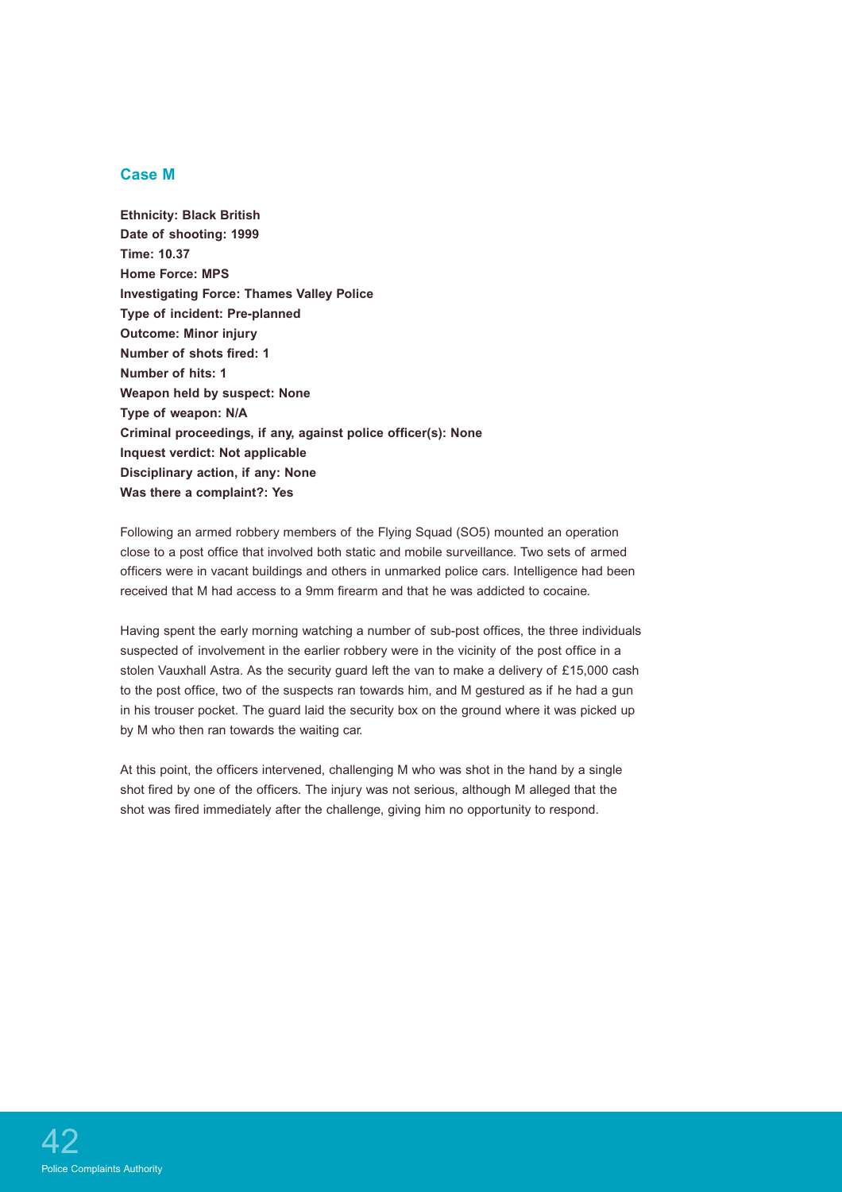## Case M

**Ethnicity: Black British**
**Date of shooting: 1999**
**Time: 10.37**
**Home Force: MPS**
**Investigating Force: Thames Valley Police**
**Type of incident: Pre-planned**
**Outcome: Minor injury**
**Number of shots fired: 1**
**Number of hits: 1**
**Weapon held by suspect: None**
**Type of weapon: N/A**
**Criminal proceedings, if any, against police officer(s): None**
**Inquest verdict: Not applicable**
**Disciplinary action, if any: None**
**Was there a complaint?: Yes**

Following an armed robbery members of the Flying Squad (SO5) mounted an operation close to a post office that involved both static and mobile surveillance. Two sets of armed officers were in vacant buildings and others in unmarked police cars. Intelligence had been received that M had access to a 9mm firearm and that he was addicted to cocaine.

Having spent the early morning watching a number of sub-post offices, the three individuals suspected of involvement in the earlier robbery were in the vicinity of the post office in a stolen Vauxhall Astra. As the security guard left the van to make a delivery of £15,000 cash to the post office, two of the suspects ran towards him, and M gestured as if he had a gun in his trouser pocket. The guard laid the security box on the ground where it was picked up by M who then ran towards the waiting car.

At this point, the officers intervened, challenging M who was shot in the hand by a single shot fired by one of the officers. The injury was not serious, although M alleged that the shot was fired immediately after the challenge, giving him no opportunity to respond.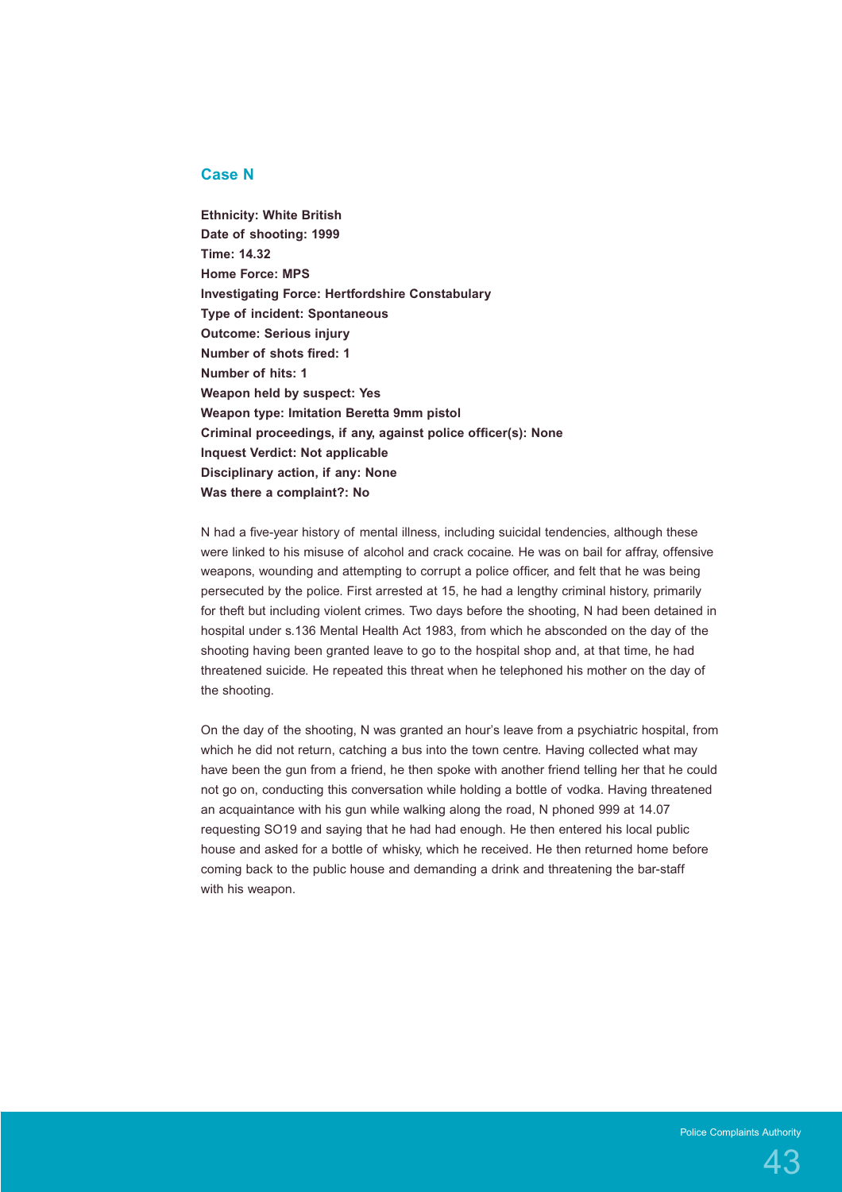## Case N

**Ethnicity: White British**
**Date of shooting: 1999**
**Time: 14.32**
**Home Force: MPS**
**Investigating Force: Hertfordshire Constabulary**
**Type of incident: Spontaneous**
**Outcome: Serious injury**
**Number of shots fired: 1**
**Number of hits: 1**
**Weapon held by suspect: Yes**
**Weapon type: Imitation Beretta 9mm pistol**
**Criminal proceedings, if any, against police officer(s): None**
**Inquest Verdict: Not applicable**
**Disciplinary action, if any: None**
**Was there a complaint?: No**

N had a five-year history of mental illness, including suicidal tendencies, although these were linked to his misuse of alcohol and crack cocaine. He was on bail for affray, offensive weapons, wounding and attempting to corrupt a police officer, and felt that he was being persecuted by the police. First arrested at 15, he had a lengthy criminal history, primarily for theft but including violent crimes. Two days before the shooting, N had been detained in hospital under s.136 Mental Health Act 1983, from which he absconded on the day of the shooting having been granted leave to go to the hospital shop and, at that time, he had threatened suicide. He repeated this threat when he telephoned his mother on the day of the shooting.

On the day of the shooting, N was granted an hour's leave from a psychiatric hospital, from which he did not return, catching a bus into the town centre. Having collected what may have been the gun from a friend, he then spoke with another friend telling her that he could not go on, conducting this conversation while holding a bottle of vodka. Having threatened an acquaintance with his gun while walking along the road, N phoned 999 at 14.07 requesting SO19 and saying that he had had enough. He then entered his local public house and asked for a bottle of whisky, which he received. He then returned home before coming back to the public house and demanding a drink and threatening the bar-staff with his weapon.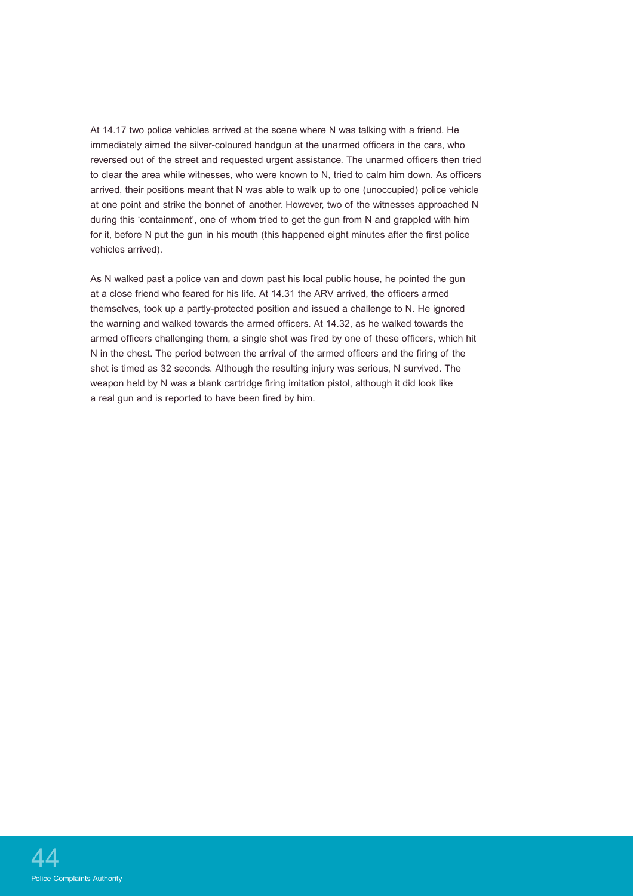At 14.17 two police vehicles arrived at the scene where N was talking with a friend. He immediately aimed the silver-coloured handgun at the unarmed officers in the cars, who reversed out of the street and requested urgent assistance. The unarmed officers then tried to clear the area while witnesses, who were known to N, tried to calm him down. As officers arrived, their positions meant that N was able to walk up to one (unoccupied) police vehicle at one point and strike the bonnet of another. However, two of the witnesses approached N during this 'containment', one of whom tried to get the gun from N and grappled with him for it, before N put the gun in his mouth (this happened eight minutes after the first police vehicles arrived).

As N walked past a police van and down past his local public house, he pointed the gun at a close friend who feared for his life. At 14.31 the ARV arrived, the officers armed themselves, took up a partly-protected position and issued a challenge to N. He ignored the warning and walked towards the armed officers. At 14.32, as he walked towards the armed officers challenging them, a single shot was fired by one of these officers, which hit N in the chest. The period between the arrival of the armed officers and the firing of the shot is timed as 32 seconds. Although the resulting injury was serious, N survived. The weapon held by N was a blank cartridge firing imitation pistol, although it did look like a real gun and is reported to have been fired by him.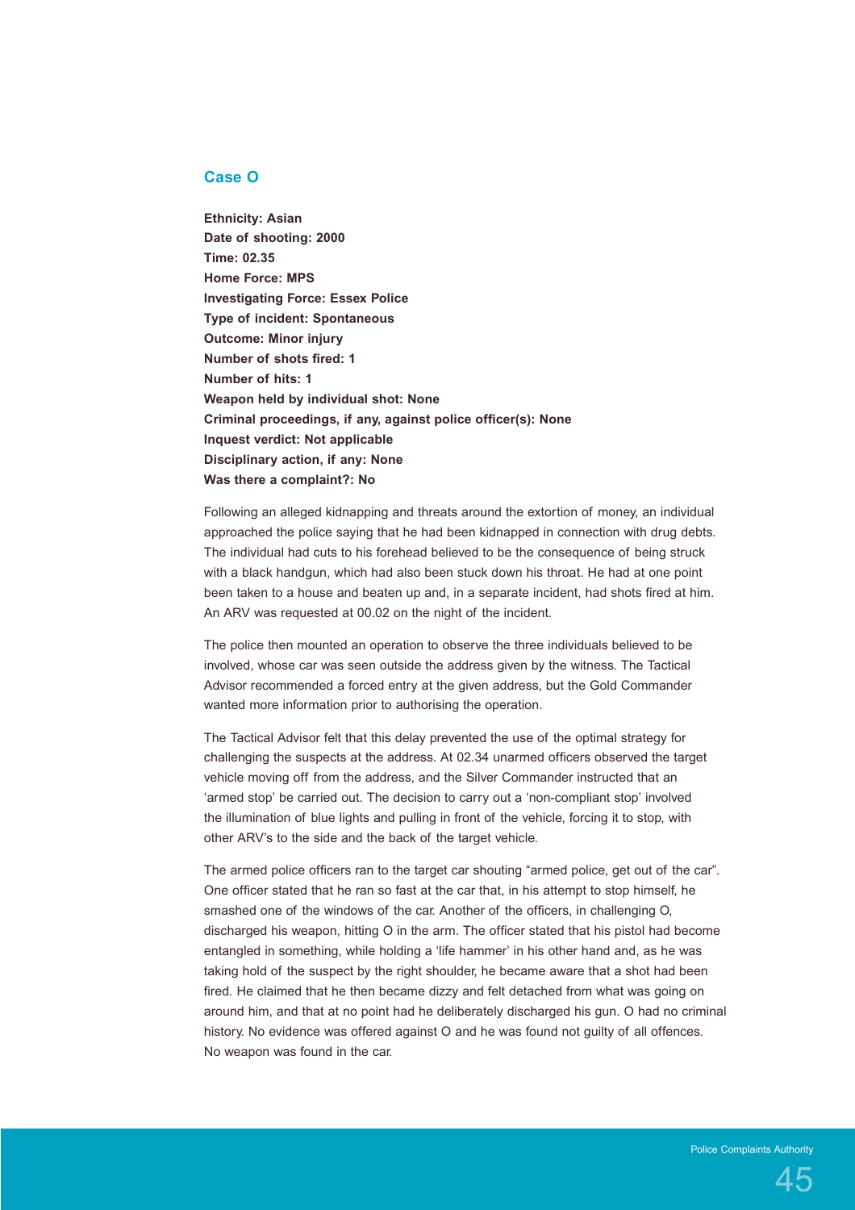## Case O

**Ethnicity: Asian**
**Date of shooting: 2000**
**Time: 02.35**
**Home Force: MPS**
**Investigating Force: Essex Police**
**Type of incident: Spontaneous**
**Outcome: Minor injury**
**Number of shots fired: 1**
**Number of hits: 1**
**Weapon held by individual shot: None**
**Criminal proceedings, if any, against police officer(s): None**
**Inquest verdict: Not applicable**
**Disciplinary action, if any: None**
**Was there a complaint?: No**

Following an alleged kidnapping and threats around the extortion of money, an individual approached the police saying that he had been kidnapped in connection with drug debts. The individual had cuts to his forehead believed to be the consequence of being struck with a black handgun, which had also been stuck down his throat. He had at one point been taken to a house and beaten up and, in a separate incident, had shots fired at him. An ARV was requested at 00.02 on the night of the incident.

The police then mounted an operation to observe the three individuals believed to be involved, whose car was seen outside the address given by the witness. The Tactical Advisor recommended a forced entry at the given address, but the Gold Commander wanted more information prior to authorising the operation.

The Tactical Advisor felt that this delay prevented the use of the optimal strategy for challenging the suspects at the address. At 02.34 unarmed officers observed the target vehicle moving off from the address, and the Silver Commander instructed that an 'armed stop' be carried out. The decision to carry out a 'non-compliant stop' involved the illumination of blue lights and pulling in front of the vehicle, forcing it to stop, with other ARV's to the side and the back of the target vehicle.

The armed police officers ran to the target car shouting "armed police, get out of the car". One officer stated that he ran so fast at the car that, in his attempt to stop himself, he smashed one of the windows of the car. Another of the officers, in challenging O, discharged his weapon, hitting O in the arm. The officer stated that his pistol had become entangled in something, while holding a 'life hammer' in his other hand and, as he was taking hold of the suspect by the right shoulder, he became aware that a shot had been fired. He claimed that he then became dizzy and felt detached from what was going on around him, and that at no point had he deliberately discharged his gun. O had no criminal history. No evidence was offered against O and he was found not guilty of all offences. No weapon was found in the car.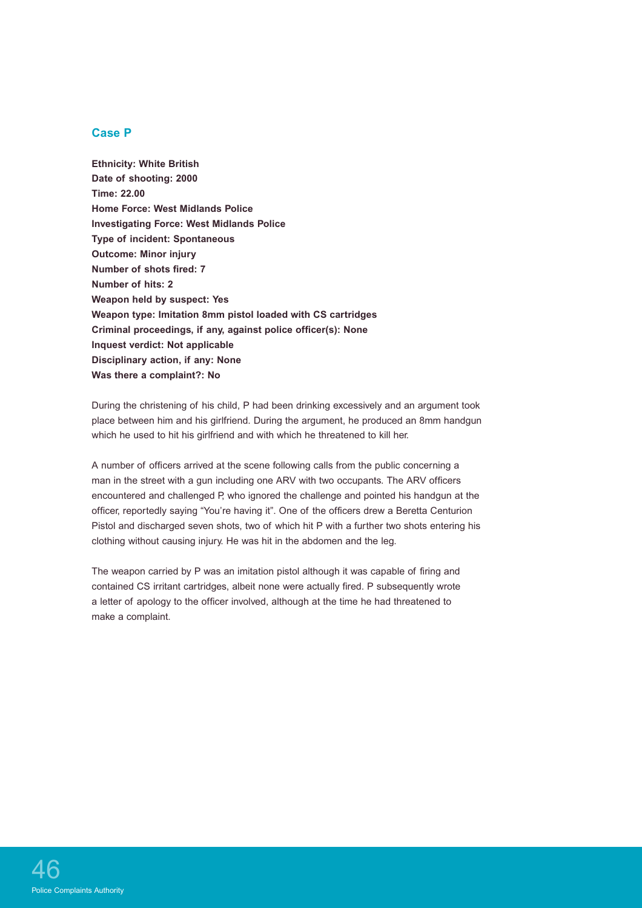## Case P

**Ethnicity: White British**
**Date of shooting: 2000**
**Time: 22.00**
**Home Force: West Midlands Police**
**Investigating Force: West Midlands Police**
**Type of incident: Spontaneous**
**Outcome: Minor injury**
**Number of shots fired: 7**
**Number of hits: 2**
**Weapon held by suspect: Yes**
**Weapon type: Imitation 8mm pistol loaded with CS cartridges**
**Criminal proceedings, if any, against police officer(s): None**
**Inquest verdict: Not applicable**
**Disciplinary action, if any: None**
**Was there a complaint?: No**

During the christening of his child, P had been drinking excessively and an argument took place between him and his girlfriend. During the argument, he produced an 8mm handgun which he used to hit his girlfriend and with which he threatened to kill her.

A number of officers arrived at the scene following calls from the public concerning a man in the street with a gun including one ARV with two occupants. The ARV officers encountered and challenged P, who ignored the challenge and pointed his handgun at the officer, reportedly saying "You're having it". One of the officers drew a Beretta Centurion Pistol and discharged seven shots, two of which hit P with a further two shots entering his clothing without causing injury. He was hit in the abdomen and the leg.

The weapon carried by P was an imitation pistol although it was capable of firing and contained CS irritant cartridges, albeit none were actually fired. P subsequently wrote a letter of apology to the officer involved, although at the time he had threatened to make a complaint.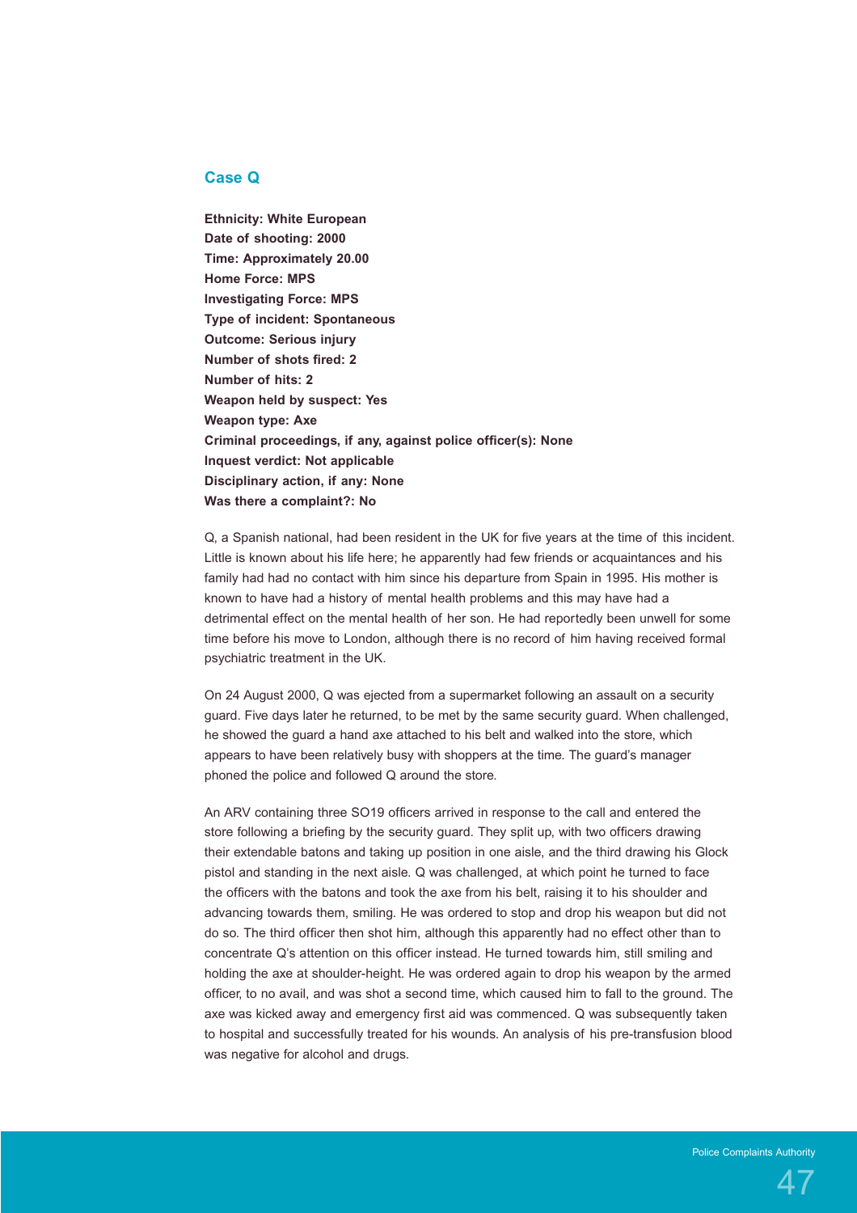## Case Q

**Ethnicity: White European**
**Date of shooting: 2000**
**Time: Approximately 20.00**
**Home Force: MPS**
**Investigating Force: MPS**
**Type of incident: Spontaneous**
**Outcome: Serious injury**
**Number of shots fired: 2**
**Number of hits: 2**
**Weapon held by suspect: Yes**
**Weapon type: Axe**
**Criminal proceedings, if any, against police officer(s): None**
**Inquest verdict: Not applicable**
**Disciplinary action, if any: None**
**Was there a complaint?: No**

Q, a Spanish national, had been resident in the UK for five years at the time of this incident. Little is known about his life here; he apparently had few friends or acquaintances and his family had had no contact with him since his departure from Spain in 1995. His mother is known to have had a history of mental health problems and this may have had a detrimental effect on the mental health of her son. He had reportedly been unwell for some time before his move to London, although there is no record of him having received formal psychiatric treatment in the UK.

On 24 August 2000, Q was ejected from a supermarket following an assault on a security guard. Five days later he returned, to be met by the same security guard. When challenged, he showed the guard a hand axe attached to his belt and walked into the store, which appears to have been relatively busy with shoppers at the time. The guard's manager phoned the police and followed Q around the store.

An ARV containing three SO19 officers arrived in response to the call and entered the store following a briefing by the security guard. They split up, with two officers drawing their extendable batons and taking up position in one aisle, and the third drawing his Glock pistol and standing in the next aisle. Q was challenged, at which point he turned to face the officers with the batons and took the axe from his belt, raising it to his shoulder and advancing towards them, smiling. He was ordered to stop and drop his weapon but did not do so. The third officer then shot him, although this apparently had no effect other than to concentrate Q's attention on this officer instead. He turned towards him, still smiling and holding the axe at shoulder-height. He was ordered again to drop his weapon by the armed officer, to no avail, and was shot a second time, which caused him to fall to the ground. The axe was kicked away and emergency first aid was commenced. Q was subsequently taken to hospital and successfully treated for his wounds. An analysis of his pre-transfusion blood was negative for alcohol and drugs.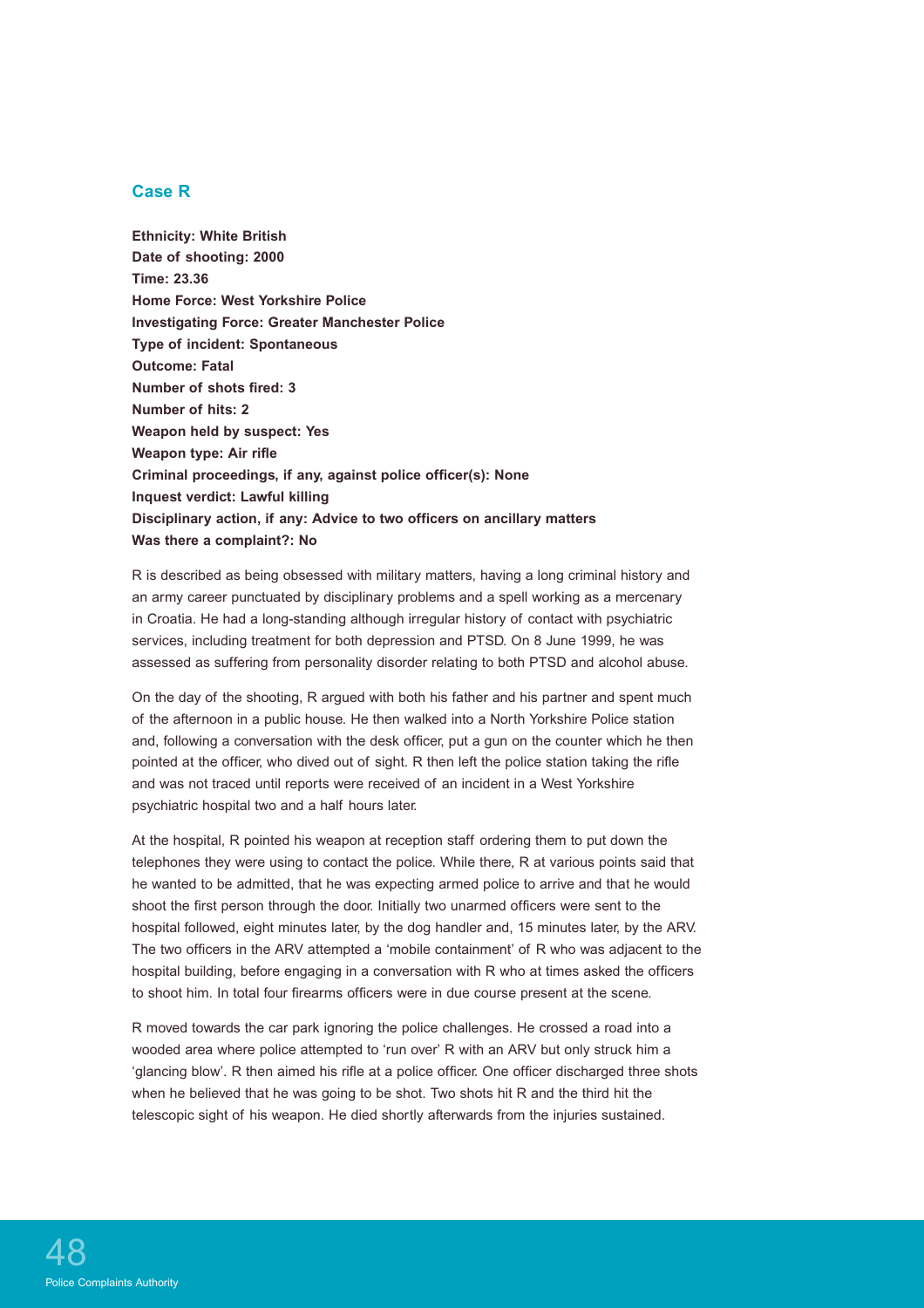## Case R

**Ethnicity: White British**
**Date of shooting: 2000**
**Time: 23.36**
**Home Force: West Yorkshire Police**
**Investigating Force: Greater Manchester Police**
**Type of incident: Spontaneous**
**Outcome: Fatal**
**Number of shots fired: 3**
**Number of hits: 2**
**Weapon held by suspect: Yes**
**Weapon type: Air rifle**
**Criminal proceedings, if any, against police officer(s): None**
**Inquest verdict: Lawful killing**
**Disciplinary action, if any: Advice to two officers on ancillary matters**
**Was there a complaint?: No**

R is described as being obsessed with military matters, having a long criminal history and an army career punctuated by disciplinary problems and a spell working as a mercenary in Croatia. He had a long-standing although irregular history of contact with psychiatric services, including treatment for both depression and PTSD. On 8 June 1999, he was assessed as suffering from personality disorder relating to both PTSD and alcohol abuse.

On the day of the shooting, R argued with both his father and his partner and spent much of the afternoon in a public house. He then walked into a North Yorkshire Police station and, following a conversation with the desk officer, put a gun on the counter which he then pointed at the officer, who dived out of sight. R then left the police station taking the rifle and was not traced until reports were received of an incident in a West Yorkshire psychiatric hospital two and a half hours later.

At the hospital, R pointed his weapon at reception staff ordering them to put down the telephones they were using to contact the police. While there, R at various points said that he wanted to be admitted, that he was expecting armed police to arrive and that he would shoot the first person through the door. Initially two unarmed officers were sent to the hospital followed, eight minutes later, by the dog handler and, 15 minutes later, by the ARV. The two officers in the ARV attempted a 'mobile containment' of R who was adjacent to the hospital building, before engaging in a conversation with R who at times asked the officers to shoot him. In total four firearms officers were in due course present at the scene.

R moved towards the car park ignoring the police challenges. He crossed a road into a wooded area where police attempted to 'run over' R with an ARV but only struck him a 'glancing blow'. R then aimed his rifle at a police officer. One officer discharged three shots when he believed that he was going to be shot. Two shots hit R and the third hit the telescopic sight of his weapon. He died shortly afterwards from the injuries sustained.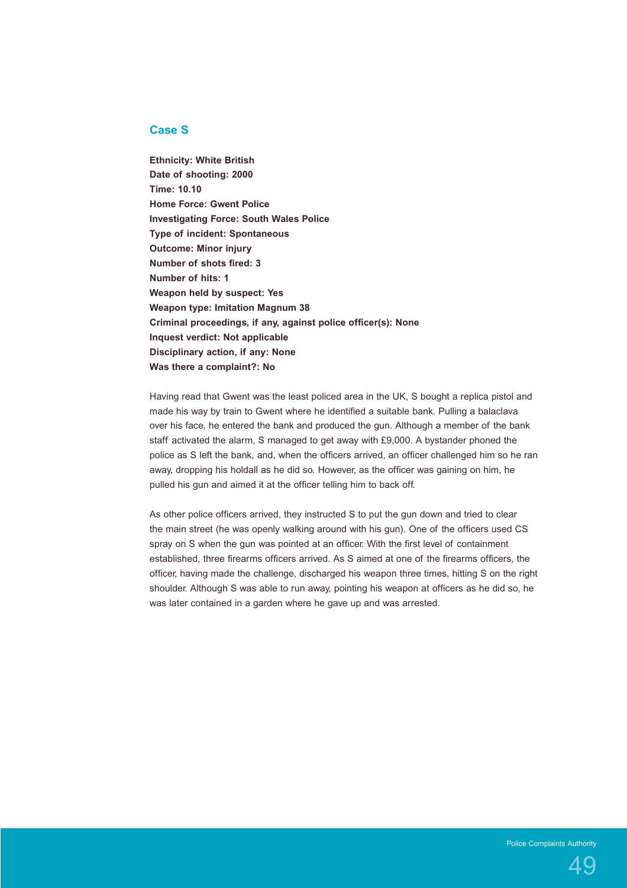## Case S

**Ethnicity: White British**
**Date of shooting: 2000**
**Time: 10.10**
**Home Force: Gwent Police**
**Investigating Force: South Wales Police**
**Type of incident: Spontaneous**
**Outcome: Minor injury**
**Number of shots fired: 3**
**Number of hits: 1**
**Weapon held by suspect: Yes**
**Weapon type: Imitation Magnum 38**
**Criminal proceedings, if any, against police officer(s): None**
**Inquest verdict: Not applicable**
**Disciplinary action, if any: None**
**Was there a complaint?: No**

Having read that Gwent was the least policed area in the UK, S bought a replica pistol and made his way by train to Gwent where he identified a suitable bank. Pulling a balaclava over his face, he entered the bank and produced the gun. Although a member of the bank staff activated the alarm, S managed to get away with £9,000. A bystander phoned the police as S left the bank, and, when the officers arrived, an officer challenged him so he ran away, dropping his holdall as he did so. However, as the officer was gaining on him, he pulled his gun and aimed it at the officer telling him to back off.

As other police officers arrived, they instructed S to put the gun down and tried to clear the main street (he was openly walking around with his gun). One of the officers used CS spray on S when the gun was pointed at an officer. With the first level of containment established, three firearms officers arrived. As S aimed at one of the firearms officers, the officer, having made the challenge, discharged his weapon three times, hitting S on the right shoulder. Although S was able to run away, pointing his weapon at officers as he did so, he was later contained in a garden where he gave up and was arrested.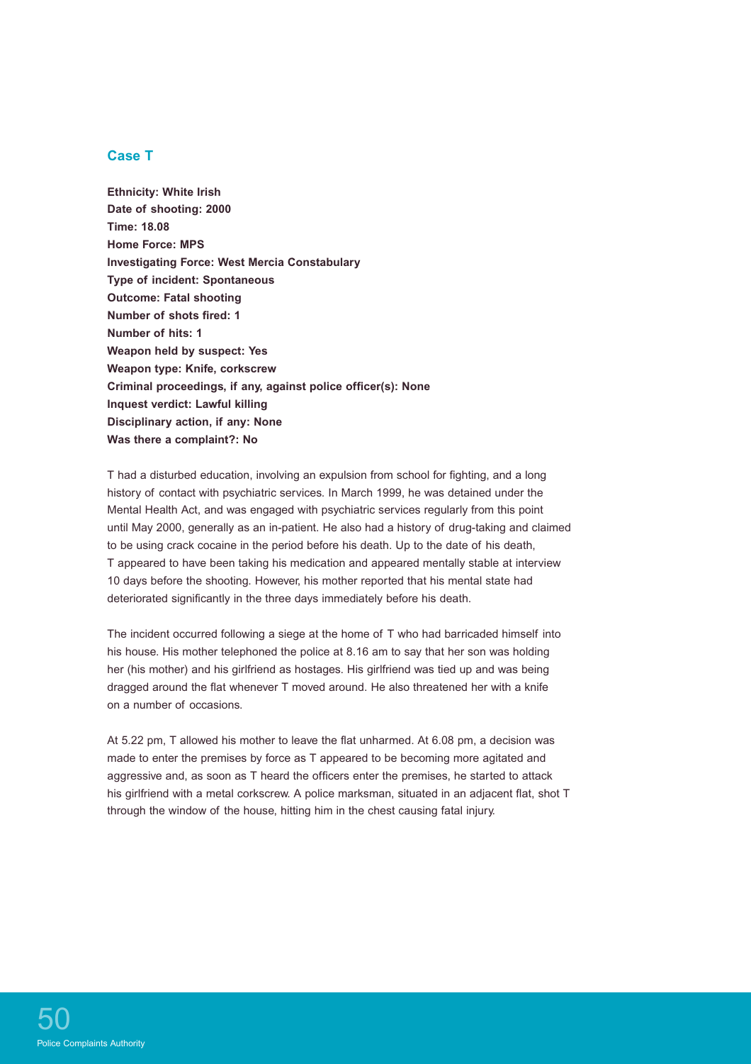## Case T

**Ethnicity: White Irish**
**Date of shooting: 2000**
**Time: 18.08**
**Home Force: MPS**
**Investigating Force: West Mercia Constabulary**
**Type of incident: Spontaneous**
**Outcome: Fatal shooting**
**Number of shots fired: 1**
**Number of hits: 1**
**Weapon held by suspect: Yes**
**Weapon type: Knife, corkscrew**
**Criminal proceedings, if any, against police officer(s): None**
**Inquest verdict: Lawful killing**
**Disciplinary action, if any: None**
**Was there a complaint?: No**

T had a disturbed education, involving an expulsion from school for fighting, and a long history of contact with psychiatric services. In March 1999, he was detained under the Mental Health Act, and was engaged with psychiatric services regularly from this point until May 2000, generally as an in-patient. He also had a history of drug-taking and claimed to be using crack cocaine in the period before his death. Up to the date of his death, T appeared to have been taking his medication and appeared mentally stable at interview 10 days before the shooting. However, his mother reported that his mental state had deteriorated significantly in the three days immediately before his death.

The incident occurred following a siege at the home of T who had barricaded himself into his house. His mother telephoned the police at 8.16 am to say that her son was holding her (his mother) and his girlfriend as hostages. His girlfriend was tied up and was being dragged around the flat whenever T moved around. He also threatened her with a knife on a number of occasions.

At 5.22 pm, T allowed his mother to leave the flat unharmed. At 6.08 pm, a decision was made to enter the premises by force as T appeared to be becoming more agitated and aggressive and, as soon as T heard the officers enter the premises, he started to attack his girlfriend with a metal corkscrew. A police marksman, situated in an adjacent flat, shot T through the window of the house, hitting him in the chest causing fatal injury.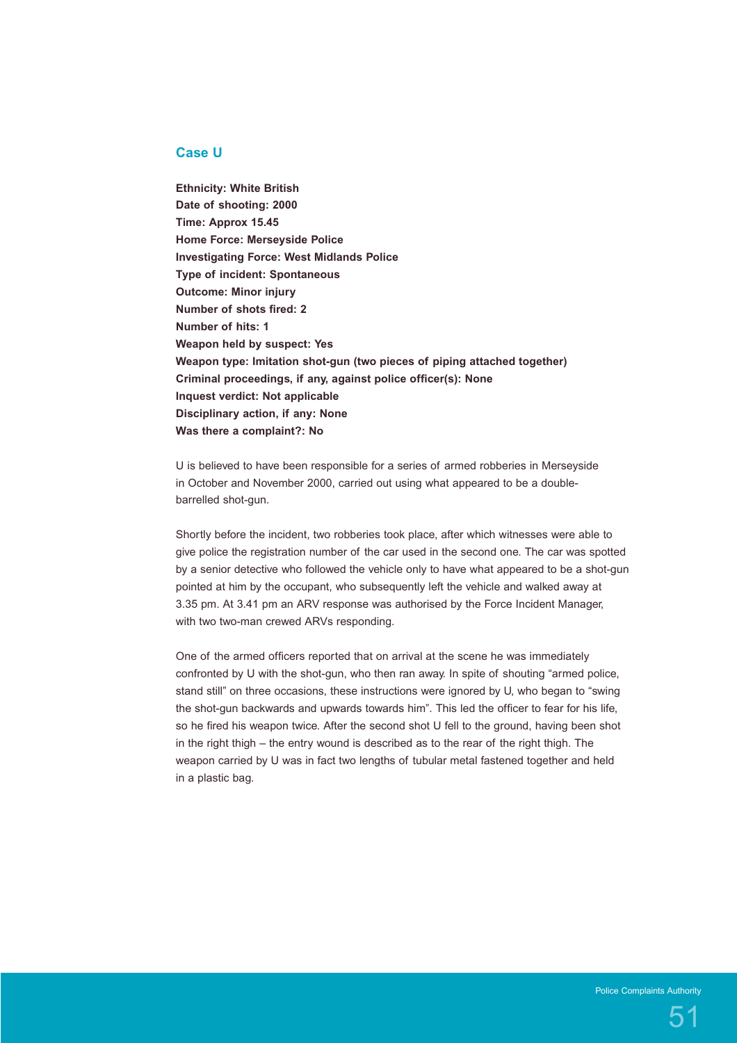## Case U

**Ethnicity: White British**
**Date of shooting: 2000**
**Time: Approx 15.45**
**Home Force: Merseyside Police**
**Investigating Force: West Midlands Police**
**Type of incident: Spontaneous**
**Outcome: Minor injury**
**Number of shots fired: 2**
**Number of hits: 1**
**Weapon held by suspect: Yes**
**Weapon type: Imitation shot-gun (two pieces of piping attached together)**
**Criminal proceedings, if any, against police officer(s): None**
**Inquest verdict: Not applicable**
**Disciplinary action, if any: None**
**Was there a complaint?: No**

U is believed to have been responsible for a series of armed robberies in Merseyside in October and November 2000, carried out using what appeared to be a double-barrelled shot-gun.

Shortly before the incident, two robberies took place, after which witnesses were able to give police the registration number of the car used in the second one. The car was spotted by a senior detective who followed the vehicle only to have what appeared to be a shot-gun pointed at him by the occupant, who subsequently left the vehicle and walked away at 3.35 pm. At 3.41 pm an ARV response was authorised by the Force Incident Manager, with two two-man crewed ARVs responding.

One of the armed officers reported that on arrival at the scene he was immediately confronted by U with the shot-gun, who then ran away. In spite of shouting "armed police, stand still" on three occasions, these instructions were ignored by U, who began to "swing the shot-gun backwards and upwards towards him". This led the officer to fear for his life, so he fired his weapon twice. After the second shot U fell to the ground, having been shot in the right thigh – the entry wound is described as to the rear of the right thigh. The weapon carried by U was in fact two lengths of tubular metal fastened together and held in a plastic bag.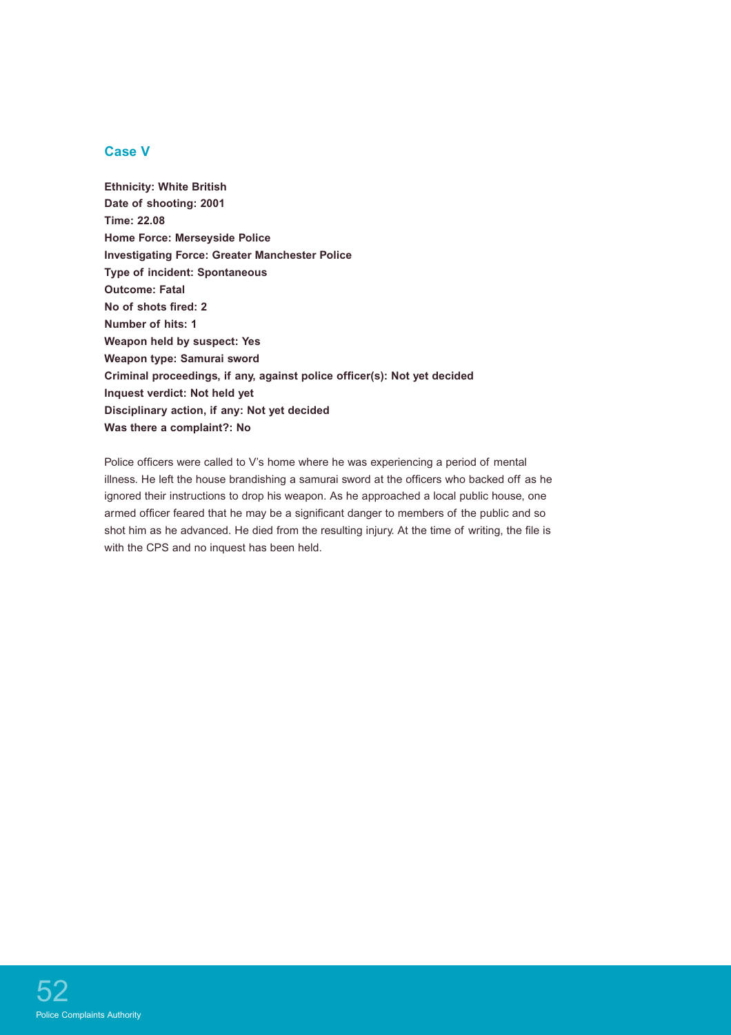## Case V

**Ethnicity: White British**
**Date of shooting: 2001**
**Time: 22.08**
**Home Force: Merseyside Police**
**Investigating Force: Greater Manchester Police**
**Type of incident: Spontaneous**
**Outcome: Fatal**
**No of shots fired: 2**
**Number of hits: 1**
**Weapon held by suspect: Yes**
**Weapon type: Samurai sword**
**Criminal proceedings, if any, against police officer(s): Not yet decided**
**Inquest verdict: Not held yet**
**Disciplinary action, if any: Not yet decided**
**Was there a complaint?: No**

Police officers were called to V's home where he was experiencing a period of mental illness. He left the house brandishing a samurai sword at the officers who backed off as he ignored their instructions to drop his weapon. As he approached a local public house, one armed officer feared that he may be a significant danger to members of the public and so shot him as he advanced. He died from the resulting injury. At the time of writing, the file is with the CPS and no inquest has been held.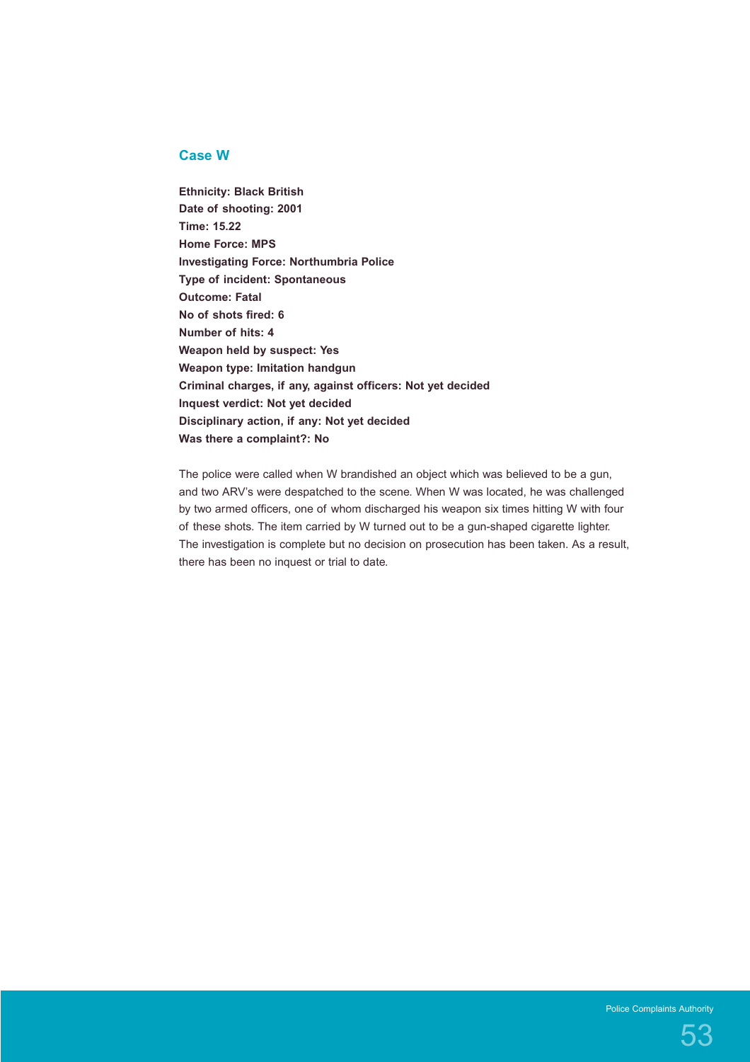## Case W

**Ethnicity: Black British**
**Date of shooting: 2001**
**Time: 15.22**
**Home Force: MPS**
**Investigating Force: Northumbria Police**
**Type of incident: Spontaneous**
**Outcome: Fatal**
**No of shots fired: 6**
**Number of hits: 4**
**Weapon held by suspect: Yes**
**Weapon type: Imitation handgun**
**Criminal charges, if any, against officers: Not yet decided**
**Inquest verdict: Not yet decided**
**Disciplinary action, if any: Not yet decided**
**Was there a complaint?: No**

The police were called when W brandished an object which was believed to be a gun, and two ARV's were despatched to the scene. When W was located, he was challenged by two armed officers, one of whom discharged his weapon six times hitting W with four of these shots. The item carried by W turned out to be a gun-shaped cigarette lighter. The investigation is complete but no decision on prosecution has been taken. As a result, there has been no inquest or trial to date.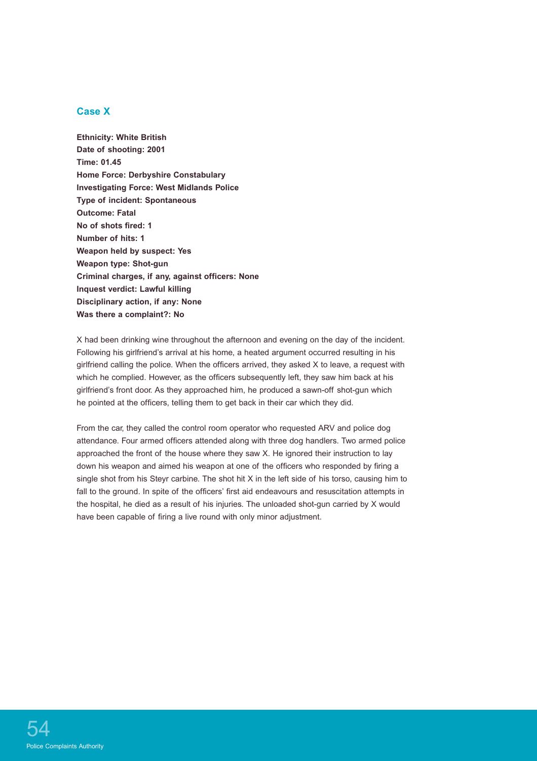## Case X

**Ethnicity: White British**
**Date of shooting: 2001**
**Time: 01.45**
**Home Force: Derbyshire Constabulary**
**Investigating Force: West Midlands Police**
**Type of incident: Spontaneous**
**Outcome: Fatal**
**No of shots fired: 1**
**Number of hits: 1**
**Weapon held by suspect: Yes**
**Weapon type: Shot-gun**
**Criminal charges, if any, against officers: None**
**Inquest verdict: Lawful killing**
**Disciplinary action, if any: None**
**Was there a complaint?: No**

X had been drinking wine throughout the afternoon and evening on the day of the incident. Following his girlfriend's arrival at his home, a heated argument occurred resulting in his girlfriend calling the police. When the officers arrived, they asked X to leave, a request with which he complied. However, as the officers subsequently left, they saw him back at his girlfriend's front door. As they approached him, he produced a sawn-off shot-gun which he pointed at the officers, telling them to get back in their car which they did.

From the car, they called the control room operator who requested ARV and police dog attendance. Four armed officers attended along with three dog handlers. Two armed police approached the front of the house where they saw X. He ignored their instruction to lay down his weapon and aimed his weapon at one of the officers who responded by firing a single shot from his Steyr carbine. The shot hit X in the left side of his torso, causing him to fall to the ground. In spite of the officers' first aid endeavours and resuscitation attempts in the hospital, he died as a result of his injuries. The unloaded shot-gun carried by X would have been capable of firing a live round with only minor adjustment.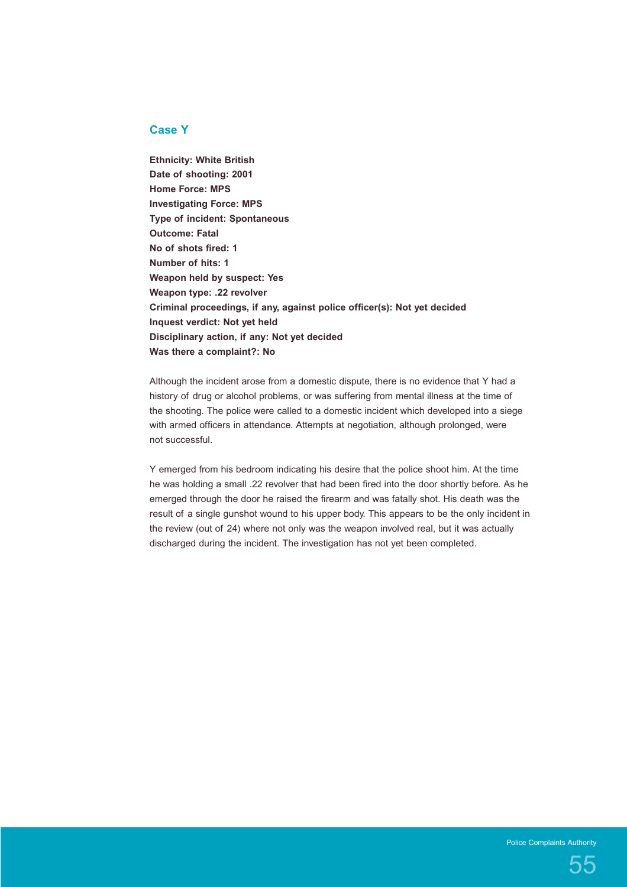## Case Y

**Ethnicity: White British**
**Date of shooting: 2001**
**Home Force: MPS**
**Investigating Force: MPS**
**Type of incident: Spontaneous**
**Outcome: Fatal**
**No of shots fired: 1**
**Number of hits: 1**
**Weapon held by suspect: Yes**
**Weapon type: .22 revolver**
**Criminal proceedings, if any, against police officer(s): Not yet decided**
**Inquest verdict: Not yet held**
**Disciplinary action, if any: Not yet decided**
**Was there a complaint?: No**

Although the incident arose from a domestic dispute, there is no evidence that Y had a history of drug or alcohol problems, or was suffering from mental illness at the time of the shooting. The police were called to a domestic incident which developed into a siege with armed officers in attendance. Attempts at negotiation, although prolonged, were not successful.

Y emerged from his bedroom indicating his desire that the police shoot him. At the time he was holding a small .22 revolver that had been fired into the door shortly before. As he emerged through the door he raised the firearm and was fatally shot. His death was the result of a single gunshot wound to his upper body. This appears to be the only incident in the review (out of 24) where not only was the weapon involved real, but it was actually discharged during the incident. The investigation has not yet been completed.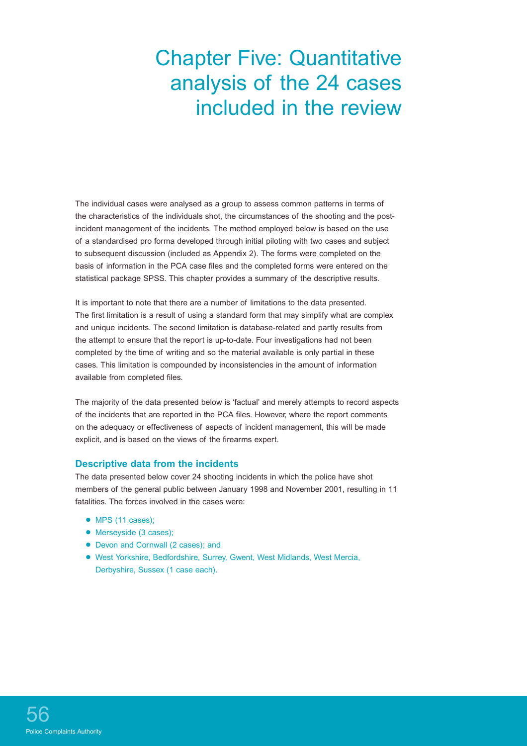# Chapter Five: Quantitative analysis of the 24 cases included in the review

The individual cases were analysed as a group to assess common patterns in terms of the characteristics of the individuals shot, the circumstances of the shooting and the post-incident management of the incidents. The method employed below is based on the use of a standardised pro forma developed through initial piloting with two cases and subject to subsequent discussion (included as Appendix 2). The forms were completed on the basis of information in the PCA case files and the completed forms were entered on the statistical package SPSS. This chapter provides a summary of the descriptive results.

It is important to note that there are a number of limitations to the data presented. The first limitation is a result of using a standard form that may simplify what are complex and unique incidents. The second limitation is database-related and partly results from the attempt to ensure that the report is up-to-date. Four investigations had not been completed by the time of writing and so the material available is only partial in these cases. This limitation is compounded by inconsistencies in the amount of information available from completed files.

The majority of the data presented below is 'factual' and merely attempts to record aspects of the incidents that are reported in the PCA files. However, where the report comments on the adequacy or effectiveness of aspects of incident management, this will be made explicit, and is based on the views of the firearms expert.

## Descriptive data from the incidents

The data presented below cover 24 shooting incidents in which the police have shot members of the general public between January 1998 and November 2001, resulting in 11 fatalities. The forces involved in the cases were:

- MPS (11 cases);
- Merseyside (3 cases);
- Devon and Cornwall (2 cases); and
- West Yorkshire, Bedfordshire, Surrey, Gwent, West Midlands, West Mercia, Derbyshire, Sussex (1 case each).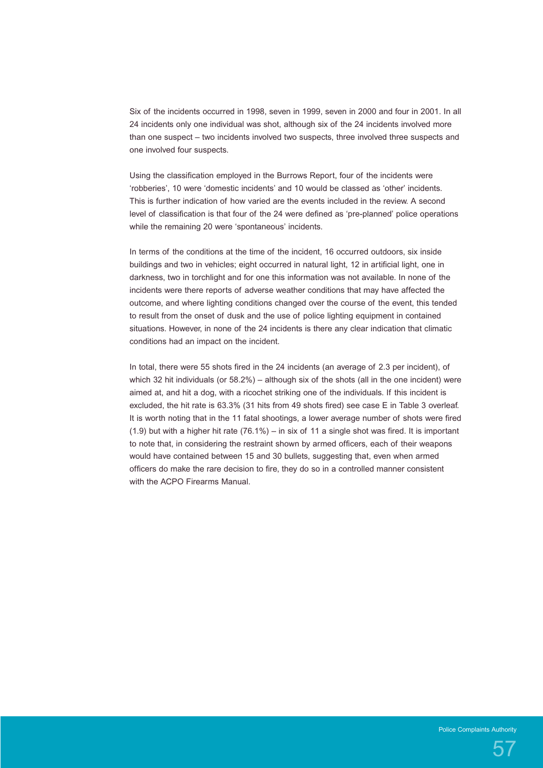Six of the incidents occurred in 1998, seven in 1999, seven in 2000 and four in 2001. In all 24 incidents only one individual was shot, although six of the 24 incidents involved more than one suspect – two incidents involved two suspects, three involved three suspects and one involved four suspects.

Using the classification employed in the Burrows Report, four of the incidents were 'robberies', 10 were 'domestic incidents' and 10 would be classed as 'other' incidents. This is further indication of how varied are the events included in the review. A second level of classification is that four of the 24 were defined as 'pre-planned' police operations while the remaining 20 were 'spontaneous' incidents.

In terms of the conditions at the time of the incident, 16 occurred outdoors, six inside buildings and two in vehicles; eight occurred in natural light, 12 in artificial light, one in darkness, two in torchlight and for one this information was not available. In none of the incidents were there reports of adverse weather conditions that may have affected the outcome, and where lighting conditions changed over the course of the event, this tended to result from the onset of dusk and the use of police lighting equipment in contained situations. However, in none of the 24 incidents is there any clear indication that climatic conditions had an impact on the incident.

In total, there were 55 shots fired in the 24 incidents (an average of 2.3 per incident), of which 32 hit individuals (or 58.2%) – although six of the shots (all in the one incident) were aimed at, and hit a dog, with a ricochet striking one of the individuals. If this incident is excluded, the hit rate is 63.3% (31 hits from 49 shots fired) see case E in Table 3 overleaf. It is worth noting that in the 11 fatal shootings, a lower average number of shots were fired (1.9) but with a higher hit rate (76.1%) – in six of 11 a single shot was fired. It is important to note that, in considering the restraint shown by armed officers, each of their weapons would have contained between 15 and 30 bullets, suggesting that, even when armed officers do make the rare decision to fire, they do so in a controlled manner consistent with the ACPO Firearms Manual.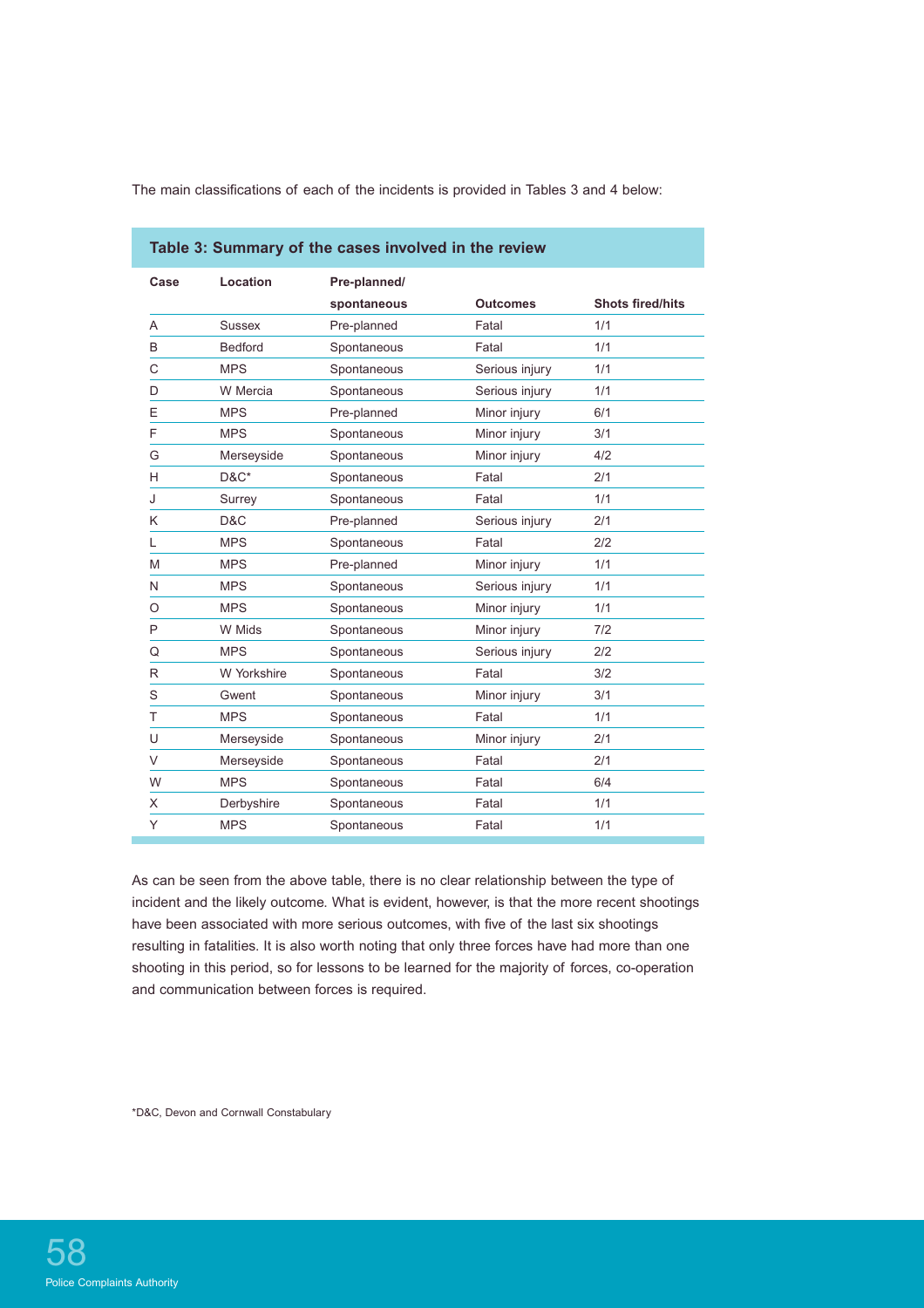The main classifications of each of the incidents is provided in Tables 3 and 4 below:

**Table 3: Summary of the cases involved in the review**

| Case | Location | Pre-planned/ spontaneous | Outcomes | Shots fired/hits |
|---|---|---|---|---|
| A | Sussex | Pre-planned | Fatal | 1/1 |
| B | Bedford | Spontaneous | Fatal | 1/1 |
| C | MPS | Spontaneous | Serious injury | 1/1 |
| D | W Mercia | Spontaneous | Serious injury | 1/1 |
| E | MPS | Pre-planned | Minor injury | 6/1 |
| F | MPS | Spontaneous | Minor injury | 3/1 |
| G | Merseyside | Spontaneous | Minor injury | 4/2 |
| H | D&C* | Spontaneous | Fatal | 2/1 |
| J | Surrey | Spontaneous | Fatal | 1/1 |
| K | D&C | Pre-planned | Serious injury | 2/1 |
| L | MPS | Spontaneous | Fatal | 2/2 |
| M | MPS | Pre-planned | Minor injury | 1/1 |
| N | MPS | Spontaneous | Serious injury | 1/1 |
| O | MPS | Spontaneous | Minor injury | 1/1 |
| P | W Mids | Spontaneous | Minor injury | 7/2 |
| Q | MPS | Spontaneous | Serious injury | 2/2 |
| R | W Yorkshire | Spontaneous | Fatal | 3/2 |
| S | Gwent | Spontaneous | Minor injury | 3/1 |
| T | MPS | Spontaneous | Fatal | 1/1 |
| U | Merseyside | Spontaneous | Minor injury | 2/1 |
| V | Merseyside | Spontaneous | Fatal | 2/1 |
| W | MPS | Spontaneous | Fatal | 6/4 |
| X | Derbyshire | Spontaneous | Fatal | 1/1 |
| Y | MPS | Spontaneous | Fatal | 1/1 |

As can be seen from the above table, there is no clear relationship between the type of incident and the likely outcome. What is evident, however, is that the more recent shootings have been associated with more serious outcomes, with five of the last six shootings resulting in fatalities. It is also worth noting that only three forces have had more than one shooting in this period, so for lessons to be learned for the majority of forces, co-operation and communication between forces is required.

*D&C, Devon and Cornwall Constabulary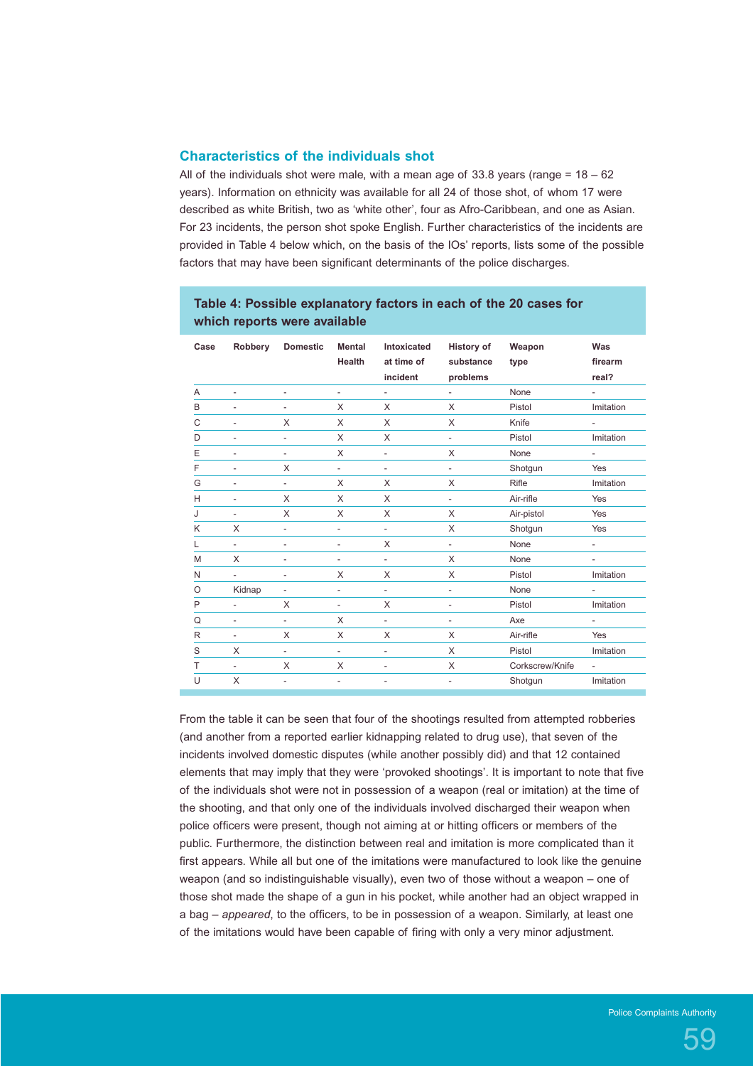## Characteristics of the individuals shot

All of the individuals shot were male, with a mean age of 33.8 years (range = 18 – 62 years). Information on ethnicity was available for all 24 of those shot, of whom 17 were described as white British, two as 'white other', four as Afro-Caribbean, and one as Asian. For 23 incidents, the person shot spoke English. Further characteristics of the incidents are provided in Table 4 below which, on the basis of the IOs' reports, lists some of the possible factors that may have been significant determinants of the police discharges.

**Table 4: Possible explanatory factors in each of the 20 cases for which reports were available**

| Case | Robbery | Domestic | Mental Health | Intoxicated at time of incident | History of substance problems | Weapon type | Was firearm real? |
|---|---|---|---|---|---|---|---|
| A | - | - | - | - | - | None | - |
| B | - | - | X | X | X | Pistol | Imitation |
| C | - | X | X | X | X | Knife | - |
| D | - | - | X | X | - | Pistol | Imitation |
| E | - | - | X | - | X | None | - |
| F | - | X | - | - | - | Shotgun | Yes |
| G | - | - | X | X | X | Rifle | Imitation |
| H | - | X | X | X | - | Air-rifle | Yes |
| J | - | X | X | X | X | Air-pistol | Yes |
| K | X | - | - | - | X | Shotgun | Yes |
| L | - | - | - | X | - | None | - |
| M | X | - | - | - | X | None | - |
| N | - | - | X | X | X | Pistol | Imitation |
| O | Kidnap | - | - | - | - | None | - |
| P | - | X | - | X | - | Pistol | Imitation |
| Q | - | - | X | - | - | Axe | - |
| R | - | X | X | X | X | Air-rifle | Yes |
| S | X | - | - | - | X | Pistol | Imitation |
| T | - | X | X | - | X | Corkscrew/Knife | - |
| U | X | - | - | - | - | Shotgun | Imitation |

From the table it can be seen that four of the shootings resulted from attempted robberies (and another from a reported earlier kidnapping related to drug use), that seven of the incidents involved domestic disputes (while another possibly did) and that 12 contained elements that may imply that they were 'provoked shootings'. It is important to note that five of the individuals shot were not in possession of a weapon (real or imitation) at the time of the shooting, and that only one of the individuals involved discharged their weapon when police officers were present, though not aiming at or hitting officers or members of the public. Furthermore, the distinction between real and imitation is more complicated than it first appears. While all but one of the imitations were manufactured to look like the genuine weapon (and so indistinguishable visually), even two of those without a weapon – one of those shot made the shape of a gun in his pocket, while another had an object wrapped in a bag – *appeared*, to the officers, to be in possession of a weapon. Similarly, at least one of the imitations would have been capable of firing with only a very minor adjustment.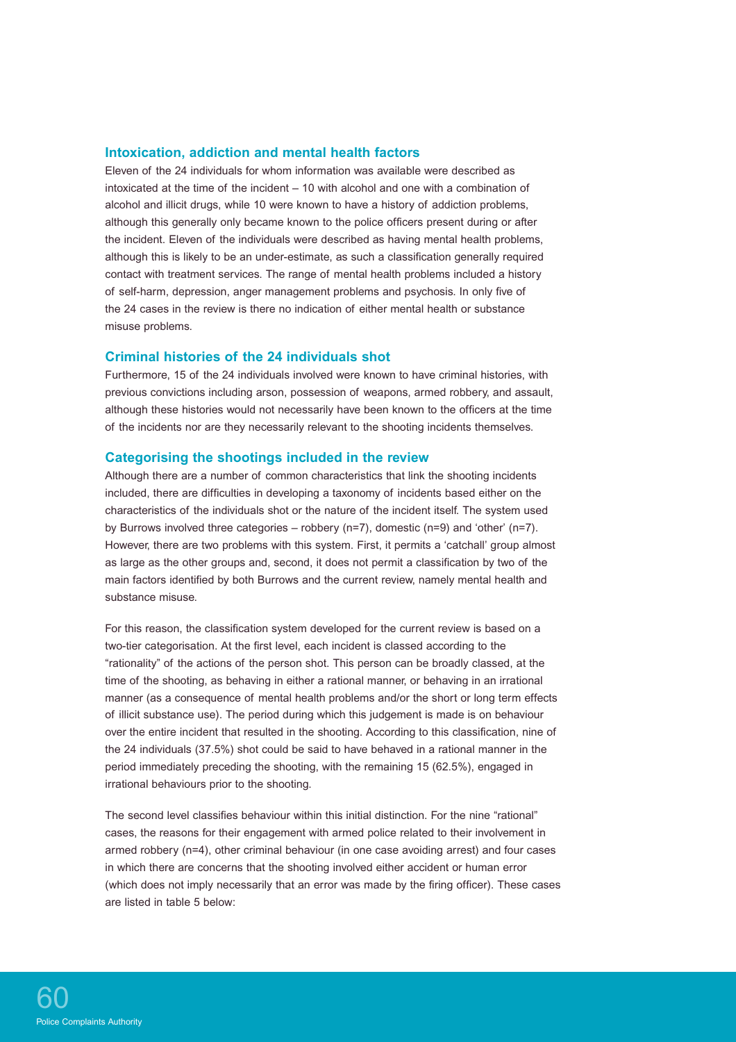### Intoxication, addiction and mental health factors

Eleven of the 24 individuals for whom information was available were described as intoxicated at the time of the incident – 10 with alcohol and one with a combination of alcohol and illicit drugs, while 10 were known to have a history of addiction problems, although this generally only became known to the police officers present during or after the incident. Eleven of the individuals were described as having mental health problems, although this is likely to be an under-estimate, as such a classification generally required contact with treatment services. The range of mental health problems included a history of self-harm, depression, anger management problems and psychosis. In only five of the 24 cases in the review is there no indication of either mental health or substance misuse problems.

### Criminal histories of the 24 individuals shot

Furthermore, 15 of the 24 individuals involved were known to have criminal histories, with previous convictions including arson, possession of weapons, armed robbery, and assault, although these histories would not necessarily have been known to the officers at the time of the incidents nor are they necessarily relevant to the shooting incidents themselves.

### Categorising the shootings included in the review

Although there are a number of common characteristics that link the shooting incidents included, there are difficulties in developing a taxonomy of incidents based either on the characteristics of the individuals shot or the nature of the incident itself. The system used by Burrows involved three categories – robbery (n=7), domestic (n=9) and 'other' (n=7). However, there are two problems with this system. First, it permits a 'catchall' group almost as large as the other groups and, second, it does not permit a classification by two of the main factors identified by both Burrows and the current review, namely mental health and substance misuse.

For this reason, the classification system developed for the current review is based on a two-tier categorisation. At the first level, each incident is classed according to the "rationality" of the actions of the person shot. This person can be broadly classed, at the time of the shooting, as behaving in either a rational manner, or behaving in an irrational manner (as a consequence of mental health problems and/or the short or long term effects of illicit substance use). The period during which this judgement is made is on behaviour over the entire incident that resulted in the shooting. According to this classification, nine of the 24 individuals (37.5%) shot could be said to have behaved in a rational manner in the period immediately preceding the shooting, with the remaining 15 (62.5%), engaged in irrational behaviours prior to the shooting.

The second level classifies behaviour within this initial distinction. For the nine "rational" cases, the reasons for their engagement with armed police related to their involvement in armed robbery (n=4), other criminal behaviour (in one case avoiding arrest) and four cases in which there are concerns that the shooting involved either accident or human error (which does not imply necessarily that an error was made by the firing officer). These cases are listed in table 5 below: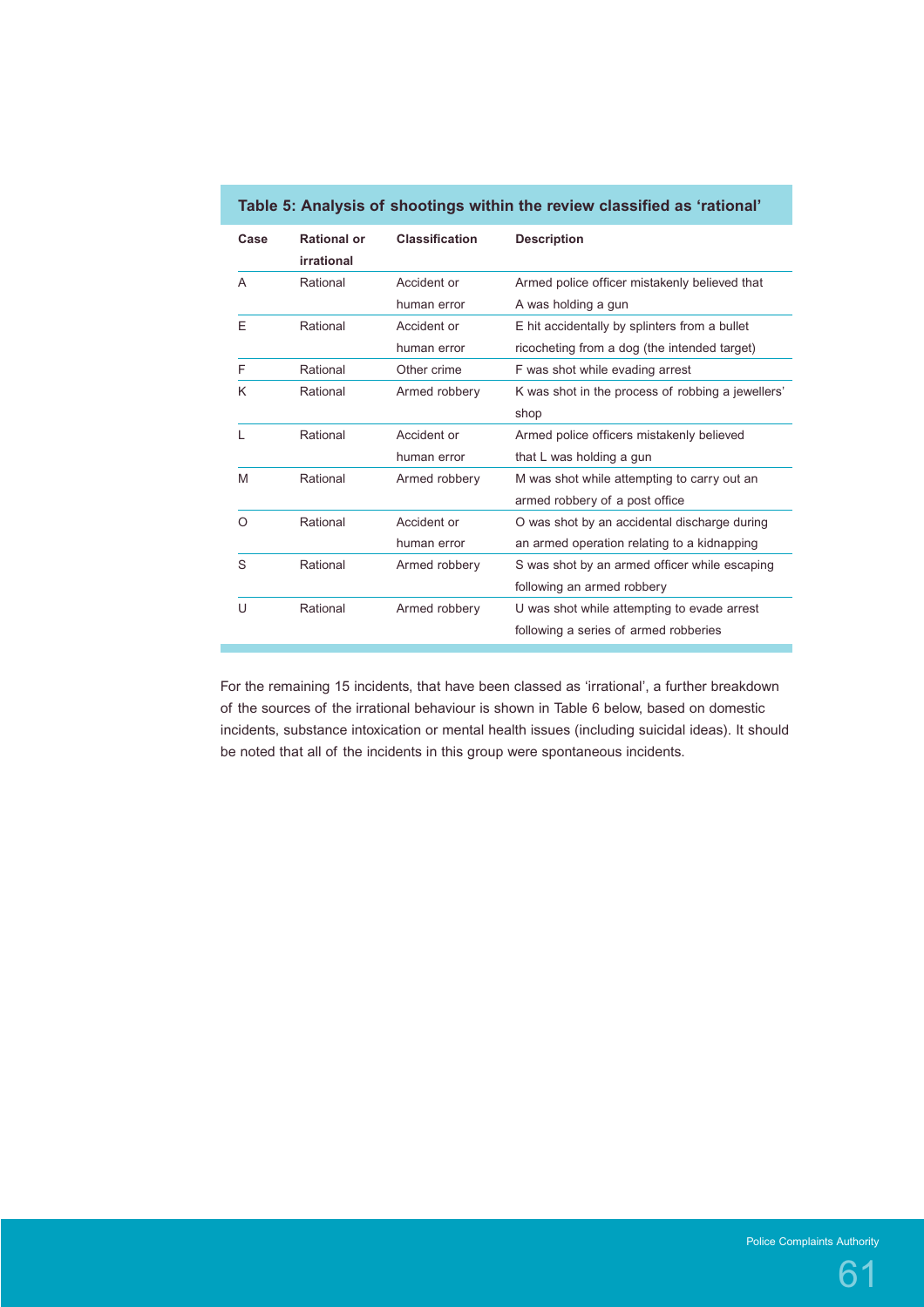**Table 5: Analysis of shootings within the review classified as 'rational'**

| Case | Rational or irrational | Classification | Description |
|---|---|---|---|
| A | Rational | Accident or human error | Armed police officer mistakenly believed that A was holding a gun |
| E | Rational | Accident or human error | E hit accidentally by splinters from a bullet ricocheting from a dog (the intended target) |
| F | Rational | Other crime | F was shot while evading arrest |
| K | Rational | Armed robbery | K was shot in the process of robbing a jewellers' shop |
| L | Rational | Accident or human error | Armed police officers mistakenly believed that L was holding a gun |
| M | Rational | Armed robbery | M was shot while attempting to carry out an armed robbery of a post office |
| O | Rational | Accident or human error | O was shot by an accidental discharge during an armed operation relating to a kidnapping |
| S | Rational | Armed robbery | S was shot by an armed officer while escaping following an armed robbery |
| U | Rational | Armed robbery | U was shot while attempting to evade arrest following a series of armed robberies |

For the remaining 15 incidents, that have been classed as 'irrational', a further breakdown of the sources of the irrational behaviour is shown in Table 6 below, based on domestic incidents, substance intoxication or mental health issues (including suicidal ideas). It should be noted that all of the incidents in this group were spontaneous incidents.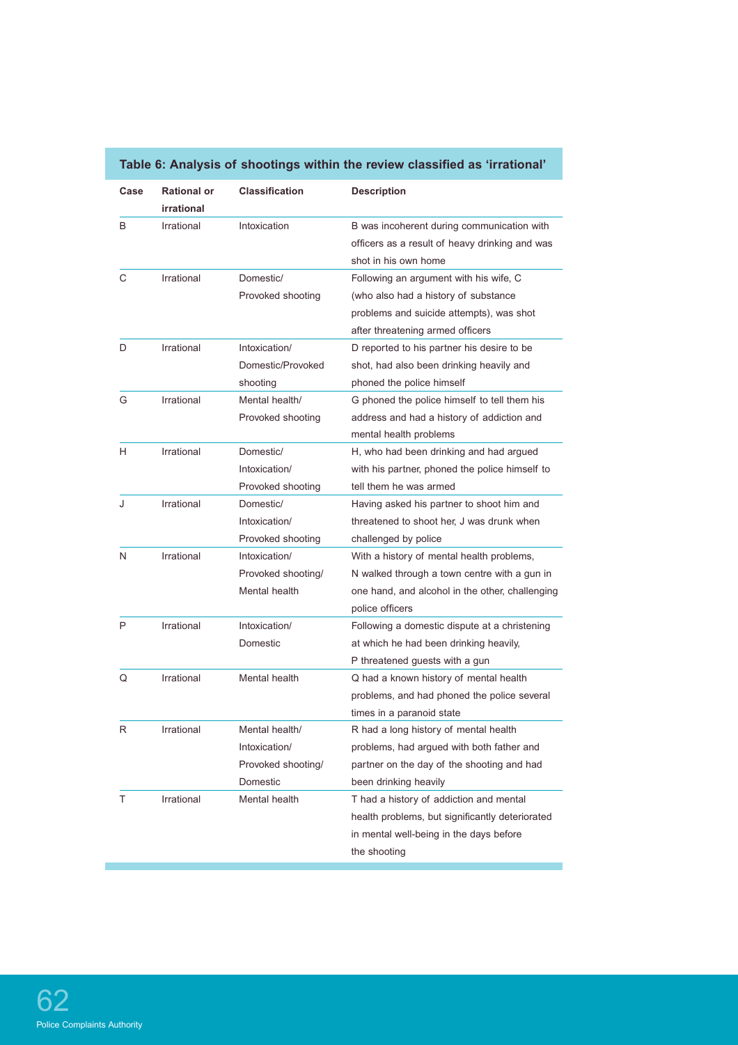**Table 6: Analysis of shootings within the review classified as 'irrational'**

| Case | Rational or irrational | Classification | Description |
|---|---|---|---|
| B | Irrational | Intoxication | B was incoherent during communication with officers as a result of heavy drinking and was shot in his own home |
| C | Irrational | Domestic/ Provoked shooting | Following an argument with his wife, C (who also had a history of substance problems and suicide attempts), was shot after threatening armed officers |
| D | Irrational | Intoxication/ Domestic/Provoked shooting | D reported to his partner his desire to be shot, had also been drinking heavily and phoned the police himself |
| G | Irrational | Mental health/ Provoked shooting | G phoned the police himself to tell them his address and had a history of addiction and mental health problems |
| H | Irrational | Domestic/ Intoxication/ Provoked shooting | H, who had been drinking and had argued with his partner, phoned the police himself to tell them he was armed |
| J | Irrational | Domestic/ Intoxication/ Provoked shooting | Having asked his partner to shoot him and threatened to shoot her, J was drunk when challenged by police |
| N | Irrational | Intoxication/ Provoked shooting/ Mental health | With a history of mental health problems, N walked through a town centre with a gun in one hand, and alcohol in the other, challenging police officers |
| P | Irrational | Intoxication/ Domestic | Following a domestic dispute at a christening at which he had been drinking heavily, P threatened guests with a gun |
| Q | Irrational | Mental health | Q had a known history of mental health problems, and had phoned the police several times in a paranoid state |
| R | Irrational | Mental health/ Intoxication/ Provoked shooting/ Domestic | R had a long history of mental health problems, had argued with both father and partner on the day of the shooting and had been drinking heavily |
| T | Irrational | Mental health | T had a history of addiction and mental health problems, but significantly deteriorated in mental well-being in the days before the shooting |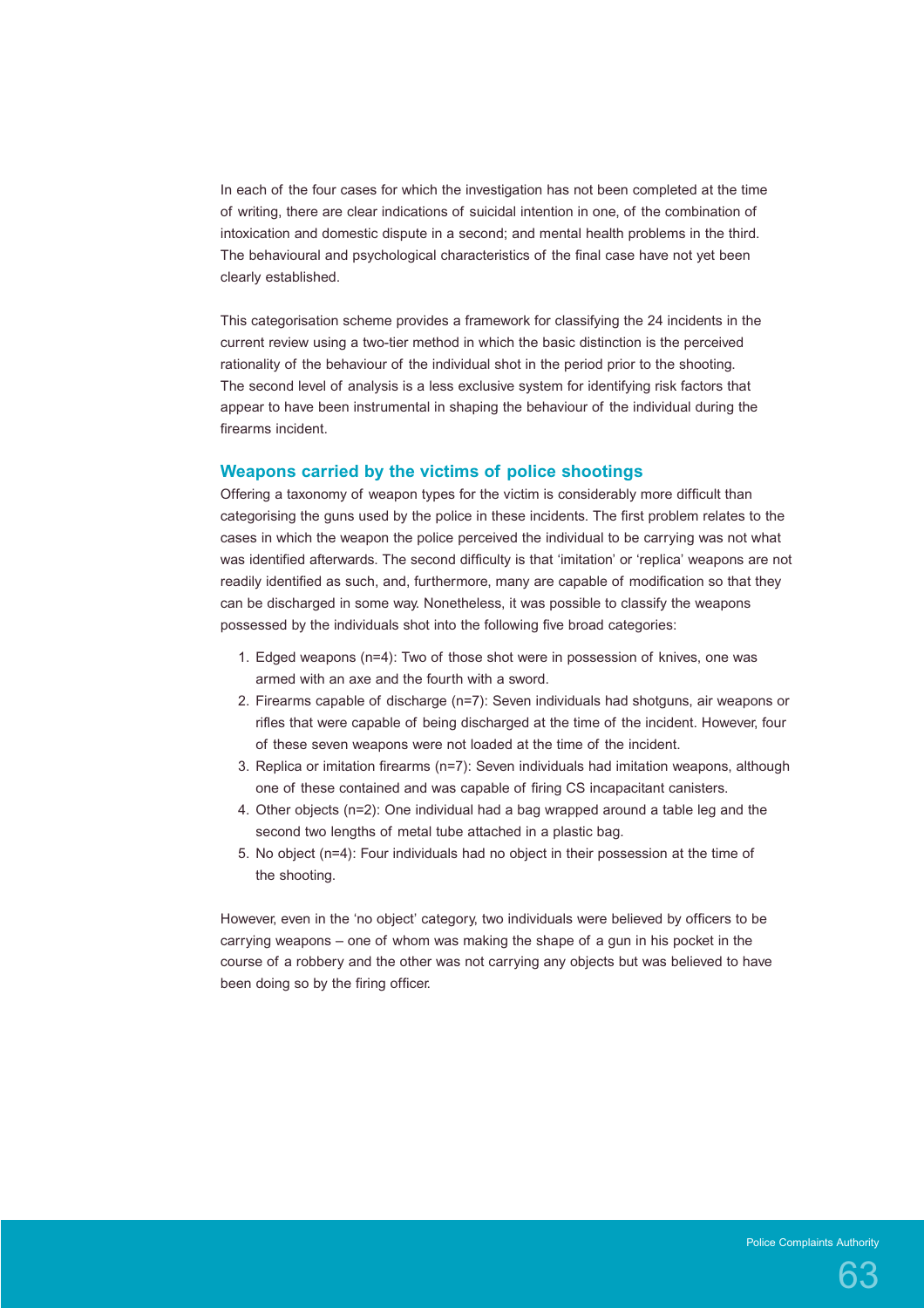In each of the four cases for which the investigation has not been completed at the time of writing, there are clear indications of suicidal intention in one, of the combination of intoxication and domestic dispute in a second; and mental health problems in the third. The behavioural and psychological characteristics of the final case have not yet been clearly established.

This categorisation scheme provides a framework for classifying the 24 incidents in the current review using a two-tier method in which the basic distinction is the perceived rationality of the behaviour of the individual shot in the period prior to the shooting. The second level of analysis is a less exclusive system for identifying risk factors that appear to have been instrumental in shaping the behaviour of the individual during the firearms incident.

## Weapons carried by the victims of police shootings

Offering a taxonomy of weapon types for the victim is considerably more difficult than categorising the guns used by the police in these incidents. The first problem relates to the cases in which the weapon the police perceived the individual to be carrying was not what was identified afterwards. The second difficulty is that 'imitation' or 'replica' weapons are not readily identified as such, and, furthermore, many are capable of modification so that they can be discharged in some way. Nonetheless, it was possible to classify the weapons possessed by the individuals shot into the following five broad categories:

1. Edged weapons (n=4): Two of those shot were in possession of knives, one was armed with an axe and the fourth with a sword.
2. Firearms capable of discharge (n=7): Seven individuals had shotguns, air weapons or rifles that were capable of being discharged at the time of the incident. However, four of these seven weapons were not loaded at the time of the incident.
3. Replica or imitation firearms (n=7): Seven individuals had imitation weapons, although one of these contained and was capable of firing CS incapacitant canisters.
4. Other objects (n=2): One individual had a bag wrapped around a table leg and the second two lengths of metal tube attached in a plastic bag.
5. No object (n=4): Four individuals had no object in their possession at the time of the shooting.

However, even in the 'no object' category, two individuals were believed by officers to be carrying weapons – one of whom was making the shape of a gun in his pocket in the course of a robbery and the other was not carrying any objects but was believed to have been doing so by the firing officer.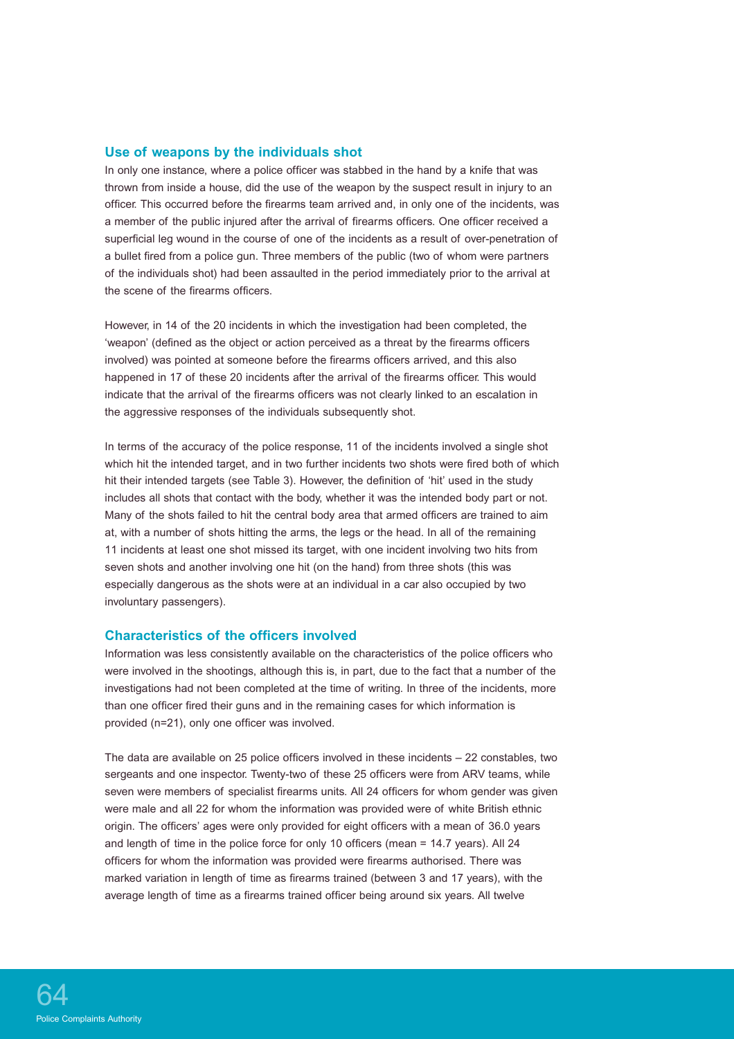## Use of weapons by the individuals shot

In only one instance, where a police officer was stabbed in the hand by a knife that was thrown from inside a house, did the use of the weapon by the suspect result in injury to an officer. This occurred before the firearms team arrived and, in only one of the incidents, was a member of the public injured after the arrival of firearms officers. One officer received a superficial leg wound in the course of one of the incidents as a result of over-penetration of a bullet fired from a police gun. Three members of the public (two of whom were partners of the individuals shot) had been assaulted in the period immediately prior to the arrival at the scene of the firearms officers.

However, in 14 of the 20 incidents in which the investigation had been completed, the 'weapon' (defined as the object or action perceived as a threat by the firearms officers involved) was pointed at someone before the firearms officers arrived, and this also happened in 17 of these 20 incidents after the arrival of the firearms officer. This would indicate that the arrival of the firearms officers was not clearly linked to an escalation in the aggressive responses of the individuals subsequently shot.

In terms of the accuracy of the police response, 11 of the incidents involved a single shot which hit the intended target, and in two further incidents two shots were fired both of which hit their intended targets (see Table 3). However, the definition of 'hit' used in the study includes all shots that contact with the body, whether it was the intended body part or not. Many of the shots failed to hit the central body area that armed officers are trained to aim at, with a number of shots hitting the arms, the legs or the head. In all of the remaining 11 incidents at least one shot missed its target, with one incident involving two hits from seven shots and another involving one hit (on the hand) from three shots (this was especially dangerous as the shots were at an individual in a car also occupied by two involuntary passengers).

## Characteristics of the officers involved

Information was less consistently available on the characteristics of the police officers who were involved in the shootings, although this is, in part, due to the fact that a number of the investigations had not been completed at the time of writing. In three of the incidents, more than one officer fired their guns and in the remaining cases for which information is provided (n=21), only one officer was involved.

The data are available on 25 police officers involved in these incidents – 22 constables, two sergeants and one inspector. Twenty-two of these 25 officers were from ARV teams, while seven were members of specialist firearms units. All 24 officers for whom gender was given were male and all 22 for whom the information was provided were of white British ethnic origin. The officers' ages were only provided for eight officers with a mean of 36.0 years and length of time in the police force for only 10 officers (mean = 14.7 years). All 24 officers for whom the information was provided were firearms authorised. There was marked variation in length of time as firearms trained (between 3 and 17 years), with the average length of time as a firearms trained officer being around six years. All twelve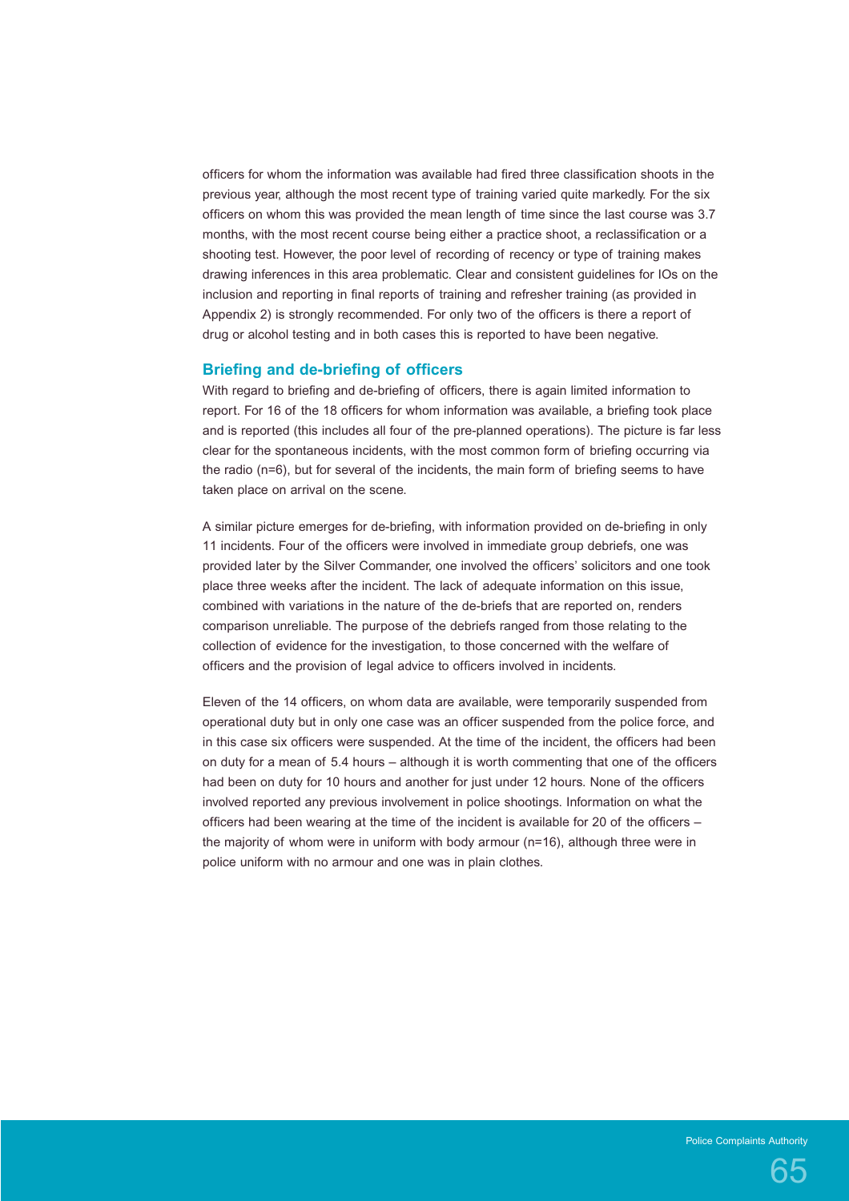officers for whom the information was available had fired three classification shoots in the previous year, although the most recent type of training varied quite markedly. For the six officers on whom this was provided the mean length of time since the last course was 3.7 months, with the most recent course being either a practice shoot, a reclassification or a shooting test. However, the poor level of recording of recency or type of training makes drawing inferences in this area problematic. Clear and consistent guidelines for IOs on the inclusion and reporting in final reports of training and refresher training (as provided in Appendix 2) is strongly recommended. For only two of the officers is there a report of drug or alcohol testing and in both cases this is reported to have been negative.

### Briefing and de-briefing of officers

With regard to briefing and de-briefing of officers, there is again limited information to report. For 16 of the 18 officers for whom information was available, a briefing took place and is reported (this includes all four of the pre-planned operations). The picture is far less clear for the spontaneous incidents, with the most common form of briefing occurring via the radio (n=6), but for several of the incidents, the main form of briefing seems to have taken place on arrival on the scene.

A similar picture emerges for de-briefing, with information provided on de-briefing in only 11 incidents. Four of the officers were involved in immediate group debriefs, one was provided later by the Silver Commander, one involved the officers' solicitors and one took place three weeks after the incident. The lack of adequate information on this issue, combined with variations in the nature of the de-briefs that are reported on, renders comparison unreliable. The purpose of the debriefs ranged from those relating to the collection of evidence for the investigation, to those concerned with the welfare of officers and the provision of legal advice to officers involved in incidents.

Eleven of the 14 officers, on whom data are available, were temporarily suspended from operational duty but in only one case was an officer suspended from the police force, and in this case six officers were suspended. At the time of the incident, the officers had been on duty for a mean of 5.4 hours – although it is worth commenting that one of the officers had been on duty for 10 hours and another for just under 12 hours. None of the officers involved reported any previous involvement in police shootings. Information on what the officers had been wearing at the time of the incident is available for 20 of the officers – the majority of whom were in uniform with body armour (n=16), although three were in police uniform with no armour and one was in plain clothes.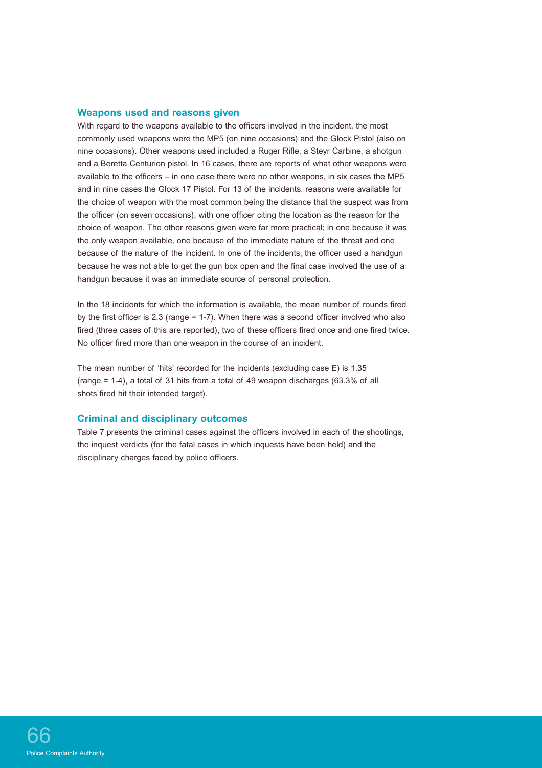## Weapons used and reasons given

With regard to the weapons available to the officers involved in the incident, the most commonly used weapons were the MP5 (on nine occasions) and the Glock Pistol (also on nine occasions). Other weapons used included a Ruger Rifle, a Steyr Carbine, a shotgun and a Beretta Centurion pistol. In 16 cases, there are reports of what other weapons were available to the officers – in one case there were no other weapons, in six cases the MP5 and in nine cases the Glock 17 Pistol. For 13 of the incidents, reasons were available for the choice of weapon with the most common being the distance that the suspect was from the officer (on seven occasions), with one officer citing the location as the reason for the choice of weapon. The other reasons given were far more practical; in one because it was the only weapon available, one because of the immediate nature of the threat and one because of the nature of the incident. In one of the incidents, the officer used a handgun because he was not able to get the gun box open and the final case involved the use of a handgun because it was an immediate source of personal protection.

In the 18 incidents for which the information is available, the mean number of rounds fired by the first officer is 2.3 (range = 1-7). When there was a second officer involved who also fired (three cases of this are reported), two of these officers fired once and one fired twice. No officer fired more than one weapon in the course of an incident.

The mean number of 'hits' recorded for the incidents (excluding case E) is 1.35 (range = 1-4), a total of 31 hits from a total of 49 weapon discharges (63.3% of all shots fired hit their intended target).

## Criminal and disciplinary outcomes

Table 7 presents the criminal cases against the officers involved in each of the shootings, the inquest verdicts (for the fatal cases in which inquests have been held) and the disciplinary charges faced by police officers.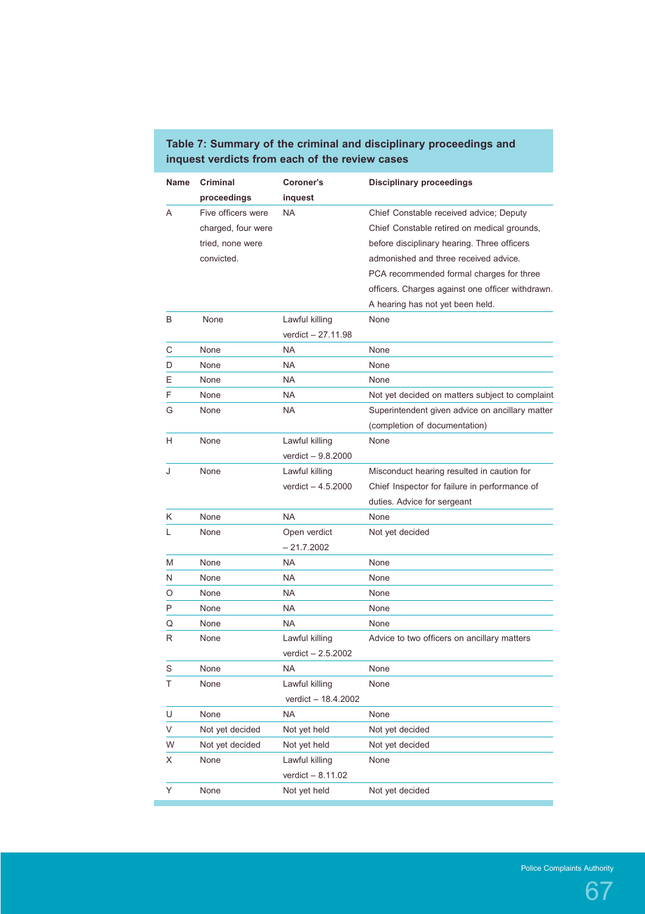**Table 7: Summary of the criminal and disciplinary proceedings and inquest verdicts from each of the review cases**

| Name | Criminal proceedings | Coroner's inquest | Disciplinary proceedings |
|---|---|---|---|
| A | Five officers were charged, four were tried, none were convicted. | NA | Chief Constable received advice; Deputy Chief Constable retired on medical grounds, before disciplinary hearing. Three officers admonished and three received advice. PCA recommended formal charges for three officers. Charges against one officer withdrawn. A hearing has not yet been held. |
| B | None | Lawful killing verdict – 27.11.98 | None |
| C | None | NA | None |
| D | None | NA | None |
| E | None | NA | None |
| F | None | NA | Not yet decided on matters subject to complaint |
| G | None | NA | Superintendent given advice on ancillary matter (completion of documentation) |
| H | None | Lawful killing verdict – 9.8.2000 | None |
| J | None | Lawful killing verdict – 4.5.2000 | Misconduct hearing resulted in caution for Chief Inspector for failure in performance of duties. Advice for sergeant |
| K | None | NA | None |
| L | None | Open verdict – 21.7.2002 | Not yet decided |
| M | None | NA | None |
| N | None | NA | None |
| O | None | NA | None |
| P | None | NA | None |
| Q | None | NA | None |
| R | None | Lawful killing verdict – 2.5.2002 | Advice to two officers on ancillary matters |
| S | None | NA | None |
| T | None | Lawful killing verdict – 18.4.2002 | None |
| U | None | NA | None |
| V | Not yet decided | Not yet held | Not yet decided |
| W | Not yet decided | Not yet held | Not yet decided |
| X | None | Lawful killing verdict – 8.11.02 | None |
| Y | None | Not yet held | Not yet decided |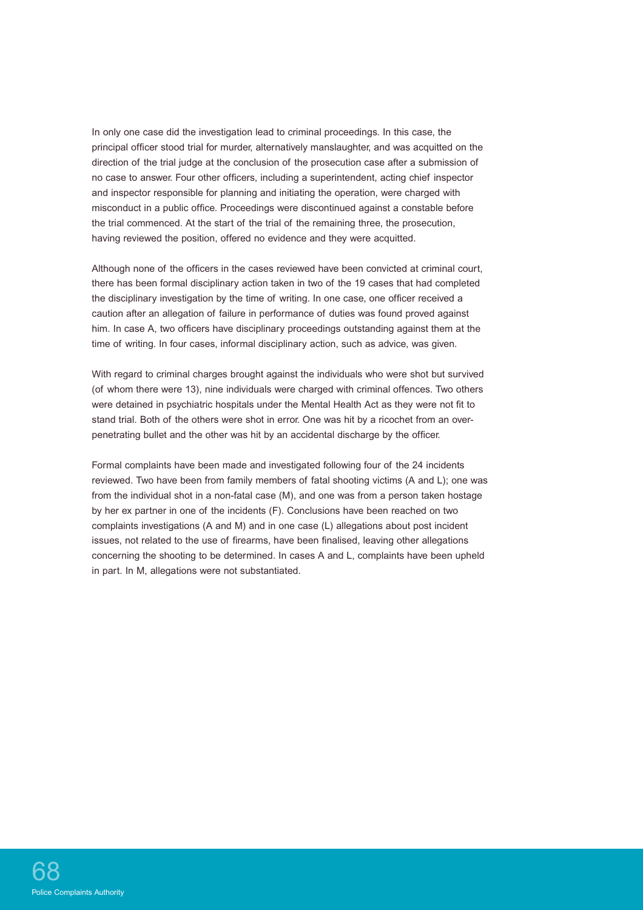In only one case did the investigation lead to criminal proceedings. In this case, the principal officer stood trial for murder, alternatively manslaughter, and was acquitted on the direction of the trial judge at the conclusion of the prosecution case after a submission of no case to answer. Four other officers, including a superintendent, acting chief inspector and inspector responsible for planning and initiating the operation, were charged with misconduct in a public office. Proceedings were discontinued against a constable before the trial commenced. At the start of the trial of the remaining three, the prosecution, having reviewed the position, offered no evidence and they were acquitted.

Although none of the officers in the cases reviewed have been convicted at criminal court, there has been formal disciplinary action taken in two of the 19 cases that had completed the disciplinary investigation by the time of writing. In one case, one officer received a caution after an allegation of failure in performance of duties was found proved against him. In case A, two officers have disciplinary proceedings outstanding against them at the time of writing. In four cases, informal disciplinary action, such as advice, was given.

With regard to criminal charges brought against the individuals who were shot but survived (of whom there were 13), nine individuals were charged with criminal offences. Two others were detained in psychiatric hospitals under the Mental Health Act as they were not fit to stand trial. Both of the others were shot in error. One was hit by a ricochet from an over-penetrating bullet and the other was hit by an accidental discharge by the officer.

Formal complaints have been made and investigated following four of the 24 incidents reviewed. Two have been from family members of fatal shooting victims (A and L); one was from the individual shot in a non-fatal case (M), and one was from a person taken hostage by her ex partner in one of the incidents (F). Conclusions have been reached on two complaints investigations (A and M) and in one case (L) allegations about post incident issues, not related to the use of firearms, have been finalised, leaving other allegations concerning the shooting to be determined. In cases A and L, complaints have been upheld in part. In M, allegations were not substantiated.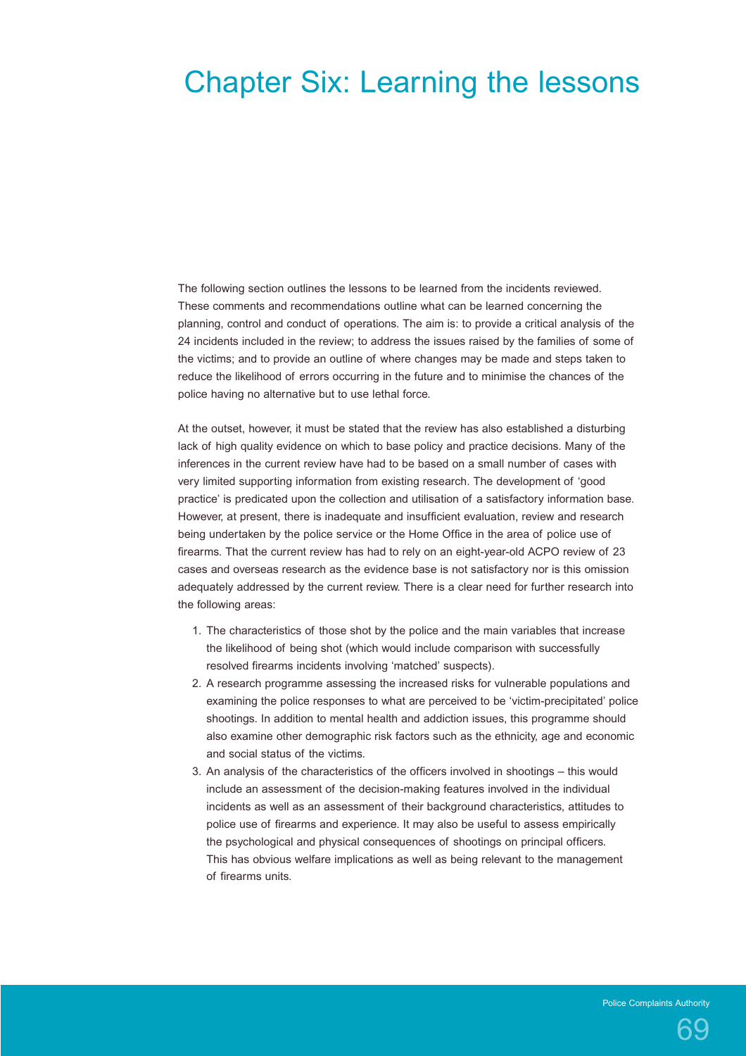# Chapter Six: Learning the lessons

The following section outlines the lessons to be learned from the incidents reviewed. These comments and recommendations outline what can be learned concerning the planning, control and conduct of operations. The aim is: to provide a critical analysis of the 24 incidents included in the review; to address the issues raised by the families of some of the victims; and to provide an outline of where changes may be made and steps taken to reduce the likelihood of errors occurring in the future and to minimise the chances of the police having no alternative but to use lethal force.

At the outset, however, it must be stated that the review has also established a disturbing lack of high quality evidence on which to base policy and practice decisions. Many of the inferences in the current review have had to be based on a small number of cases with very limited supporting information from existing research. The development of 'good practice' is predicated upon the collection and utilisation of a satisfactory information base. However, at present, there is inadequate and insufficient evaluation, review and research being undertaken by the police service or the Home Office in the area of police use of firearms. That the current review has had to rely on an eight-year-old ACPO review of 23 cases and overseas research as the evidence base is not satisfactory nor is this omission adequately addressed by the current review. There is a clear need for further research into the following areas:

1. The characteristics of those shot by the police and the main variables that increase the likelihood of being shot (which would include comparison with successfully resolved firearms incidents involving 'matched' suspects).
2. A research programme assessing the increased risks for vulnerable populations and examining the police responses to what are perceived to be 'victim-precipitated' police shootings. In addition to mental health and addiction issues, this programme should also examine other demographic risk factors such as the ethnicity, age and economic and social status of the victims.
3. An analysis of the characteristics of the officers involved in shootings – this would include an assessment of the decision-making features involved in the individual incidents as well as an assessment of their background characteristics, attitudes to police use of firearms and experience. It may also be useful to assess empirically the psychological and physical consequences of shootings on principal officers. This has obvious welfare implications as well as being relevant to the management of firearms units.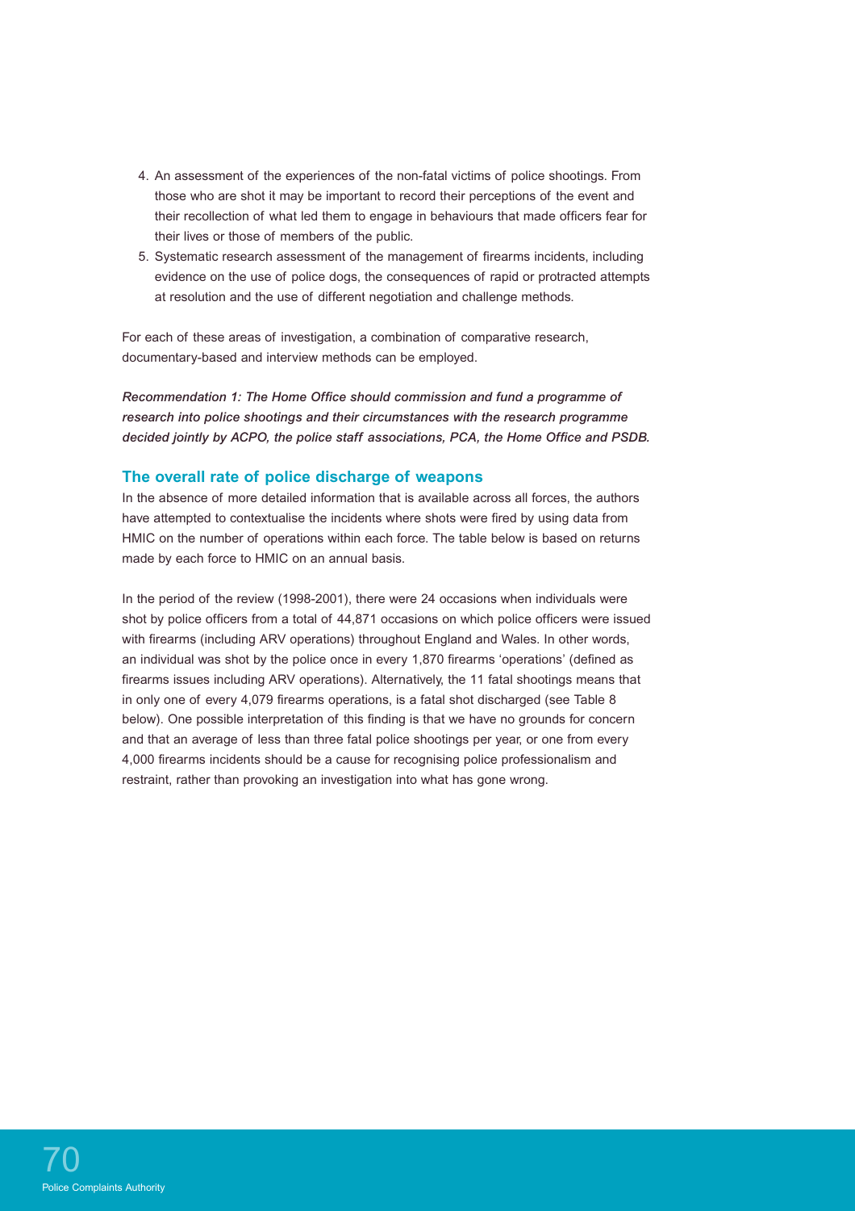4. An assessment of the experiences of the non-fatal victims of police shootings. From those who are shot it may be important to record their perceptions of the event and their recollection of what led them to engage in behaviours that made officers fear for their lives or those of members of the public.
5. Systematic research assessment of the management of firearms incidents, including evidence on the use of police dogs, the consequences of rapid or protracted attempts at resolution and the use of different negotiation and challenge methods.

For each of these areas of investigation, a combination of comparative research, documentary-based and interview methods can be employed.

***Recommendation 1: The Home Office should commission and fund a programme of research into police shootings and their circumstances with the research programme decided jointly by ACPO, the police staff associations, PCA, the Home Office and PSDB.***

## The overall rate of police discharge of weapons

In the absence of more detailed information that is available across all forces, the authors have attempted to contextualise the incidents where shots were fired by using data from HMIC on the number of operations within each force. The table below is based on returns made by each force to HMIC on an annual basis.

In the period of the review (1998-2001), there were 24 occasions when individuals were shot by police officers from a total of 44,871 occasions on which police officers were issued with firearms (including ARV operations) throughout England and Wales. In other words, an individual was shot by the police once in every 1,870 firearms 'operations' (defined as firearms issues including ARV operations). Alternatively, the 11 fatal shootings means that in only one of every 4,079 firearms operations, is a fatal shot discharged (see Table 8 below). One possible interpretation of this finding is that we have no grounds for concern and that an average of less than three fatal police shootings per year, or one from every 4,000 firearms incidents should be a cause for recognising police professionalism and restraint, rather than provoking an investigation into what has gone wrong.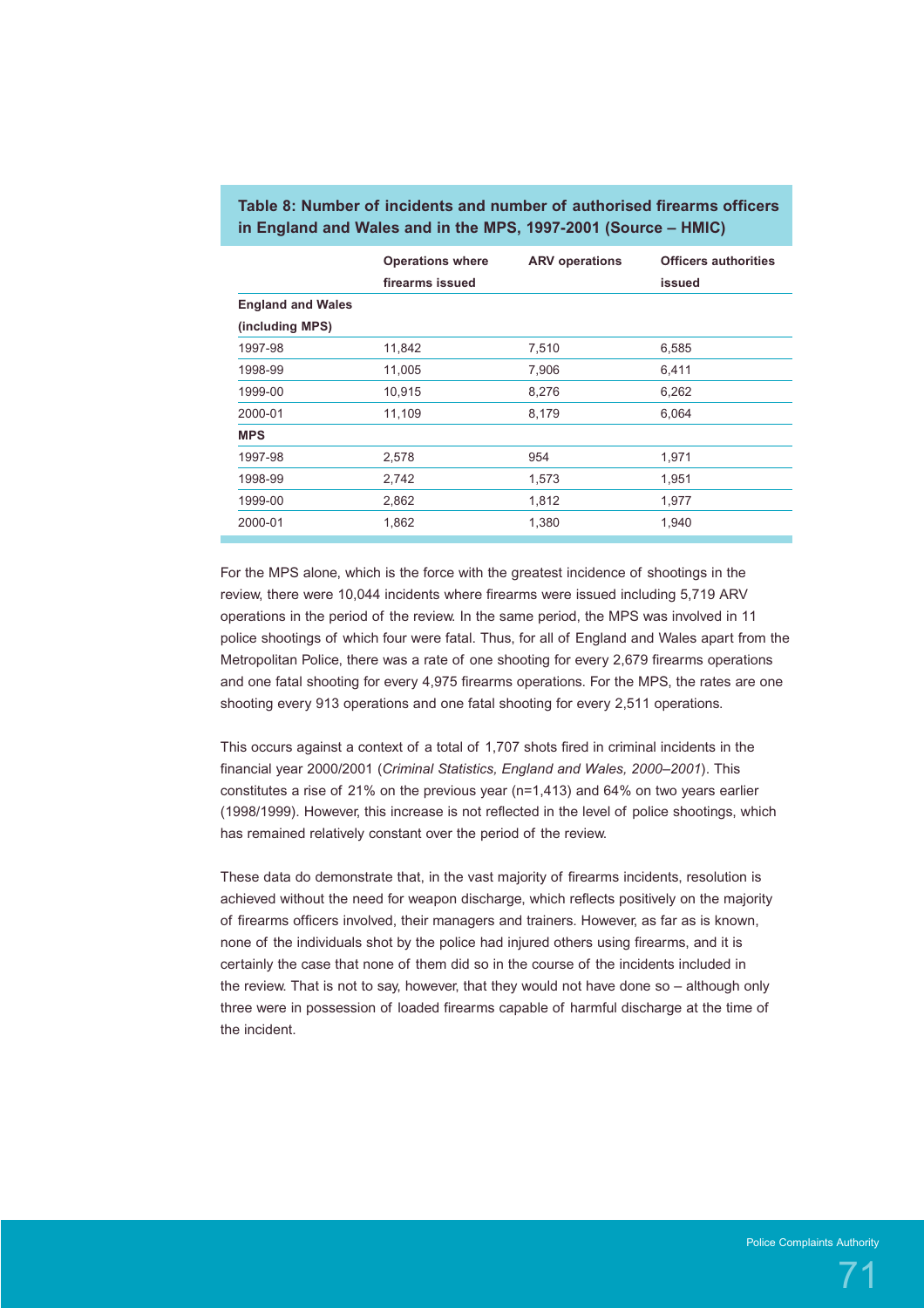**Table 8: Number of incidents and number of authorised firearms officers in England and Wales and in the MPS, 1997-2001 (Source – HMIC)**

| | Operations where firearms issued | ARV operations | Officers authorities issued |
|---|---|---|---|
| **England and Wales (including MPS)** | | | |
| 1997-98 | 11,842 | 7,510 | 6,585 |
| 1998-99 | 11,005 | 7,906 | 6,411 |
| 1999-00 | 10,915 | 8,276 | 6,262 |
| 2000-01 | 11,109 | 8,179 | 6,064 |
| **MPS** | | | |
| 1997-98 | 2,578 | 954 | 1,971 |
| 1998-99 | 2,742 | 1,573 | 1,951 |
| 1999-00 | 2,862 | 1,812 | 1,977 |
| 2000-01 | 1,862 | 1,380 | 1,940 |

For the MPS alone, which is the force with the greatest incidence of shootings in the review, there were 10,044 incidents where firearms were issued including 5,719 ARV operations in the period of the review. In the same period, the MPS was involved in 11 police shootings of which four were fatal. Thus, for all of England and Wales apart from the Metropolitan Police, there was a rate of one shooting for every 2,679 firearms operations and one fatal shooting for every 4,975 firearms operations. For the MPS, the rates are one shooting every 913 operations and one fatal shooting for every 2,511 operations.

This occurs against a context of a total of 1,707 shots fired in criminal incidents in the financial year 2000/2001 (*Criminal Statistics, England and Wales, 2000–2001*). This constitutes a rise of 21% on the previous year (n=1,413) and 64% on two years earlier (1998/1999). However, this increase is not reflected in the level of police shootings, which has remained relatively constant over the period of the review.

These data do demonstrate that, in the vast majority of firearms incidents, resolution is achieved without the need for weapon discharge, which reflects positively on the majority of firearms officers involved, their managers and trainers. However, as far as is known, none of the individuals shot by the police had injured others using firearms, and it is certainly the case that none of them did so in the course of the incidents included in the review. That is not to say, however, that they would not have done so – although only three were in possession of loaded firearms capable of harmful discharge at the time of the incident.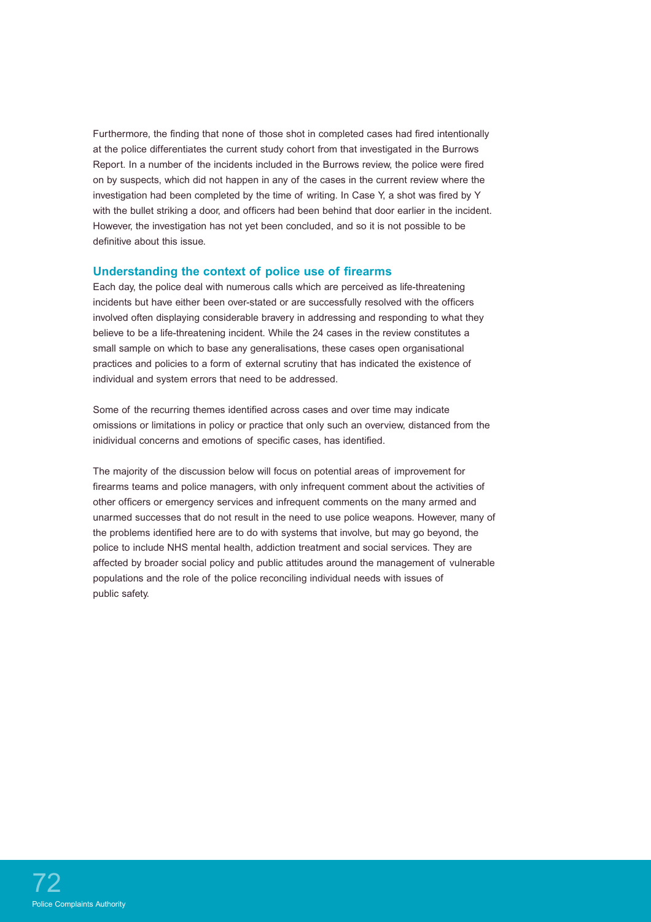Furthermore, the finding that none of those shot in completed cases had fired intentionally at the police differentiates the current study cohort from that investigated in the Burrows Report. In a number of the incidents included in the Burrows review, the police were fired on by suspects, which did not happen in any of the cases in the current review where the investigation had been completed by the time of writing. In Case Y, a shot was fired by Y with the bullet striking a door, and officers had been behind that door earlier in the incident. However, the investigation has not yet been concluded, and so it is not possible to be definitive about this issue.

## Understanding the context of police use of firearms

Each day, the police deal with numerous calls which are perceived as life-threatening incidents but have either been over-stated or are successfully resolved with the officers involved often displaying considerable bravery in addressing and responding to what they believe to be a life-threatening incident. While the 24 cases in the review constitutes a small sample on which to base any generalisations, these cases open organisational practices and policies to a form of external scrutiny that has indicated the existence of individual and system errors that need to be addressed.

Some of the recurring themes identified across cases and over time may indicate omissions or limitations in policy or practice that only such an overview, distanced from the inidividual concerns and emotions of specific cases, has identified.

The majority of the discussion below will focus on potential areas of improvement for firearms teams and police managers, with only infrequent comment about the activities of other officers or emergency services and infrequent comments on the many armed and unarmed successes that do not result in the need to use police weapons. However, many of the problems identified here are to do with systems that involve, but may go beyond, the police to include NHS mental health, addiction treatment and social services. They are affected by broader social policy and public attitudes around the management of vulnerable populations and the role of the police reconciling individual needs with issues of public safety.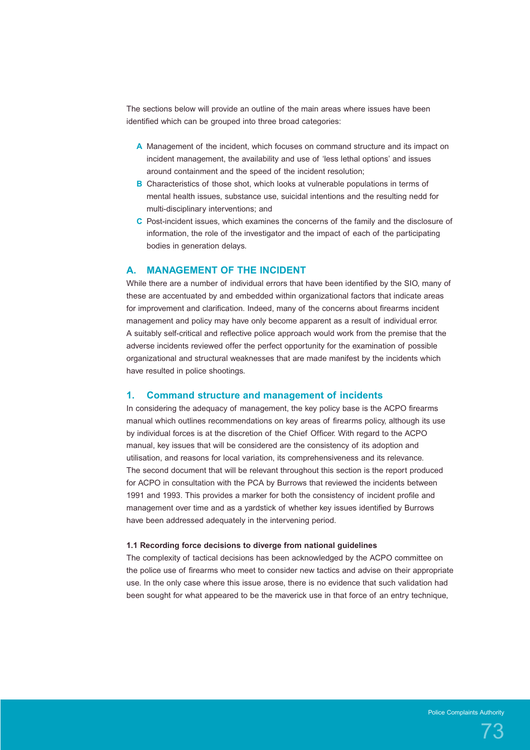The sections below will provide an outline of the main areas where issues have been identified which can be grouped into three broad categories:

- **A** Management of the incident, which focuses on command structure and its impact on incident management, the availability and use of 'less lethal options' and issues around containment and the speed of the incident resolution;
- **B** Characteristics of those shot, which looks at vulnerable populations in terms of mental health issues, substance use, suicidal intentions and the resulting nedd for multi-disciplinary interventions; and
- **C** Post-incident issues, which examines the concerns of the family and the disclosure of information, the role of the investigator and the impact of each of the participating bodies in generation delays.

## A. MANAGEMENT OF THE INCIDENT

While there are a number of individual errors that have been identified by the SIO, many of these are accentuated by and embedded within organizational factors that indicate areas for improvement and clarification. Indeed, many of the concerns about firearms incident management and policy may have only become apparent as a result of individual error. A suitably self-critical and reflective police approach would work from the premise that the adverse incidents reviewed offer the perfect opportunity for the examination of possible organizational and structural weaknesses that are made manifest by the incidents which have resulted in police shootings.

## 1. Command structure and management of incidents

In considering the adequacy of management, the key policy base is the ACPO firearms manual which outlines recommendations on key areas of firearms policy, although its use by individual forces is at the discretion of the Chief Officer. With regard to the ACPO manual, key issues that will be considered are the consistency of its adoption and utilisation, and reasons for local variation, its comprehensiveness and its relevance. The second document that will be relevant throughout this section is the report produced for ACPO in consultation with the PCA by Burrows that reviewed the incidents between 1991 and 1993. This provides a marker for both the consistency of incident profile and management over time and as a yardstick of whether key issues identified by Burrows have been addressed adequately in the intervening period.

#### 1.1 Recording force decisions to diverge from national guidelines

The complexity of tactical decisions has been acknowledged by the ACPO committee on the police use of firearms who meet to consider new tactics and advise on their appropriate use. In the only case where this issue arose, there is no evidence that such validation had been sought for what appeared to be the maverick use in that force of an entry technique,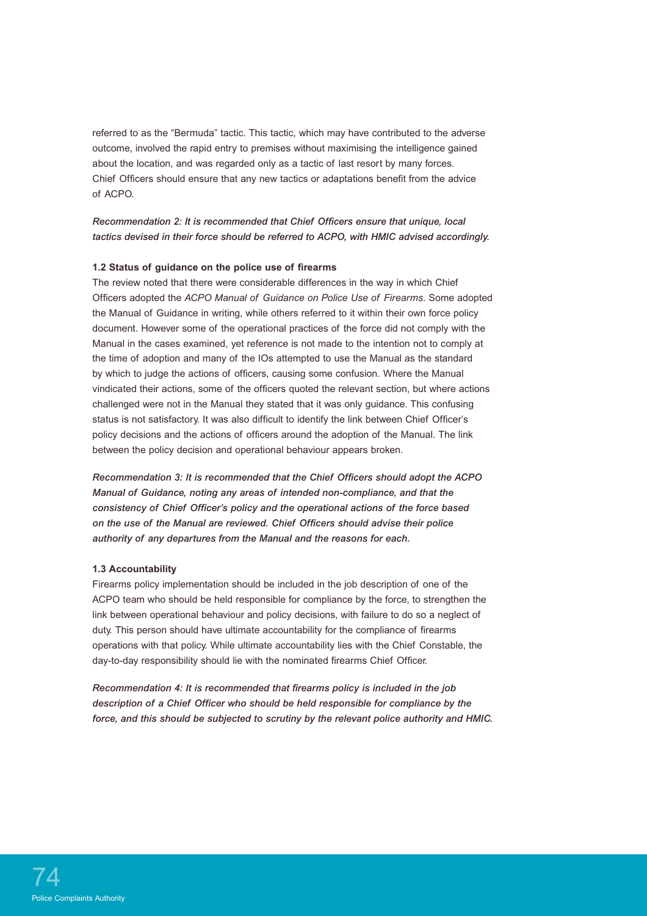referred to as the "Bermuda" tactic. This tactic, which may have contributed to the adverse outcome, involved the rapid entry to premises without maximising the intelligence gained about the location, and was regarded only as a tactic of last resort by many forces. Chief Officers should ensure that any new tactics or adaptations benefit from the advice of ACPO.

***Recommendation 2: It is recommended that Chief Officers ensure that unique, local tactics devised in their force should be referred to ACPO, with HMIC advised accordingly.***

#### 1.2 Status of guidance on the police use of firearms

The review noted that there were considerable differences in the way in which Chief Officers adopted the *ACPO Manual of Guidance on Police Use of Firearms*. Some adopted the Manual of Guidance in writing, while others referred to it within their own force policy document. However some of the operational practices of the force did not comply with the Manual in the cases examined, yet reference is not made to the intention not to comply at the time of adoption and many of the IOs attempted to use the Manual as the standard by which to judge the actions of officers, causing some confusion. Where the Manual vindicated their actions, some of the officers quoted the relevant section, but where actions challenged were not in the Manual they stated that it was only guidance. This confusing status is not satisfactory. It was also difficult to identify the link between Chief Officer's policy decisions and the actions of officers around the adoption of the Manual. The link between the policy decision and operational behaviour appears broken.

***Recommendation 3: It is recommended that the Chief Officers should adopt the ACPO Manual of Guidance, noting any areas of intended non-compliance, and that the consistency of Chief Officer's policy and the operational actions of the force based on the use of the Manual are reviewed. Chief Officers should advise their police authority of any departures from the Manual and the reasons for each.***

#### 1.3 Accountability

Firearms policy implementation should be included in the job description of one of the ACPO team who should be held responsible for compliance by the force, to strengthen the link between operational behaviour and policy decisions, with failure to do so a neglect of duty. This person should have ultimate accountability for the compliance of firearms operations with that policy. While ultimate accountability lies with the Chief Constable, the day-to-day responsibility should lie with the nominated firearms Chief Officer.

***Recommendation 4: It is recommended that firearms policy is included in the job description of a Chief Officer who should be held responsible for compliance by the force, and this should be subjected to scrutiny by the relevant police authority and HMIC.***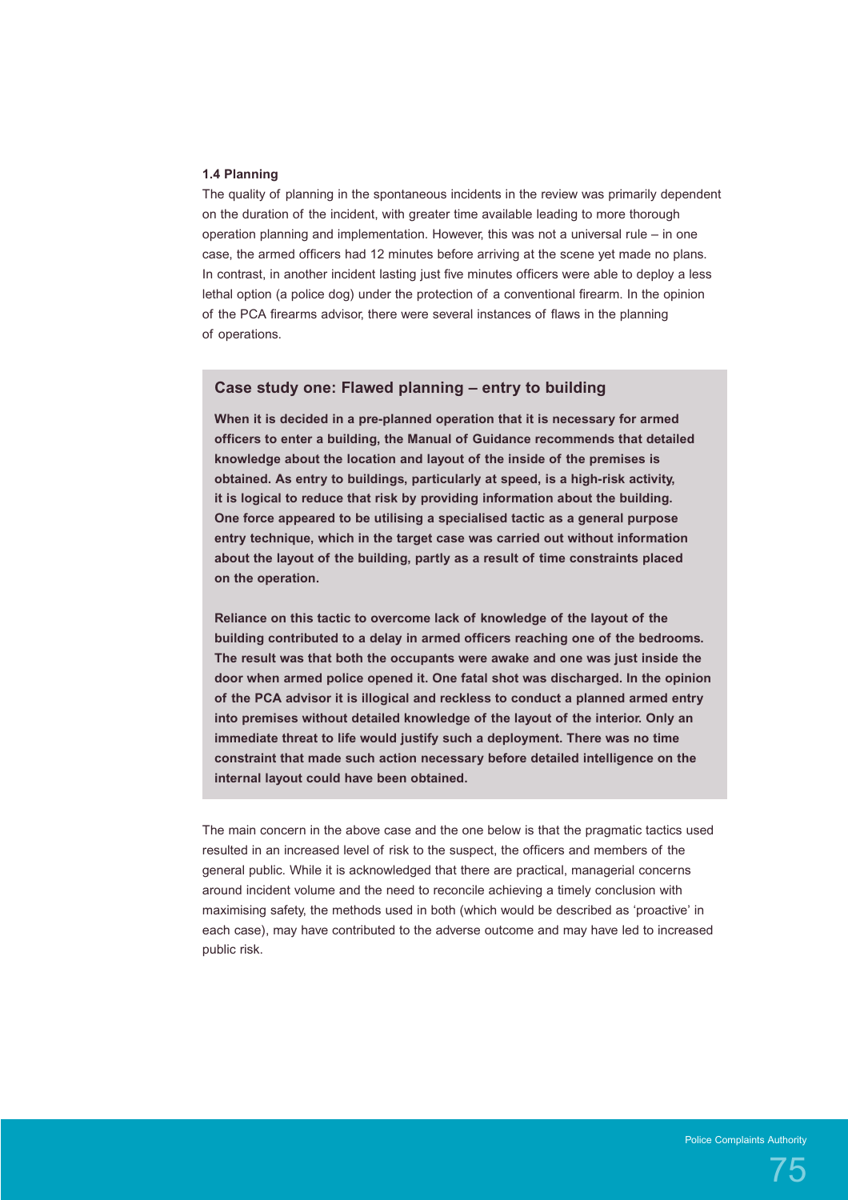### 1.4 Planning

The quality of planning in the spontaneous incidents in the review was primarily dependent on the duration of the incident, with greater time available leading to more thorough operation planning and implementation. However, this was not a universal rule – in one case, the armed officers had 12 minutes before arriving at the scene yet made no plans. In contrast, in another incident lasting just five minutes officers were able to deploy a less lethal option (a police dog) under the protection of a conventional firearm. In the opinion of the PCA firearms advisor, there were several instances of flaws in the planning of operations.

> **Case study one: Flawed planning – entry to building**
>
> **When it is decided in a pre-planned operation that it is necessary for armed officers to enter a building, the Manual of Guidance recommends that detailed knowledge about the location and layout of the inside of the premises is obtained. As entry to buildings, particularly at speed, is a high-risk activity, it is logical to reduce that risk by providing information about the building. One force appeared to be utilising a specialised tactic as a general purpose entry technique, which in the target case was carried out without information about the layout of the building, partly as a result of time constraints placed on the operation.**
>
> **Reliance on this tactic to overcome lack of knowledge of the layout of the building contributed to a delay in armed officers reaching one of the bedrooms. The result was that both the occupants were awake and one was just inside the door when armed police opened it. One fatal shot was discharged. In the opinion of the PCA advisor it is illogical and reckless to conduct a planned armed entry into premises without detailed knowledge of the layout of the interior. Only an immediate threat to life would justify such a deployment. There was no time constraint that made such action necessary before detailed intelligence on the internal layout could have been obtained.**

The main concern in the above case and the one below is that the pragmatic tactics used resulted in an increased level of risk to the suspect, the officers and members of the general public. While it is acknowledged that there are practical, managerial concerns around incident volume and the need to reconcile achieving a timely conclusion with maximising safety, the methods used in both (which would be described as 'proactive' in each case), may have contributed to the adverse outcome and may have led to increased public risk.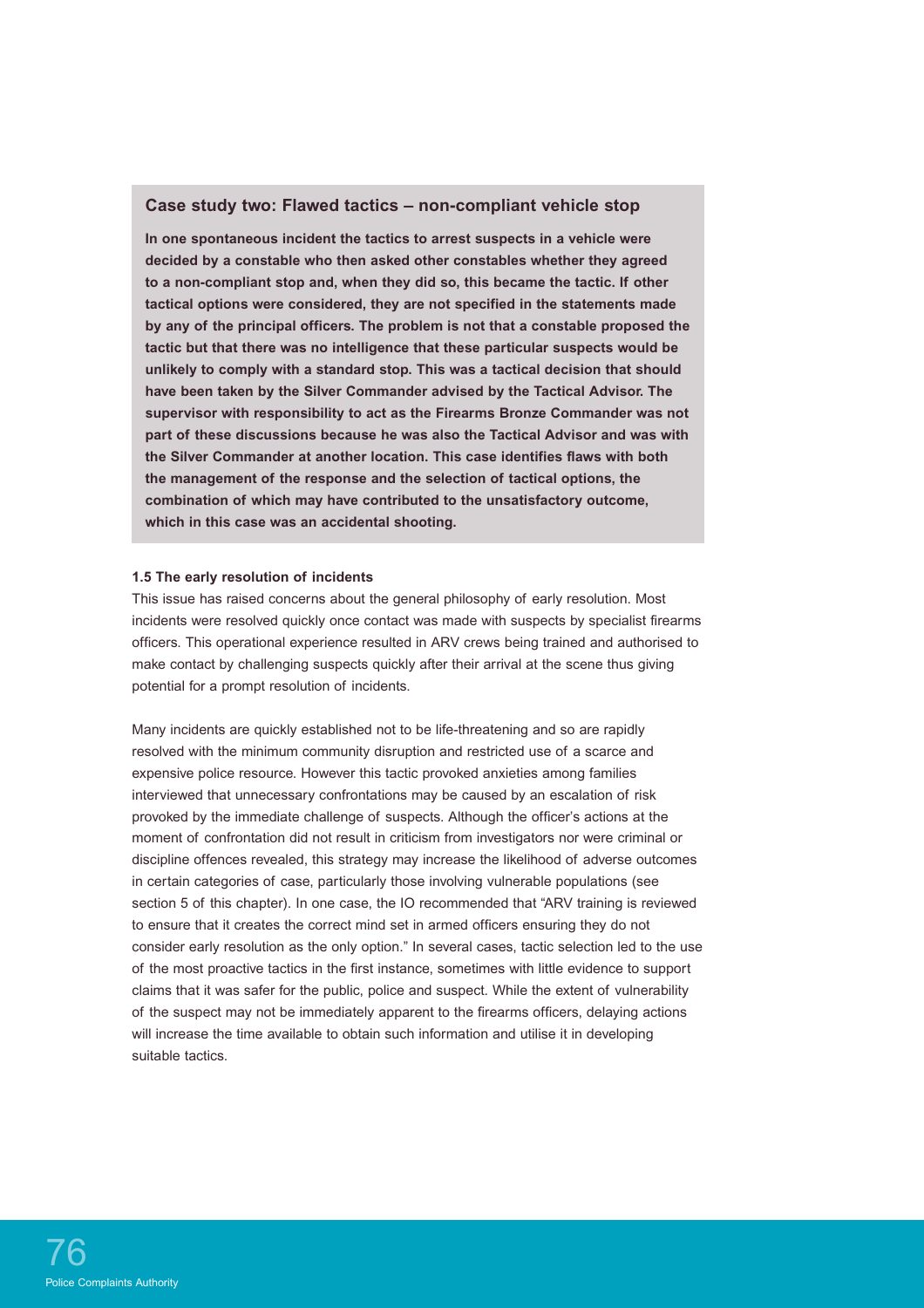### Case study two: Flawed tactics – non-compliant vehicle stop

**In one spontaneous incident the tactics to arrest suspects in a vehicle were decided by a constable who then asked other constables whether they agreed to a non-compliant stop and, when they did so, this became the tactic. If other tactical options were considered, they are not specified in the statements made by any of the principal officers. The problem is not that a constable proposed the tactic but that there was no intelligence that these particular suspects would be unlikely to comply with a standard stop. This was a tactical decision that should have been taken by the Silver Commander advised by the Tactical Advisor. The supervisor with responsibility to act as the Firearms Bronze Commander was not part of these discussions because he was also the Tactical Advisor and was with the Silver Commander at another location. This case identifies flaws with both the management of the response and the selection of tactical options, the combination of which may have contributed to the unsatisfactory outcome, which in this case was an accidental shooting.**

#### 1.5 The early resolution of incidents

This issue has raised concerns about the general philosophy of early resolution. Most incidents were resolved quickly once contact was made with suspects by specialist firearms officers. This operational experience resulted in ARV crews being trained and authorised to make contact by challenging suspects quickly after their arrival at the scene thus giving potential for a prompt resolution of incidents.

Many incidents are quickly established not to be life-threatening and so are rapidly resolved with the minimum community disruption and restricted use of a scarce and expensive police resource. However this tactic provoked anxieties among families interviewed that unnecessary confrontations may be caused by an escalation of risk provoked by the immediate challenge of suspects. Although the officer's actions at the moment of confrontation did not result in criticism from investigators nor were criminal or discipline offences revealed, this strategy may increase the likelihood of adverse outcomes in certain categories of case, particularly those involving vulnerable populations (see section 5 of this chapter). In one case, the IO recommended that "ARV training is reviewed to ensure that it creates the correct mind set in armed officers ensuring they do not consider early resolution as the only option." In several cases, tactic selection led to the use of the most proactive tactics in the first instance, sometimes with little evidence to support claims that it was safer for the public, police and suspect. While the extent of vulnerability of the suspect may not be immediately apparent to the firearms officers, delaying actions will increase the time available to obtain such information and utilise it in developing suitable tactics.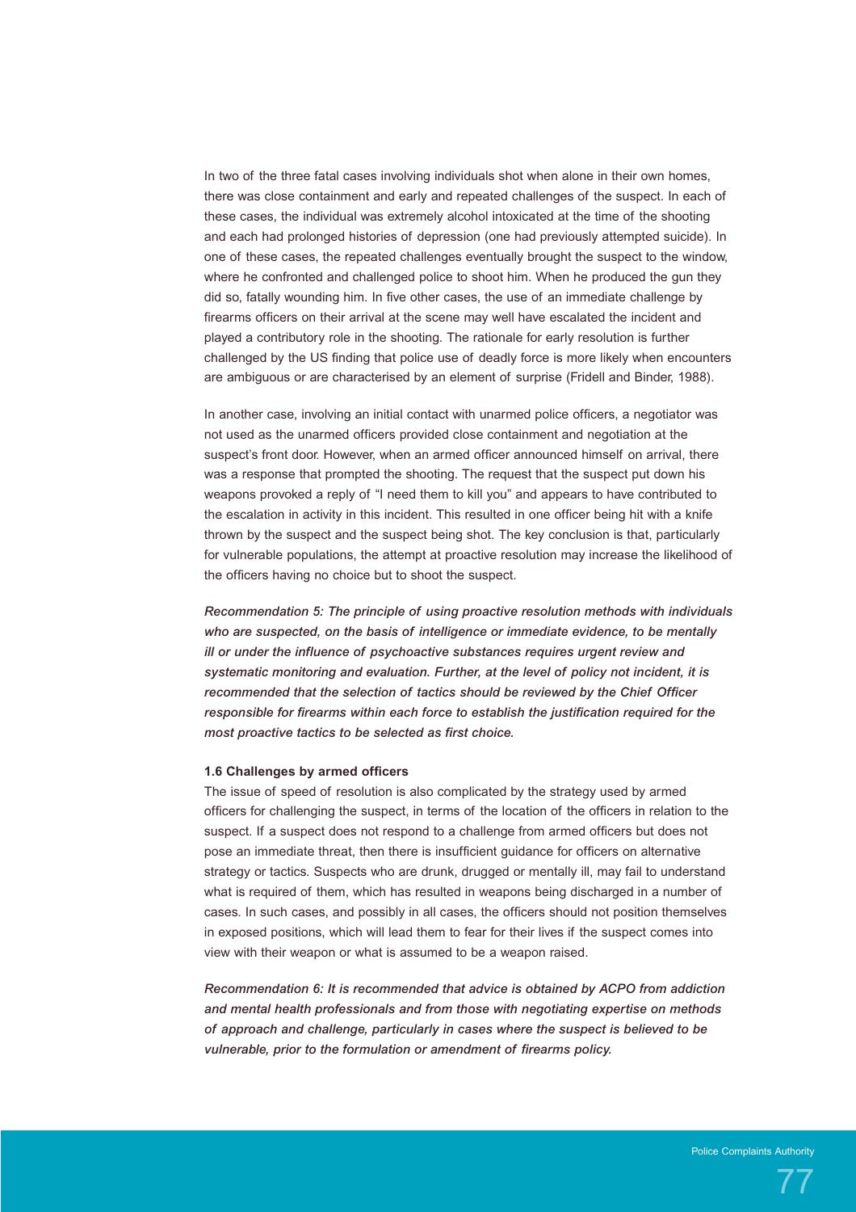In two of the three fatal cases involving individuals shot when alone in their own homes, there was close containment and early and repeated challenges of the suspect. In each of these cases, the individual was extremely alcohol intoxicated at the time of the shooting and each had prolonged histories of depression (one had previously attempted suicide). In one of these cases, the repeated challenges eventually brought the suspect to the window, where he confronted and challenged police to shoot him. When he produced the gun they did so, fatally wounding him. In five other cases, the use of an immediate challenge by firearms officers on their arrival at the scene may well have escalated the incident and played a contributory role in the shooting. The rationale for early resolution is further challenged by the US finding that police use of deadly force is more likely when encounters are ambiguous or are characterised by an element of surprise (Fridell and Binder, 1988).

In another case, involving an initial contact with unarmed police officers, a negotiator was not used as the unarmed officers provided close containment and negotiation at the suspect's front door. However, when an armed officer announced himself on arrival, there was a response that prompted the shooting. The request that the suspect put down his weapons provoked a reply of "I need them to kill you" and appears to have contributed to the escalation in activity in this incident. This resulted in one officer being hit with a knife thrown by the suspect and the suspect being shot. The key conclusion is that, particularly for vulnerable populations, the attempt at proactive resolution may increase the likelihood of the officers having no choice but to shoot the suspect.

***Recommendation 5: The principle of using proactive resolution methods with individuals who are suspected, on the basis of intelligence or immediate evidence, to be mentally ill or under the influence of psychoactive substances requires urgent review and systematic monitoring and evaluation. Further, at the level of policy not incident, it is recommended that the selection of tactics should be reviewed by the Chief Officer responsible for firearms within each force to establish the justification required for the most proactive tactics to be selected as first choice.***

**1.6 Challenges by armed officers**

The issue of speed of resolution is also complicated by the strategy used by armed officers for challenging the suspect, in terms of the location of the officers in relation to the suspect. If a suspect does not respond to a challenge from armed officers but does not pose an immediate threat, then there is insufficient guidance for officers on alternative strategy or tactics. Suspects who are drunk, drugged or mentally ill, may fail to understand what is required of them, which has resulted in weapons being discharged in a number of cases. In such cases, and possibly in all cases, the officers should not position themselves in exposed positions, which will lead them to fear for their lives if the suspect comes into view with their weapon or what is assumed to be a weapon raised.

***Recommendation 6: It is recommended that advice is obtained by ACPO from addiction and mental health professionals and from those with negotiating expertise on methods of approach and challenge, particularly in cases where the suspect is believed to be vulnerable, prior to the formulation or amendment of firearms policy.***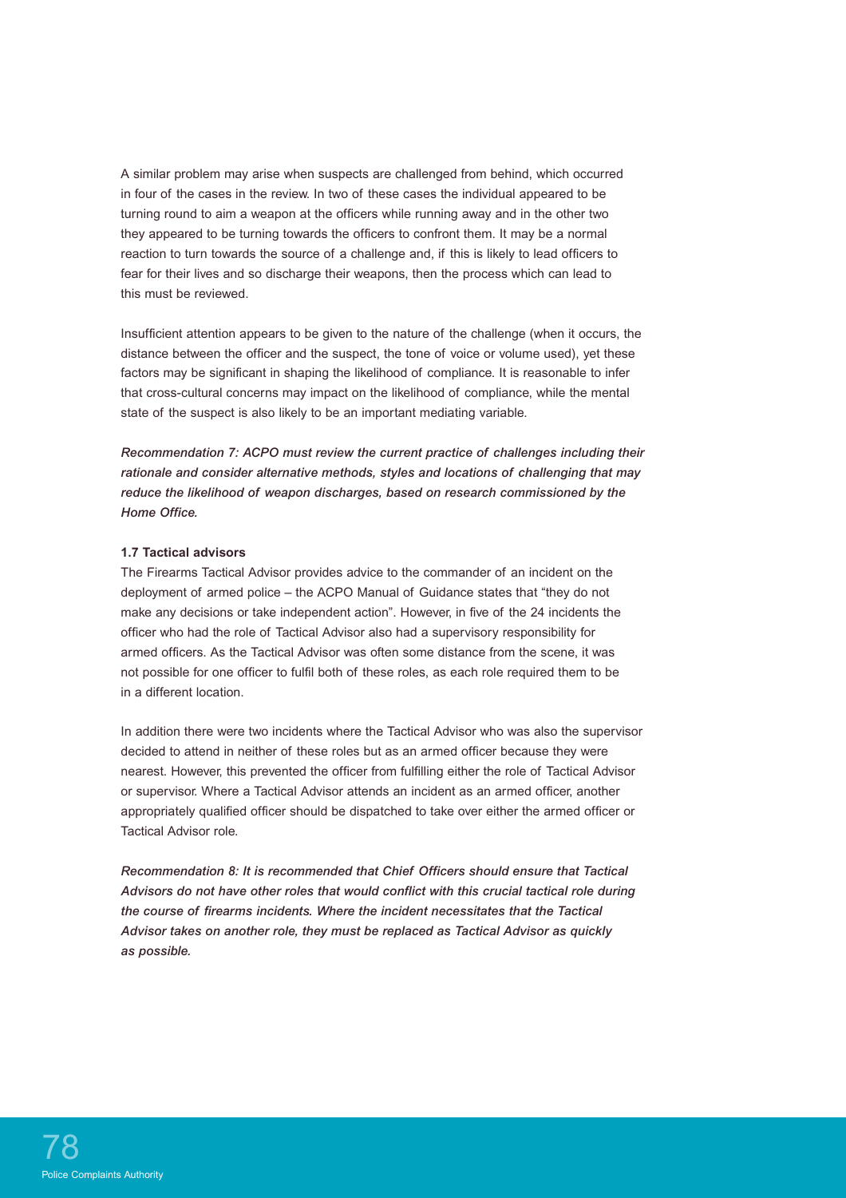A similar problem may arise when suspects are challenged from behind, which occurred in four of the cases in the review. In two of these cases the individual appeared to be turning round to aim a weapon at the officers while running away and in the other two they appeared to be turning towards the officers to confront them. It may be a normal reaction to turn towards the source of a challenge and, if this is likely to lead officers to fear for their lives and so discharge their weapons, then the process which can lead to this must be reviewed.

Insufficient attention appears to be given to the nature of the challenge (when it occurs, the distance between the officer and the suspect, the tone of voice or volume used), yet these factors may be significant in shaping the likelihood of compliance. It is reasonable to infer that cross-cultural concerns may impact on the likelihood of compliance, while the mental state of the suspect is also likely to be an important mediating variable.

***Recommendation 7: ACPO must review the current practice of challenges including their rationale and consider alternative methods, styles and locations of challenging that may reduce the likelihood of weapon discharges, based on research commissioned by the Home Office.***

**1.7 Tactical advisors**

The Firearms Tactical Advisor provides advice to the commander of an incident on the deployment of armed police – the ACPO Manual of Guidance states that "they do not make any decisions or take independent action". However, in five of the 24 incidents the officer who had the role of Tactical Advisor also had a supervisory responsibility for armed officers. As the Tactical Advisor was often some distance from the scene, it was not possible for one officer to fulfil both of these roles, as each role required them to be in a different location.

In addition there were two incidents where the Tactical Advisor who was also the supervisor decided to attend in neither of these roles but as an armed officer because they were nearest. However, this prevented the officer from fulfilling either the role of Tactical Advisor or supervisor. Where a Tactical Advisor attends an incident as an armed officer, another appropriately qualified officer should be dispatched to take over either the armed officer or Tactical Advisor role.

***Recommendation 8: It is recommended that Chief Officers should ensure that Tactical Advisors do not have other roles that would conflict with this crucial tactical role during the course of firearms incidents. Where the incident necessitates that the Tactical Advisor takes on another role, they must be replaced as Tactical Advisor as quickly as possible.***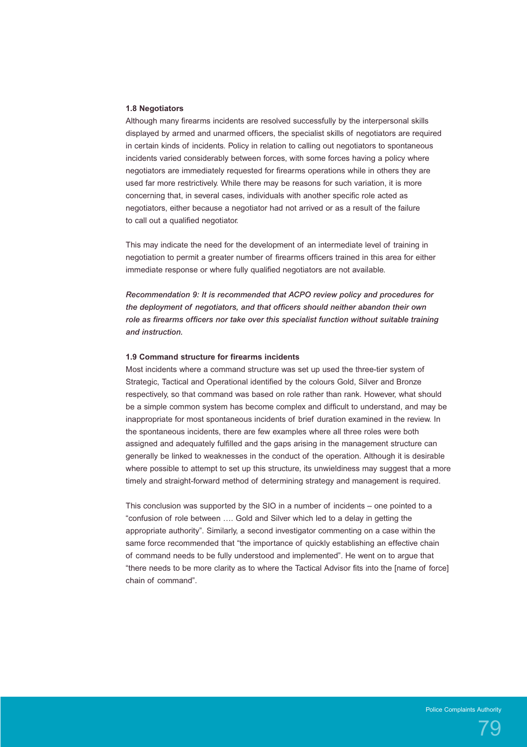### 1.8 Negotiators

Although many firearms incidents are resolved successfully by the interpersonal skills displayed by armed and unarmed officers, the specialist skills of negotiators are required in certain kinds of incidents. Policy in relation to calling out negotiators to spontaneous incidents varied considerably between forces, with some forces having a policy where negotiators are immediately requested for firearms operations while in others they are used far more restrictively. While there may be reasons for such variation, it is more concerning that, in several cases, individuals with another specific role acted as negotiators, either because a negotiator had not arrived or as a result of the failure to call out a qualified negotiator.

This may indicate the need for the development of an intermediate level of training in negotiation to permit a greater number of firearms officers trained in this area for either immediate response or where fully qualified negotiators are not available.

***Recommendation 9: It is recommended that ACPO review policy and procedures for the deployment of negotiators, and that officers should neither abandon their own role as firearms officers nor take over this specialist function without suitable training and instruction.***

### 1.9 Command structure for firearms incidents

Most incidents where a command structure was set up used the three-tier system of Strategic, Tactical and Operational identified by the colours Gold, Silver and Bronze respectively, so that command was based on role rather than rank. However, what should be a simple common system has become complex and difficult to understand, and may be inappropriate for most spontaneous incidents of brief duration examined in the review. In the spontaneous incidents, there are few examples where all three roles were both assigned and adequately fulfilled and the gaps arising in the management structure can generally be linked to weaknesses in the conduct of the operation. Although it is desirable where possible to attempt to set up this structure, its unwieldiness may suggest that a more timely and straight-forward method of determining strategy and management is required.

This conclusion was supported by the SIO in a number of incidents – one pointed to a "confusion of role between …. Gold and Silver which led to a delay in getting the appropriate authority". Similarly, a second investigator commenting on a case within the same force recommended that "the importance of quickly establishing an effective chain of command needs to be fully understood and implemented". He went on to argue that "there needs to be more clarity as to where the Tactical Advisor fits into the [name of force] chain of command".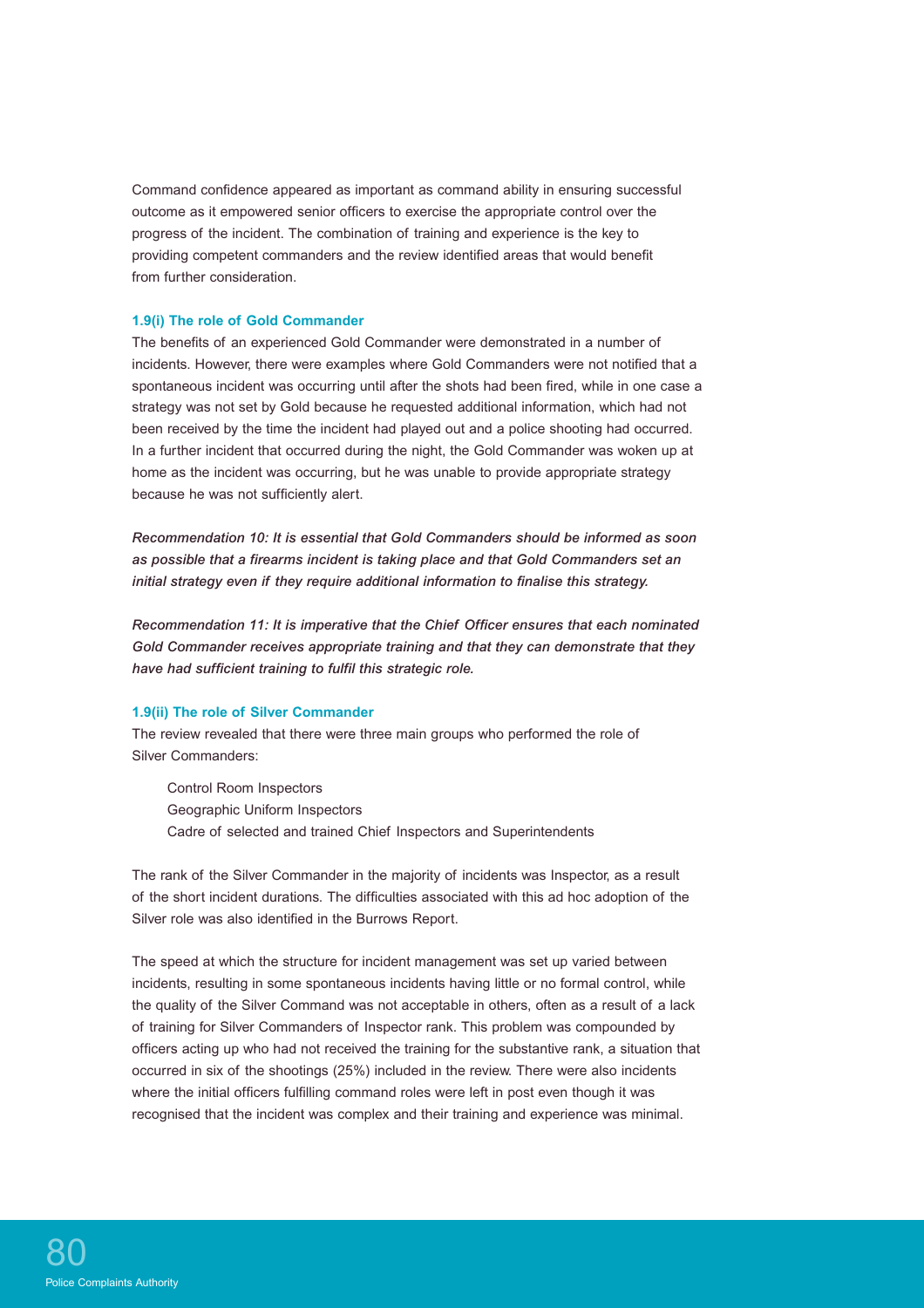Command confidence appeared as important as command ability in ensuring successful outcome as it empowered senior officers to exercise the appropriate control over the progress of the incident. The combination of training and experience is the key to providing competent commanders and the review identified areas that would benefit from further consideration.

#### 1.9(i) The role of Gold Commander

The benefits of an experienced Gold Commander were demonstrated in a number of incidents. However, there were examples where Gold Commanders were not notified that a spontaneous incident was occurring until after the shots had been fired, while in one case a strategy was not set by Gold because he requested additional information, which had not been received by the time the incident had played out and a police shooting had occurred. In a further incident that occurred during the night, the Gold Commander was woken up at home as the incident was occurring, but he was unable to provide appropriate strategy because he was not sufficiently alert.

***Recommendation 10: It is essential that Gold Commanders should be informed as soon as possible that a firearms incident is taking place and that Gold Commanders set an initial strategy even if they require additional information to finalise this strategy.***

***Recommendation 11: It is imperative that the Chief Officer ensures that each nominated Gold Commander receives appropriate training and that they can demonstrate that they have had sufficient training to fulfil this strategic role.***

#### 1.9(ii) The role of Silver Commander

The review revealed that there were three main groups who performed the role of Silver Commanders:

- Control Room Inspectors
- Geographic Uniform Inspectors
- Cadre of selected and trained Chief Inspectors and Superintendents

The rank of the Silver Commander in the majority of incidents was Inspector, as a result of the short incident durations. The difficulties associated with this ad hoc adoption of the Silver role was also identified in the Burrows Report.

The speed at which the structure for incident management was set up varied between incidents, resulting in some spontaneous incidents having little or no formal control, while the quality of the Silver Command was not acceptable in others, often as a result of a lack of training for Silver Commanders of Inspector rank. This problem was compounded by officers acting up who had not received the training for the substantive rank, a situation that occurred in six of the shootings (25%) included in the review. There were also incidents where the initial officers fulfilling command roles were left in post even though it was recognised that the incident was complex and their training and experience was minimal.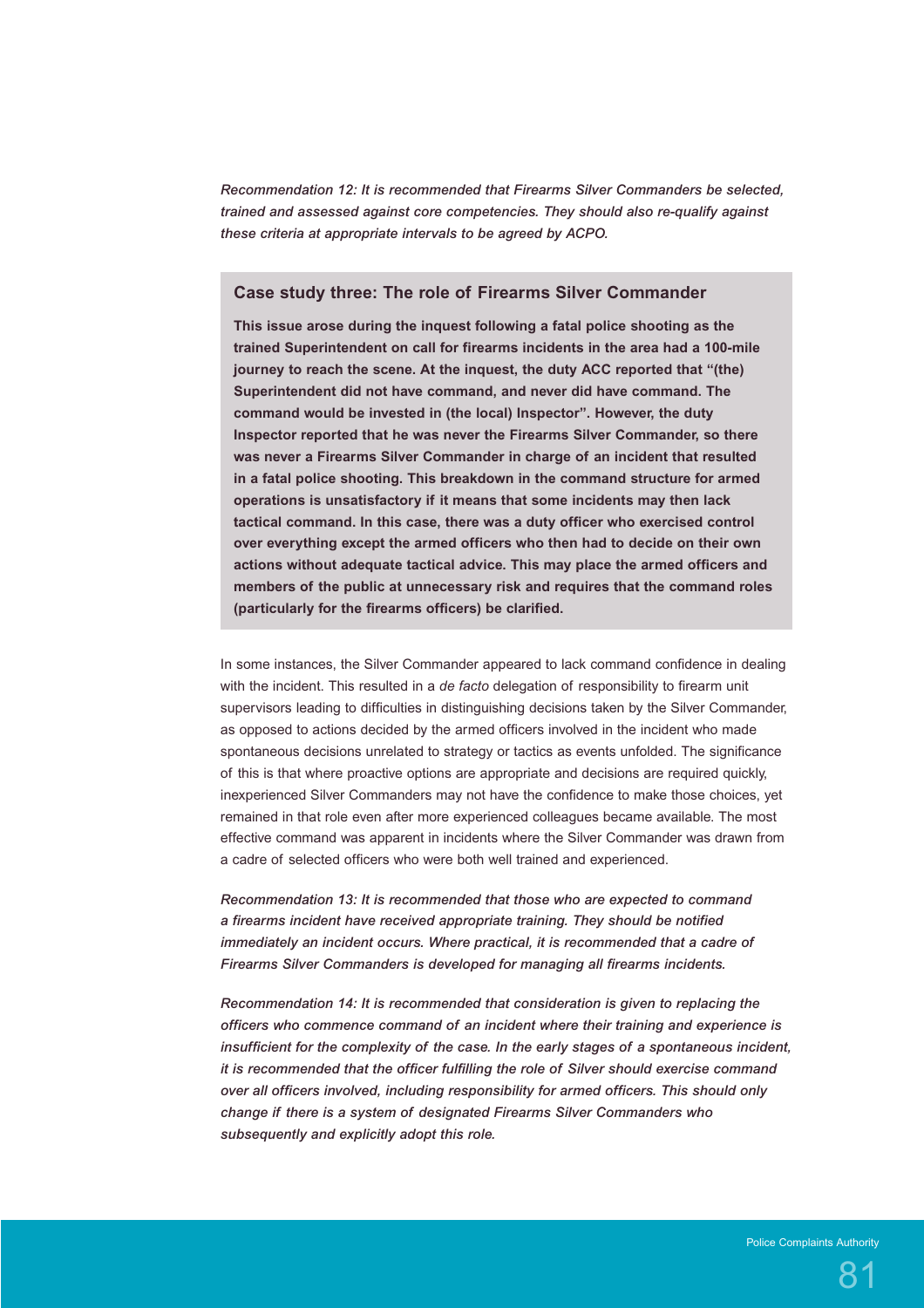*Recommendation 12: It is recommended that Firearms Silver Commanders be selected, trained and assessed against core competencies. They should also re-qualify against these criteria at appropriate intervals to be agreed by ACPO.*

### Case study three: The role of Firearms Silver Commander

**This issue arose during the inquest following a fatal police shooting as the trained Superintendent on call for firearms incidents in the area had a 100-mile journey to reach the scene. At the inquest, the duty ACC reported that "(the) Superintendent did not have command, and never did have command. The command would be invested in (the local) Inspector". However, the duty Inspector reported that he was never the Firearms Silver Commander, so there was never a Firearms Silver Commander in charge of an incident that resulted in a fatal police shooting. This breakdown in the command structure for armed operations is unsatisfactory if it means that some incidents may then lack tactical command. In this case, there was a duty officer who exercised control over everything except the armed officers who then had to decide on their own actions without adequate tactical advice. This may place the armed officers and members of the public at unnecessary risk and requires that the command roles (particularly for the firearms officers) be clarified.**

In some instances, the Silver Commander appeared to lack command confidence in dealing with the incident. This resulted in a *de facto* delegation of responsibility to firearm unit supervisors leading to difficulties in distinguishing decisions taken by the Silver Commander, as opposed to actions decided by the armed officers involved in the incident who made spontaneous decisions unrelated to strategy or tactics as events unfolded. The significance of this is that where proactive options are appropriate and decisions are required quickly, inexperienced Silver Commanders may not have the confidence to make those choices, yet remained in that role even after more experienced colleagues became available. The most effective command was apparent in incidents where the Silver Commander was drawn from a cadre of selected officers who were both well trained and experienced.

*Recommendation 13: It is recommended that those who are expected to command a firearms incident have received appropriate training. They should be notified immediately an incident occurs. Where practical, it is recommended that a cadre of Firearms Silver Commanders is developed for managing all firearms incidents.*

*Recommendation 14: It is recommended that consideration is given to replacing the officers who commence command of an incident where their training and experience is insufficient for the complexity of the case. In the early stages of a spontaneous incident, it is recommended that the officer fulfilling the role of Silver should exercise command over all officers involved, including responsibility for armed officers. This should only change if there is a system of designated Firearms Silver Commanders who subsequently and explicitly adopt this role.*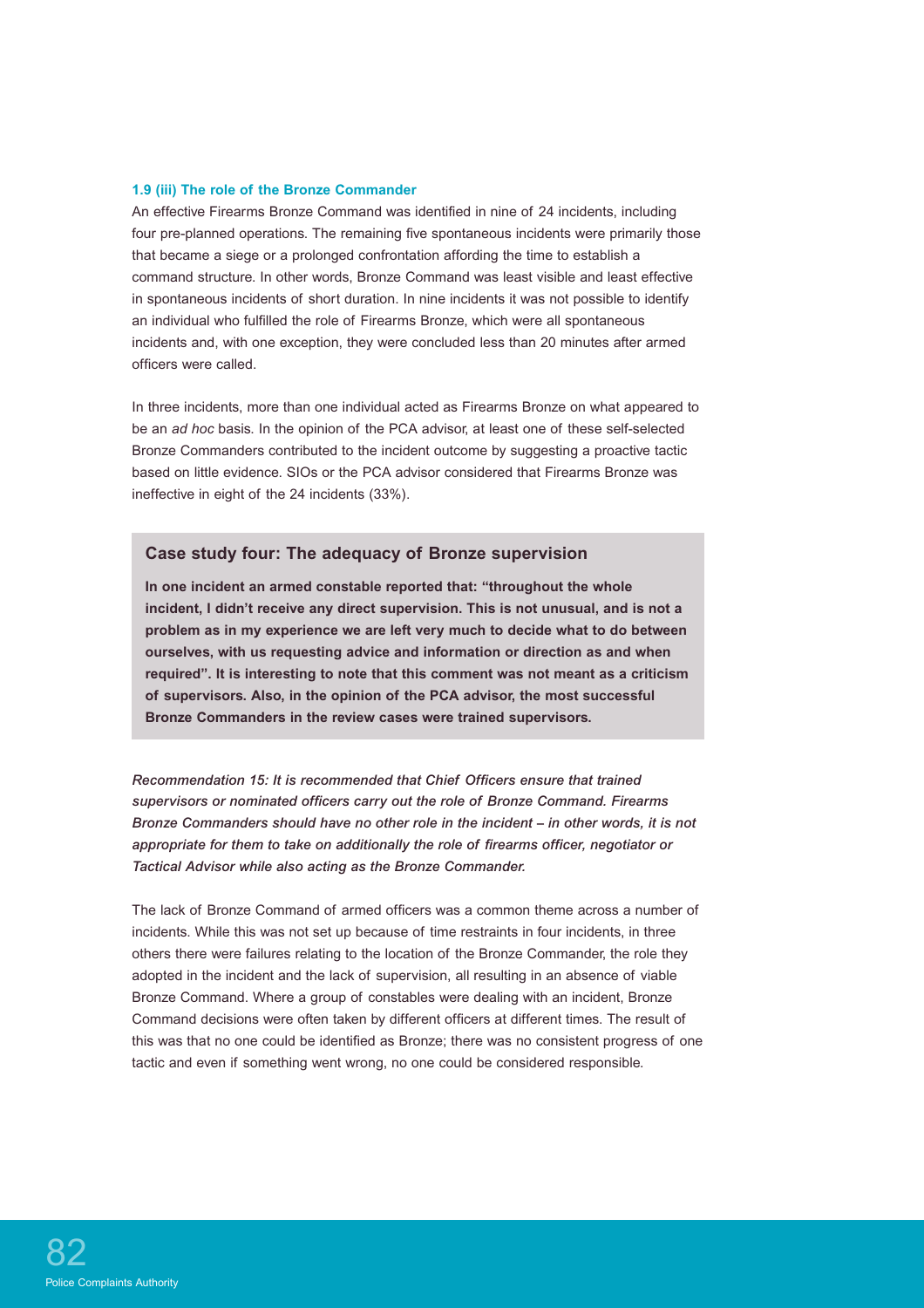### 1.9 (iii) The role of the Bronze Commander

An effective Firearms Bronze Command was identified in nine of 24 incidents, including four pre-planned operations. The remaining five spontaneous incidents were primarily those that became a siege or a prolonged confrontation affording the time to establish a command structure. In other words, Bronze Command was least visible and least effective in spontaneous incidents of short duration. In nine incidents it was not possible to identify an individual who fulfilled the role of Firearms Bronze, which were all spontaneous incidents and, with one exception, they were concluded less than 20 minutes after armed officers were called.

In three incidents, more than one individual acted as Firearms Bronze on what appeared to be an *ad hoc* basis. In the opinion of the PCA advisor, at least one of these self-selected Bronze Commanders contributed to the incident outcome by suggesting a proactive tactic based on little evidence. SIOs or the PCA advisor considered that Firearms Bronze was ineffective in eight of the 24 incidents (33%).

> **Case study four: The adequacy of Bronze supervision**
>
> **In one incident an armed constable reported that: "throughout the whole incident, I didn't receive any direct supervision. This is not unusual, and is not a problem as in my experience we are left very much to decide what to do between ourselves, with us requesting advice and information or direction as and when required". It is interesting to note that this comment was not meant as a criticism of supervisors. Also, in the opinion of the PCA advisor, the most successful Bronze Commanders in the review cases were trained supervisors.**

***Recommendation 15: It is recommended that Chief Officers ensure that trained supervisors or nominated officers carry out the role of Bronze Command. Firearms Bronze Commanders should have no other role in the incident – in other words, it is not appropriate for them to take on additionally the role of firearms officer, negotiator or Tactical Advisor while also acting as the Bronze Commander.***

The lack of Bronze Command of armed officers was a common theme across a number of incidents. While this was not set up because of time restraints in four incidents, in three others there were failures relating to the location of the Bronze Commander, the role they adopted in the incident and the lack of supervision, all resulting in an absence of viable Bronze Command. Where a group of constables were dealing with an incident, Bronze Command decisions were often taken by different officers at different times. The result of this was that no one could be identified as Bronze; there was no consistent progress of one tactic and even if something went wrong, no one could be considered responsible.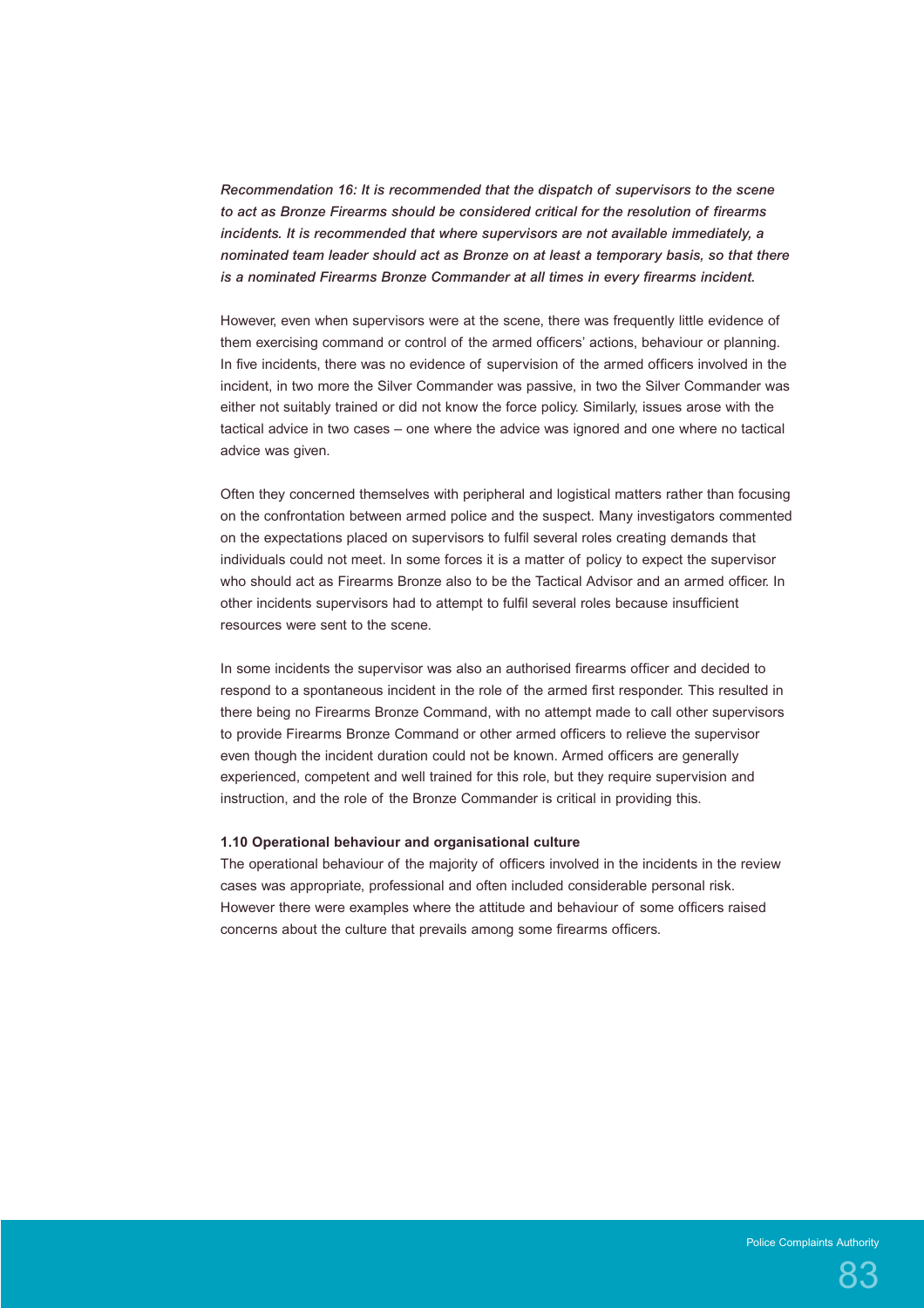***Recommendation 16: It is recommended that the dispatch of supervisors to the scene to act as Bronze Firearms should be considered critical for the resolution of firearms incidents. It is recommended that where supervisors are not available immediately, a nominated team leader should act as Bronze on at least a temporary basis, so that there is a nominated Firearms Bronze Commander at all times in every firearms incident.***

However, even when supervisors were at the scene, there was frequently little evidence of them exercising command or control of the armed officers' actions, behaviour or planning. In five incidents, there was no evidence of supervision of the armed officers involved in the incident, in two more the Silver Commander was passive, in two the Silver Commander was either not suitably trained or did not know the force policy. Similarly, issues arose with the tactical advice in two cases – one where the advice was ignored and one where no tactical advice was given.

Often they concerned themselves with peripheral and logistical matters rather than focusing on the confrontation between armed police and the suspect. Many investigators commented on the expectations placed on supervisors to fulfil several roles creating demands that individuals could not meet. In some forces it is a matter of policy to expect the supervisor who should act as Firearms Bronze also to be the Tactical Advisor and an armed officer. In other incidents supervisors had to attempt to fulfil several roles because insufficient resources were sent to the scene.

In some incidents the supervisor was also an authorised firearms officer and decided to respond to a spontaneous incident in the role of the armed first responder. This resulted in there being no Firearms Bronze Command, with no attempt made to call other supervisors to provide Firearms Bronze Command or other armed officers to relieve the supervisor even though the incident duration could not be known. Armed officers are generally experienced, competent and well trained for this role, but they require supervision and instruction, and the role of the Bronze Commander is critical in providing this.

### 1.10 Operational behaviour and organisational culture

The operational behaviour of the majority of officers involved in the incidents in the review cases was appropriate, professional and often included considerable personal risk. However there were examples where the attitude and behaviour of some officers raised concerns about the culture that prevails among some firearms officers.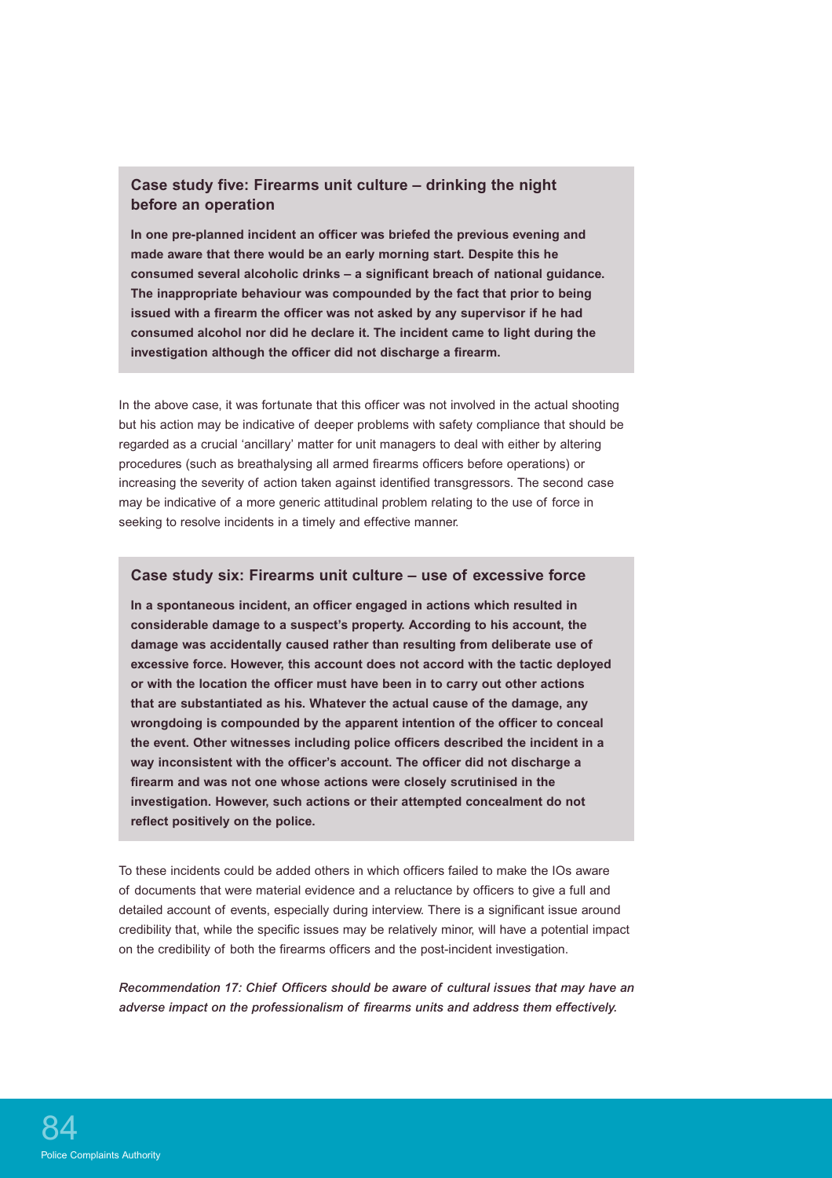### Case study five: Firearms unit culture – drinking the night before an operation

**In one pre-planned incident an officer was briefed the previous evening and made aware that there would be an early morning start. Despite this he consumed several alcoholic drinks – a significant breach of national guidance. The inappropriate behaviour was compounded by the fact that prior to being issued with a firearm the officer was not asked by any supervisor if he had consumed alcohol nor did he declare it. The incident came to light during the investigation although the officer did not discharge a firearm.**

In the above case, it was fortunate that this officer was not involved in the actual shooting but his action may be indicative of deeper problems with safety compliance that should be regarded as a crucial 'ancillary' matter for unit managers to deal with either by altering procedures (such as breathalysing all armed firearms officers before operations) or increasing the severity of action taken against identified transgressors. The second case may be indicative of a more generic attitudinal problem relating to the use of force in seeking to resolve incidents in a timely and effective manner.

### Case study six: Firearms unit culture – use of excessive force

**In a spontaneous incident, an officer engaged in actions which resulted in considerable damage to a suspect's property. According to his account, the damage was accidentally caused rather than resulting from deliberate use of excessive force. However, this account does not accord with the tactic deployed or with the location the officer must have been in to carry out other actions that are substantiated as his. Whatever the actual cause of the damage, any wrongdoing is compounded by the apparent intention of the officer to conceal the event. Other witnesses including police officers described the incident in a way inconsistent with the officer's account. The officer did not discharge a firearm and was not one whose actions were closely scrutinised in the investigation. However, such actions or their attempted concealment do not reflect positively on the police.**

To these incidents could be added others in which officers failed to make the IOs aware of documents that were material evidence and a reluctance by officers to give a full and detailed account of events, especially during interview. There is a significant issue around credibility that, while the specific issues may be relatively minor, will have a potential impact on the credibility of both the firearms officers and the post-incident investigation.

*Recommendation 17: Chief Officers should be aware of cultural issues that may have an adverse impact on the professionalism of firearms units and address them effectively.*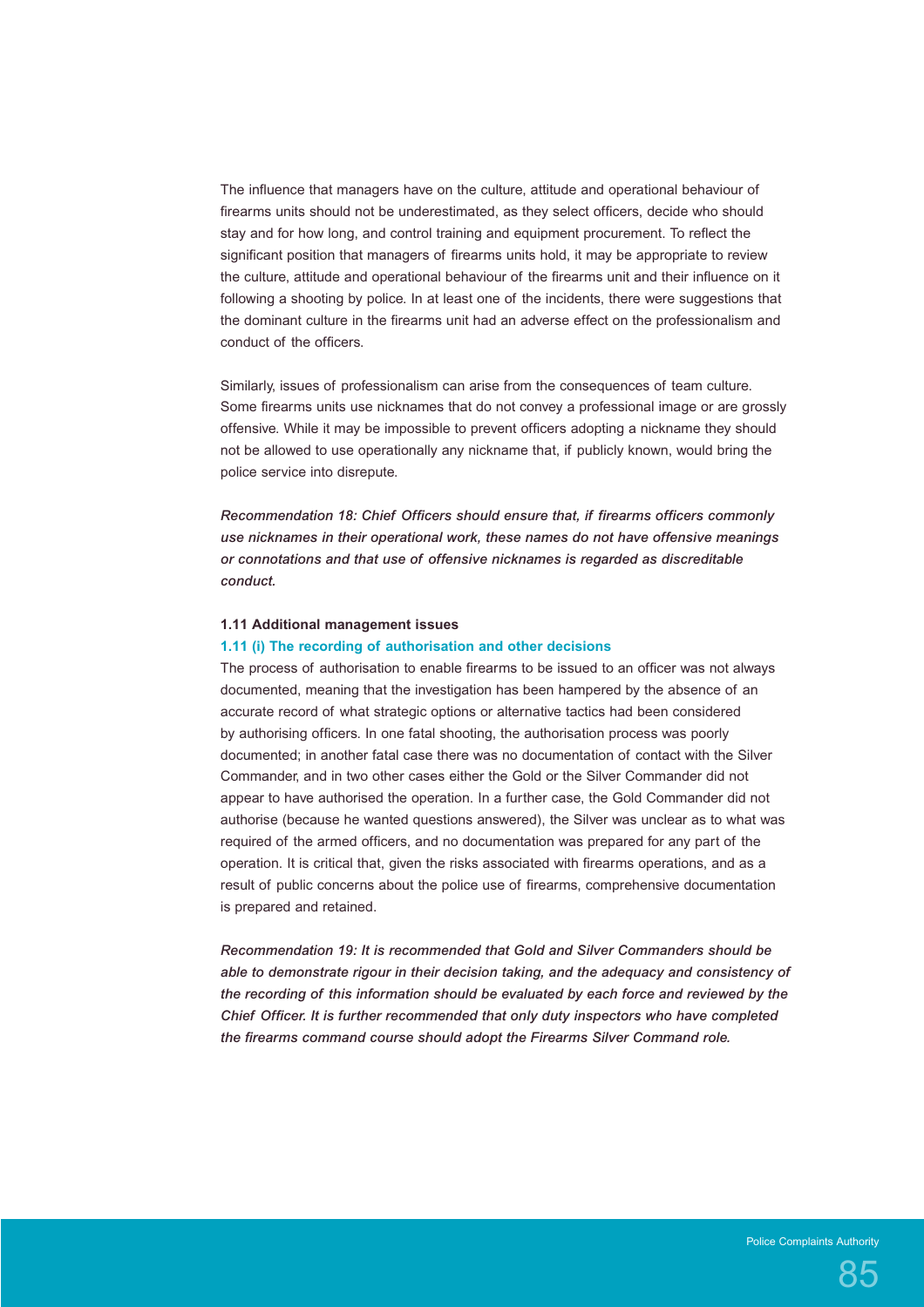The influence that managers have on the culture, attitude and operational behaviour of firearms units should not be underestimated, as they select officers, decide who should stay and for how long, and control training and equipment procurement. To reflect the significant position that managers of firearms units hold, it may be appropriate to review the culture, attitude and operational behaviour of the firearms unit and their influence on it following a shooting by police. In at least one of the incidents, there were suggestions that the dominant culture in the firearms unit had an adverse effect on the professionalism and conduct of the officers.

Similarly, issues of professionalism can arise from the consequences of team culture. Some firearms units use nicknames that do not convey a professional image or are grossly offensive. While it may be impossible to prevent officers adopting a nickname they should not be allowed to use operationally any nickname that, if publicly known, would bring the police service into disrepute.

***Recommendation 18: Chief Officers should ensure that, if firearms officers commonly use nicknames in their operational work, these names do not have offensive meanings or connotations and that use of offensive nicknames is regarded as discreditable conduct.***

### 1.11 Additional management issues

#### 1.11 (i) The recording of authorisation and other decisions

The process of authorisation to enable firearms to be issued to an officer was not always documented, meaning that the investigation has been hampered by the absence of an accurate record of what strategic options or alternative tactics had been considered by authorising officers. In one fatal shooting, the authorisation process was poorly documented; in another fatal case there was no documentation of contact with the Silver Commander, and in two other cases either the Gold or the Silver Commander did not appear to have authorised the operation. In a further case, the Gold Commander did not authorise (because he wanted questions answered), the Silver was unclear as to what was required of the armed officers, and no documentation was prepared for any part of the operation. It is critical that, given the risks associated with firearms operations, and as a result of public concerns about the police use of firearms, comprehensive documentation is prepared and retained.

***Recommendation 19: It is recommended that Gold and Silver Commanders should be able to demonstrate rigour in their decision taking, and the adequacy and consistency of the recording of this information should be evaluated by each force and reviewed by the Chief Officer. It is further recommended that only duty inspectors who have completed the firearms command course should adopt the Firearms Silver Command role.***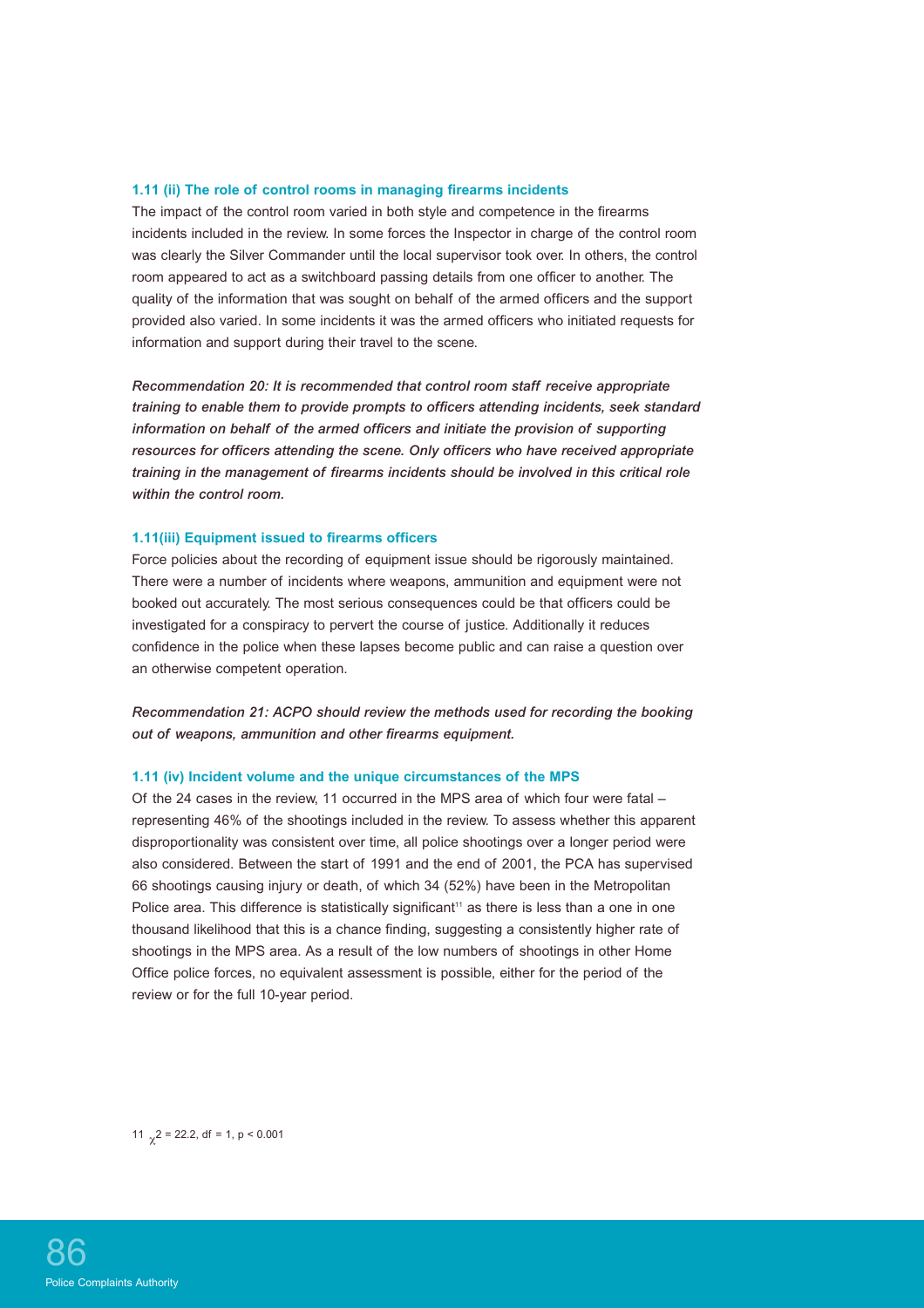#### 1.11 (ii) The role of control rooms in managing firearms incidents

The impact of the control room varied in both style and competence in the firearms incidents included in the review. In some forces the Inspector in charge of the control room was clearly the Silver Commander until the local supervisor took over. In others, the control room appeared to act as a switchboard passing details from one officer to another. The quality of the information that was sought on behalf of the armed officers and the support provided also varied. In some incidents it was the armed officers who initiated requests for information and support during their travel to the scene.

***Recommendation 20: It is recommended that control room staff receive appropriate training to enable them to provide prompts to officers attending incidents, seek standard information on behalf of the armed officers and initiate the provision of supporting resources for officers attending the scene. Only officers who have received appropriate training in the management of firearms incidents should be involved in this critical role within the control room.***

#### 1.11(iii) Equipment issued to firearms officers

Force policies about the recording of equipment issue should be rigorously maintained. There were a number of incidents where weapons, ammunition and equipment were not booked out accurately. The most serious consequences could be that officers could be investigated for a conspiracy to pervert the course of justice. Additionally it reduces confidence in the police when these lapses become public and can raise a question over an otherwise competent operation.

***Recommendation 21: ACPO should review the methods used for recording the booking out of weapons, ammunition and other firearms equipment.***

#### 1.11 (iv) Incident volume and the unique circumstances of the MPS

Of the 24 cases in the review, 11 occurred in the MPS area of which four were fatal – representing 46% of the shootings included in the review. To assess whether this apparent disproportionality was consistent over time, all police shootings over a longer period were also considered. Between the start of 1991 and the end of 2001, the PCA has supervised 66 shootings causing injury or death, of which 34 (52%) have been in the Metropolitan Police area. This difference is statistically significant[11] as there is less than a one in one thousand likelihood that this is a chance finding, suggesting a consistently higher rate of shootings in the MPS area. As a result of the low numbers of shootings in other Home Office police forces, no equivalent assessment is possible, either for the period of the review or for the full 10-year period.

11 $\chi^2 = 22.2$, df = 1, $p < 0.001$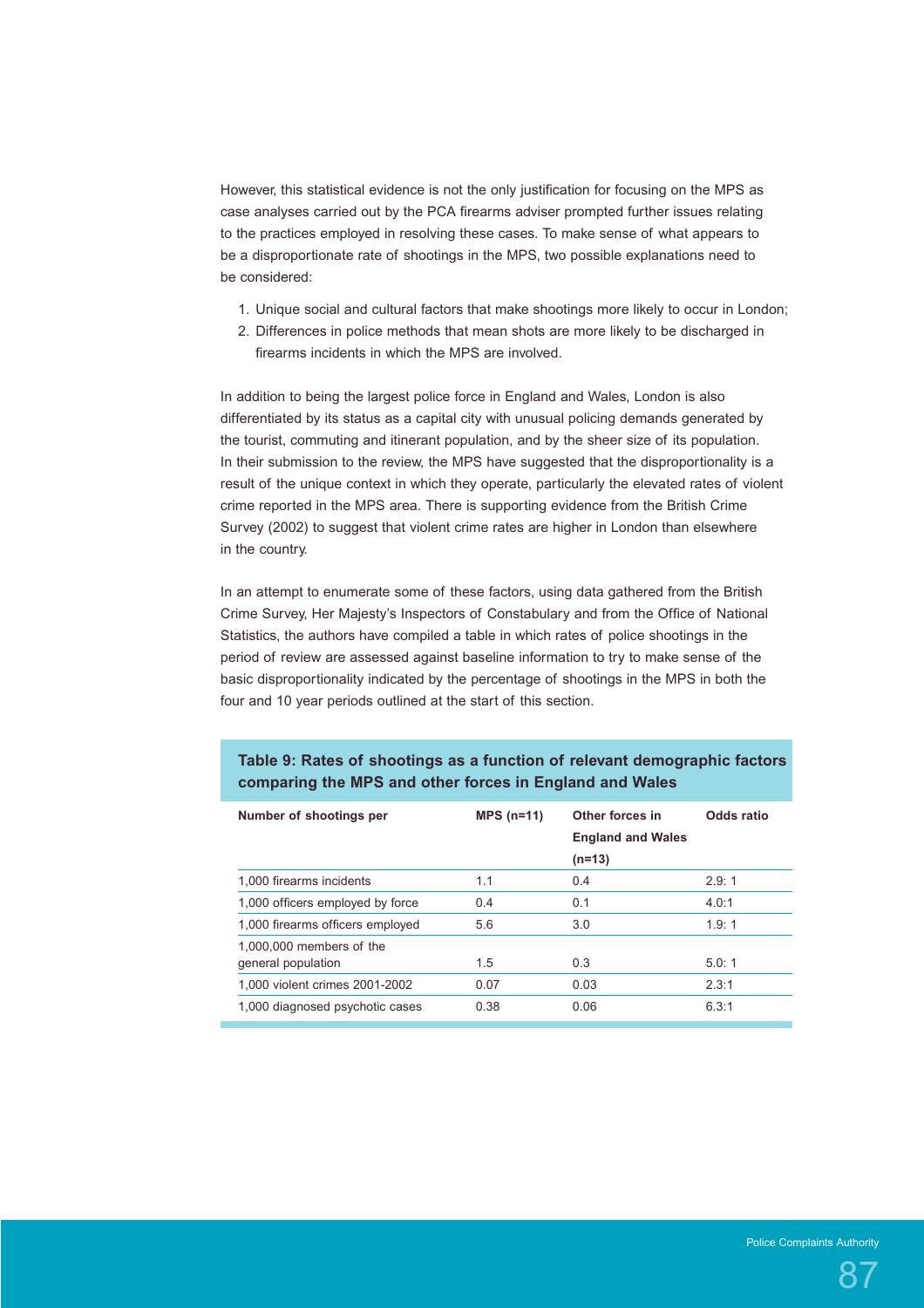However, this statistical evidence is not the only justification for focusing on the MPS as case analyses carried out by the PCA firearms adviser prompted further issues relating to the practices employed in resolving these cases. To make sense of what appears to be a disproportionate rate of shootings in the MPS, two possible explanations need to be considered:

1. Unique social and cultural factors that make shootings more likely to occur in London;
2. Differences in police methods that mean shots are more likely to be discharged in firearms incidents in which the MPS are involved.

In addition to being the largest police force in England and Wales, London is also differentiated by its status as a capital city with unusual policing demands generated by the tourist, commuting and itinerant population, and by the sheer size of its population. In their submission to the review, the MPS have suggested that the disproportionality is a result of the unique context in which they operate, particularly the elevated rates of violent crime reported in the MPS area. There is supporting evidence from the British Crime Survey (2002) to suggest that violent crime rates are higher in London than elsewhere in the country.

In an attempt to enumerate some of these factors, using data gathered from the British Crime Survey, Her Majesty's Inspectors of Constabulary and from the Office of National Statistics, the authors have compiled a table in which rates of police shootings in the period of review are assessed against baseline information to try to make sense of the basic disproportionality indicated by the percentage of shootings in the MPS in both the four and 10 year periods outlined at the start of this section.

**Table 9: Rates of shootings as a function of relevant demographic factors comparing the MPS and other forces in England and Wales**

| Number of shootings per | MPS (n=11) | Other forces in England and Wales (n=13) | Odds ratio |
|---|---|---|---|
| 1,000 firearms incidents | 1.1 | 0.4 | 2.9: 1 |
| 1,000 officers employed by force | 0.4 | 0.1 | 4.0:1 |
| 1,000 firearms officers employed | 5.6 | 3.0 | 1.9: 1 |
| 1,000,000 members of the general population | 1.5 | 0.3 | 5.0: 1 |
| 1,000 violent crimes 2001-2002 | 0.07 | 0.03 | 2.3:1 |
| 1,000 diagnosed psychotic cases | 0.38 | 0.06 | 6.3:1 |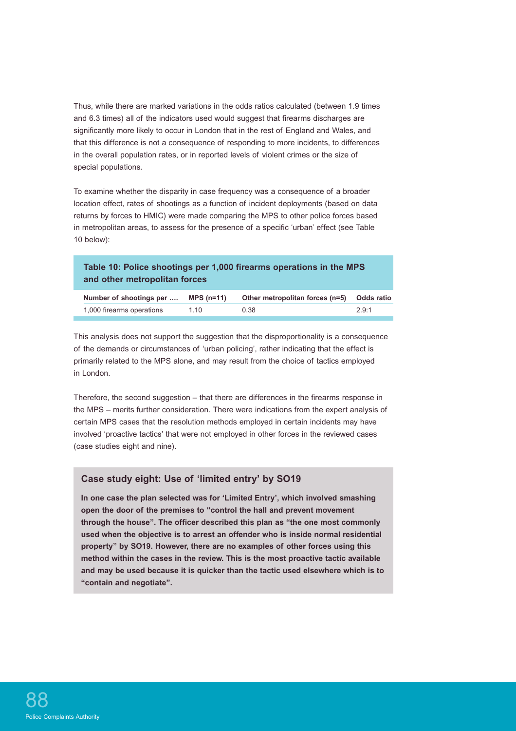Thus, while there are marked variations in the odds ratios calculated (between 1.9 times and 6.3 times) all of the indicators used would suggest that firearms discharges are significantly more likely to occur in London that in the rest of England and Wales, and that this difference is not a consequence of responding to more incidents, to differences in the overall population rates, or in reported levels of violent crimes or the size of special populations.

To examine whether the disparity in case frequency was a consequence of a broader location effect, rates of shootings as a function of incident deployments (based on data returns by forces to HMIC) were made comparing the MPS to other police forces based in metropolitan areas, to assess for the presence of a specific 'urban' effect (see Table 10 below):

**Table 10: Police shootings per 1,000 firearms operations in the MPS and other metropolitan forces**

| Number of shootings per …. | MPS (n=11) | Other metropolitan forces (n=5) | Odds ratio |
|---|---|---|---|
| 1,000 firearms operations | 1.10 | 0.38 | 2.9:1 |

This analysis does not support the suggestion that the disproportionality is a consequence of the demands or circumstances of 'urban policing', rather indicating that the effect is primarily related to the MPS alone, and may result from the choice of tactics employed in London.

Therefore, the second suggestion – that there are differences in the firearms response in the MPS – merits further consideration. There were indications from the expert analysis of certain MPS cases that the resolution methods employed in certain incidents may have involved 'proactive tactics' that were not employed in other forces in the reviewed cases (case studies eight and nine).

### Case study eight: Use of 'limited entry' by SO19

**In one case the plan selected was for 'Limited Entry', which involved smashing open the door of the premises to "control the hall and prevent movement through the house". The officer described this plan as "the one most commonly used when the objective is to arrest an offender who is inside normal residential property" by SO19. However, there are no examples of other forces using this method within the cases in the review. This is the most proactive tactic available and may be used because it is quicker than the tactic used elsewhere which is to "contain and negotiate".**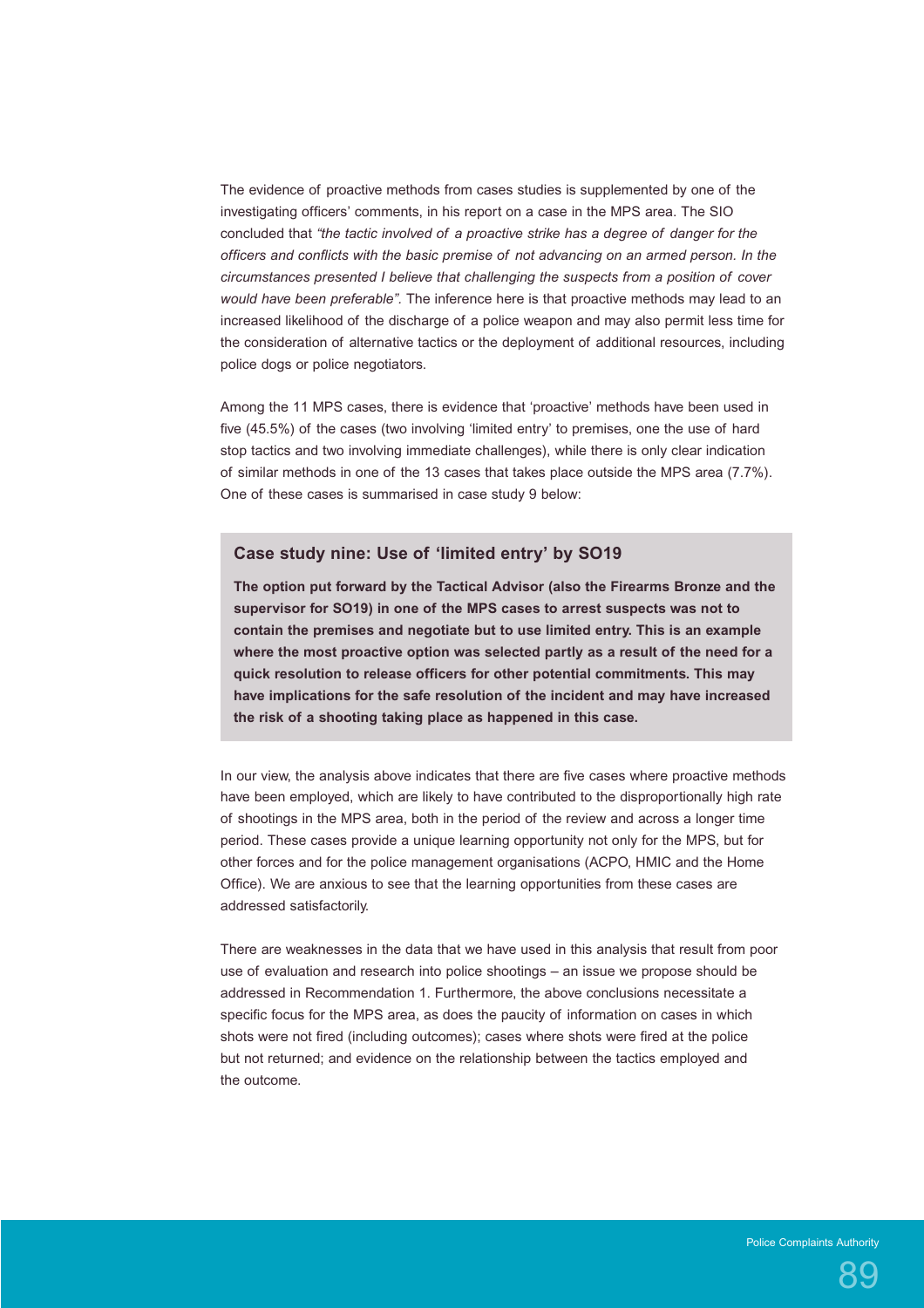The evidence of proactive methods from cases studies is supplemented by one of the investigating officers' comments, in his report on a case in the MPS area. The SIO concluded that *"the tactic involved of a proactive strike has a degree of danger for the officers and conflicts with the basic premise of not advancing on an armed person. In the circumstances presented I believe that challenging the suspects from a position of cover would have been preferable".* The inference here is that proactive methods may lead to an increased likelihood of the discharge of a police weapon and may also permit less time for the consideration of alternative tactics or the deployment of additional resources, including police dogs or police negotiators.

Among the 11 MPS cases, there is evidence that 'proactive' methods have been used in five (45.5%) of the cases (two involving 'limited entry' to premises, one the use of hard stop tactics and two involving immediate challenges), while there is only clear indication of similar methods in one of the 13 cases that takes place outside the MPS area (7.7%). One of these cases is summarised in case study 9 below:

### Case study nine: Use of 'limited entry' by SO19

**The option put forward by the Tactical Advisor (also the Firearms Bronze and the supervisor for SO19) in one of the MPS cases to arrest suspects was not to contain the premises and negotiate but to use limited entry. This is an example where the most proactive option was selected partly as a result of the need for a quick resolution to release officers for other potential commitments. This may have implications for the safe resolution of the incident and may have increased the risk of a shooting taking place as happened in this case.**

In our view, the analysis above indicates that there are five cases where proactive methods have been employed, which are likely to have contributed to the disproportionally high rate of shootings in the MPS area, both in the period of the review and across a longer time period. These cases provide a unique learning opportunity not only for the MPS, but for other forces and for the police management organisations (ACPO, HMIC and the Home Office). We are anxious to see that the learning opportunities from these cases are addressed satisfactorily.

There are weaknesses in the data that we have used in this analysis that result from poor use of evaluation and research into police shootings – an issue we propose should be addressed in Recommendation 1. Furthermore, the above conclusions necessitate a specific focus for the MPS area, as does the paucity of information on cases in which shots were not fired (including outcomes); cases where shots were fired at the police but not returned; and evidence on the relationship between the tactics employed and the outcome.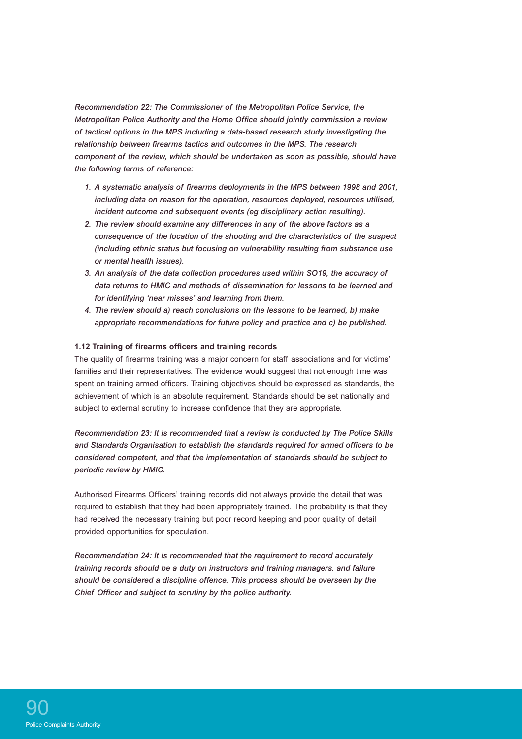*Recommendation 22: The Commissioner of the Metropolitan Police Service, the Metropolitan Police Authority and the Home Office should jointly commission a review of tactical options in the MPS including a data-based research study investigating the relationship between firearms tactics and outcomes in the MPS. The research component of the review, which should be undertaken as soon as possible, should have the following terms of reference:*

1. *A systematic analysis of firearms deployments in the MPS between 1998 and 2001, including data on reason for the operation, resources deployed, resources utilised, incident outcome and subsequent events (eg disciplinary action resulting).*
2. *The review should examine any differences in any of the above factors as a consequence of the location of the shooting and the characteristics of the suspect (including ethnic status but focusing on vulnerability resulting from substance use or mental health issues).*
3. *An analysis of the data collection procedures used within SO19, the accuracy of data returns to HMIC and methods of dissemination for lessons to be learned and for identifying 'near misses' and learning from them.*
4. *The review should a) reach conclusions on the lessons to be learned, b) make appropriate recommendations for future policy and practice and c) be published.*

#### 1.12 Training of firearms officers and training records

The quality of firearms training was a major concern for staff associations and for victims' families and their representatives. The evidence would suggest that not enough time was spent on training armed officers. Training objectives should be expressed as standards, the achievement of which is an absolute requirement. Standards should be set nationally and subject to external scrutiny to increase confidence that they are appropriate.

*Recommendation 23: It is recommended that a review is conducted by The Police Skills and Standards Organisation to establish the standards required for armed officers to be considered competent, and that the implementation of standards should be subject to periodic review by HMIC.*

Authorised Firearms Officers' training records did not always provide the detail that was required to establish that they had been appropriately trained. The probability is that they had received the necessary training but poor record keeping and poor quality of detail provided opportunities for speculation.

*Recommendation 24: It is recommended that the requirement to record accurately training records should be a duty on instructors and training managers, and failure should be considered a discipline offence. This process should be overseen by the Chief Officer and subject to scrutiny by the police authority.*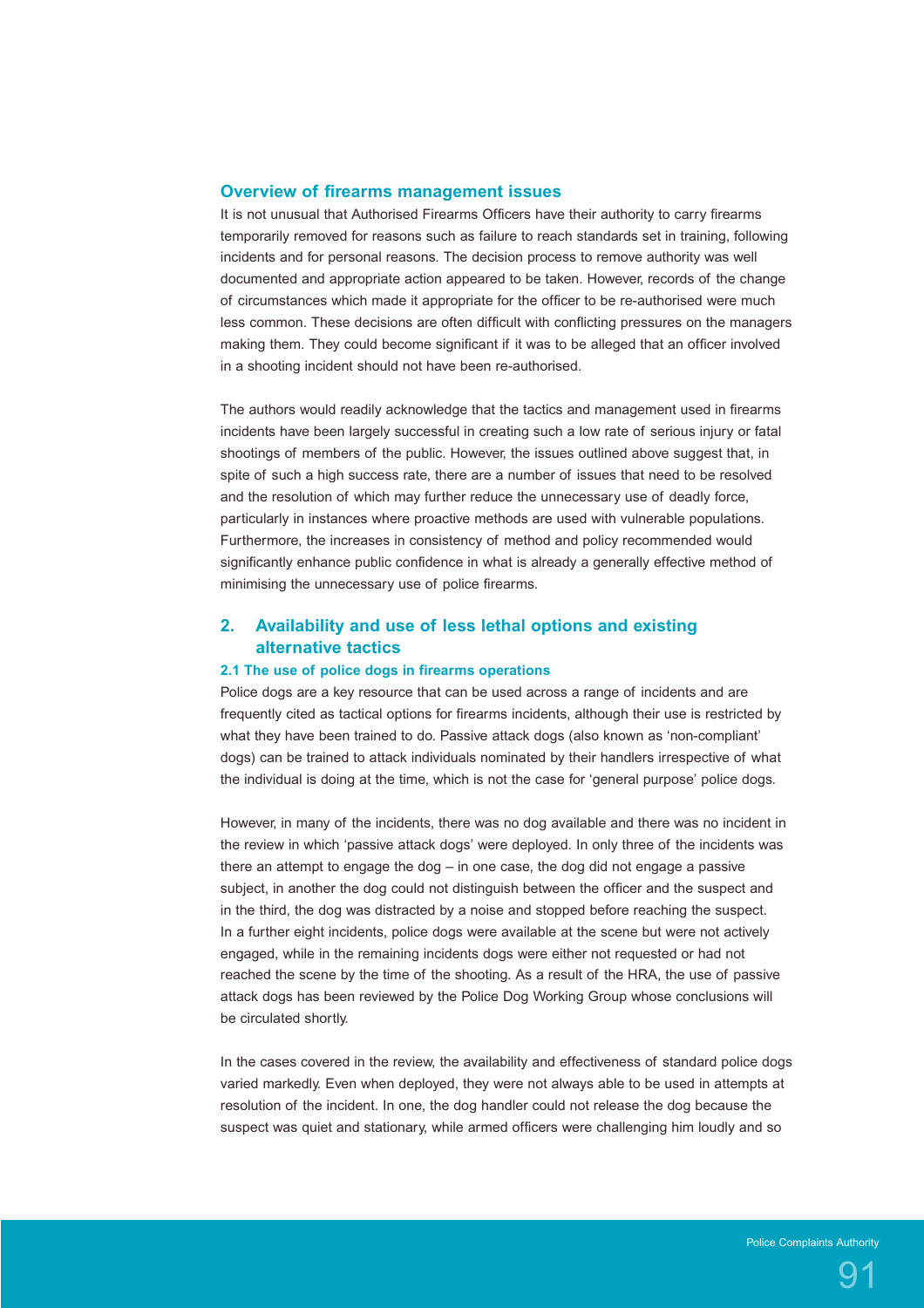### Overview of firearms management issues

It is not unusual that Authorised Firearms Officers have their authority to carry firearms temporarily removed for reasons such as failure to reach standards set in training, following incidents and for personal reasons. The decision process to remove authority was well documented and appropriate action appeared to be taken. However, records of the change of circumstances which made it appropriate for the officer to be re-authorised were much less common. These decisions are often difficult with conflicting pressures on the managers making them. They could become significant if it was to be alleged that an officer involved in a shooting incident should not have been re-authorised.

The authors would readily acknowledge that the tactics and management used in firearms incidents have been largely successful in creating such a low rate of serious injury or fatal shootings of members of the public. However, the issues outlined above suggest that, in spite of such a high success rate, there are a number of issues that need to be resolved and the resolution of which may further reduce the unnecessary use of deadly force, particularly in instances where proactive methods are used with vulnerable populations. Furthermore, the increases in consistency of method and policy recommended would significantly enhance public confidence in what is already a generally effective method of minimising the unnecessary use of police firearms.

## 2. Availability and use of less lethal options and existing alternative tactics

#### 2.1 The use of police dogs in firearms operations

Police dogs are a key resource that can be used across a range of incidents and are frequently cited as tactical options for firearms incidents, although their use is restricted by what they have been trained to do. Passive attack dogs (also known as 'non-compliant' dogs) can be trained to attack individuals nominated by their handlers irrespective of what the individual is doing at the time, which is not the case for 'general purpose' police dogs.

However, in many of the incidents, there was no dog available and there was no incident in the review in which 'passive attack dogs' were deployed. In only three of the incidents was there an attempt to engage the dog – in one case, the dog did not engage a passive subject, in another the dog could not distinguish between the officer and the suspect and in the third, the dog was distracted by a noise and stopped before reaching the suspect. In a further eight incidents, police dogs were available at the scene but were not actively engaged, while in the remaining incidents dogs were either not requested or had not reached the scene by the time of the shooting. As a result of the HRA, the use of passive attack dogs has been reviewed by the Police Dog Working Group whose conclusions will be circulated shortly.

In the cases covered in the review, the availability and effectiveness of standard police dogs varied markedly. Even when deployed, they were not always able to be used in attempts at resolution of the incident. In one, the dog handler could not release the dog because the suspect was quiet and stationary, while armed officers were challenging him loudly and so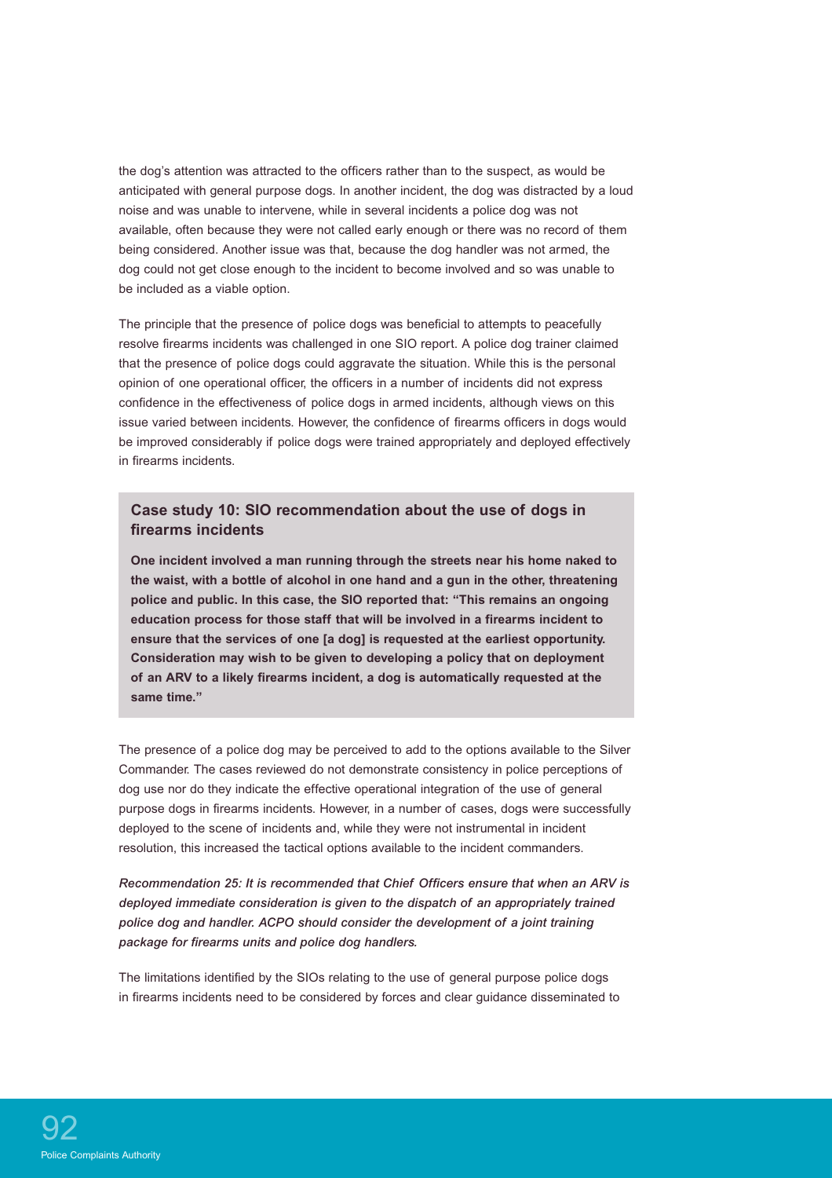the dog's attention was attracted to the officers rather than to the suspect, as would be anticipated with general purpose dogs. In another incident, the dog was distracted by a loud noise and was unable to intervene, while in several incidents a police dog was not available, often because they were not called early enough or there was no record of them being considered. Another issue was that, because the dog handler was not armed, the dog could not get close enough to the incident to become involved and so was unable to be included as a viable option.

The principle that the presence of police dogs was beneficial to attempts to peacefully resolve firearms incidents was challenged in one SIO report. A police dog trainer claimed that the presence of police dogs could aggravate the situation. While this is the personal opinion of one operational officer, the officers in a number of incidents did not express confidence in the effectiveness of police dogs in armed incidents, although views on this issue varied between incidents. However, the confidence of firearms officers in dogs would be improved considerably if police dogs were trained appropriately and deployed effectively in firearms incidents.

### Case study 10: SIO recommendation about the use of dogs in firearms incidents

**One incident involved a man running through the streets near his home naked to the waist, with a bottle of alcohol in one hand and a gun in the other, threatening police and public. In this case, the SIO reported that: "This remains an ongoing education process for those staff that will be involved in a firearms incident to ensure that the services of one [a dog] is requested at the earliest opportunity. Consideration may wish to be given to developing a policy that on deployment of an ARV to a likely firearms incident, a dog is automatically requested at the same time."**

The presence of a police dog may be perceived to add to the options available to the Silver Commander. The cases reviewed do not demonstrate consistency in police perceptions of dog use nor do they indicate the effective operational integration of the use of general purpose dogs in firearms incidents. However, in a number of cases, dogs were successfully deployed to the scene of incidents and, while they were not instrumental in incident resolution, this increased the tactical options available to the incident commanders.

***Recommendation 25: It is recommended that Chief Officers ensure that when an ARV is deployed immediate consideration is given to the dispatch of an appropriately trained police dog and handler. ACPO should consider the development of a joint training package for firearms units and police dog handlers.***

The limitations identified by the SIOs relating to the use of general purpose police dogs in firearms incidents need to be considered by forces and clear guidance disseminated to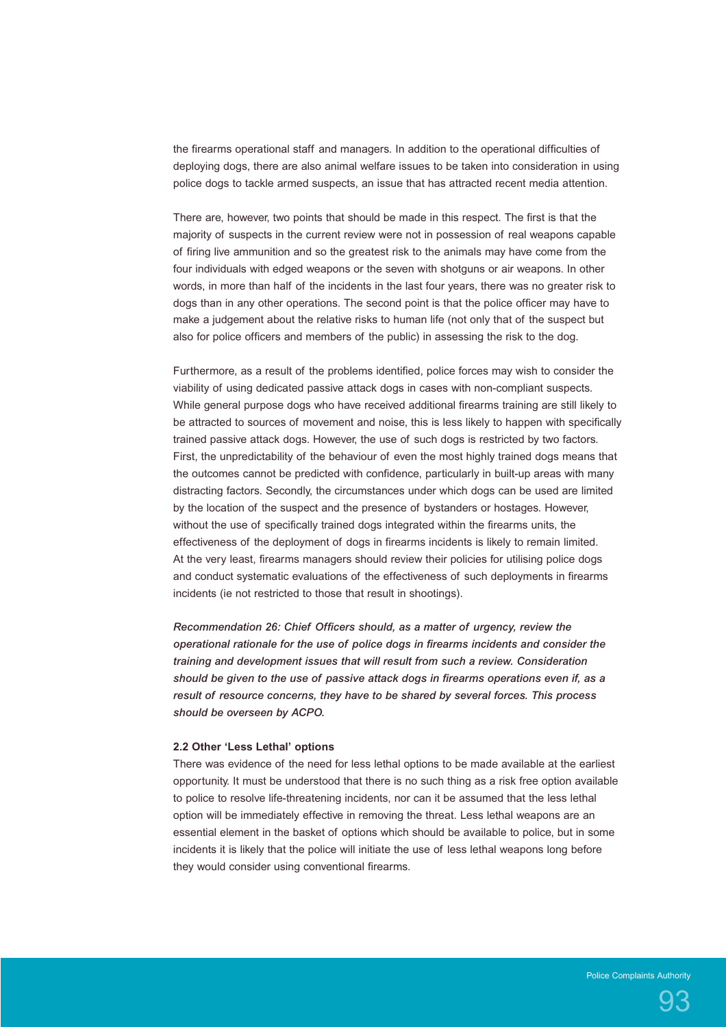the firearms operational staff and managers. In addition to the operational difficulties of deploying dogs, there are also animal welfare issues to be taken into consideration in using police dogs to tackle armed suspects, an issue that has attracted recent media attention.

There are, however, two points that should be made in this respect. The first is that the majority of suspects in the current review were not in possession of real weapons capable of firing live ammunition and so the greatest risk to the animals may have come from the four individuals with edged weapons or the seven with shotguns or air weapons. In other words, in more than half of the incidents in the last four years, there was no greater risk to dogs than in any other operations. The second point is that the police officer may have to make a judgement about the relative risks to human life (not only that of the suspect but also for police officers and members of the public) in assessing the risk to the dog.

Furthermore, as a result of the problems identified, police forces may wish to consider the viability of using dedicated passive attack dogs in cases with non-compliant suspects. While general purpose dogs who have received additional firearms training are still likely to be attracted to sources of movement and noise, this is less likely to happen with specifically trained passive attack dogs. However, the use of such dogs is restricted by two factors. First, the unpredictability of the behaviour of even the most highly trained dogs means that the outcomes cannot be predicted with confidence, particularly in built-up areas with many distracting factors. Secondly, the circumstances under which dogs can be used are limited by the location of the suspect and the presence of bystanders or hostages. However, without the use of specifically trained dogs integrated within the firearms units, the effectiveness of the deployment of dogs in firearms incidents is likely to remain limited. At the very least, firearms managers should review their policies for utilising police dogs and conduct systematic evaluations of the effectiveness of such deployments in firearms incidents (ie not restricted to those that result in shootings).

***Recommendation 26: Chief Officers should, as a matter of urgency, review the operational rationale for the use of police dogs in firearms incidents and consider the training and development issues that will result from such a review. Consideration should be given to the use of passive attack dogs in firearms operations even if, as a result of resource concerns, they have to be shared by several forces. This process should be overseen by ACPO.***

### 2.2 Other 'Less Lethal' options

There was evidence of the need for less lethal options to be made available at the earliest opportunity. It must be understood that there is no such thing as a risk free option available to police to resolve life-threatening incidents, nor can it be assumed that the less lethal option will be immediately effective in removing the threat. Less lethal weapons are an essential element in the basket of options which should be available to police, but in some incidents it is likely that the police will initiate the use of less lethal weapons long before they would consider using conventional firearms.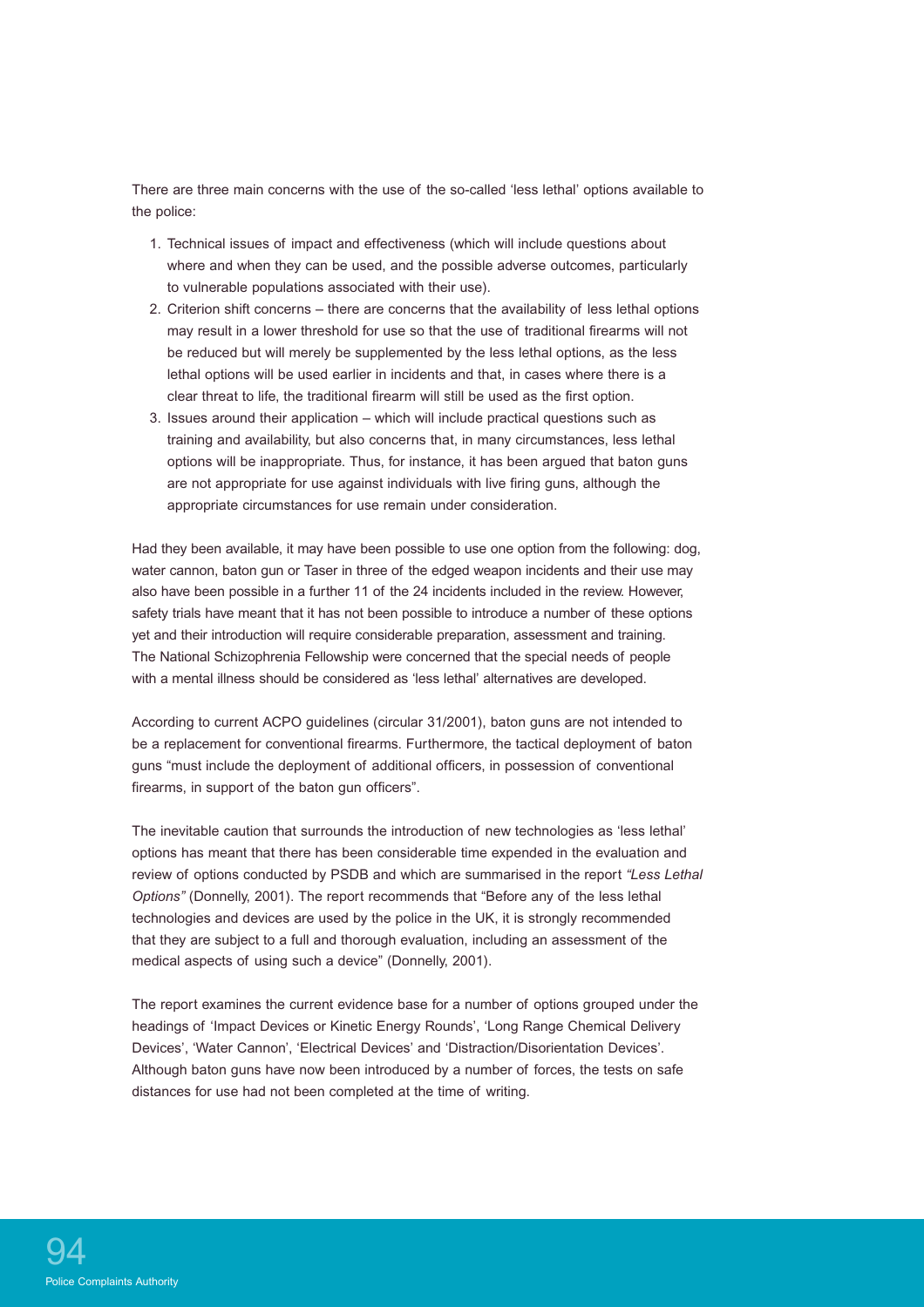There are three main concerns with the use of the so-called 'less lethal' options available to the police:

1. Technical issues of impact and effectiveness (which will include questions about where and when they can be used, and the possible adverse outcomes, particularly to vulnerable populations associated with their use).
2. Criterion shift concerns – there are concerns that the availability of less lethal options may result in a lower threshold for use so that the use of traditional firearms will not be reduced but will merely be supplemented by the less lethal options, as the less lethal options will be used earlier in incidents and that, in cases where there is a clear threat to life, the traditional firearm will still be used as the first option.
3. Issues around their application – which will include practical questions such as training and availability, but also concerns that, in many circumstances, less lethal options will be inappropriate. Thus, for instance, it has been argued that baton guns are not appropriate for use against individuals with live firing guns, although the appropriate circumstances for use remain under consideration.

Had they been available, it may have been possible to use one option from the following: dog, water cannon, baton gun or Taser in three of the edged weapon incidents and their use may also have been possible in a further 11 of the 24 incidents included in the review. However, safety trials have meant that it has not been possible to introduce a number of these options yet and their introduction will require considerable preparation, assessment and training. The National Schizophrenia Fellowship were concerned that the special needs of people with a mental illness should be considered as 'less lethal' alternatives are developed.

According to current ACPO guidelines (circular 31/2001), baton guns are not intended to be a replacement for conventional firearms. Furthermore, the tactical deployment of baton guns "must include the deployment of additional officers, in possession of conventional firearms, in support of the baton gun officers".

The inevitable caution that surrounds the introduction of new technologies as 'less lethal' options has meant that there has been considerable time expended in the evaluation and review of options conducted by PSDB and which are summarised in the report *"Less Lethal Options"* (Donnelly, 2001). The report recommends that "Before any of the less lethal technologies and devices are used by the police in the UK, it is strongly recommended that they are subject to a full and thorough evaluation, including an assessment of the medical aspects of using such a device" (Donnelly, 2001).

The report examines the current evidence base for a number of options grouped under the headings of 'Impact Devices or Kinetic Energy Rounds', 'Long Range Chemical Delivery Devices', 'Water Cannon', 'Electrical Devices' and 'Distraction/Disorientation Devices'. Although baton guns have now been introduced by a number of forces, the tests on safe distances for use had not been completed at the time of writing.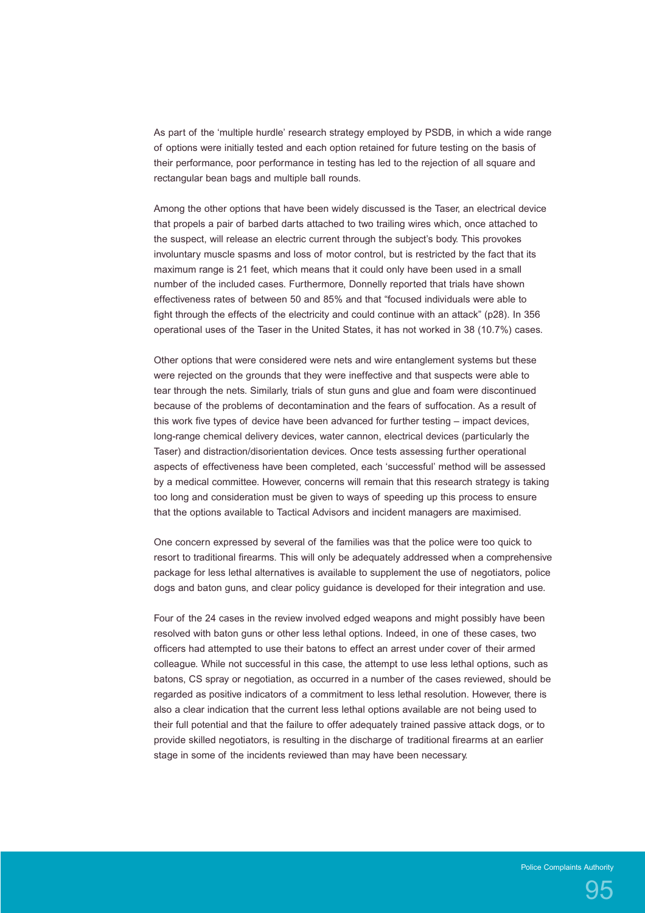As part of the 'multiple hurdle' research strategy employed by PSDB, in which a wide range of options were initially tested and each option retained for future testing on the basis of their performance, poor performance in testing has led to the rejection of all square and rectangular bean bags and multiple ball rounds.

Among the other options that have been widely discussed is the Taser, an electrical device that propels a pair of barbed darts attached to two trailing wires which, once attached to the suspect, will release an electric current through the subject's body. This provokes involuntary muscle spasms and loss of motor control, but is restricted by the fact that its maximum range is 21 feet, which means that it could only have been used in a small number of the included cases. Furthermore, Donnelly reported that trials have shown effectiveness rates of between 50 and 85% and that "focused individuals were able to fight through the effects of the electricity and could continue with an attack" (p28). In 356 operational uses of the Taser in the United States, it has not worked in 38 (10.7%) cases.

Other options that were considered were nets and wire entanglement systems but these were rejected on the grounds that they were ineffective and that suspects were able to tear through the nets. Similarly, trials of stun guns and glue and foam were discontinued because of the problems of decontamination and the fears of suffocation. As a result of this work five types of device have been advanced for further testing – impact devices, long-range chemical delivery devices, water cannon, electrical devices (particularly the Taser) and distraction/disorientation devices. Once tests assessing further operational aspects of effectiveness have been completed, each 'successful' method will be assessed by a medical committee. However, concerns will remain that this research strategy is taking too long and consideration must be given to ways of speeding up this process to ensure that the options available to Tactical Advisors and incident managers are maximised.

One concern expressed by several of the families was that the police were too quick to resort to traditional firearms. This will only be adequately addressed when a comprehensive package for less lethal alternatives is available to supplement the use of negotiators, police dogs and baton guns, and clear policy guidance is developed for their integration and use.

Four of the 24 cases in the review involved edged weapons and might possibly have been resolved with baton guns or other less lethal options. Indeed, in one of these cases, two officers had attempted to use their batons to effect an arrest under cover of their armed colleague. While not successful in this case, the attempt to use less lethal options, such as batons, CS spray or negotiation, as occurred in a number of the cases reviewed, should be regarded as positive indicators of a commitment to less lethal resolution. However, there is also a clear indication that the current less lethal options available are not being used to their full potential and that the failure to offer adequately trained passive attack dogs, or to provide skilled negotiators, is resulting in the discharge of traditional firearms at an earlier stage in some of the incidents reviewed than may have been necessary.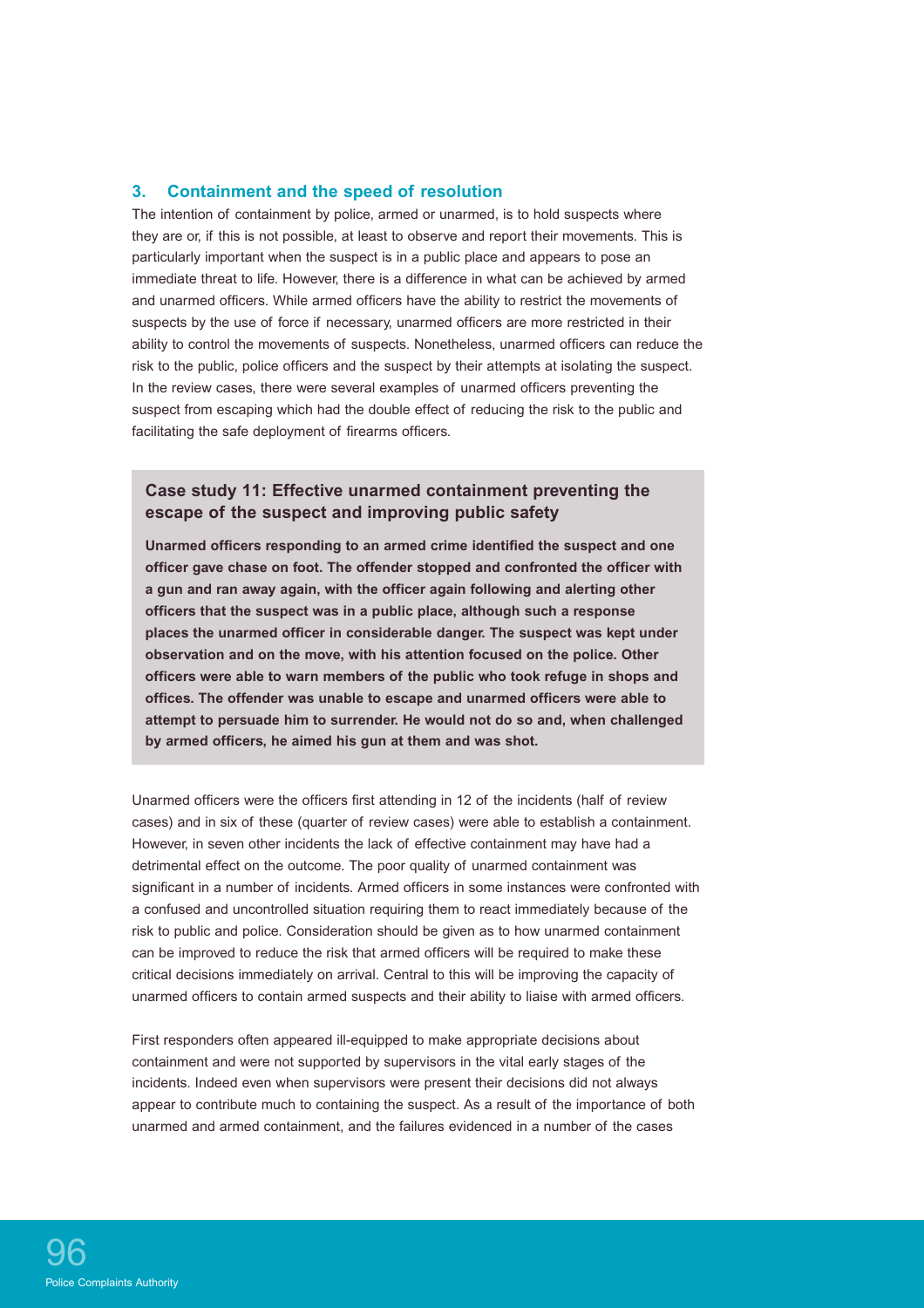## 3. Containment and the speed of resolution

The intention of containment by police, armed or unarmed, is to hold suspects where they are or, if this is not possible, at least to observe and report their movements. This is particularly important when the suspect is in a public place and appears to pose an immediate threat to life. However, there is a difference in what can be achieved by armed and unarmed officers. While armed officers have the ability to restrict the movements of suspects by the use of force if necessary, unarmed officers are more restricted in their ability to control the movements of suspects. Nonetheless, unarmed officers can reduce the risk to the public, police officers and the suspect by their attempts at isolating the suspect. In the review cases, there were several examples of unarmed officers preventing the suspect from escaping which had the double effect of reducing the risk to the public and facilitating the safe deployment of firearms officers.

### Case study 11: Effective unarmed containment preventing the escape of the suspect and improving public safety

**Unarmed officers responding to an armed crime identified the suspect and one officer gave chase on foot. The offender stopped and confronted the officer with a gun and ran away again, with the officer again following and alerting other officers that the suspect was in a public place, although such a response places the unarmed officer in considerable danger. The suspect was kept under observation and on the move, with his attention focused on the police. Other officers were able to warn members of the public who took refuge in shops and offices. The offender was unable to escape and unarmed officers were able to attempt to persuade him to surrender. He would not do so and, when challenged by armed officers, he aimed his gun at them and was shot.**

Unarmed officers were the officers first attending in 12 of the incidents (half of review cases) and in six of these (quarter of review cases) were able to establish a containment. However, in seven other incidents the lack of effective containment may have had a detrimental effect on the outcome. The poor quality of unarmed containment was significant in a number of incidents. Armed officers in some instances were confronted with a confused and uncontrolled situation requiring them to react immediately because of the risk to public and police. Consideration should be given as to how unarmed containment can be improved to reduce the risk that armed officers will be required to make these critical decisions immediately on arrival. Central to this will be improving the capacity of unarmed officers to contain armed suspects and their ability to liaise with armed officers.

First responders often appeared ill-equipped to make appropriate decisions about containment and were not supported by supervisors in the vital early stages of the incidents. Indeed even when supervisors were present their decisions did not always appear to contribute much to containing the suspect. As a result of the importance of both unarmed and armed containment, and the failures evidenced in a number of the cases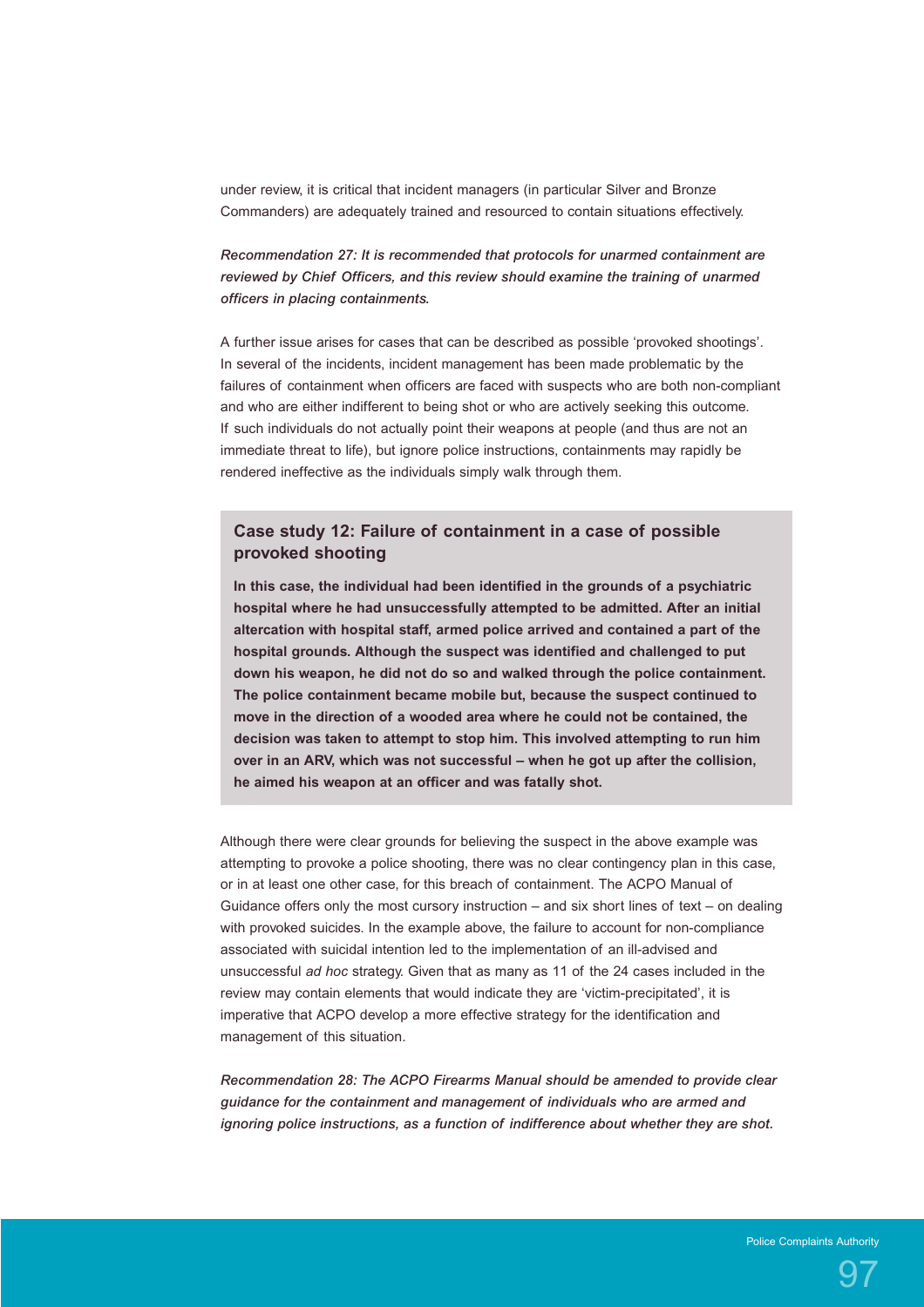under review, it is critical that incident managers (in particular Silver and Bronze Commanders) are adequately trained and resourced to contain situations effectively.

***Recommendation 27: It is recommended that protocols for unarmed containment are reviewed by Chief Officers, and this review should examine the training of unarmed officers in placing containments.***

A further issue arises for cases that can be described as possible 'provoked shootings'. In several of the incidents, incident management has been made problematic by the failures of containment when officers are faced with suspects who are both non-compliant and who are either indifferent to being shot or who are actively seeking this outcome. If such individuals do not actually point their weapons at people (and thus are not an immediate threat to life), but ignore police instructions, containments may rapidly be rendered ineffective as the individuals simply walk through them.

### Case study 12: Failure of containment in a case of possible provoked shooting

**In this case, the individual had been identified in the grounds of a psychiatric hospital where he had unsuccessfully attempted to be admitted. After an initial altercation with hospital staff, armed police arrived and contained a part of the hospital grounds. Although the suspect was identified and challenged to put down his weapon, he did not do so and walked through the police containment. The police containment became mobile but, because the suspect continued to move in the direction of a wooded area where he could not be contained, the decision was taken to attempt to stop him. This involved attempting to run him over in an ARV, which was not successful – when he got up after the collision, he aimed his weapon at an officer and was fatally shot.**

Although there were clear grounds for believing the suspect in the above example was attempting to provoke a police shooting, there was no clear contingency plan in this case, or in at least one other case, for this breach of containment. The ACPO Manual of Guidance offers only the most cursory instruction – and six short lines of text – on dealing with provoked suicides. In the example above, the failure to account for non-compliance associated with suicidal intention led to the implementation of an ill-advised and unsuccessful *ad hoc* strategy. Given that as many as 11 of the 24 cases included in the review may contain elements that would indicate they are 'victim-precipitated', it is imperative that ACPO develop a more effective strategy for the identification and management of this situation.

***Recommendation 28: The ACPO Firearms Manual should be amended to provide clear guidance for the containment and management of individuals who are armed and ignoring police instructions, as a function of indifference about whether they are shot.***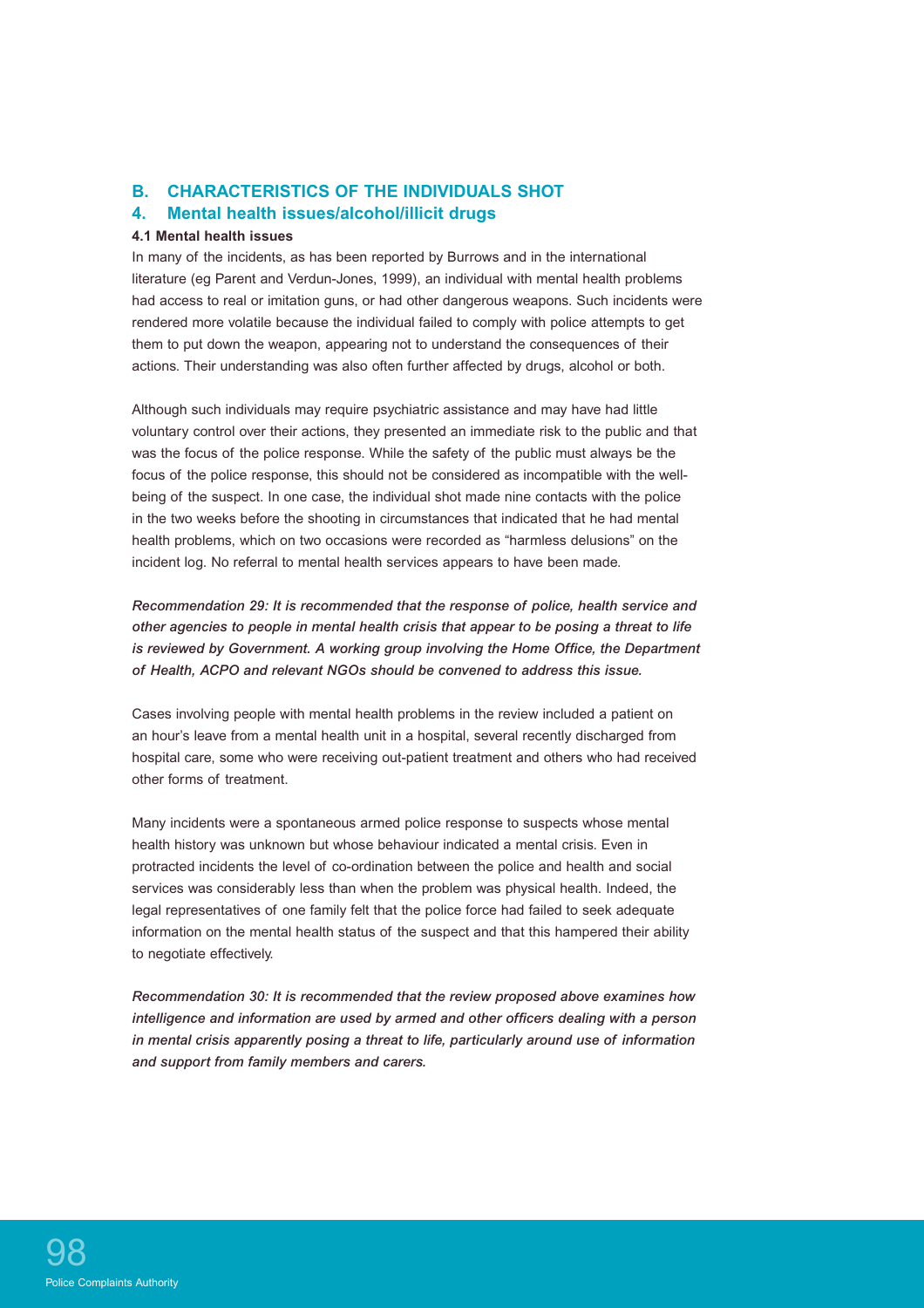## B. CHARACTERISTICS OF THE INDIVIDUALS SHOT

## 4. Mental health issues/alcohol/illicit drugs

#### 4.1 Mental health issues

In many of the incidents, as has been reported by Burrows and in the international literature (eg Parent and Verdun-Jones, 1999), an individual with mental health problems had access to real or imitation guns, or had other dangerous weapons. Such incidents were rendered more volatile because the individual failed to comply with police attempts to get them to put down the weapon, appearing not to understand the consequences of their actions. Their understanding was also often further affected by drugs, alcohol or both.

Although such individuals may require psychiatric assistance and may have had little voluntary control over their actions, they presented an immediate risk to the public and that was the focus of the police response. While the safety of the public must always be the focus of the police response, this should not be considered as incompatible with the well-being of the suspect. In one case, the individual shot made nine contacts with the police in the two weeks before the shooting in circumstances that indicated that he had mental health problems, which on two occasions were recorded as "harmless delusions" on the incident log. No referral to mental health services appears to have been made.

***Recommendation 29: It is recommended that the response of police, health service and other agencies to people in mental health crisis that appear to be posing a threat to life is reviewed by Government. A working group involving the Home Office, the Department of Health, ACPO and relevant NGOs should be convened to address this issue.***

Cases involving people with mental health problems in the review included a patient on an hour's leave from a mental health unit in a hospital, several recently discharged from hospital care, some who were receiving out-patient treatment and others who had received other forms of treatment.

Many incidents were a spontaneous armed police response to suspects whose mental health history was unknown but whose behaviour indicated a mental crisis. Even in protracted incidents the level of co-ordination between the police and health and social services was considerably less than when the problem was physical health. Indeed, the legal representatives of one family felt that the police force had failed to seek adequate information on the mental health status of the suspect and that this hampered their ability to negotiate effectively.

***Recommendation 30: It is recommended that the review proposed above examines how intelligence and information are used by armed and other officers dealing with a person in mental crisis apparently posing a threat to life, particularly around use of information and support from family members and carers.***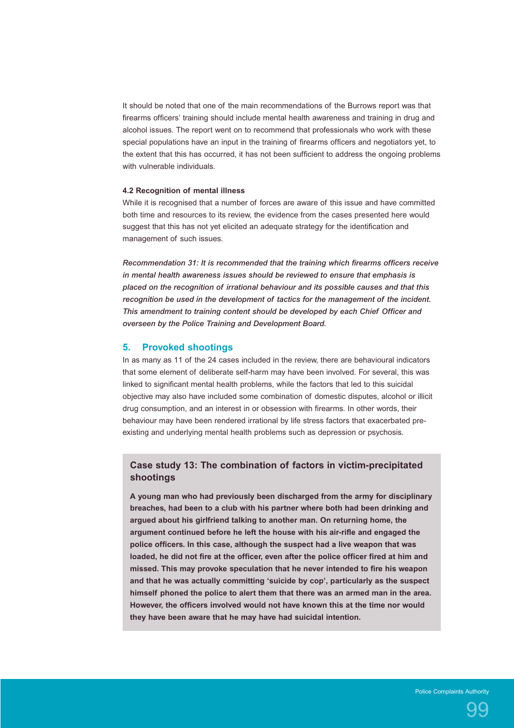It should be noted that one of the main recommendations of the Burrows report was that firearms officers' training should include mental health awareness and training in drug and alcohol issues. The report went on to recommend that professionals who work with these special populations have an input in the training of firearms officers and negotiators yet, to the extent that this has occurred, it has not been sufficient to address the ongoing problems with vulnerable individuals.

#### 4.2 Recognition of mental illness

While it is recognised that a number of forces are aware of this issue and have committed both time and resources to its review, the evidence from the cases presented here would suggest that this has not yet elicited an adequate strategy for the identification and management of such issues.

***Recommendation 31: It is recommended that the training which firearms officers receive in mental health awareness issues should be reviewed to ensure that emphasis is placed on the recognition of irrational behaviour and its possible causes and that this recognition be used in the development of tactics for the management of the incident. This amendment to training content should be developed by each Chief Officer and overseen by the Police Training and Development Board.***

## 5. Provoked shootings

In as many as 11 of the 24 cases included in the review, there are behavioural indicators that some element of deliberate self-harm may have been involved. For several, this was linked to significant mental health problems, while the factors that led to this suicidal objective may also have included some combination of domestic disputes, alcohol or illicit drug consumption, and an interest in or obsession with firearms. In other words, their behaviour may have been rendered irrational by life stress factors that exacerbated pre-existing and underlying mental health problems such as depression or psychosis.

### Case study 13: The combination of factors in victim-precipitated shootings

**A young man who had previously been discharged from the army for disciplinary breaches, had been to a club with his partner where both had been drinking and argued about his girlfriend talking to another man. On returning home, the argument continued before he left the house with his air-rifle and engaged the police officers. In this case, although the suspect had a live weapon that was loaded, he did not fire at the officer, even after the police officer fired at him and missed. This may provoke speculation that he never intended to fire his weapon and that he was actually committing 'suicide by cop', particularly as the suspect himself phoned the police to alert them that there was an armed man in the area. However, the officers involved would not have known this at the time nor would they have been aware that he may have had suicidal intention.**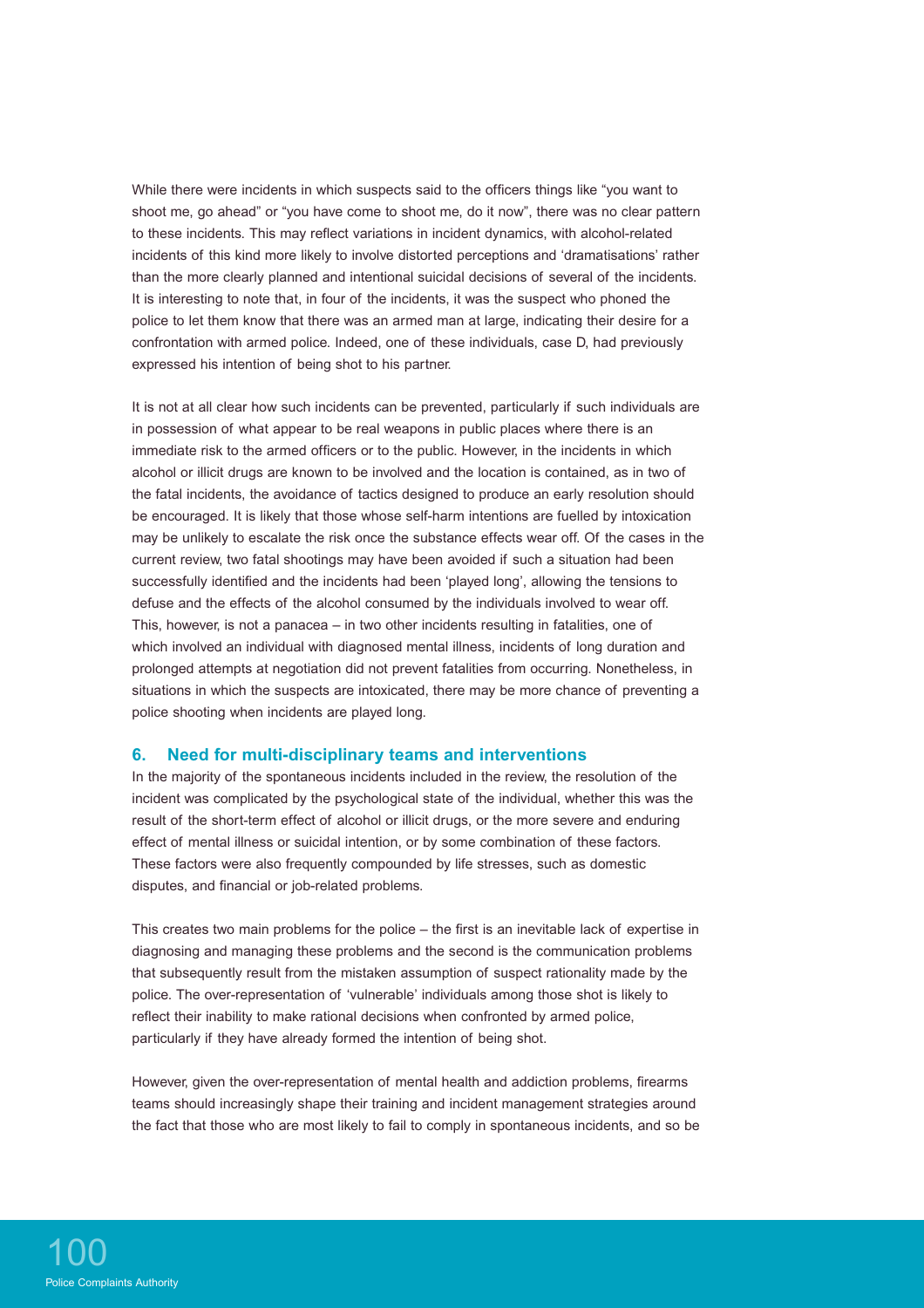While there were incidents in which suspects said to the officers things like "you want to shoot me, go ahead" or "you have come to shoot me, do it now", there was no clear pattern to these incidents. This may reflect variations in incident dynamics, with alcohol-related incidents of this kind more likely to involve distorted perceptions and 'dramatisations' rather than the more clearly planned and intentional suicidal decisions of several of the incidents. It is interesting to note that, in four of the incidents, it was the suspect who phoned the police to let them know that there was an armed man at large, indicating their desire for a confrontation with armed police. Indeed, one of these individuals, case D, had previously expressed his intention of being shot to his partner.

It is not at all clear how such incidents can be prevented, particularly if such individuals are in possession of what appear to be real weapons in public places where there is an immediate risk to the armed officers or to the public. However, in the incidents in which alcohol or illicit drugs are known to be involved and the location is contained, as in two of the fatal incidents, the avoidance of tactics designed to produce an early resolution should be encouraged. It is likely that those whose self-harm intentions are fuelled by intoxication may be unlikely to escalate the risk once the substance effects wear off. Of the cases in the current review, two fatal shootings may have been avoided if such a situation had been successfully identified and the incidents had been 'played long', allowing the tensions to defuse and the effects of the alcohol consumed by the individuals involved to wear off. This, however, is not a panacea – in two other incidents resulting in fatalities, one of which involved an individual with diagnosed mental illness, incidents of long duration and prolonged attempts at negotiation did not prevent fatalities from occurring. Nonetheless, in situations in which the suspects are intoxicated, there may be more chance of preventing a police shooting when incidents are played long.

## 6. Need for multi-disciplinary teams and interventions

In the majority of the spontaneous incidents included in the review, the resolution of the incident was complicated by the psychological state of the individual, whether this was the result of the short-term effect of alcohol or illicit drugs, or the more severe and enduring effect of mental illness or suicidal intention, or by some combination of these factors. These factors were also frequently compounded by life stresses, such as domestic disputes, and financial or job-related problems.

This creates two main problems for the police – the first is an inevitable lack of expertise in diagnosing and managing these problems and the second is the communication problems that subsequently result from the mistaken assumption of suspect rationality made by the police. The over-representation of 'vulnerable' individuals among those shot is likely to reflect their inability to make rational decisions when confronted by armed police, particularly if they have already formed the intention of being shot.

However, given the over-representation of mental health and addiction problems, firearms teams should increasingly shape their training and incident management strategies around the fact that those who are most likely to fail to comply in spontaneous incidents, and so be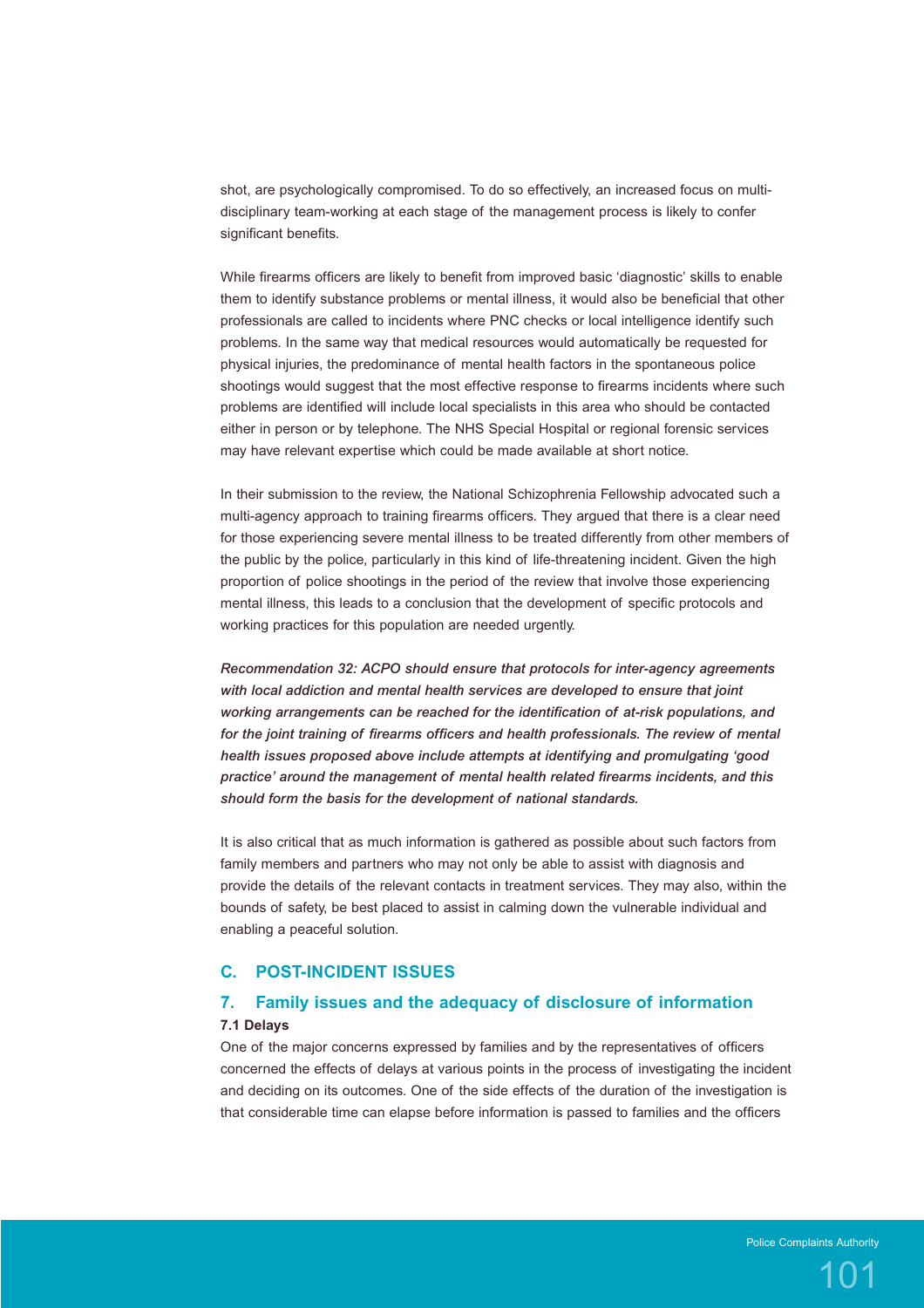shot, are psychologically compromised. To do so effectively, an increased focus on multi-disciplinary team-working at each stage of the management process is likely to confer significant benefits.

While firearms officers are likely to benefit from improved basic 'diagnostic' skills to enable them to identify substance problems or mental illness, it would also be beneficial that other professionals are called to incidents where PNC checks or local intelligence identify such problems. In the same way that medical resources would automatically be requested for physical injuries, the predominance of mental health factors in the spontaneous police shootings would suggest that the most effective response to firearms incidents where such problems are identified will include local specialists in this area who should be contacted either in person or by telephone. The NHS Special Hospital or regional forensic services may have relevant expertise which could be made available at short notice.

In their submission to the review, the National Schizophrenia Fellowship advocated such a multi-agency approach to training firearms officers. They argued that there is a clear need for those experiencing severe mental illness to be treated differently from other members of the public by the police, particularly in this kind of life-threatening incident. Given the high proportion of police shootings in the period of the review that involve those experiencing mental illness, this leads to a conclusion that the development of specific protocols and working practices for this population are needed urgently.

***Recommendation 32: ACPO should ensure that protocols for inter-agency agreements with local addiction and mental health services are developed to ensure that joint working arrangements can be reached for the identification of at-risk populations, and for the joint training of firearms officers and health professionals. The review of mental health issues proposed above include attempts at identifying and promulgating 'good practice' around the management of mental health related firearms incidents, and this should form the basis for the development of national standards.***

It is also critical that as much information is gathered as possible about such factors from family members and partners who may not only be able to assist with diagnosis and provide the details of the relevant contacts in treatment services. They may also, within the bounds of safety, be best placed to assist in calming down the vulnerable individual and enabling a peaceful solution.

## C. POST-INCIDENT ISSUES

## 7. Family issues and the adequacy of disclosure of information

### 7.1 Delays

One of the major concerns expressed by families and by the representatives of officers concerned the effects of delays at various points in the process of investigating the incident and deciding on its outcomes. One of the side effects of the duration of the investigation is that considerable time can elapse before information is passed to families and the officers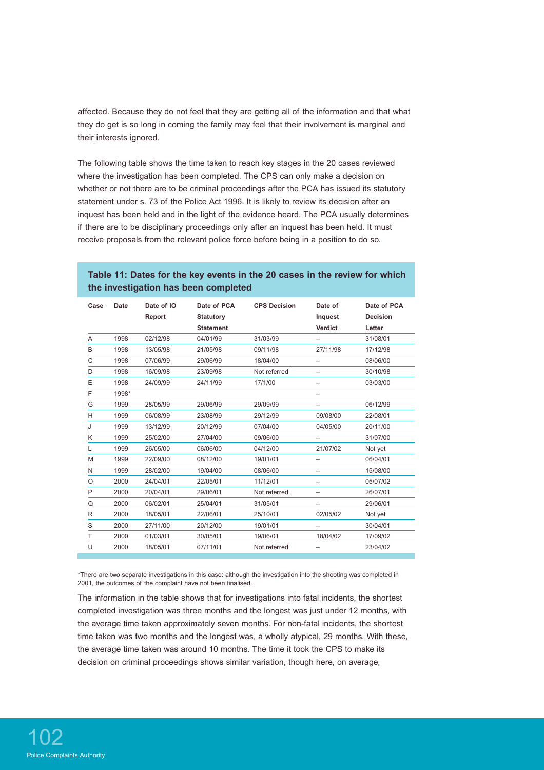affected. Because they do not feel that they are getting all of the information and that what they do get is so long in coming the family may feel that their involvement is marginal and their interests ignored.

The following table shows the time taken to reach key stages in the 20 cases reviewed where the investigation has been completed. The CPS can only make a decision on whether or not there are to be criminal proceedings after the PCA has issued its statutory statement under s. 73 of the Police Act 1996. It is likely to review its decision after an inquest has been held and in the light of the evidence heard. The PCA usually determines if there are to be disciplinary proceedings only after an inquest has been held. It must receive proposals from the relevant police force before being in a position to do so.

**Table 11: Dates for the key events in the 20 cases in the review for which the investigation has been completed**

| Case | Date | Date of IO Report | Date of PCA Statutory Statement | CPS Decision | Date of Inquest Verdict | Date of PCA Decision Letter |
|---|---|---|---|---|---|---|
| A | 1998 | 02/12/98 | 04/01/99 | 31/03/99 | – | 31/08/01 |
| B | 1998 | 13/05/98 | 21/05/98 | 09/11/98 | 27/11/98 | 17/12/98 |
| C | 1998 | 07/06/99 | 29/06/99 | 18/04/00 | – | 08/06/00 |
| D | 1998 | 16/09/98 | 23/09/98 | Not referred | – | 30/10/98 |
| E | 1998 | 24/09/99 | 24/11/99 | 17/1/00 | – | 03/03/00 |
| F | 1998* | | | | – | |
| G | 1999 | 28/05/99 | 29/06/99 | 29/09/99 | – | 06/12/99 |
| H | 1999 | 06/08/99 | 23/08/99 | 29/12/99 | 09/08/00 | 22/08/01 |
| J | 1999 | 13/12/99 | 20/12/99 | 07/04/00 | 04/05/00 | 20/11/00 |
| K | 1999 | 25/02/00 | 27/04/00 | 09/06/00 | – | 31/07/00 |
| L | 1999 | 26/05/00 | 06/06/00 | 04/12/00 | 21/07/02 | Not yet |
| M | 1999 | 22/09/00 | 08/12/00 | 19/01/01 | – | 06/04/01 |
| N | 1999 | 28/02/00 | 19/04/00 | 08/06/00 | – | 15/08/00 |
| O | 2000 | 24/04/01 | 22/05/01 | 11/12/01 | – | 05/07/02 |
| P | 2000 | 20/04/01 | 29/06/01 | Not referred | – | 26/07/01 |
| Q | 2000 | 06/02/01 | 25/04/01 | 31/05/01 | – | 29/06/01 |
| R | 2000 | 18/05/01 | 22/06/01 | 25/10/01 | 02/05/02 | Not yet |
| S | 2000 | 27/11/00 | 20/12/00 | 19/01/01 | – | 30/04/01 |
| T | 2000 | 01/03/01 | 30/05/01 | 19/06/01 | 18/04/02 | 17/09/02 |
| U | 2000 | 18/05/01 | 07/11/01 | Not referred | – | 23/04/02 |

*There are two separate investigations in this case: although the investigation into the shooting was completed in 2001, the outcomes of the complaint have not been finalised.

The information in the table shows that for investigations into fatal incidents, the shortest completed investigation was three months and the longest was just under 12 months, with the average time taken approximately seven months. For non-fatal incidents, the shortest time taken was two months and the longest was, a wholly atypical, 29 months. With these, the average time taken was around 10 months. The time it took the CPS to make its decision on criminal proceedings shows similar variation, though here, on average,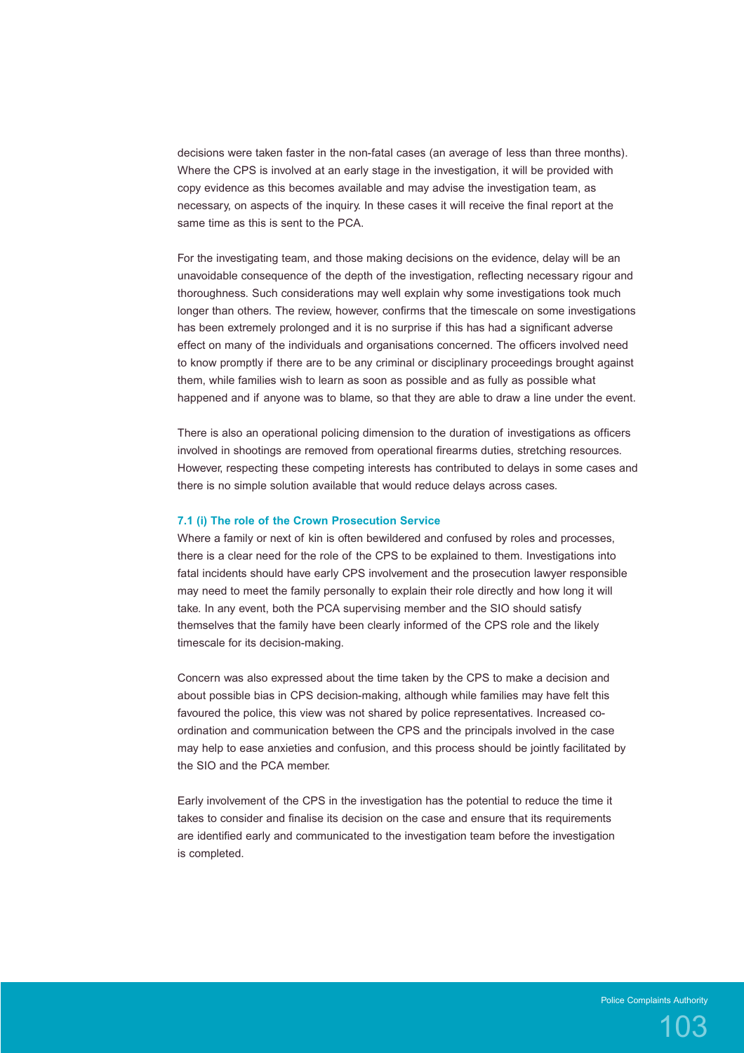decisions were taken faster in the non-fatal cases (an average of less than three months). Where the CPS is involved at an early stage in the investigation, it will be provided with copy evidence as this becomes available and may advise the investigation team, as necessary, on aspects of the inquiry. In these cases it will receive the final report at the same time as this is sent to the PCA.

For the investigating team, and those making decisions on the evidence, delay will be an unavoidable consequence of the depth of the investigation, reflecting necessary rigour and thoroughness. Such considerations may well explain why some investigations took much longer than others. The review, however, confirms that the timescale on some investigations has been extremely prolonged and it is no surprise if this has had a significant adverse effect on many of the individuals and organisations concerned. The officers involved need to know promptly if there are to be any criminal or disciplinary proceedings brought against them, while families wish to learn as soon as possible and as fully as possible what happened and if anyone was to blame, so that they are able to draw a line under the event.

There is also an operational policing dimension to the duration of investigations as officers involved in shootings are removed from operational firearms duties, stretching resources. However, respecting these competing interests has contributed to delays in some cases and there is no simple solution available that would reduce delays across cases.

### 7.1 (i) The role of the Crown Prosecution Service

Where a family or next of kin is often bewildered and confused by roles and processes, there is a clear need for the role of the CPS to be explained to them. Investigations into fatal incidents should have early CPS involvement and the prosecution lawyer responsible may need to meet the family personally to explain their role directly and how long it will take. In any event, both the PCA supervising member and the SIO should satisfy themselves that the family have been clearly informed of the CPS role and the likely timescale for its decision-making.

Concern was also expressed about the time taken by the CPS to make a decision and about possible bias in CPS decision-making, although while families may have felt this favoured the police, this view was not shared by police representatives. Increased co-ordination and communication between the CPS and the principals involved in the case may help to ease anxieties and confusion, and this process should be jointly facilitated by the SIO and the PCA member.

Early involvement of the CPS in the investigation has the potential to reduce the time it takes to consider and finalise its decision on the case and ensure that its requirements are identified early and communicated to the investigation team before the investigation is completed.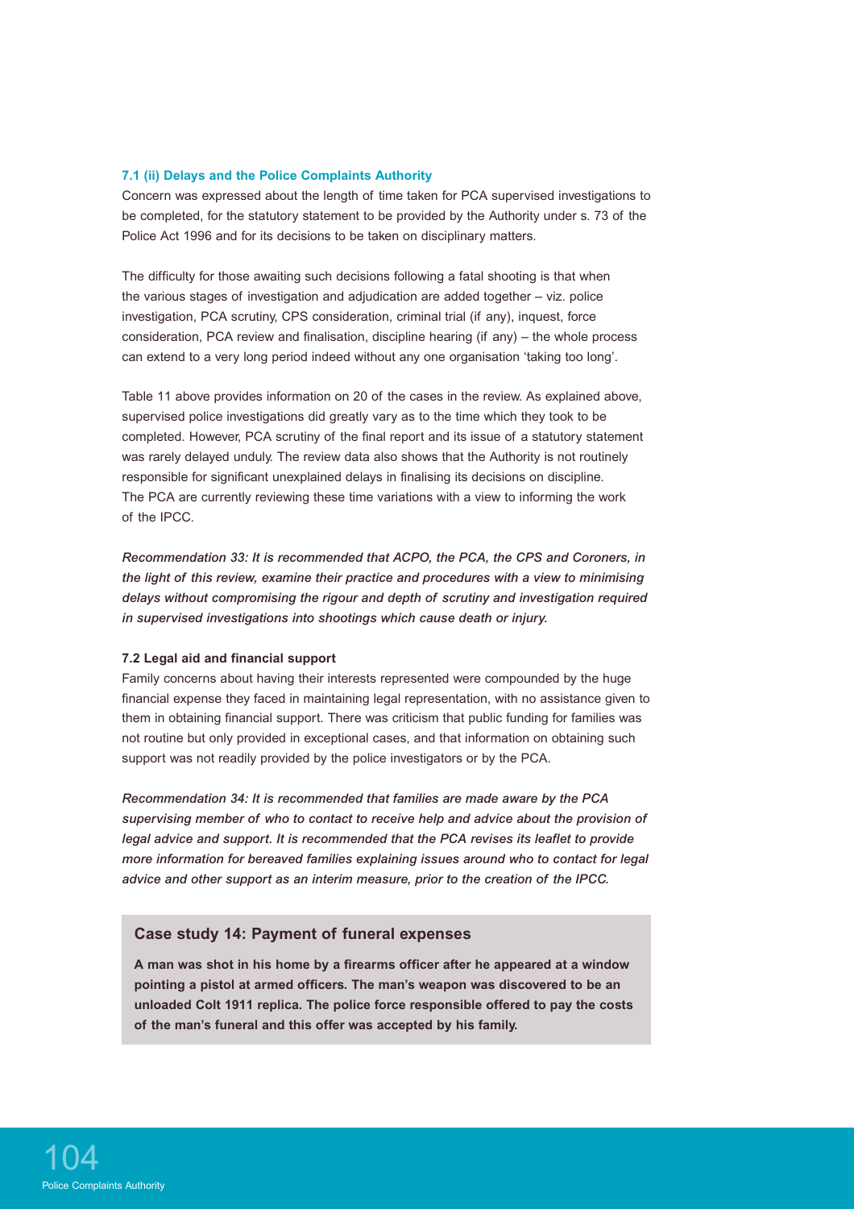#### 7.1 (ii) Delays and the Police Complaints Authority

Concern was expressed about the length of time taken for PCA supervised investigations to be completed, for the statutory statement to be provided by the Authority under s. 73 of the Police Act 1996 and for its decisions to be taken on disciplinary matters.

The difficulty for those awaiting such decisions following a fatal shooting is that when the various stages of investigation and adjudication are added together – viz. police investigation, PCA scrutiny, CPS consideration, criminal trial (if any), inquest, force consideration, PCA review and finalisation, discipline hearing (if any) – the whole process can extend to a very long period indeed without any one organisation 'taking too long'.

Table 11 above provides information on 20 of the cases in the review. As explained above, supervised police investigations did greatly vary as to the time which they took to be completed. However, PCA scrutiny of the final report and its issue of a statutory statement was rarely delayed unduly. The review data also shows that the Authority is not routinely responsible for significant unexplained delays in finalising its decisions on discipline. The PCA are currently reviewing these time variations with a view to informing the work of the IPCC.

***Recommendation 33: It is recommended that ACPO, the PCA, the CPS and Coroners, in the light of this review, examine their practice and procedures with a view to minimising delays without compromising the rigour and depth of scrutiny and investigation required in supervised investigations into shootings which cause death or injury.***

#### 7.2 Legal aid and financial support

Family concerns about having their interests represented were compounded by the huge financial expense they faced in maintaining legal representation, with no assistance given to them in obtaining financial support. There was criticism that public funding for families was not routine but only provided in exceptional cases, and that information on obtaining such support was not readily provided by the police investigators or by the PCA.

***Recommendation 34: It is recommended that families are made aware by the PCA supervising member of who to contact to receive help and advice about the provision of legal advice and support. It is recommended that the PCA revises its leaflet to provide more information for bereaved families explaining issues around who to contact for legal advice and other support as an interim measure, prior to the creation of the IPCC.***

> **Case study 14: Payment of funeral expenses**
>
> **A man was shot in his home by a firearms officer after he appeared at a window pointing a pistol at armed officers. The man's weapon was discovered to be an unloaded Colt 1911 replica. The police force responsible offered to pay the costs of the man's funeral and this offer was accepted by his family.**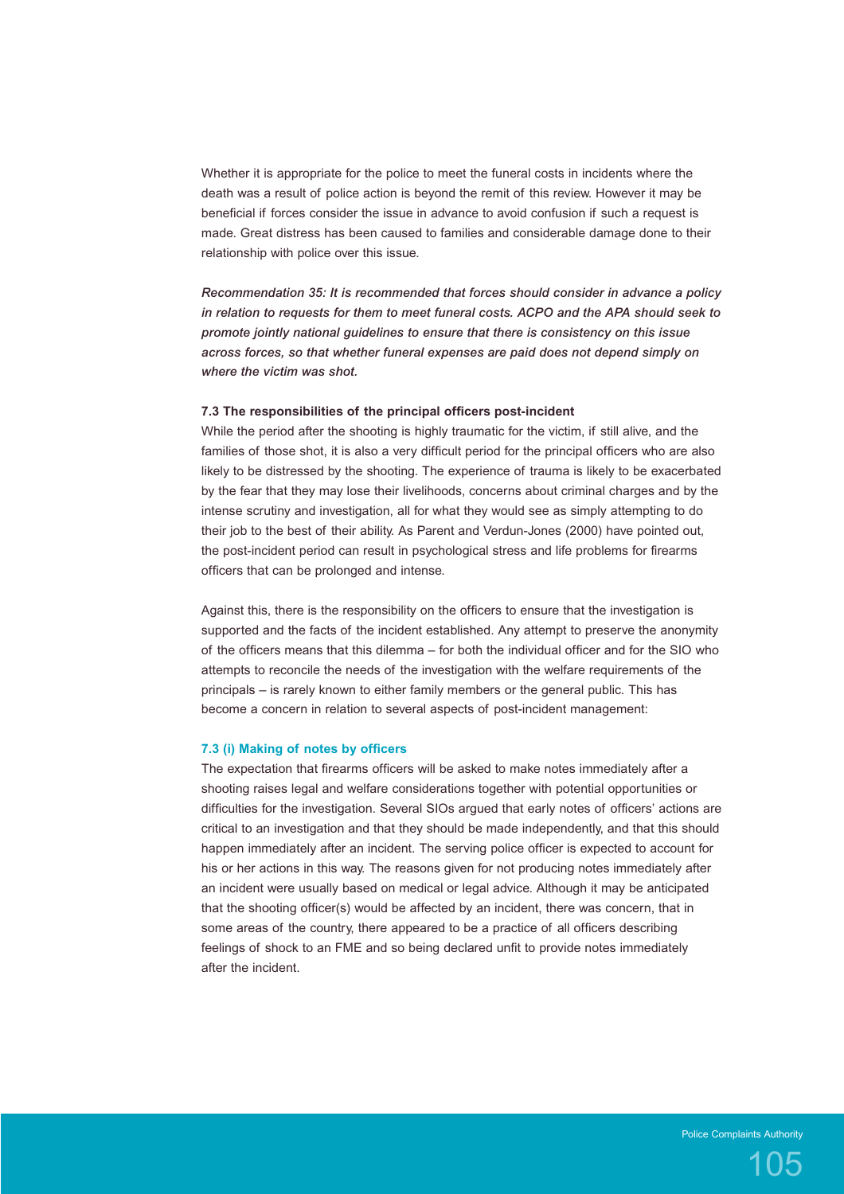Whether it is appropriate for the police to meet the funeral costs in incidents where the death was a result of police action is beyond the remit of this review. However it may be beneficial if forces consider the issue in advance to avoid confusion if such a request is made. Great distress has been caused to families and considerable damage done to their relationship with police over this issue.

***Recommendation 35: It is recommended that forces should consider in advance a policy in relation to requests for them to meet funeral costs. ACPO and the APA should seek to promote jointly national guidelines to ensure that there is consistency on this issue across forces, so that whether funeral expenses are paid does not depend simply on where the victim was shot.***

### 7.3 The responsibilities of the principal officers post-incident

While the period after the shooting is highly traumatic for the victim, if still alive, and the families of those shot, it is also a very difficult period for the principal officers who are also likely to be distressed by the shooting. The experience of trauma is likely to be exacerbated by the fear that they may lose their livelihoods, concerns about criminal charges and by the intense scrutiny and investigation, all for what they would see as simply attempting to do their job to the best of their ability. As Parent and Verdun-Jones (2000) have pointed out, the post-incident period can result in psychological stress and life problems for firearms officers that can be prolonged and intense.

Against this, there is the responsibility on the officers to ensure that the investigation is supported and the facts of the incident established. Any attempt to preserve the anonymity of the officers means that this dilemma – for both the individual officer and for the SIO who attempts to reconcile the needs of the investigation with the welfare requirements of the principals – is rarely known to either family members or the general public. This has become a concern in relation to several aspects of post-incident management:

#### 7.3 (i) Making of notes by officers

The expectation that firearms officers will be asked to make notes immediately after a shooting raises legal and welfare considerations together with potential opportunities or difficulties for the investigation. Several SIOs argued that early notes of officers' actions are critical to an investigation and that they should be made independently, and that this should happen immediately after an incident. The serving police officer is expected to account for his or her actions in this way. The reasons given for not producing notes immediately after an incident were usually based on medical or legal advice. Although it may be anticipated that the shooting officer(s) would be affected by an incident, there was concern, that in some areas of the country, there appeared to be a practice of all officers describing feelings of shock to an FME and so being declared unfit to provide notes immediately after the incident.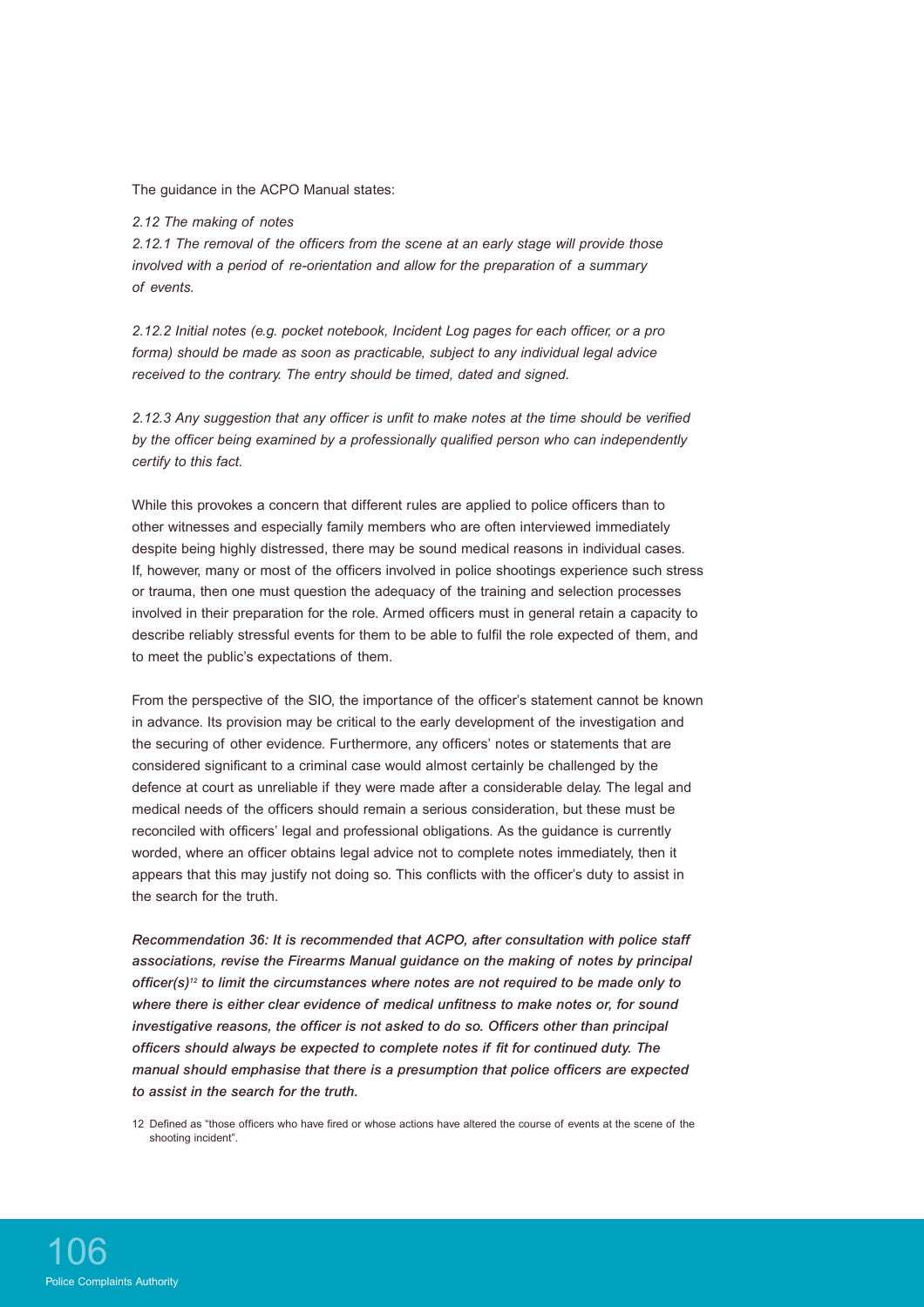The guidance in the ACPO Manual states:

*2.12 The making of notes*

*2.12.1 The removal of the officers from the scene at an early stage will provide those involved with a period of re-orientation and allow for the preparation of a summary of events.*

*2.12.2 Initial notes (e.g. pocket notebook, Incident Log pages for each officer, or a pro forma) should be made as soon as practicable, subject to any individual legal advice received to the contrary. The entry should be timed, dated and signed.*

*2.12.3 Any suggestion that any officer is unfit to make notes at the time should be verified by the officer being examined by a professionally qualified person who can independently certify to this fact.*

While this provokes a concern that different rules are applied to police officers than to other witnesses and especially family members who are often interviewed immediately despite being highly distressed, there may be sound medical reasons in individual cases. If, however, many or most of the officers involved in police shootings experience such stress or trauma, then one must question the adequacy of the training and selection processes involved in their preparation for the role. Armed officers must in general retain a capacity to describe reliably stressful events for them to be able to fulfil the role expected of them, and to meet the public's expectations of them.

From the perspective of the SIO, the importance of the officer's statement cannot be known in advance. Its provision may be critical to the early development of the investigation and the securing of other evidence. Furthermore, any officers' notes or statements that are considered significant to a criminal case would almost certainly be challenged by the defence at court as unreliable if they were made after a considerable delay. The legal and medical needs of the officers should remain a serious consideration, but these must be reconciled with officers' legal and professional obligations. As the guidance is currently worded, where an officer obtains legal advice not to complete notes immediately, then it appears that this may justify not doing so. This conflicts with the officer's duty to assist in the search for the truth.

***Recommendation 36: It is recommended that ACPO, after consultation with police staff associations, revise the Firearms Manual guidance on the making of notes by principal officer(s)[12] to limit the circumstances where notes are not required to be made only to where there is either clear evidence of medical unfitness to make notes or, for sound investigative reasons, the officer is not asked to do so. Officers other than principal officers should always be expected to complete notes if fit for continued duty. The manual should emphasise that there is a presumption that police officers are expected to assist in the search for the truth.***

12 Defined as "those officers who have fired or whose actions have altered the course of events at the scene of the shooting incident".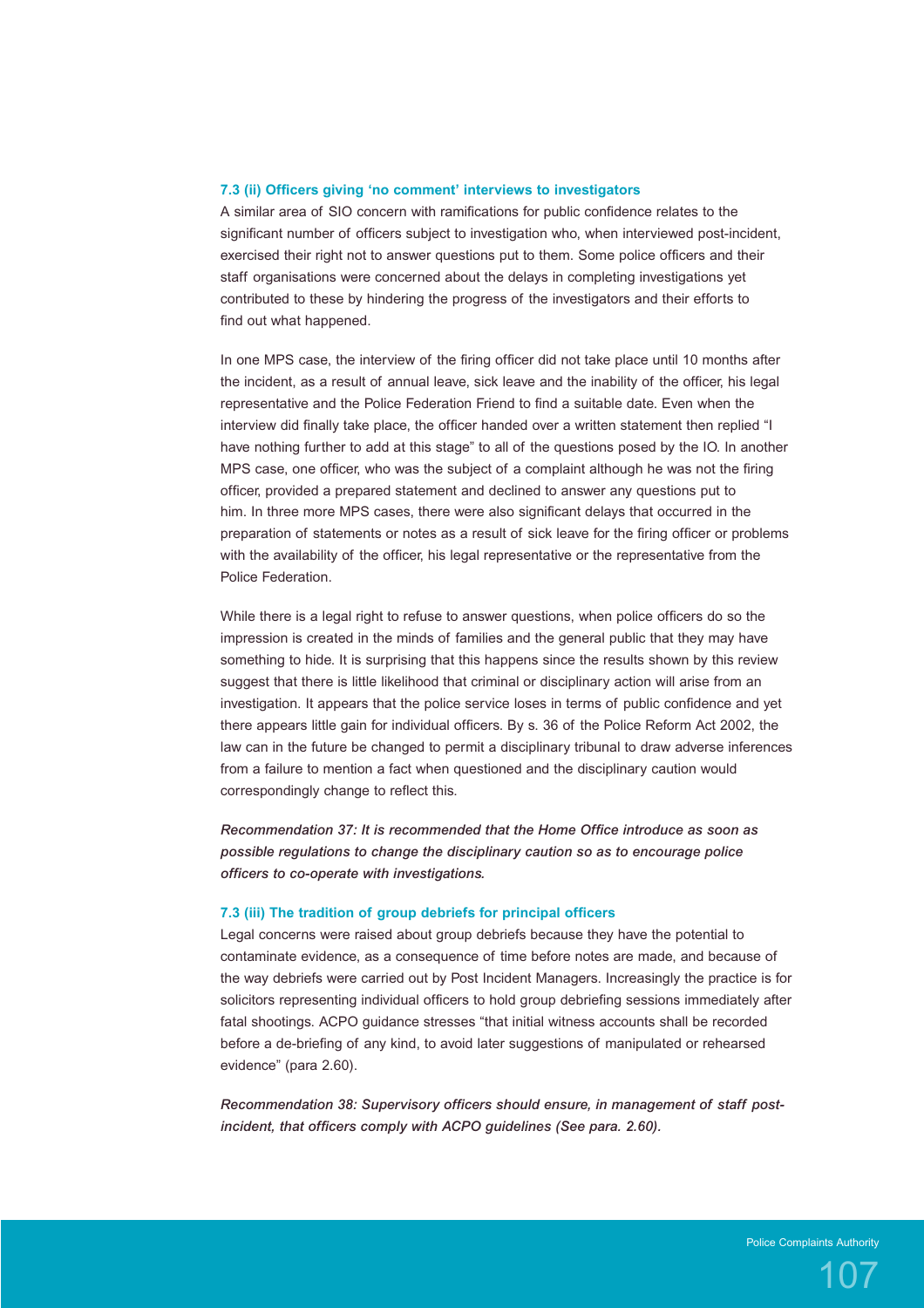### 7.3 (ii) Officers giving 'no comment' interviews to investigators

A similar area of SIO concern with ramifications for public confidence relates to the significant number of officers subject to investigation who, when interviewed post-incident, exercised their right not to answer questions put to them. Some police officers and their staff organisations were concerned about the delays in completing investigations yet contributed to these by hindering the progress of the investigators and their efforts to find out what happened.

In one MPS case, the interview of the firing officer did not take place until 10 months after the incident, as a result of annual leave, sick leave and the inability of the officer, his legal representative and the Police Federation Friend to find a suitable date. Even when the interview did finally take place, the officer handed over a written statement then replied "I have nothing further to add at this stage" to all of the questions posed by the IO. In another MPS case, one officer, who was the subject of a complaint although he was not the firing officer, provided a prepared statement and declined to answer any questions put to him. In three more MPS cases, there were also significant delays that occurred in the preparation of statements or notes as a result of sick leave for the firing officer or problems with the availability of the officer, his legal representative or the representative from the Police Federation.

While there is a legal right to refuse to answer questions, when police officers do so the impression is created in the minds of families and the general public that they may have something to hide. It is surprising that this happens since the results shown by this review suggest that there is little likelihood that criminal or disciplinary action will arise from an investigation. It appears that the police service loses in terms of public confidence and yet there appears little gain for individual officers. By s. 36 of the Police Reform Act 2002, the law can in the future be changed to permit a disciplinary tribunal to draw adverse inferences from a failure to mention a fact when questioned and the disciplinary caution would correspondingly change to reflect this.

***Recommendation 37: It is recommended that the Home Office introduce as soon as possible regulations to change the disciplinary caution so as to encourage police officers to co-operate with investigations.***

### 7.3 (iii) The tradition of group debriefs for principal officers

Legal concerns were raised about group debriefs because they have the potential to contaminate evidence, as a consequence of time before notes are made, and because of the way debriefs were carried out by Post Incident Managers. Increasingly the practice is for solicitors representing individual officers to hold group debriefing sessions immediately after fatal shootings. ACPO guidance stresses "that initial witness accounts shall be recorded before a de-briefing of any kind, to avoid later suggestions of manipulated or rehearsed evidence" (para 2.60).

***Recommendation 38: Supervisory officers should ensure, in management of staff post-incident, that officers comply with ACPO guidelines (See para. 2.60).***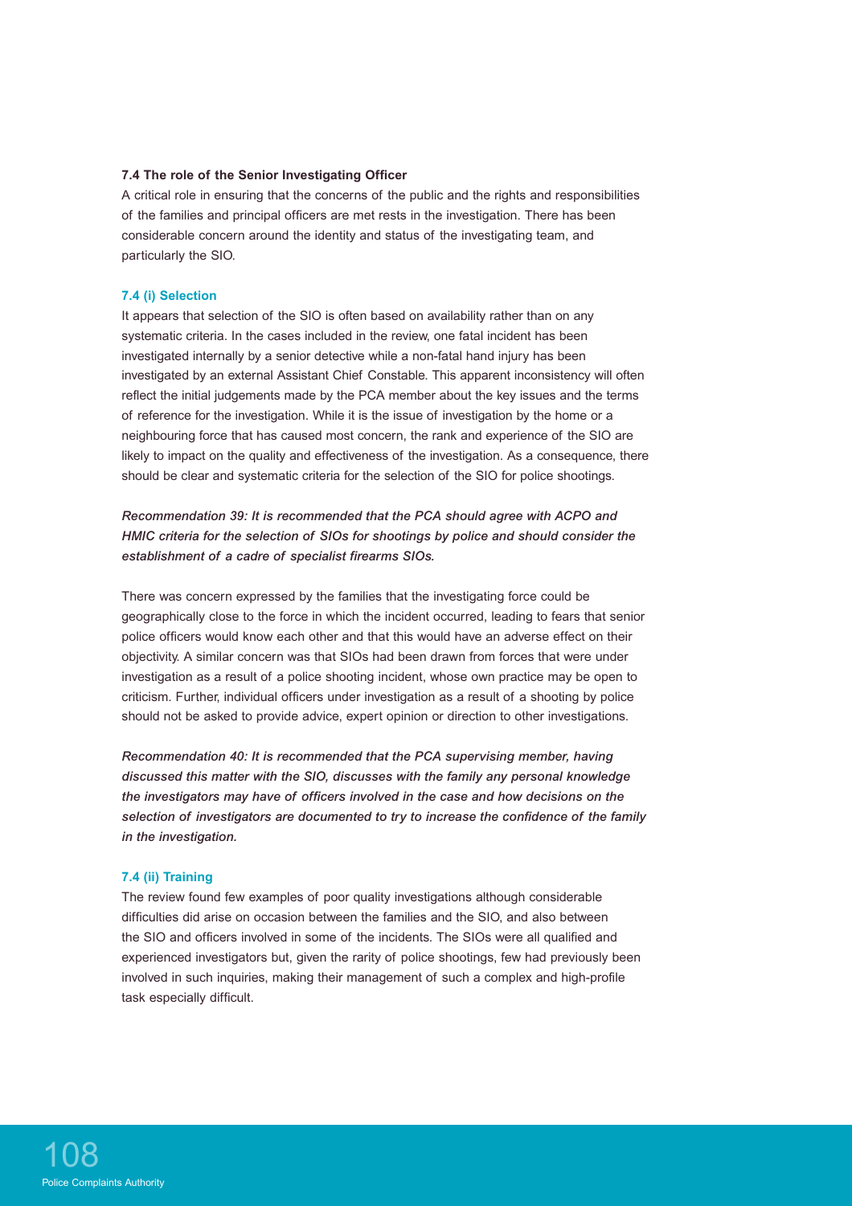### 7.4 The role of the Senior Investigating Officer

A critical role in ensuring that the concerns of the public and the rights and responsibilities of the families and principal officers are met rests in the investigation. There has been considerable concern around the identity and status of the investigating team, and particularly the SIO.

#### 7.4 (i) Selection

It appears that selection of the SIO is often based on availability rather than on any systematic criteria. In the cases included in the review, one fatal incident has been investigated internally by a senior detective while a non-fatal hand injury has been investigated by an external Assistant Chief Constable. This apparent inconsistency will often reflect the initial judgements made by the PCA member about the key issues and the terms of reference for the investigation. While it is the issue of investigation by the home or a neighbouring force that has caused most concern, the rank and experience of the SIO are likely to impact on the quality and effectiveness of the investigation. As a consequence, there should be clear and systematic criteria for the selection of the SIO for police shootings.

***Recommendation 39: It is recommended that the PCA should agree with ACPO and HMIC criteria for the selection of SIOs for shootings by police and should consider the establishment of a cadre of specialist firearms SIOs.***

There was concern expressed by the families that the investigating force could be geographically close to the force in which the incident occurred, leading to fears that senior police officers would know each other and that this would have an adverse effect on their objectivity. A similar concern was that SIOs had been drawn from forces that were under investigation as a result of a police shooting incident, whose own practice may be open to criticism. Further, individual officers under investigation as a result of a shooting by police should not be asked to provide advice, expert opinion or direction to other investigations.

***Recommendation 40: It is recommended that the PCA supervising member, having discussed this matter with the SIO, discusses with the family any personal knowledge the investigators may have of officers involved in the case and how decisions on the selection of investigators are documented to try to increase the confidence of the family in the investigation.***

#### 7.4 (ii) Training

The review found few examples of poor quality investigations although considerable difficulties did arise on occasion between the families and the SIO, and also between the SIO and officers involved in some of the incidents. The SIOs were all qualified and experienced investigators but, given the rarity of police shootings, few had previously been involved in such inquiries, making their management of such a complex and high-profile task especially difficult.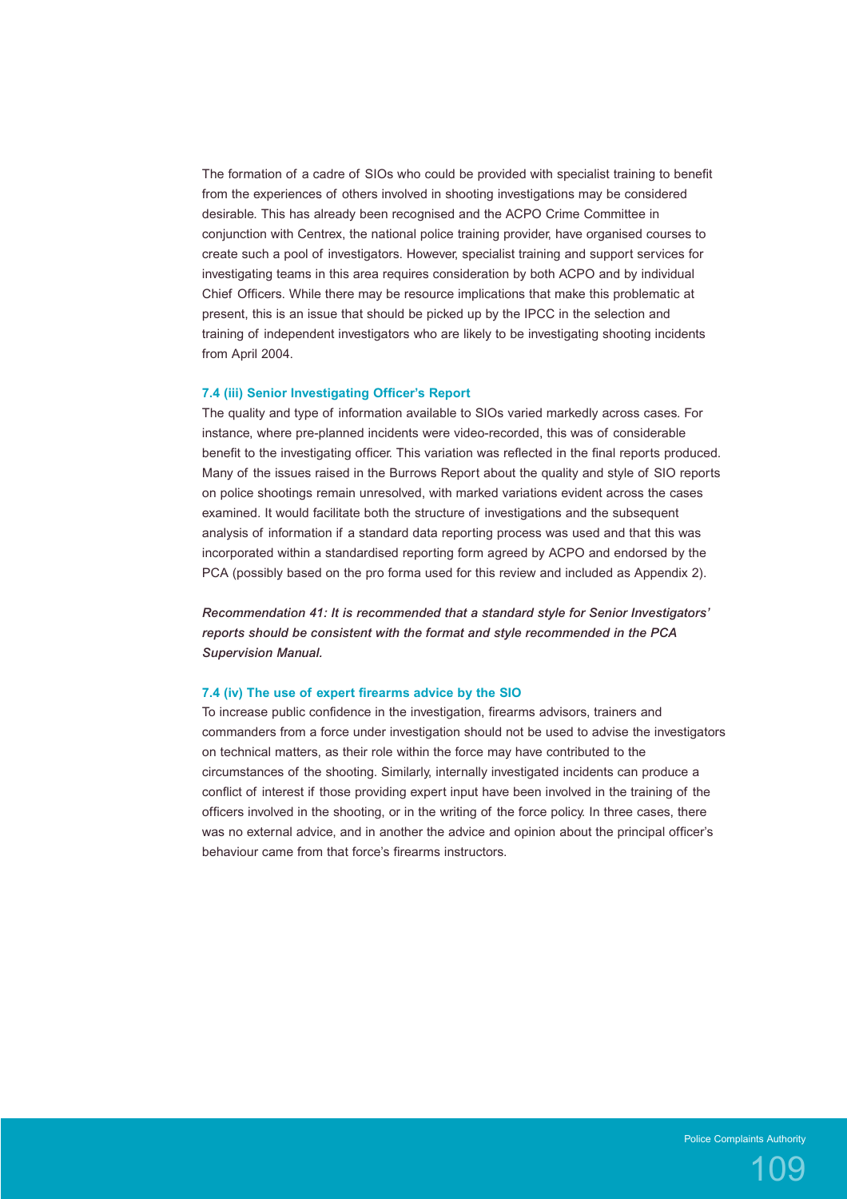The formation of a cadre of SIOs who could be provided with specialist training to benefit from the experiences of others involved in shooting investigations may be considered desirable. This has already been recognised and the ACPO Crime Committee in conjunction with Centrex, the national police training provider, have organised courses to create such a pool of investigators. However, specialist training and support services for investigating teams in this area requires consideration by both ACPO and by individual Chief Officers. While there may be resource implications that make this problematic at present, this is an issue that should be picked up by the IPCC in the selection and training of independent investigators who are likely to be investigating shooting incidents from April 2004.

#### 7.4 (iii) Senior Investigating Officer's Report

The quality and type of information available to SIOs varied markedly across cases. For instance, where pre-planned incidents were video-recorded, this was of considerable benefit to the investigating officer. This variation was reflected in the final reports produced. Many of the issues raised in the Burrows Report about the quality and style of SIO reports on police shootings remain unresolved, with marked variations evident across the cases examined. It would facilitate both the structure of investigations and the subsequent analysis of information if a standard data reporting process was used and that this was incorporated within a standardised reporting form agreed by ACPO and endorsed by the PCA (possibly based on the pro forma used for this review and included as Appendix 2).

***Recommendation 41: It is recommended that a standard style for Senior Investigators' reports should be consistent with the format and style recommended in the PCA Supervision Manual.***

#### 7.4 (iv) The use of expert firearms advice by the SIO

To increase public confidence in the investigation, firearms advisors, trainers and commanders from a force under investigation should not be used to advise the investigators on technical matters, as their role within the force may have contributed to the circumstances of the shooting. Similarly, internally investigated incidents can produce a conflict of interest if those providing expert input have been involved in the training of the officers involved in the shooting, or in the writing of the force policy. In three cases, there was no external advice, and in another the advice and opinion about the principal officer's behaviour came from that force's firearms instructors.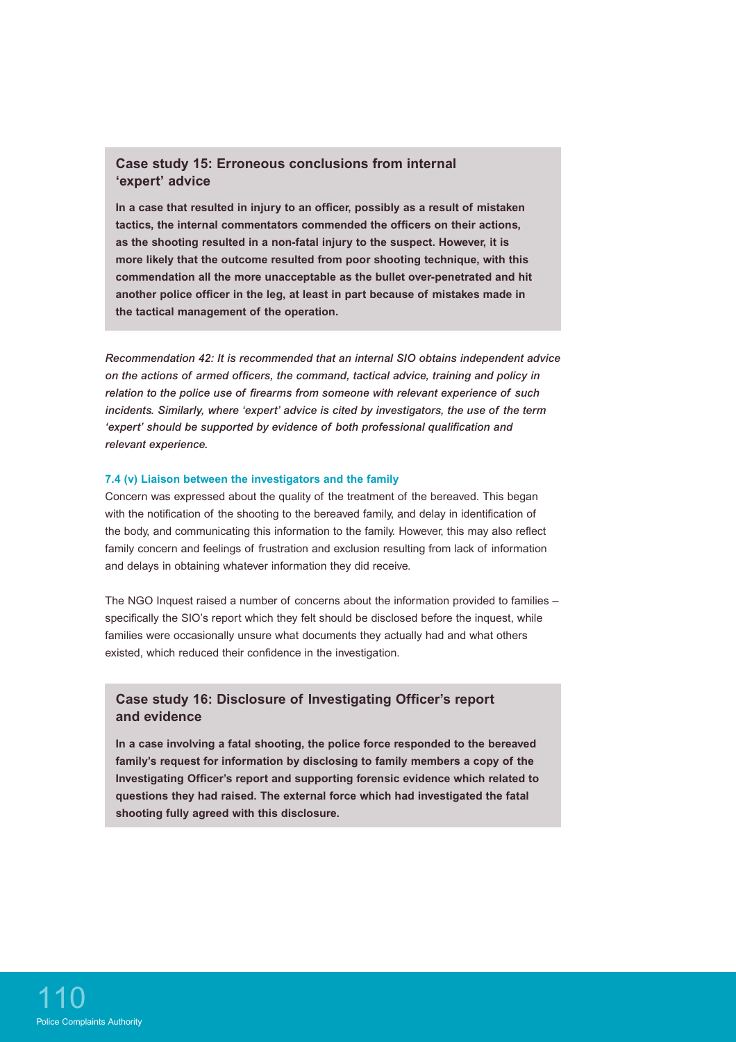### Case study 15: Erroneous conclusions from internal 'expert' advice

**In a case that resulted in injury to an officer, possibly as a result of mistaken tactics, the internal commentators commended the officers on their actions, as the shooting resulted in a non-fatal injury to the suspect. However, it is more likely that the outcome resulted from poor shooting technique, with this commendation all the more unacceptable as the bullet over-penetrated and hit another police officer in the leg, at least in part because of mistakes made in the tactical management of the operation.**

***Recommendation 42: It is recommended that an internal SIO obtains independent advice on the actions of armed officers, the command, tactical advice, training and policy in relation to the police use of firearms from someone with relevant experience of such incidents. Similarly, where 'expert' advice is cited by investigators, the use of the term 'expert' should be supported by evidence of both professional qualification and relevant experience.***

#### 7.4 (v) Liaison between the investigators and the family

Concern was expressed about the quality of the treatment of the bereaved. This began with the notification of the shooting to the bereaved family, and delay in identification of the body, and communicating this information to the family. However, this may also reflect family concern and feelings of frustration and exclusion resulting from lack of information and delays in obtaining whatever information they did receive.

The NGO Inquest raised a number of concerns about the information provided to families – specifically the SIO's report which they felt should be disclosed before the inquest, while families were occasionally unsure what documents they actually had and what others existed, which reduced their confidence in the investigation.

### Case study 16: Disclosure of Investigating Officer's report and evidence

**In a case involving a fatal shooting, the police force responded to the bereaved family's request for information by disclosing to family members a copy of the Investigating Officer's report and supporting forensic evidence which related to questions they had raised. The external force which had investigated the fatal shooting fully agreed with this disclosure.**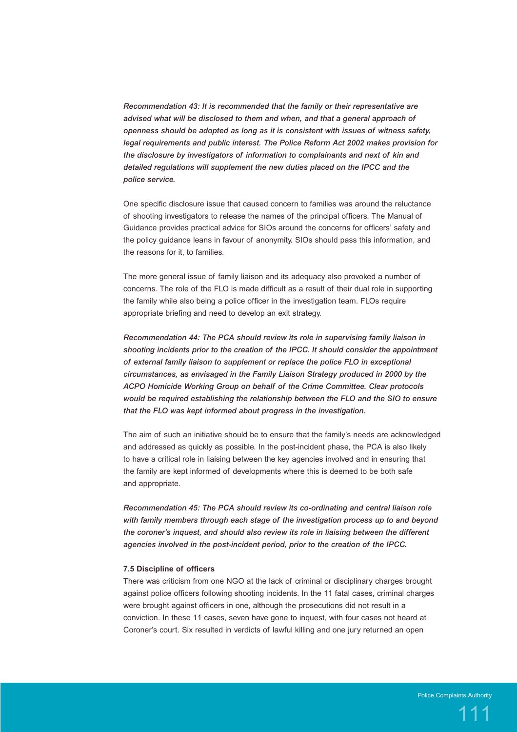***Recommendation 43: It is recommended that the family or their representative are advised what will be disclosed to them and when, and that a general approach of openness should be adopted as long as it is consistent with issues of witness safety, legal requirements and public interest. The Police Reform Act 2002 makes provision for the disclosure by investigators of information to complainants and next of kin and detailed regulations will supplement the new duties placed on the IPCC and the police service.***

One specific disclosure issue that caused concern to families was around the reluctance of shooting investigators to release the names of the principal officers. The Manual of Guidance provides practical advice for SIOs around the concerns for officers' safety and the policy guidance leans in favour of anonymity. SIOs should pass this information, and the reasons for it, to families.

The more general issue of family liaison and its adequacy also provoked a number of concerns. The role of the FLO is made difficult as a result of their dual role in supporting the family while also being a police officer in the investigation team. FLOs require appropriate briefing and need to develop an exit strategy.

***Recommendation 44: The PCA should review its role in supervising family liaison in shooting incidents prior to the creation of the IPCC. It should consider the appointment of external family liaison to supplement or replace the police FLO in exceptional circumstances, as envisaged in the Family Liaison Strategy produced in 2000 by the ACPO Homicide Working Group on behalf of the Crime Committee. Clear protocols would be required establishing the relationship between the FLO and the SIO to ensure that the FLO was kept informed about progress in the investigation.***

The aim of such an initiative should be to ensure that the family's needs are acknowledged and addressed as quickly as possible. In the post-incident phase, the PCA is also likely to have a critical role in liaising between the key agencies involved and in ensuring that the family are kept informed of developments where this is deemed to be both safe and appropriate.

***Recommendation 45: The PCA should review its co-ordinating and central liaison role with family members through each stage of the investigation process up to and beyond the coroner's inquest, and should also review its role in liaising between the different agencies involved in the post-incident period, prior to the creation of the IPCC.***

#### 7.5 Discipline of officers

There was criticism from one NGO at the lack of criminal or disciplinary charges brought against police officers following shooting incidents. In the 11 fatal cases, criminal charges were brought against officers in one, although the prosecutions did not result in a conviction. In these 11 cases, seven have gone to inquest, with four cases not heard at Coroner's court. Six resulted in verdicts of lawful killing and one jury returned an open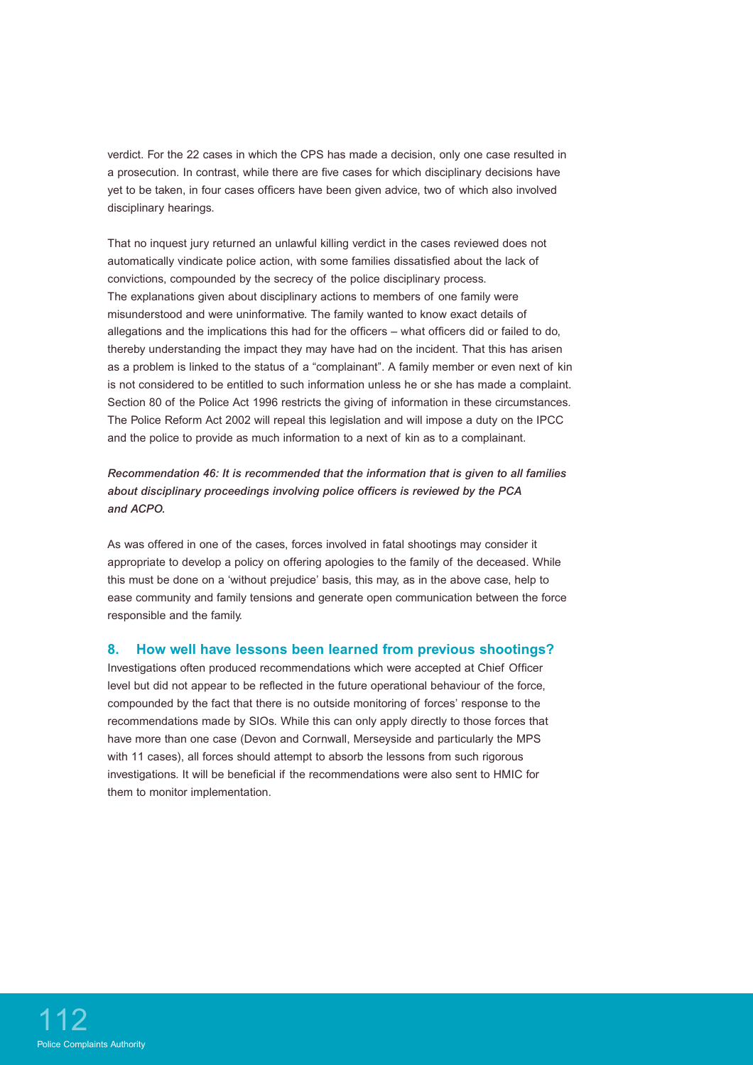verdict. For the 22 cases in which the CPS has made a decision, only one case resulted in a prosecution. In contrast, while there are five cases for which disciplinary decisions have yet to be taken, in four cases officers have been given advice, two of which also involved disciplinary hearings.

That no inquest jury returned an unlawful killing verdict in the cases reviewed does not automatically vindicate police action, with some families dissatisfied about the lack of convictions, compounded by the secrecy of the police disciplinary process. The explanations given about disciplinary actions to members of one family were misunderstood and were uninformative. The family wanted to know exact details of allegations and the implications this had for the officers – what officers did or failed to do, thereby understanding the impact they may have had on the incident. That this has arisen as a problem is linked to the status of a "complainant". A family member or even next of kin is not considered to be entitled to such information unless he or she has made a complaint. Section 80 of the Police Act 1996 restricts the giving of information in these circumstances. The Police Reform Act 2002 will repeal this legislation and will impose a duty on the IPCC and the police to provide as much information to a next of kin as to a complainant.

***Recommendation 46: It is recommended that the information that is given to all families about disciplinary proceedings involving police officers is reviewed by the PCA and ACPO.***

As was offered in one of the cases, forces involved in fatal shootings may consider it appropriate to develop a policy on offering apologies to the family of the deceased. While this must be done on a 'without prejudice' basis, this may, as in the above case, help to ease community and family tensions and generate open communication between the force responsible and the family.

## 8. How well have lessons been learned from previous shootings?

Investigations often produced recommendations which were accepted at Chief Officer level but did not appear to be reflected in the future operational behaviour of the force, compounded by the fact that there is no outside monitoring of forces' response to the recommendations made by SIOs. While this can only apply directly to those forces that have more than one case (Devon and Cornwall, Merseyside and particularly the MPS with 11 cases), all forces should attempt to absorb the lessons from such rigorous investigations. It will be beneficial if the recommendations were also sent to HMIC for them to monitor implementation.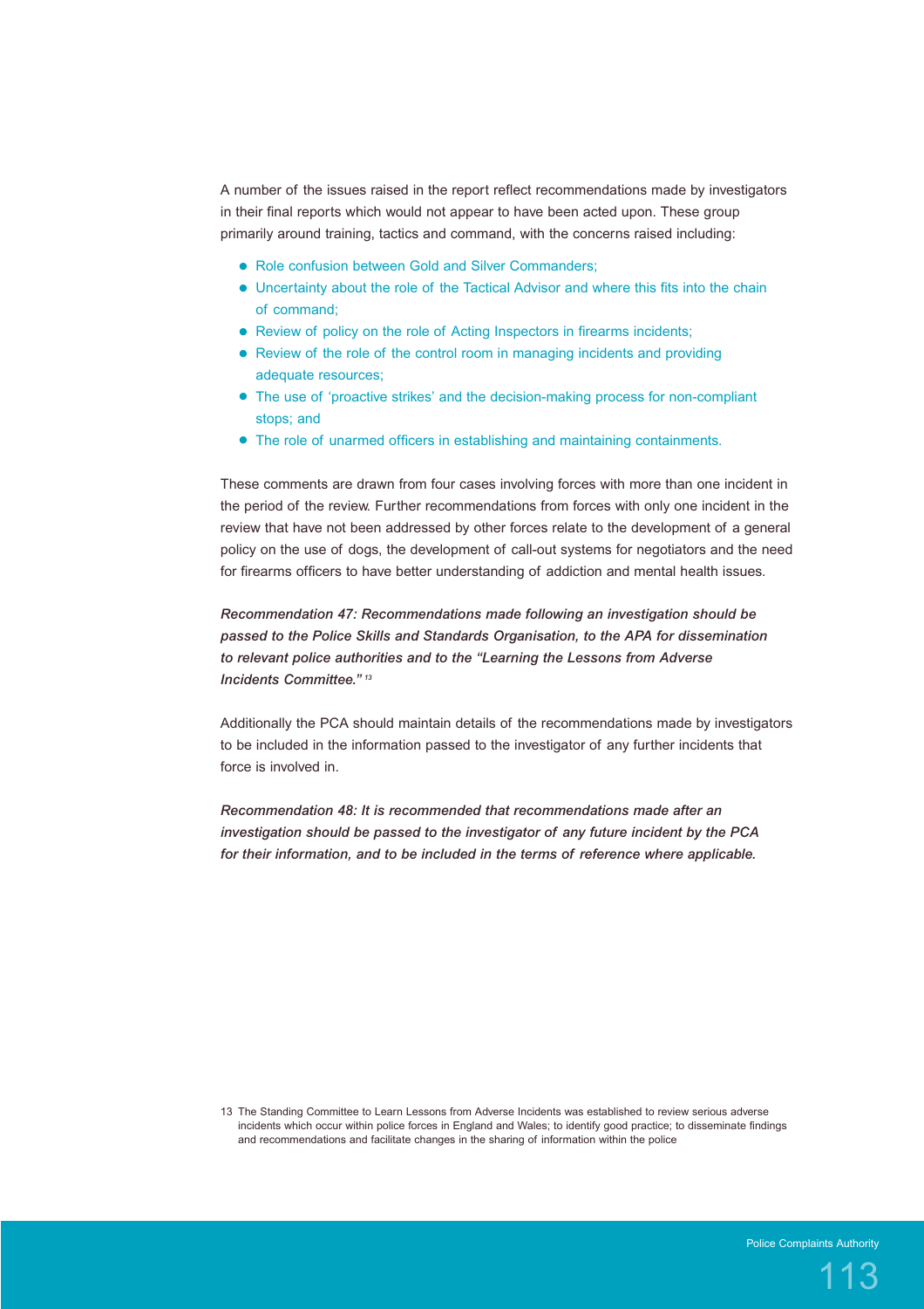A number of the issues raised in the report reflect recommendations made by investigators in their final reports which would not appear to have been acted upon. These group primarily around training, tactics and command, with the concerns raised including:

- Role confusion between Gold and Silver Commanders;
- Uncertainty about the role of the Tactical Advisor and where this fits into the chain of command;
- Review of policy on the role of Acting Inspectors in firearms incidents;
- Review of the role of the control room in managing incidents and providing adequate resources;
- The use of 'proactive strikes' and the decision-making process for non-compliant stops; and
- The role of unarmed officers in establishing and maintaining containments.

These comments are drawn from four cases involving forces with more than one incident in the period of the review. Further recommendations from forces with only one incident in the review that have not been addressed by other forces relate to the development of a general policy on the use of dogs, the development of call-out systems for negotiators and the need for firearms officers to have better understanding of addiction and mental health issues.

***Recommendation 47: Recommendations made following an investigation should be passed to the Police Skills and Standards Organisation, to the APA for dissemination to relevant police authorities and to the "Learning the Lessons from Adverse Incidents Committee."*** [13]

Additionally the PCA should maintain details of the recommendations made by investigators to be included in the information passed to the investigator of any further incidents that force is involved in.

***Recommendation 48: It is recommended that recommendations made after an investigation should be passed to the investigator of any future incident by the PCA for their information, and to be included in the terms of reference where applicable.***

13 The Standing Committee to Learn Lessons from Adverse Incidents was established to review serious adverse incidents which occur within police forces in England and Wales; to identify good practice; to disseminate findings and recommendations and facilitate changes in the sharing of information within the police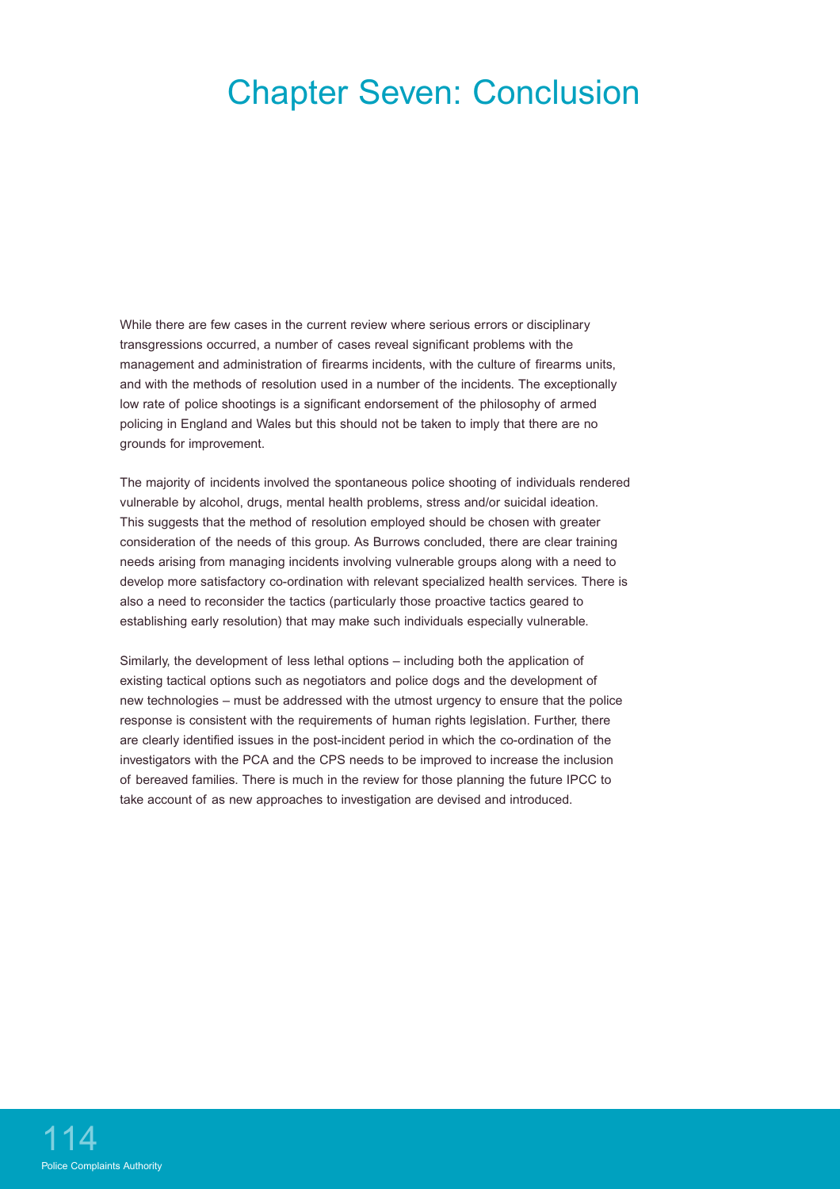# Chapter Seven: Conclusion

While there are few cases in the current review where serious errors or disciplinary transgressions occurred, a number of cases reveal significant problems with the management and administration of firearms incidents, with the culture of firearms units, and with the methods of resolution used in a number of the incidents. The exceptionally low rate of police shootings is a significant endorsement of the philosophy of armed policing in England and Wales but this should not be taken to imply that there are no grounds for improvement.

The majority of incidents involved the spontaneous police shooting of individuals rendered vulnerable by alcohol, drugs, mental health problems, stress and/or suicidal ideation. This suggests that the method of resolution employed should be chosen with greater consideration of the needs of this group. As Burrows concluded, there are clear training needs arising from managing incidents involving vulnerable groups along with a need to develop more satisfactory co-ordination with relevant specialized health services. There is also a need to reconsider the tactics (particularly those proactive tactics geared to establishing early resolution) that may make such individuals especially vulnerable.

Similarly, the development of less lethal options – including both the application of existing tactical options such as negotiators and police dogs and the development of new technologies – must be addressed with the utmost urgency to ensure that the police response is consistent with the requirements of human rights legislation. Further, there are clearly identified issues in the post-incident period in which the co-ordination of the investigators with the PCA and the CPS needs to be improved to increase the inclusion of bereaved families. There is much in the review for those planning the future IPCC to take account of as new approaches to investigation are devised and introduced.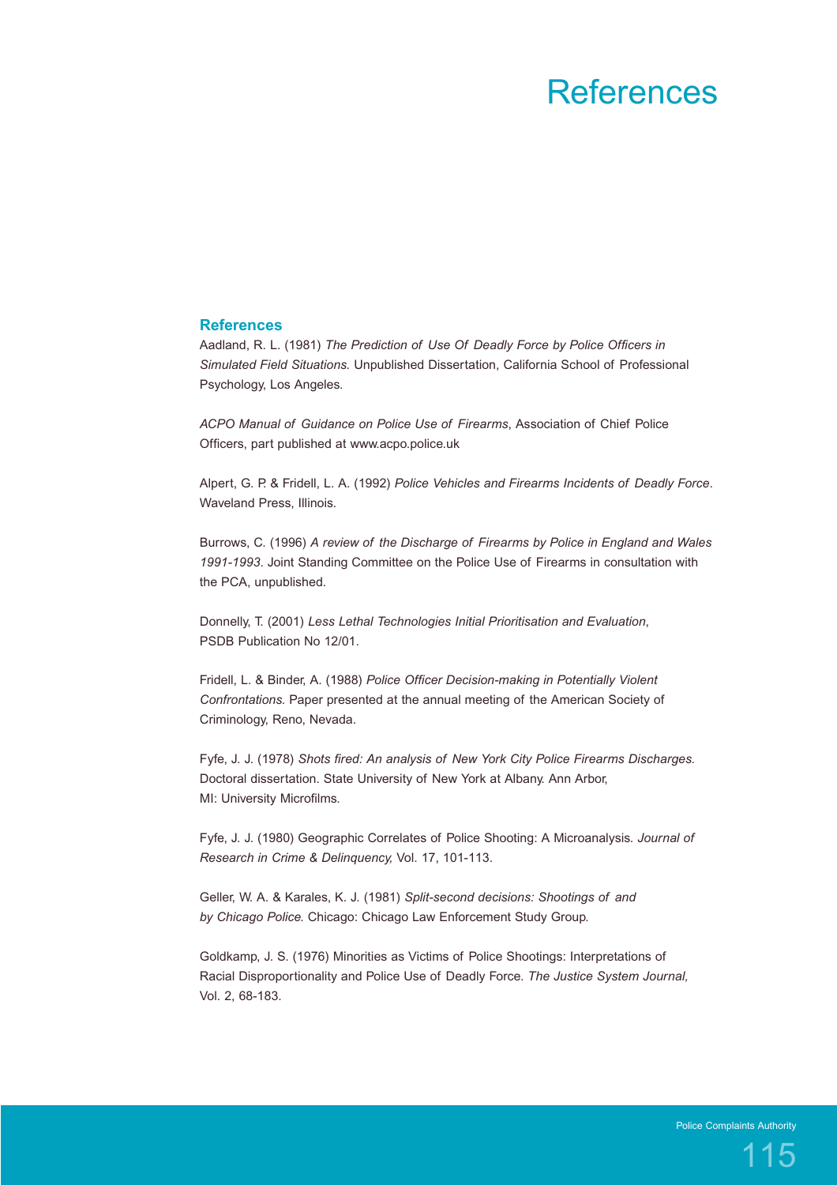# References

## References

Aadland, R. L. (1981) *The Prediction of Use Of Deadly Force by Police Officers in Simulated Field Situations.* Unpublished Dissertation, California School of Professional Psychology, Los Angeles.

*ACPO Manual of Guidance on Police Use of Firearms*, Association of Chief Police Officers, part published at www.acpo.police.uk

Alpert, G. P. & Fridell, L. A. (1992) *Police Vehicles and Firearms Incidents of Deadly Force*. Waveland Press, Illinois.

Burrows, C. (1996) *A review of the Discharge of Firearms by Police in England and Wales 1991-1993*. Joint Standing Committee on the Police Use of Firearms in consultation with the PCA, unpublished.

Donnelly, T. (2001) *Less Lethal Technologies Initial Prioritisation and Evaluation*, PSDB Publication No 12/01.

Fridell, L. & Binder, A. (1988) *Police Officer Decision-making in Potentially Violent Confrontations.* Paper presented at the annual meeting of the American Society of Criminology, Reno, Nevada.

Fyfe, J. J. (1978) *Shots fired: An analysis of New York City Police Firearms Discharges.* Doctoral dissertation. State University of New York at Albany. Ann Arbor, MI: University Microfilms.

Fyfe, J. J. (1980) Geographic Correlates of Police Shooting: A Microanalysis. *Journal of Research in Crime & Delinquency,* Vol. 17, 101-113.

Geller, W. A. & Karales, K. J. (1981) *Split-second decisions: Shootings of and by Chicago Police.* Chicago: Chicago Law Enforcement Study Group.

Goldkamp, J. S. (1976) Minorities as Victims of Police Shootings: Interpretations of Racial Disproportionality and Police Use of Deadly Force. *The Justice System Journal,* Vol. 2, 68-183.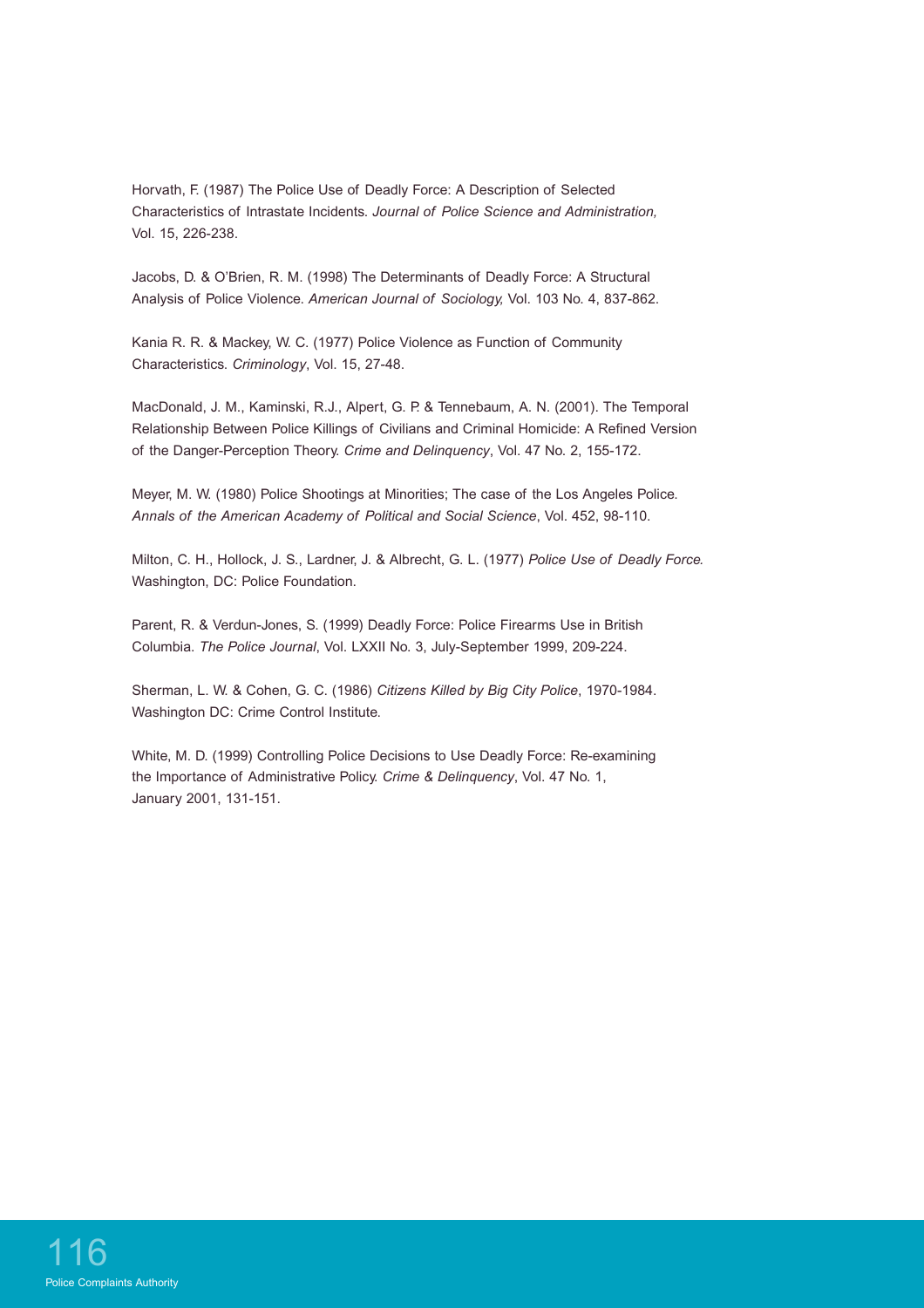Horvath, F. (1987) The Police Use of Deadly Force: A Description of Selected Characteristics of Intrastate Incidents. *Journal of Police Science and Administration,* Vol. 15, 226-238.

Jacobs, D. & O'Brien, R. M. (1998) The Determinants of Deadly Force: A Structural Analysis of Police Violence. *American Journal of Sociology,* Vol. 103 No. 4, 837-862.

Kania R. R. & Mackey, W. C. (1977) Police Violence as Function of Community Characteristics. *Criminology*, Vol. 15, 27-48.

MacDonald, J. M., Kaminski, R.J., Alpert, G. P. & Tennebaum, A. N. (2001). The Temporal Relationship Between Police Killings of Civilians and Criminal Homicide: A Refined Version of the Danger-Perception Theory. *Crime and Delinquency*, Vol. 47 No. 2, 155-172.

Meyer, M. W. (1980) Police Shootings at Minorities; The case of the Los Angeles Police. *Annals of the American Academy of Political and Social Science*, Vol. 452, 98-110.

Milton, C. H., Hollock, J. S., Lardner, J. & Albrecht, G. L. (1977) *Police Use of Deadly Force.* Washington, DC: Police Foundation.

Parent, R. & Verdun-Jones, S. (1999) Deadly Force: Police Firearms Use in British Columbia. *The Police Journal*, Vol. LXXII No. 3, July-September 1999, 209-224.

Sherman, L. W. & Cohen, G. C. (1986) *Citizens Killed by Big City Police*, 1970-1984. Washington DC: Crime Control Institute.

White, M. D. (1999) Controlling Police Decisions to Use Deadly Force: Re-examining the Importance of Administrative Policy. *Crime & Delinquency*, Vol. 47 No. 1, January 2001, 131-151.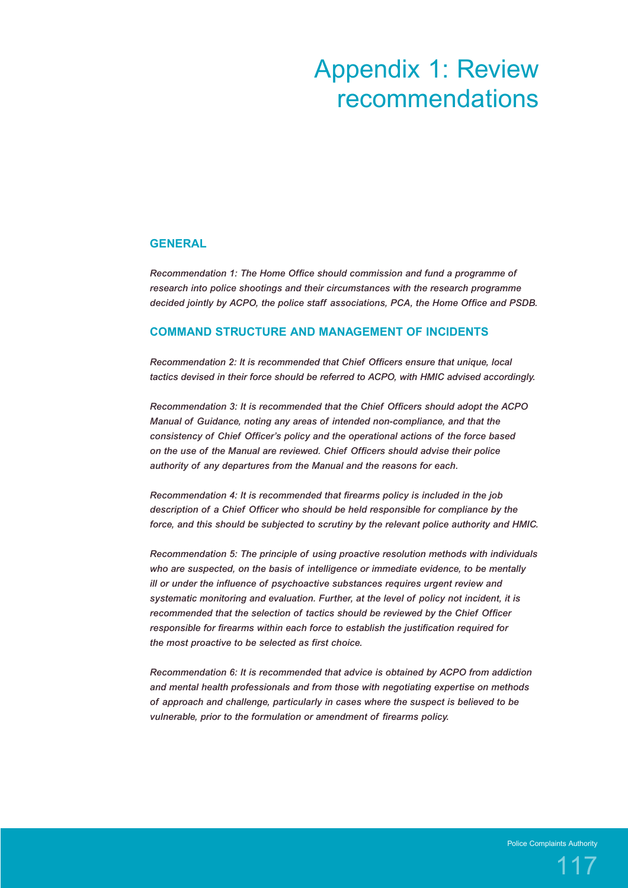# Appendix 1: Review recommendations

## GENERAL

*Recommendation 1: The Home Office should commission and fund a programme of research into police shootings and their circumstances with the research programme decided jointly by ACPO, the police staff associations, PCA, the Home Office and PSDB.*

## COMMAND STRUCTURE AND MANAGEMENT OF INCIDENTS

*Recommendation 2: It is recommended that Chief Officers ensure that unique, local tactics devised in their force should be referred to ACPO, with HMIC advised accordingly.*

*Recommendation 3: It is recommended that the Chief Officers should adopt the ACPO Manual of Guidance, noting any areas of intended non-compliance, and that the consistency of Chief Officer's policy and the operational actions of the force based on the use of the Manual are reviewed. Chief Officers should advise their police authority of any departures from the Manual and the reasons for each.*

*Recommendation 4: It is recommended that firearms policy is included in the job description of a Chief Officer who should be held responsible for compliance by the force, and this should be subjected to scrutiny by the relevant police authority and HMIC.*

*Recommendation 5: The principle of using proactive resolution methods with individuals who are suspected, on the basis of intelligence or immediate evidence, to be mentally ill or under the influence of psychoactive substances requires urgent review and systematic monitoring and evaluation. Further, at the level of policy not incident, it is recommended that the selection of tactics should be reviewed by the Chief Officer responsible for firearms within each force to establish the justification required for the most proactive to be selected as first choice.*

*Recommendation 6: It is recommended that advice is obtained by ACPO from addiction and mental health professionals and from those with negotiating expertise on methods of approach and challenge, particularly in cases where the suspect is believed to be vulnerable, prior to the formulation or amendment of firearms policy.*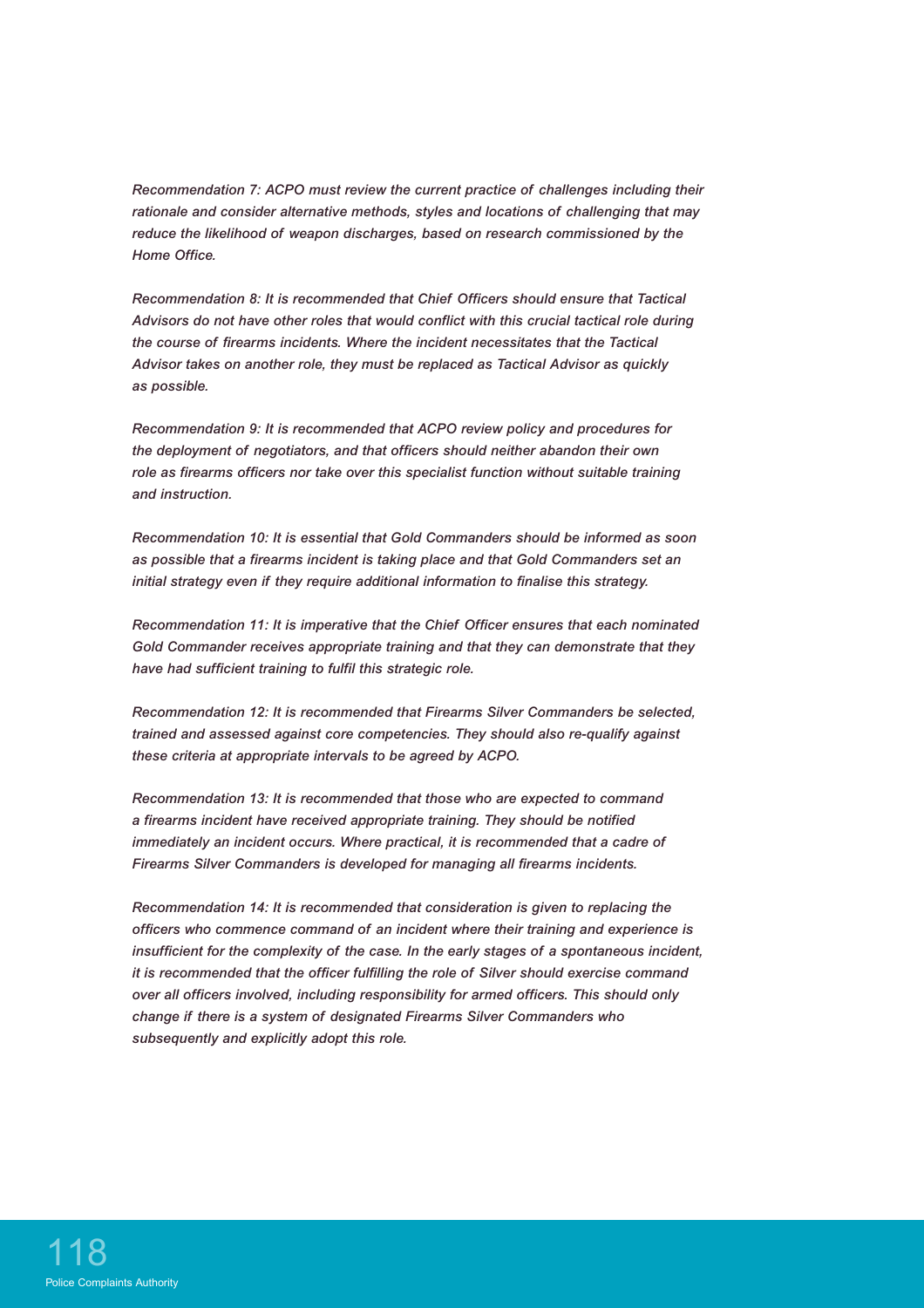*Recommendation 7: ACPO must review the current practice of challenges including their rationale and consider alternative methods, styles and locations of challenging that may reduce the likelihood of weapon discharges, based on research commissioned by the Home Office.*

*Recommendation 8: It is recommended that Chief Officers should ensure that Tactical Advisors do not have other roles that would conflict with this crucial tactical role during the course of firearms incidents. Where the incident necessitates that the Tactical Advisor takes on another role, they must be replaced as Tactical Advisor as quickly as possible.*

*Recommendation 9: It is recommended that ACPO review policy and procedures for the deployment of negotiators, and that officers should neither abandon their own role as firearms officers nor take over this specialist function without suitable training and instruction.*

*Recommendation 10: It is essential that Gold Commanders should be informed as soon as possible that a firearms incident is taking place and that Gold Commanders set an initial strategy even if they require additional information to finalise this strategy.*

*Recommendation 11: It is imperative that the Chief Officer ensures that each nominated Gold Commander receives appropriate training and that they can demonstrate that they have had sufficient training to fulfil this strategic role.*

*Recommendation 12: It is recommended that Firearms Silver Commanders be selected, trained and assessed against core competencies. They should also re-qualify against these criteria at appropriate intervals to be agreed by ACPO.*

*Recommendation 13: It is recommended that those who are expected to command a firearms incident have received appropriate training. They should be notified immediately an incident occurs. Where practical, it is recommended that a cadre of Firearms Silver Commanders is developed for managing all firearms incidents.*

*Recommendation 14: It is recommended that consideration is given to replacing the officers who commence command of an incident where their training and experience is insufficient for the complexity of the case. In the early stages of a spontaneous incident, it is recommended that the officer fulfilling the role of Silver should exercise command over all officers involved, including responsibility for armed officers. This should only change if there is a system of designated Firearms Silver Commanders who subsequently and explicitly adopt this role.*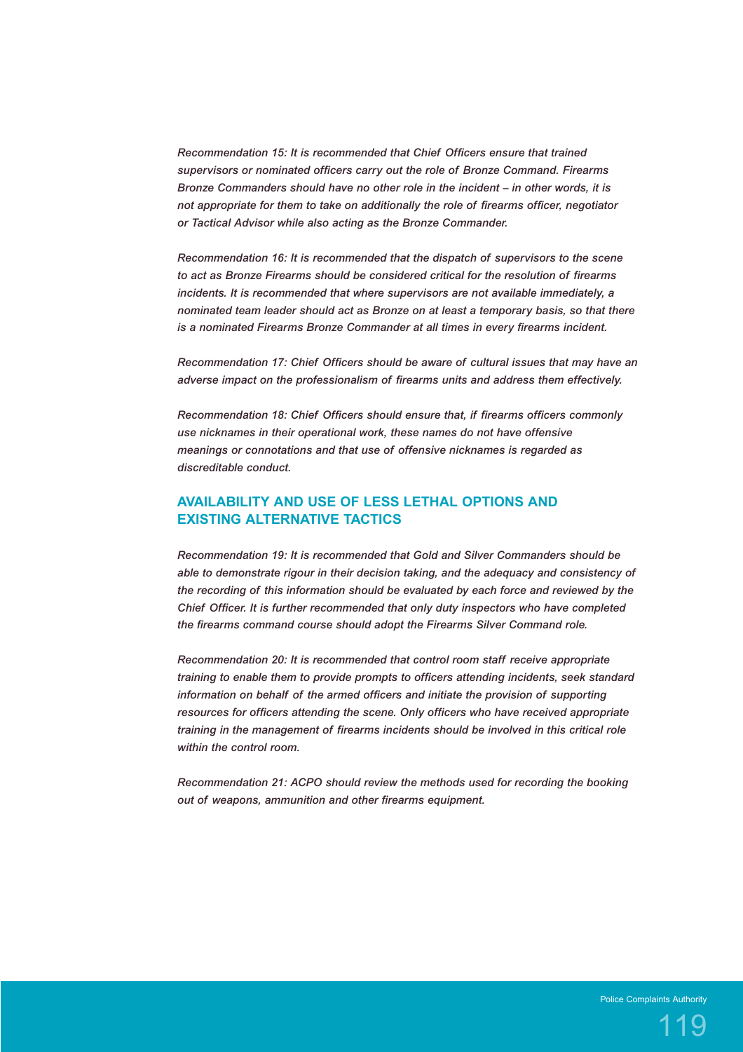*Recommendation 15: It is recommended that Chief Officers ensure that trained supervisors or nominated officers carry out the role of Bronze Command. Firearms Bronze Commanders should have no other role in the incident – in other words, it is not appropriate for them to take on additionally the role of firearms officer, negotiator or Tactical Advisor while also acting as the Bronze Commander.*

*Recommendation 16: It is recommended that the dispatch of supervisors to the scene to act as Bronze Firearms should be considered critical for the resolution of firearms incidents. It is recommended that where supervisors are not available immediately, a nominated team leader should act as Bronze on at least a temporary basis, so that there is a nominated Firearms Bronze Commander at all times in every firearms incident.*

*Recommendation 17: Chief Officers should be aware of cultural issues that may have an adverse impact on the professionalism of firearms units and address them effectively.*

*Recommendation 18: Chief Officers should ensure that, if firearms officers commonly use nicknames in their operational work, these names do not have offensive meanings or connotations and that use of offensive nicknames is regarded as discreditable conduct.*

## AVAILABILITY AND USE OF LESS LETHAL OPTIONS AND EXISTING ALTERNATIVE TACTICS

*Recommendation 19: It is recommended that Gold and Silver Commanders should be able to demonstrate rigour in their decision taking, and the adequacy and consistency of the recording of this information should be evaluated by each force and reviewed by the Chief Officer. It is further recommended that only duty inspectors who have completed the firearms command course should adopt the Firearms Silver Command role.*

*Recommendation 20: It is recommended that control room staff receive appropriate training to enable them to provide prompts to officers attending incidents, seek standard information on behalf of the armed officers and initiate the provision of supporting resources for officers attending the scene. Only officers who have received appropriate training in the management of firearms incidents should be involved in this critical role within the control room.*

*Recommendation 21: ACPO should review the methods used for recording the booking out of weapons, ammunition and other firearms equipment.*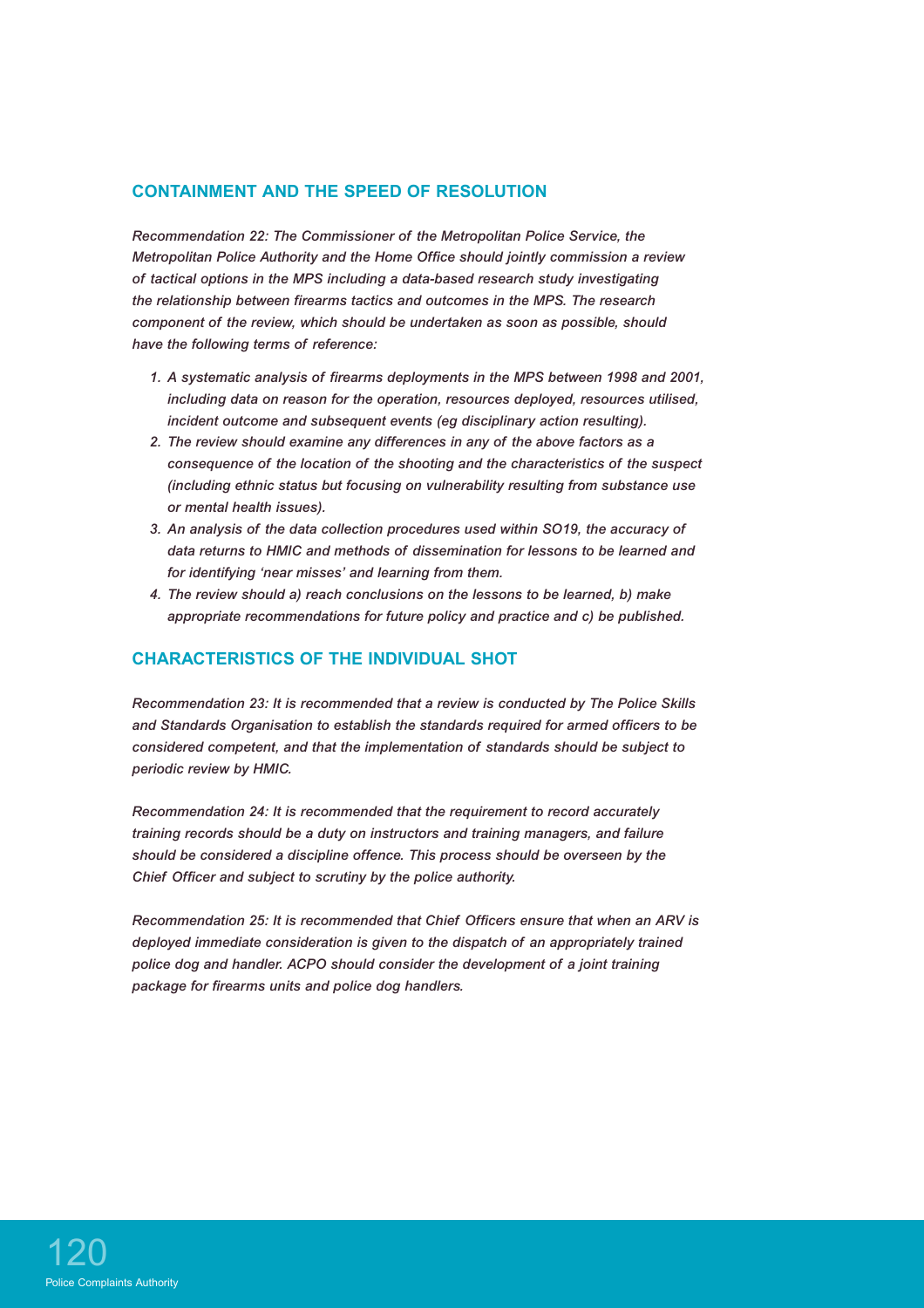## CONTAINMENT AND THE SPEED OF RESOLUTION

*Recommendation 22: The Commissioner of the Metropolitan Police Service, the Metropolitan Police Authority and the Home Office should jointly commission a review of tactical options in the MPS including a data-based research study investigating the relationship between firearms tactics and outcomes in the MPS. The research component of the review, which should be undertaken as soon as possible, should have the following terms of reference:*

1. *A systematic analysis of firearms deployments in the MPS between 1998 and 2001, including data on reason for the operation, resources deployed, resources utilised, incident outcome and subsequent events (eg disciplinary action resulting).*
2. *The review should examine any differences in any of the above factors as a consequence of the location of the shooting and the characteristics of the suspect (including ethnic status but focusing on vulnerability resulting from substance use or mental health issues).*
3. *An analysis of the data collection procedures used within SO19, the accuracy of data returns to HMIC and methods of dissemination for lessons to be learned and for identifying 'near misses' and learning from them.*
4. *The review should a) reach conclusions on the lessons to be learned, b) make appropriate recommendations for future policy and practice and c) be published.*

## CHARACTERISTICS OF THE INDIVIDUAL SHOT

*Recommendation 23: It is recommended that a review is conducted by The Police Skills and Standards Organisation to establish the standards required for armed officers to be considered competent, and that the implementation of standards should be subject to periodic review by HMIC.*

*Recommendation 24: It is recommended that the requirement to record accurately training records should be a duty on instructors and training managers, and failure should be considered a discipline offence. This process should be overseen by the Chief Officer and subject to scrutiny by the police authority.*

*Recommendation 25: It is recommended that Chief Officers ensure that when an ARV is deployed immediate consideration is given to the dispatch of an appropriately trained police dog and handler. ACPO should consider the development of a joint training package for firearms units and police dog handlers.*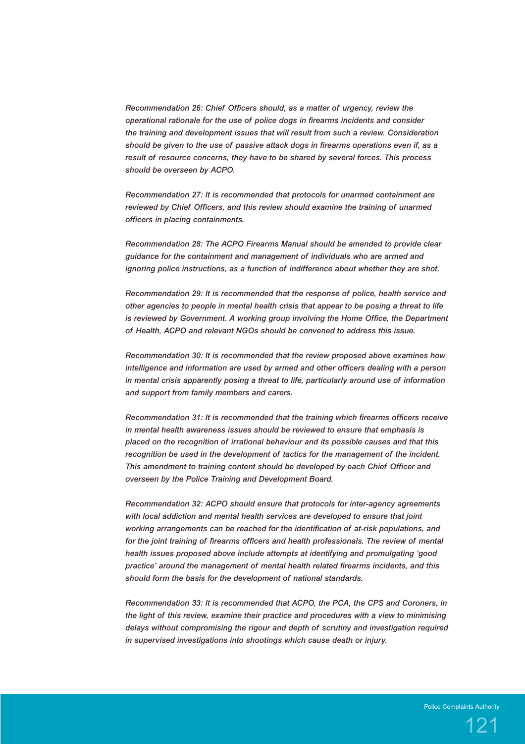*Recommendation 26: Chief Officers should, as a matter of urgency, review the operational rationale for the use of police dogs in firearms incidents and consider the training and development issues that will result from such a review. Consideration should be given to the use of passive attack dogs in firearms operations even if, as a result of resource concerns, they have to be shared by several forces. This process should be overseen by ACPO.*

*Recommendation 27: It is recommended that protocols for unarmed containment are reviewed by Chief Officers, and this review should examine the training of unarmed officers in placing containments.*

*Recommendation 28: The ACPO Firearms Manual should be amended to provide clear guidance for the containment and management of individuals who are armed and ignoring police instructions, as a function of indifference about whether they are shot.*

*Recommendation 29: It is recommended that the response of police, health service and other agencies to people in mental health crisis that appear to be posing a threat to life is reviewed by Government. A working group involving the Home Office, the Department of Health, ACPO and relevant NGOs should be convened to address this issue.*

*Recommendation 30: It is recommended that the review proposed above examines how intelligence and information are used by armed and other officers dealing with a person in mental crisis apparently posing a threat to life, particularly around use of information and support from family members and carers.*

*Recommendation 31: It is recommended that the training which firearms officers receive in mental health awareness issues should be reviewed to ensure that emphasis is placed on the recognition of irrational behaviour and its possible causes and that this recognition be used in the development of tactics for the management of the incident. This amendment to training content should be developed by each Chief Officer and overseen by the Police Training and Development Board.*

*Recommendation 32: ACPO should ensure that protocols for inter-agency agreements with local addiction and mental health services are developed to ensure that joint working arrangements can be reached for the identification of at-risk populations, and for the joint training of firearms officers and health professionals. The review of mental health issues proposed above include attempts at identifying and promulgating 'good practice' around the management of mental health related firearms incidents, and this should form the basis for the development of national standards.*

*Recommendation 33: It is recommended that ACPO, the PCA, the CPS and Coroners, in the light of this review, examine their practice and procedures with a view to minimising delays without compromising the rigour and depth of scrutiny and investigation required in supervised investigations into shootings which cause death or injury.*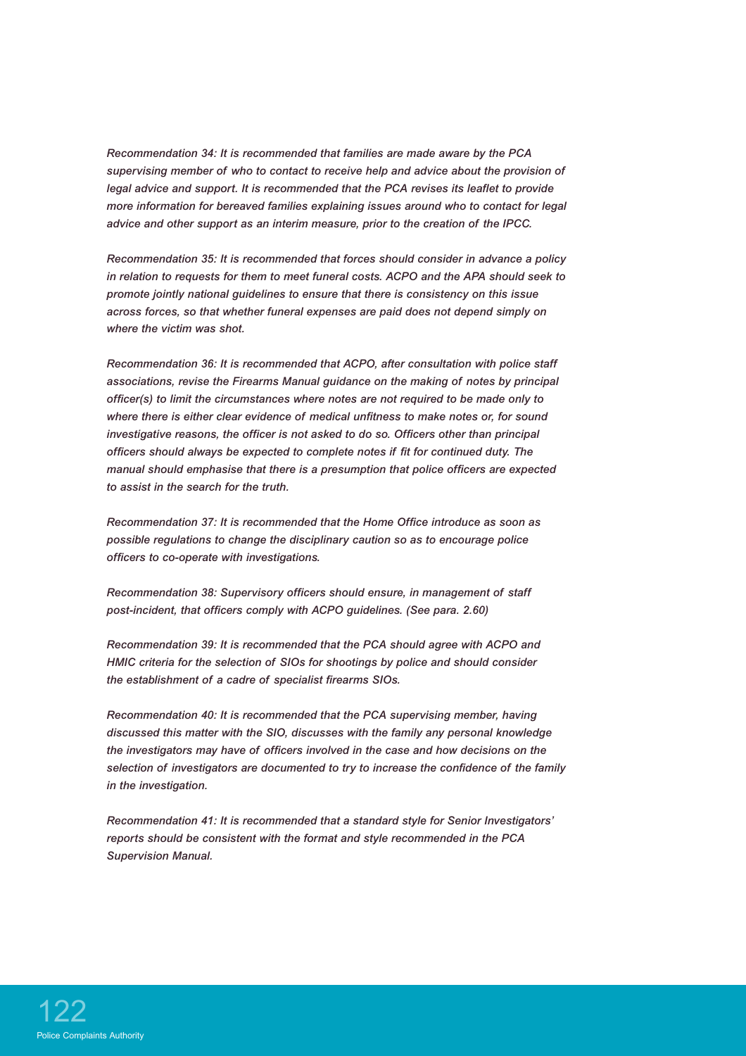*Recommendation 34: It is recommended that families are made aware by the PCA supervising member of who to contact to receive help and advice about the provision of legal advice and support. It is recommended that the PCA revises its leaflet to provide more information for bereaved families explaining issues around who to contact for legal advice and other support as an interim measure, prior to the creation of the IPCC.*

*Recommendation 35: It is recommended that forces should consider in advance a policy in relation to requests for them to meet funeral costs. ACPO and the APA should seek to promote jointly national guidelines to ensure that there is consistency on this issue across forces, so that whether funeral expenses are paid does not depend simply on where the victim was shot.*

*Recommendation 36: It is recommended that ACPO, after consultation with police staff associations, revise the Firearms Manual guidance on the making of notes by principal officer(s) to limit the circumstances where notes are not required to be made only to where there is either clear evidence of medical unfitness to make notes or, for sound investigative reasons, the officer is not asked to do so. Officers other than principal officers should always be expected to complete notes if fit for continued duty. The manual should emphasise that there is a presumption that police officers are expected to assist in the search for the truth.*

*Recommendation 37: It is recommended that the Home Office introduce as soon as possible regulations to change the disciplinary caution so as to encourage police officers to co-operate with investigations.*

*Recommendation 38: Supervisory officers should ensure, in management of staff post-incident, that officers comply with ACPO guidelines. (See para. 2.60)*

*Recommendation 39: It is recommended that the PCA should agree with ACPO and HMIC criteria for the selection of SIOs for shootings by police and should consider the establishment of a cadre of specialist firearms SIOs.*

*Recommendation 40: It is recommended that the PCA supervising member, having discussed this matter with the SIO, discusses with the family any personal knowledge the investigators may have of officers involved in the case and how decisions on the selection of investigators are documented to try to increase the confidence of the family in the investigation.*

*Recommendation 41: It is recommended that a standard style for Senior Investigators' reports should be consistent with the format and style recommended in the PCA Supervision Manual.*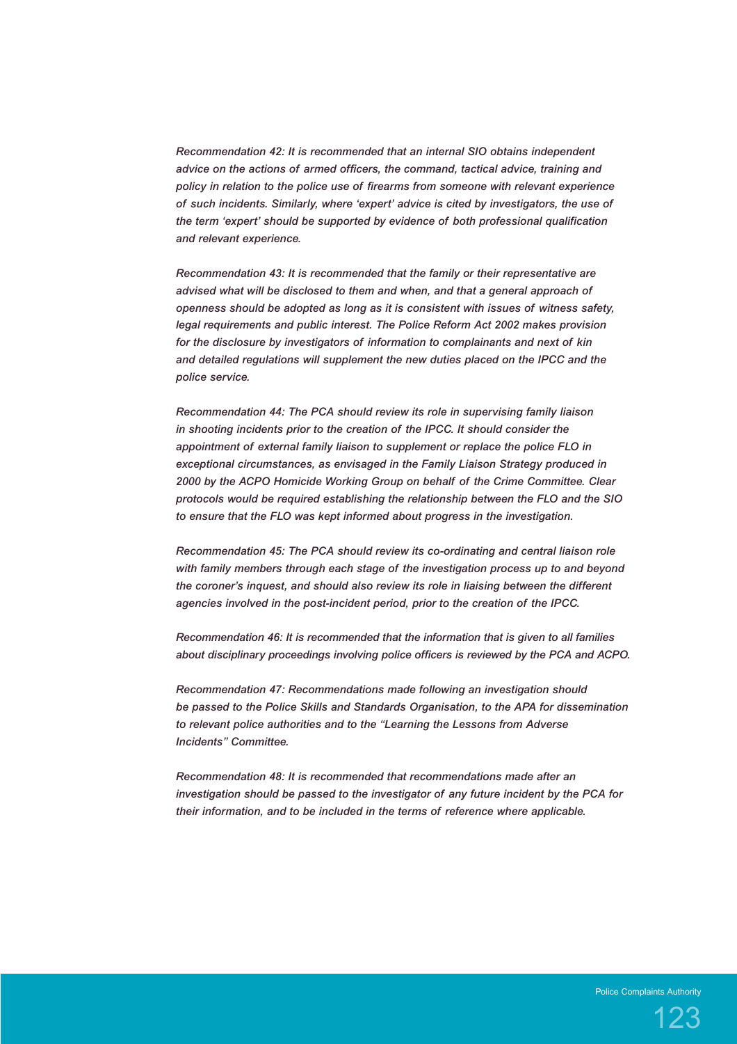*Recommendation 42: It is recommended that an internal SIO obtains independent advice on the actions of armed officers, the command, tactical advice, training and policy in relation to the police use of firearms from someone with relevant experience of such incidents. Similarly, where 'expert' advice is cited by investigators, the use of the term 'expert' should be supported by evidence of both professional qualification and relevant experience.*

*Recommendation 43: It is recommended that the family or their representative are advised what will be disclosed to them and when, and that a general approach of openness should be adopted as long as it is consistent with issues of witness safety, legal requirements and public interest. The Police Reform Act 2002 makes provision for the disclosure by investigators of information to complainants and next of kin and detailed regulations will supplement the new duties placed on the IPCC and the police service.*

*Recommendation 44: The PCA should review its role in supervising family liaison in shooting incidents prior to the creation of the IPCC. It should consider the appointment of external family liaison to supplement or replace the police FLO in exceptional circumstances, as envisaged in the Family Liaison Strategy produced in 2000 by the ACPO Homicide Working Group on behalf of the Crime Committee. Clear protocols would be required establishing the relationship between the FLO and the SIO to ensure that the FLO was kept informed about progress in the investigation.*

*Recommendation 45: The PCA should review its co-ordinating and central liaison role with family members through each stage of the investigation process up to and beyond the coroner's inquest, and should also review its role in liaising between the different agencies involved in the post-incident period, prior to the creation of the IPCC.*

*Recommendation 46: It is recommended that the information that is given to all families about disciplinary proceedings involving police officers is reviewed by the PCA and ACPO.*

*Recommendation 47: Recommendations made following an investigation should be passed to the Police Skills and Standards Organisation, to the APA for dissemination to relevant police authorities and to the "Learning the Lessons from Adverse Incidents" Committee.*

*Recommendation 48: It is recommended that recommendations made after an investigation should be passed to the investigator of any future incident by the PCA for their information, and to be included in the terms of reference where applicable.*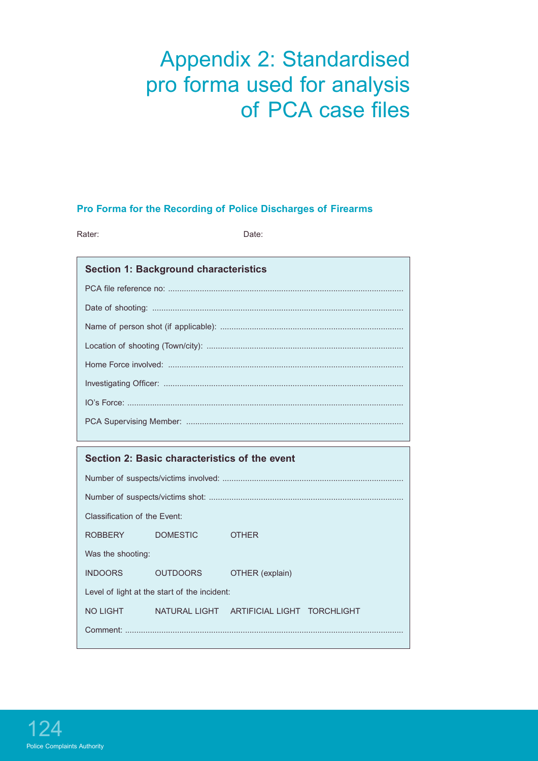# Appendix 2: Standardised pro forma used for analysis of PCA case files

## Pro Forma for the Recording of Police Discharges of Firearms

Rater: Date:

### Section 1: Background characteristics

PCA file reference no: ..................................................................................................

Date of shooting: ..................................................................................................

Name of person shot (if applicable): ..................................................................................................

Location of shooting (Town/city): ..................................................................................................

Home Force involved: ..................................................................................................

Investigating Officer: ..................................................................................................

IO's Force: ..................................................................................................

PCA Supervising Member: ..................................................................................................

### Section 2: Basic characteristics of the event

Number of suspects/victims involved: ..................................................................................................

Number of suspects/victims shot: ..................................................................................................

Classification of the Event:

ROBBERY DOMESTIC OTHER

Was the shooting:

INDOORS OUTDOORS OTHER (explain)

Level of light at the start of the incident:

NO LIGHT NATURAL LIGHT ARTIFICIAL LIGHT TORCHLIGHT

Comment: ..................................................................................................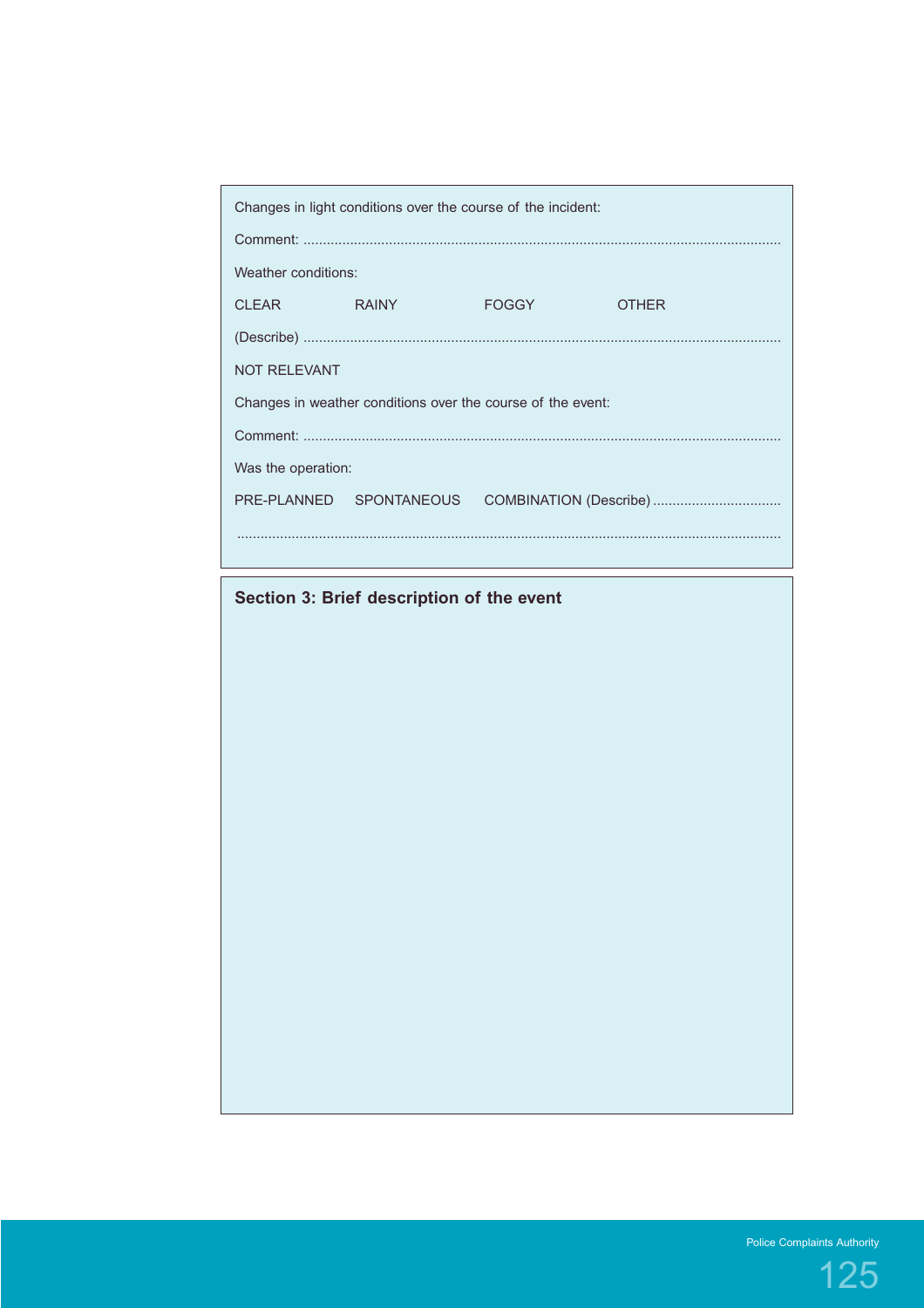Changes in light conditions over the course of the incident:

Comment: ..........................................................................................................................

Weather conditions:

CLEAR RAINY FOGGY OTHER

(Describe) ..........................................................................................................................

NOT RELEVANT

Changes in weather conditions over the course of the event:

Comment: ..........................................................................................................................

Was the operation:

PRE-PLANNED SPONTANEOUS COMBINATION (Describe) .................................

..........................................................................................................................................

**Section 3: Brief description of the event**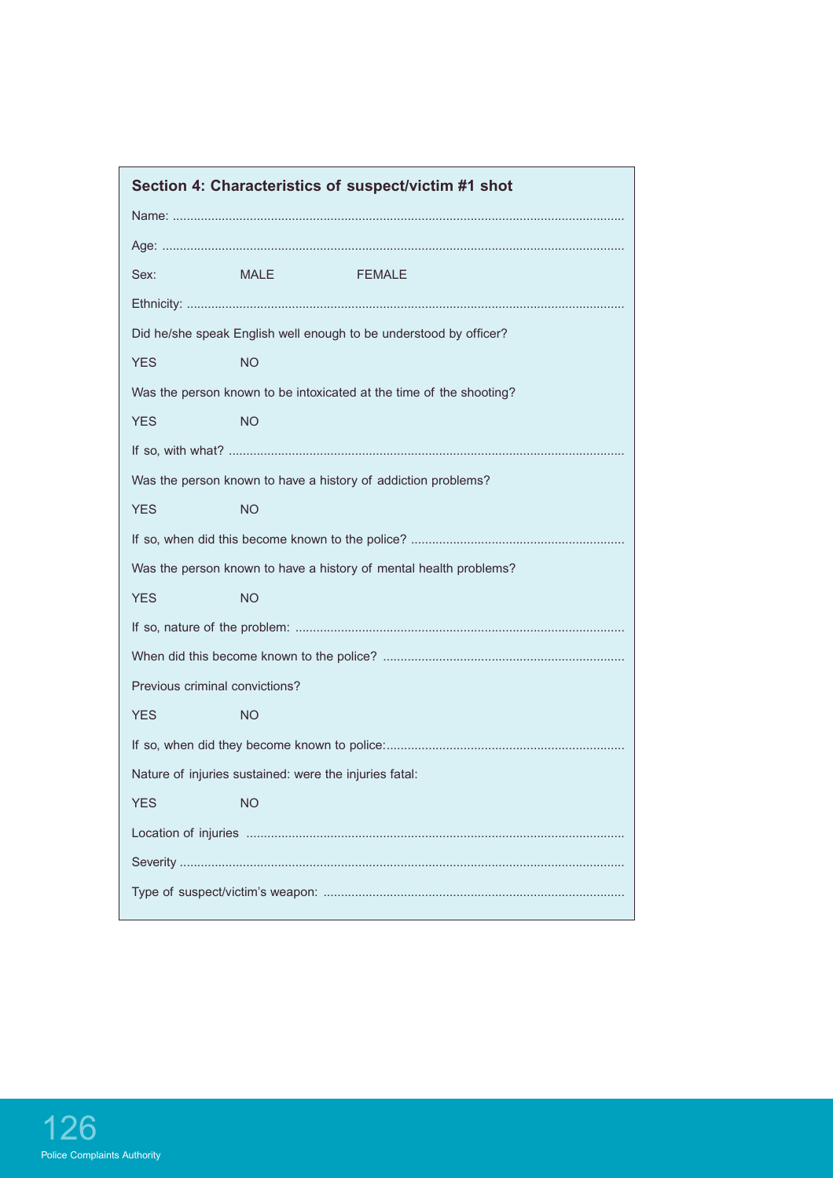## Section 4: Characteristics of suspect/victim #1 shot

Name: ................................................................................................................................

Age: ...................................................................................................................................

Sex: MALE FEMALE

Ethnicity: ............................................................................................................................

Did he/she speak English well enough to be understood by officer?

YES NO

Was the person known to be intoxicated at the time of the shooting?

YES NO

If so, with what? ...............................................................................................................

Was the person known to have a history of addiction problems?

YES NO

If so, when did this become known to the police? ...........................................................

Was the person known to have a history of mental health problems?

YES NO

If so, nature of the problem: ............................................................................................

When did this become known to the police? ...................................................................

Previous criminal convictions?

YES NO

If so, when did they become known to police:..................................................................

Nature of injuries sustained: were the injuries fatal:

YES NO

Location of injuries ..........................................................................................................

Severity .............................................................................................................................

Type of suspect/victim's weapon: ....................................................................................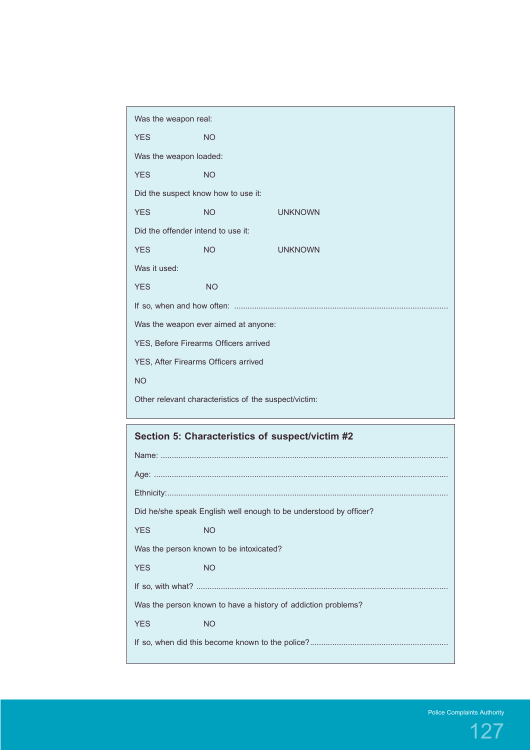Was the weapon real:

YES NO

Was the weapon loaded:

YES NO

Did the suspect know how to use it:

YES NO UNKNOWN

Did the offender intend to use it:

YES NO UNKNOWN

Was it used:

YES NO

If so, when and how often: ..............................................................................................

Was the weapon ever aimed at anyone:

YES, Before Firearms Officers arrived

YES, After Firearms Officers arrived

NO

Other relevant characteristics of the suspect/victim:

## Section 5: Characteristics of suspect/victim #2

Name: ..............................................................................................................

Age: ...............................................................................................................

Ethnicity:..........................................................................................................

Did he/she speak English well enough to be understood by officer?

YES NO

Was the person known to be intoxicated?

YES NO

If so, with what? ................................................................................................

Was the person known to have a history of addiction problems?

YES NO

If so, when did this become known to the police?.............................................................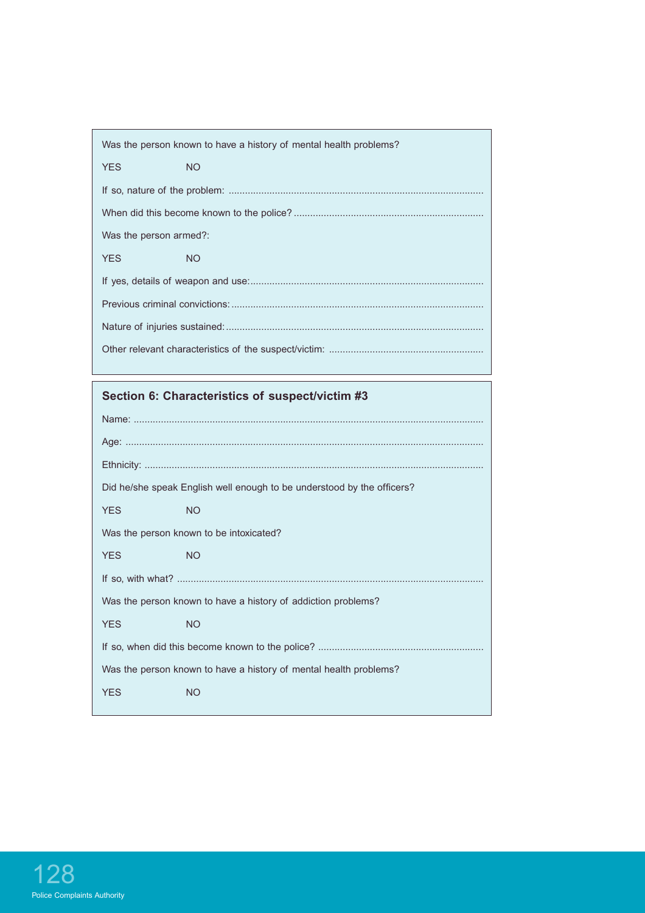Was the person known to have a history of mental health problems?

YES NO

If so, nature of the problem: ............................................................................................

When did this become known to the police? .....................................................................

Was the person armed?:

YES NO

If yes, details of weapon and use:.....................................................................................

Previous criminal convictions: ...........................................................................................

Nature of injuries sustained: .............................................................................................

Other relevant characteristics of the suspect/victim: ........................................................

## Section 6: Characteristics of suspect/victim #3

Name: ...............................................................................................................................

Age: ..................................................................................................................................

Ethnicity: ...........................................................................................................................

Did he/she speak English well enough to be understood by the officers?

YES NO

Was the person known to be intoxicated?

YES NO

If so, with what? ...............................................................................................................

Was the person known to have a history of addiction problems?

YES NO

If so, when did this become known to the police? ...........................................................

Was the person known to have a history of mental health problems?

YES NO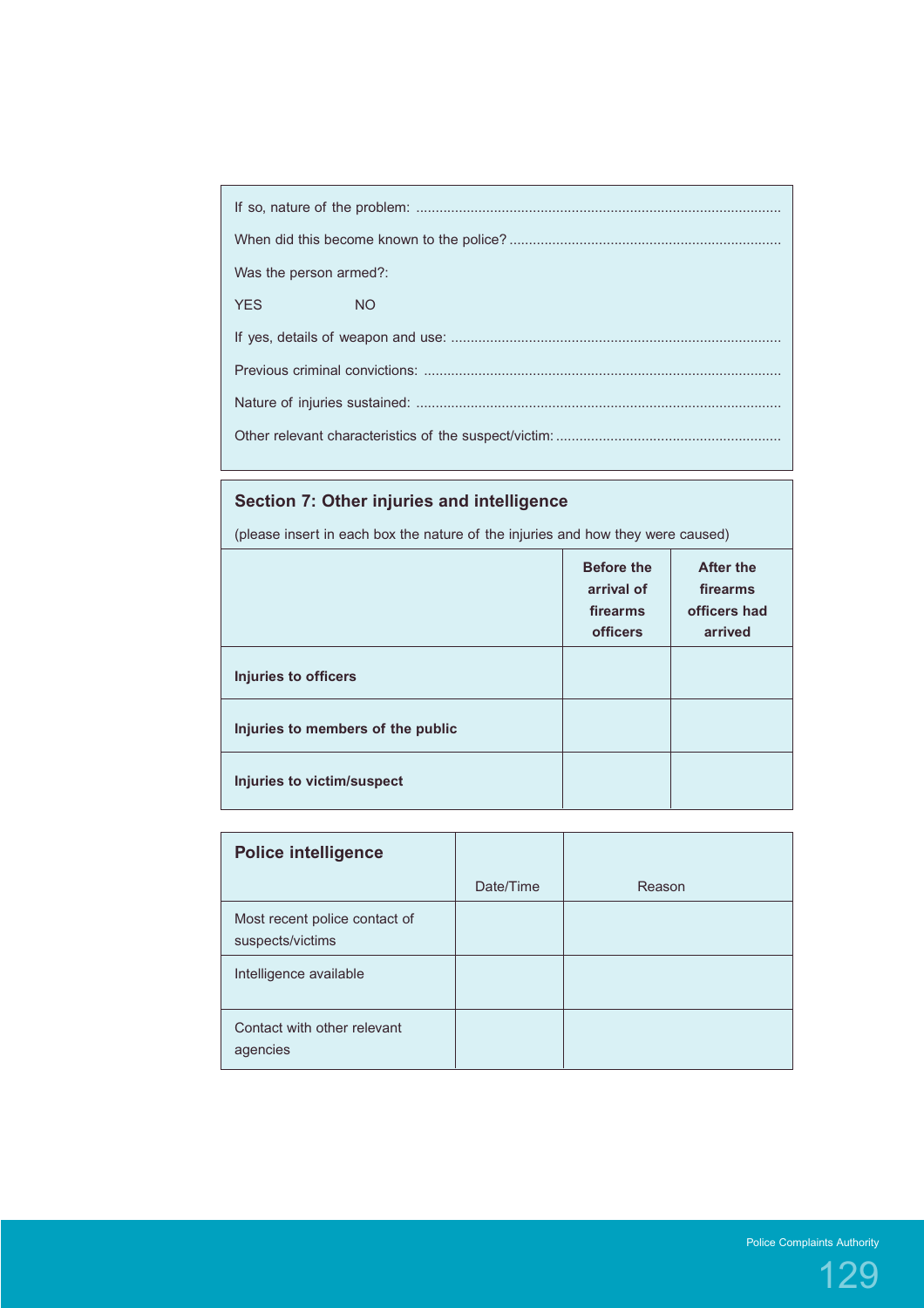If so, nature of the problem: ..............................................................................................

When did this become known to the police? ......................................................................

Was the person armed?:

YES NO

If yes, details of weapon and use: .....................................................................................

Previous criminal convictions: ...........................................................................................

Nature of injuries sustained: .............................................................................................

Other relevant characteristics of the suspect/victim: ..........................................................

## Section 7: Other injuries and intelligence

(please insert in each box the nature of the injuries and how they were caused)

| | Before the arrival of firearms officers | After the firearms officers had arrived |
|---|---|---|
| **Injuries to officers** | | |
| **Injuries to members of the public** | | |
| **Injuries to victim/suspect** | | |

| **Police intelligence** | Date/Time | Reason |
|---|---|---|
| Most recent police contact of suspects/victims | | |
| Intelligence available | | |
| Contact with other relevant agencies | | |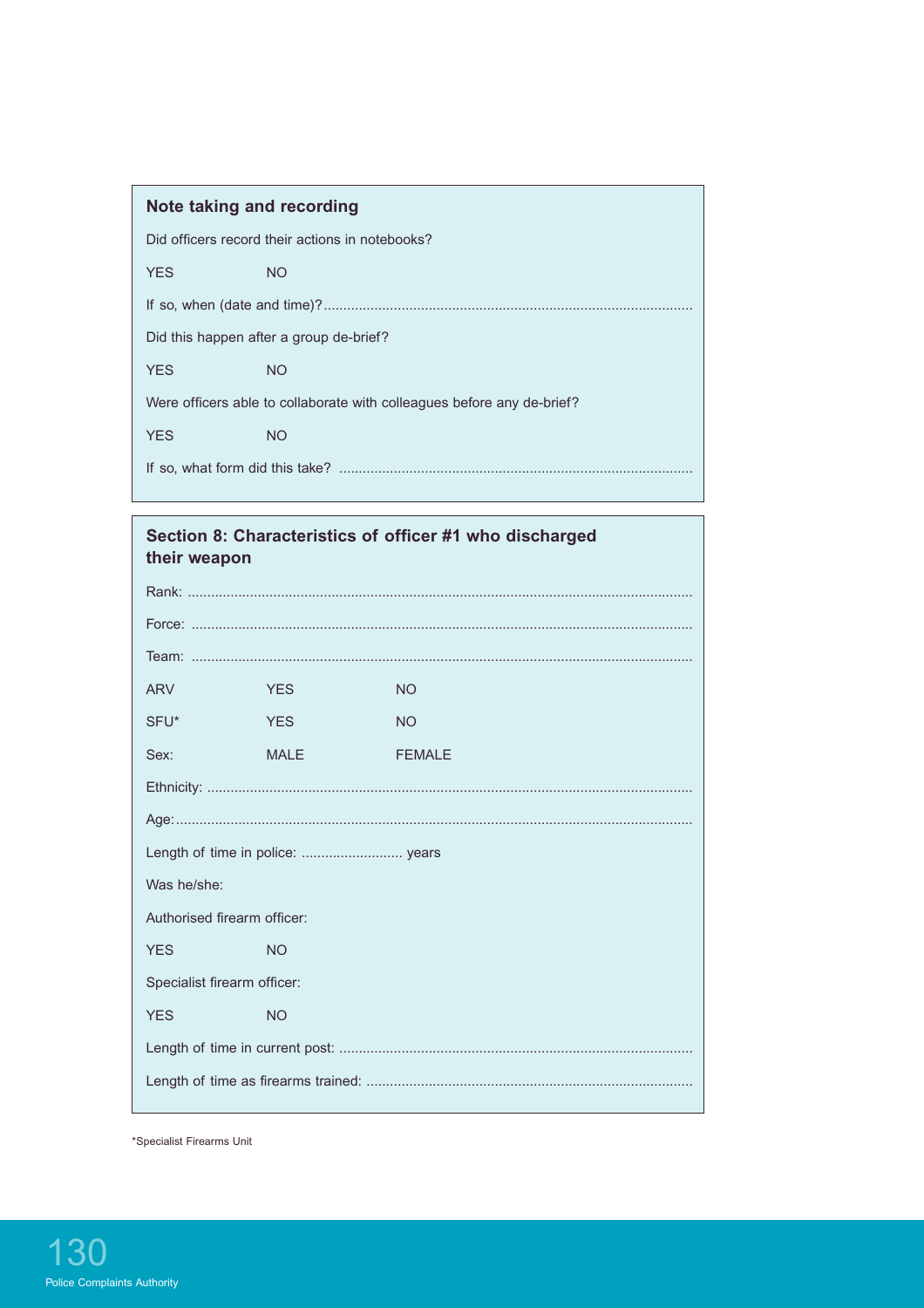## Note taking and recording

Did officers record their actions in notebooks?

YES NO

If so, when (date and time)?...............................................................................................

Did this happen after a group de-brief?

YES NO

Were officers able to collaborate with colleagues before any de-brief?

YES NO

If so, what form did this take? ..........................................................................................

## Section 8: Characteristics of officer #1 who discharged their weapon

Rank: ..................................................................................................................................

Force: .................................................................................................................................

Team: .................................................................................................................................

ARV YES NO

SFU* YES NO

Sex: MALE FEMALE

Ethnicity: .............................................................................................................................

Age:.....................................................................................................................................

Length of time in police: .......................... years

Was he/she:

Authorised firearm officer:

YES NO

Specialist firearm officer:

YES NO

Length of time in current post: ..........................................................................................

Length of time as firearms trained: ...................................................................................

*Specialist Firearms Unit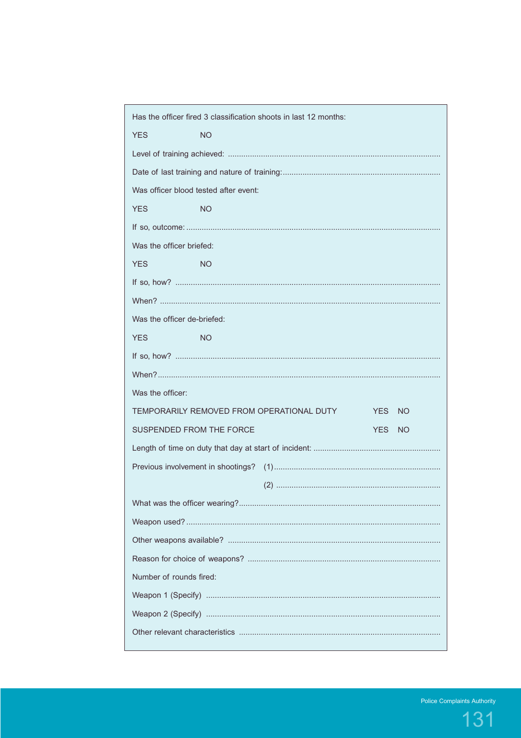Has the officer fired 3 classification shoots in last 12 months:

YES NO

Level of training achieved: ...............................................................................................

Date of last training and nature of training:......................................................................

Was officer blood tested after event:

YES NO

If so, outcome: .................................................................................................................

Was the officer briefed:

YES NO

If so, how? .......................................................................................................................

When? ..............................................................................................................................

Was the officer de-briefed:

YES NO

If so, how? .......................................................................................................................

When?...............................................................................................................................

Was the officer:

TEMPORARILY REMOVED FROM OPERATIONAL DUTY YES NO

SUSPENDED FROM THE FORCE YES NO

Length of time on duty that day at start of incident: ........................................................

Previous involvement in shootings? (1)..........................................................................

(2) ..........................................................................

What was the officer wearing?..........................................................................................

Weapon used? .................................................................................................................

Other weapons available? ...............................................................................................

Reason for choice of weapons? ......................................................................................

Number of rounds fired:

Weapon 1 (Specify) ........................................................................................................

Weapon 2 (Specify) ........................................................................................................

Other relevant characteristics ..........................................................................................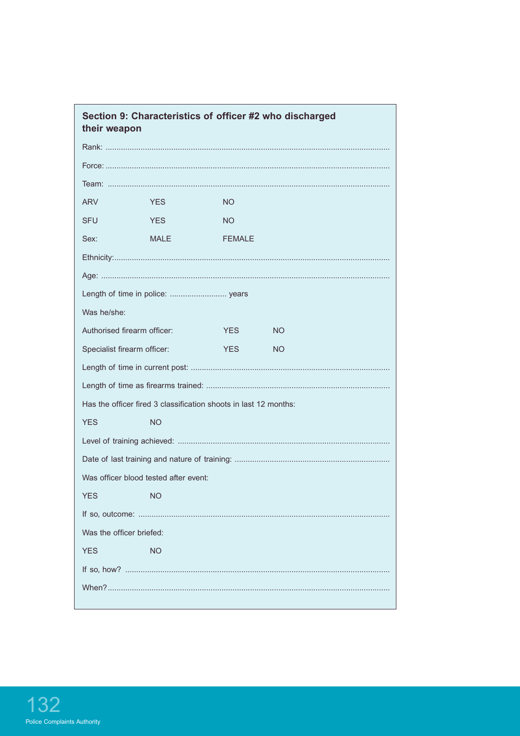## Section 9: Characteristics of officer #2 who discharged their weapon

Rank: ..............................................................................................................................

Force: ..............................................................................................................................

Team: ..............................................................................................................................

| | | |
|---|---|---|
| ARV | YES | NO |
| SFU | YES | NO |
| Sex: | MALE | FEMALE |

Ethnicity:..........................................................................................................................

Age: ................................................................................................................................

Length of time in police: .......................... years

Was he/she:

| | | |
|---|---|---|
| Authorised firearm officer: | YES | NO |
| Specialist firearm officer: | YES | NO |

Length of time in current post: .........................................................................................

Length of time as firearms trained: ..................................................................................

Has the officer fired 3 classification shoots in last 12 months:

YES NO

Level of training achieved: ...............................................................................................

Date of last training and nature of training: ......................................................................

Was officer blood tested after event:

YES NO

If so, outcome: .................................................................................................................

Was the officer briefed:

YES NO

If so, how? .......................................................................................................................

When?...............................................................................................................................

Police Complaints Authority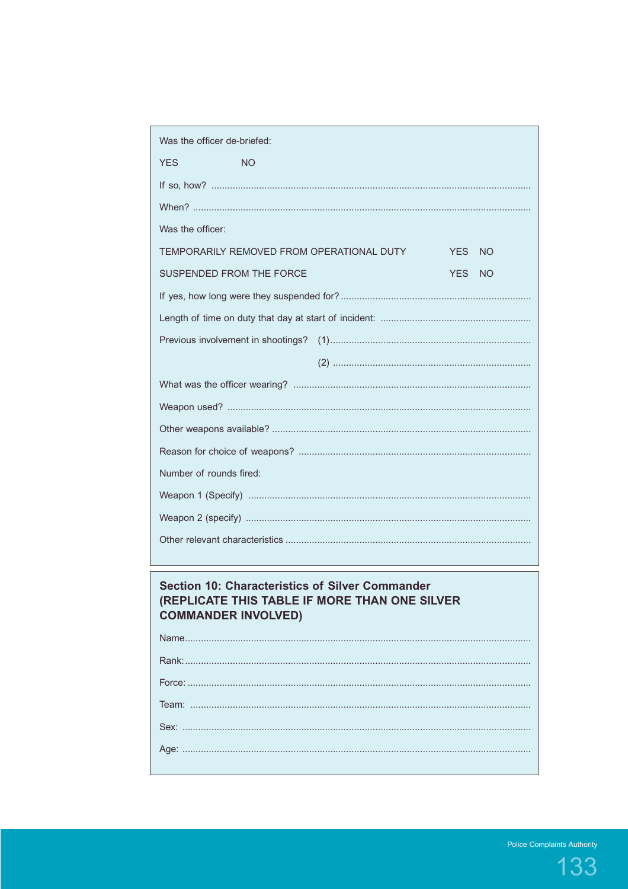Was the officer de-briefed:

YES NO

If so, how? ..............................................................................................................................

When? ....................................................................................................................................

Was the officer:

TEMPORARILY REMOVED FROM OPERATIONAL DUTY YES NO

SUSPENDED FROM THE FORCE YES NO

If yes, how long were they suspended for? .........................................................................

Length of time on duty that day at start of incident: ..........................................................

Previous involvement in shootings? (1)...............................................................................

(2) .............................................................................

What was the officer wearing? ............................................................................................

Weapon used? .....................................................................................................................

Other weapons available? ....................................................................................................

Reason for choice of weapons? ..........................................................................................

Number of rounds fired:

Weapon 1 (Specify) .............................................................................................................

Weapon 2 (specify) ..............................................................................................................

Other relevant characteristics ..............................................................................................

## Section 10: Characteristics of Silver Commander (REPLICATE THIS TABLE IF MORE THAN ONE SILVER COMMANDER INVOLVED)

Name......................................................................................................................................

Rank:.......................................................................................................................................

Force: .....................................................................................................................................

Team: .....................................................................................................................................

Sex: ........................................................................................................................................

Age: ........................................................................................................................................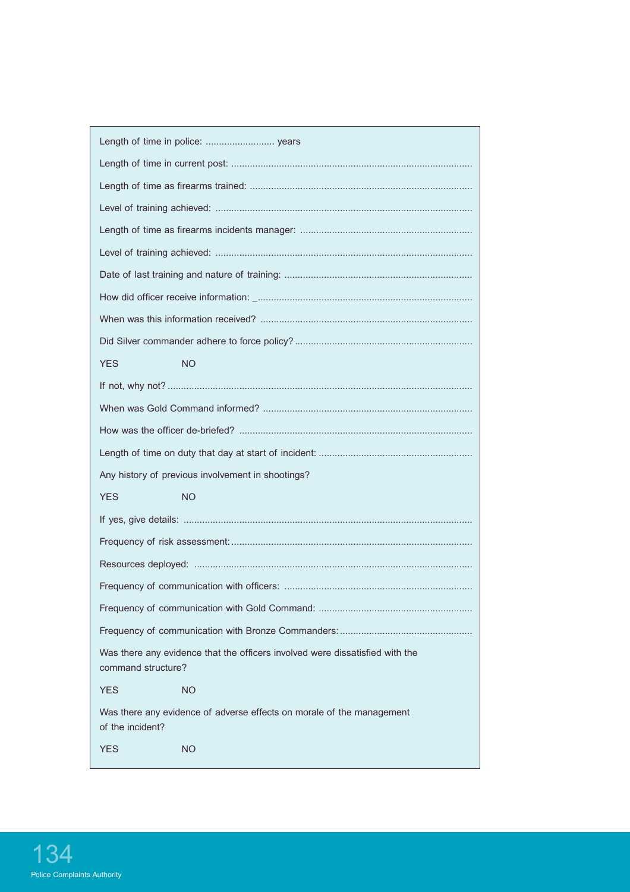Length of time in police: .......................... years

Length of time in current post: ..........................................................................................

Length of time as firearms trained: ...................................................................................

Level of training achieved: ................................................................................................

Length of time as firearms incidents manager: .................................................................

Level of training achieved: ................................................................................................

Date of last training and nature of training: ......................................................................

How did officer receive information: _.................................................................................

When was this information received? ...............................................................................

Did Silver commander adhere to force policy? ..................................................................

YES NO

If not, why not? ..................................................................................................................

When was Gold Command informed? ..............................................................................

How was the officer de-briefed? .......................................................................................

Length of time on duty that day at start of incident: ..........................................................

Any history of previous involvement in shootings?

YES NO

If yes, give details: ............................................................................................................

Frequency of risk assessment: ..........................................................................................

Resources deployed: ........................................................................................................

Frequency of communication with officers: ......................................................................

Frequency of communication with Gold Command: ..........................................................

Frequency of communication with Bronze Commanders: ..................................................

Was there any evidence that the officers involved were dissatisfied with the command structure?

YES NO

Was there any evidence of adverse effects on morale of the management of the incident?

YES NO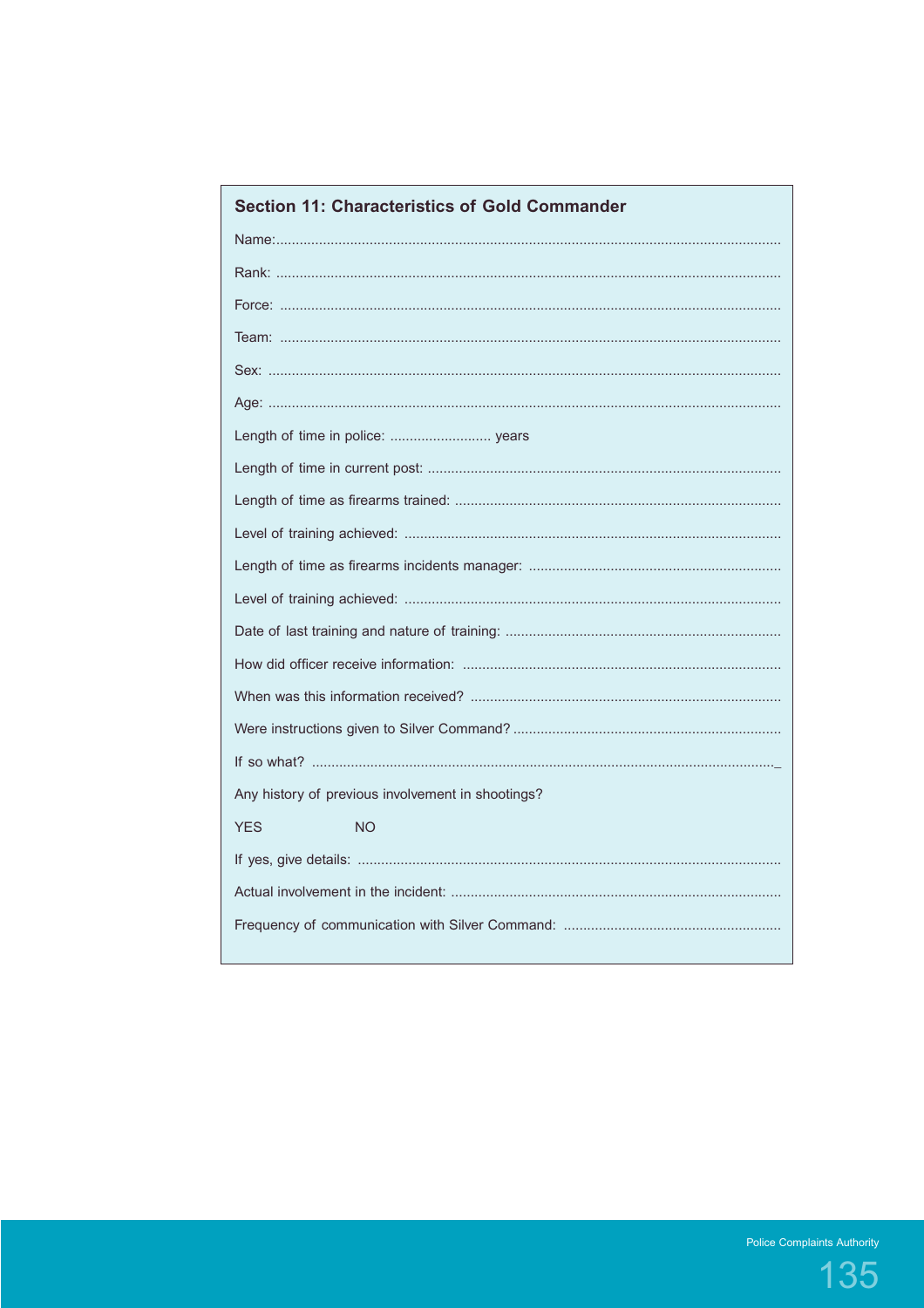## Section 11: Characteristics of Gold Commander

Name:.......................................................................................................................................

Rank: .......................................................................................................................................

Force: .......................................................................................................................................

Team: .......................................................................................................................................

Sex: .........................................................................................................................................

Age: .........................................................................................................................................

Length of time in police: .......................... years

Length of time in current post: ..........................................................................................

Length of time as firearms trained: ...................................................................................

Level of training achieved: ................................................................................................

Length of time as firearms incidents manager: .................................................................

Level of training achieved: ................................................................................................

Date of last training and nature of training: ......................................................................

How did officer receive information: .................................................................................

When was this information received? ..............................................................................

Were instructions given to Silver Command? ....................................................................

If so what? .......................................................................................................................

Any history of previous involvement in shootings?

YES NO

If yes, give details: ...........................................................................................................

Actual involvement in the incident: ...................................................................................

Frequency of communication with Silver Command: .......................................................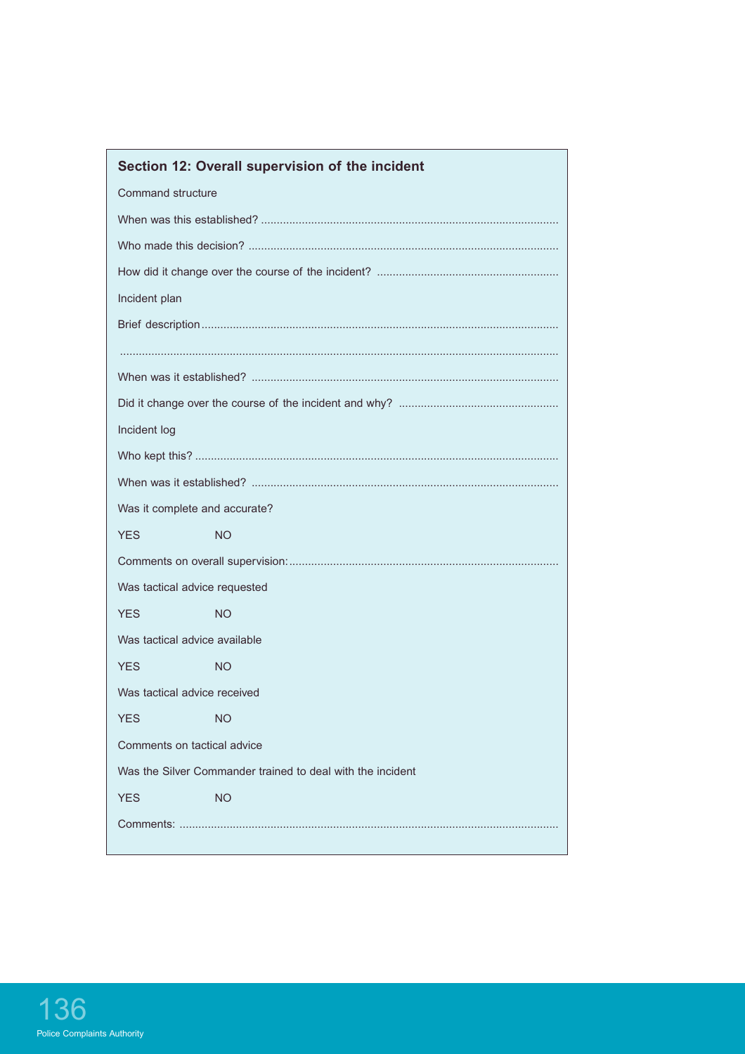## Section 12: Overall supervision of the incident

Command structure

When was this established? ..............................................................................................

Who made this decision? ..................................................................................................

How did it change over the course of the incident? ..........................................................

Incident plan

Brief description..................................................................................................................

.............................................................................................................................................

When was it established? ..................................................................................................

Did it change over the course of the incident and why? ...................................................

Incident log

Who kept this? ....................................................................................................................

When was it established? ..................................................................................................

Was it complete and accurate?

YES NO

Comments on overall supervision:.....................................................................................

Was tactical advice requested

YES NO

Was tactical advice available

YES NO

Was tactical advice received

YES NO

Comments on tactical advice

Was the Silver Commander trained to deal with the incident

YES NO

Comments: ........................................................................................................................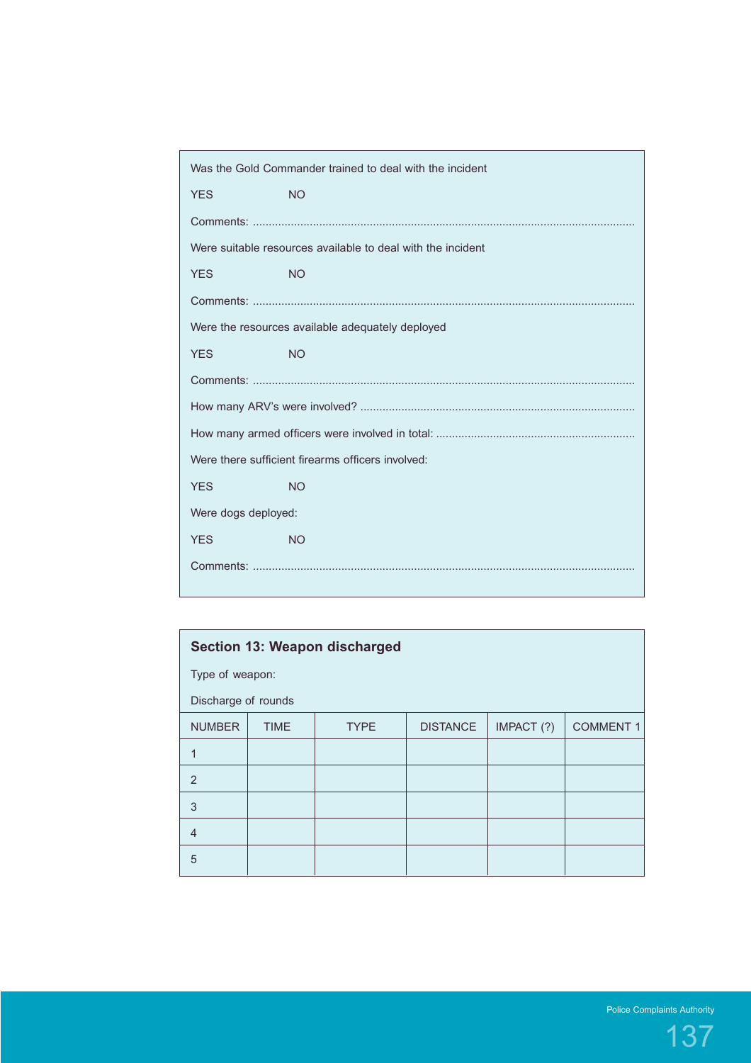Was the Gold Commander trained to deal with the incident

YES NO

Comments: ....................................................................................................................

Were suitable resources available to deal with the incident

YES NO

Comments: ....................................................................................................................

Were the resources available adequately deployed

YES NO

Comments: ....................................................................................................................

How many ARV's were involved? .....................................................................................

How many armed officers were involved in total: .............................................................

Were there sufficient firearms officers involved:

YES NO

Were dogs deployed:

YES NO

Comments: ....................................................................................................................

## Section 13: Weapon discharged

Type of weapon:

Discharge of rounds

| NUMBER | TIME | TYPE | DISTANCE | IMPACT (?) | COMMENT 1 |
|---|---|---|---|---|---|
| 1 | | | | | |
| 2 | | | | | |
| 3 | | | | | |
| 4 | | | | | |
| 5 | | | | | |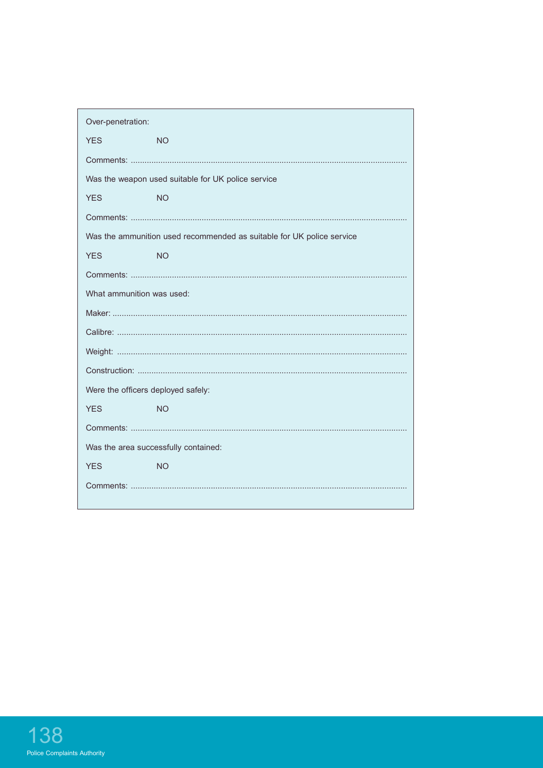Over-penetration:

YES NO

Comments: ........................................................................................................................

Was the weapon used suitable for UK police service

YES NO

Comments: ........................................................................................................................

Was the ammunition used recommended as suitable for UK police service

YES NO

Comments: ........................................................................................................................

What ammunition was used:

Maker: ...............................................................................................................................

Calibre: .............................................................................................................................

Weight: .............................................................................................................................

Construction: .....................................................................................................................

Were the officers deployed safely:

YES NO

Comments: ........................................................................................................................

Was the area successfully contained:

YES NO

Comments: ........................................................................................................................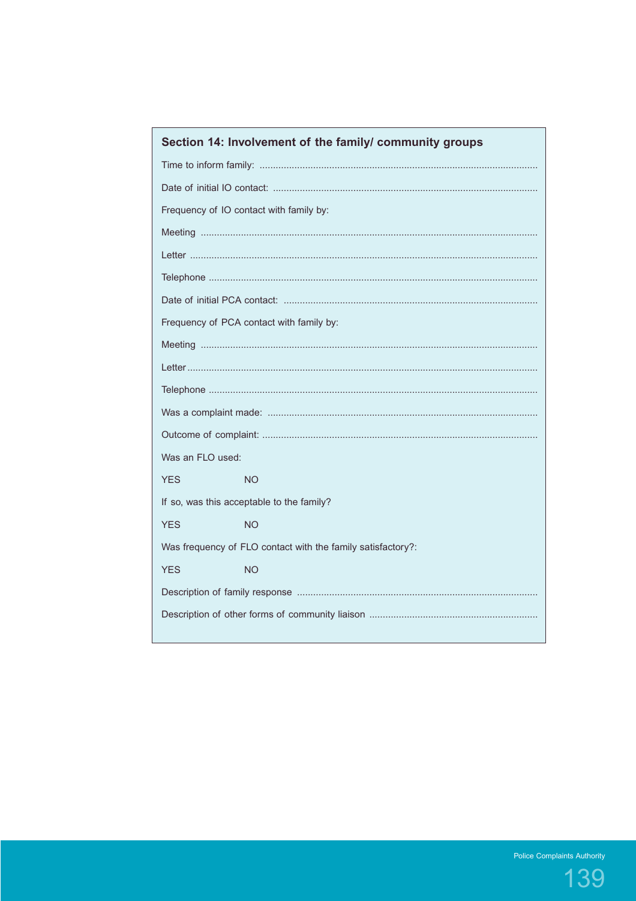## Section 14: Involvement of the family/ community groups

Time to inform family: ..........................................................................................................

Date of initial IO contact: ......................................................................................................

Frequency of IO contact with family by:

Meeting ...............................................................................................................................

Letter ...................................................................................................................................

Telephone ............................................................................................................................

Date of initial PCA contact: ..................................................................................................

Frequency of PCA contact with family by:

Meeting ...............................................................................................................................

Letter ...................................................................................................................................

Telephone ............................................................................................................................

Was a complaint made: .......................................................................................................

Outcome of complaint: .........................................................................................................

Was an FLO used:

YES NO

If so, was this acceptable to the family?

YES NO

Was frequency of FLO contact with the family satisfactory?:

YES NO

Description of family response ............................................................................................

Description of other forms of community liaison .................................................................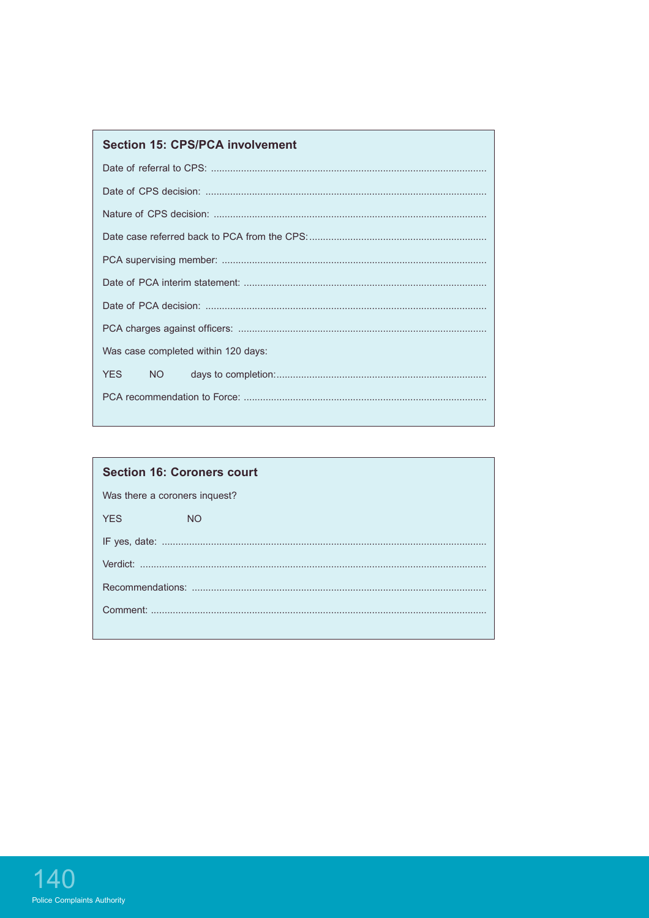## Section 15: CPS/PCA involvement

Date of referral to CPS: ..........................................................................................................

Date of CPS decision: ..........................................................................................................

Nature of CPS decision: ..........................................................................................................

Date case referred back to PCA from the CPS: ..........................................................................................................

PCA supervising member: ..........................................................................................................

Date of PCA interim statement: ..........................................................................................................

Date of PCA decision: ..........................................................................................................

PCA charges against officers: ..........................................................................................................

Was case completed within 120 days:

YES NO days to completion: ..........................................................................................................

PCA recommendation to Force: ..........................................................................................................

## Section 16: Coroners court

Was there a coroners inquest?

YES NO

IF yes, date: ..........................................................................................................

Verdict: ..........................................................................................................

Recommendations: ..........................................................................................................

Comment: ..........................................................................................................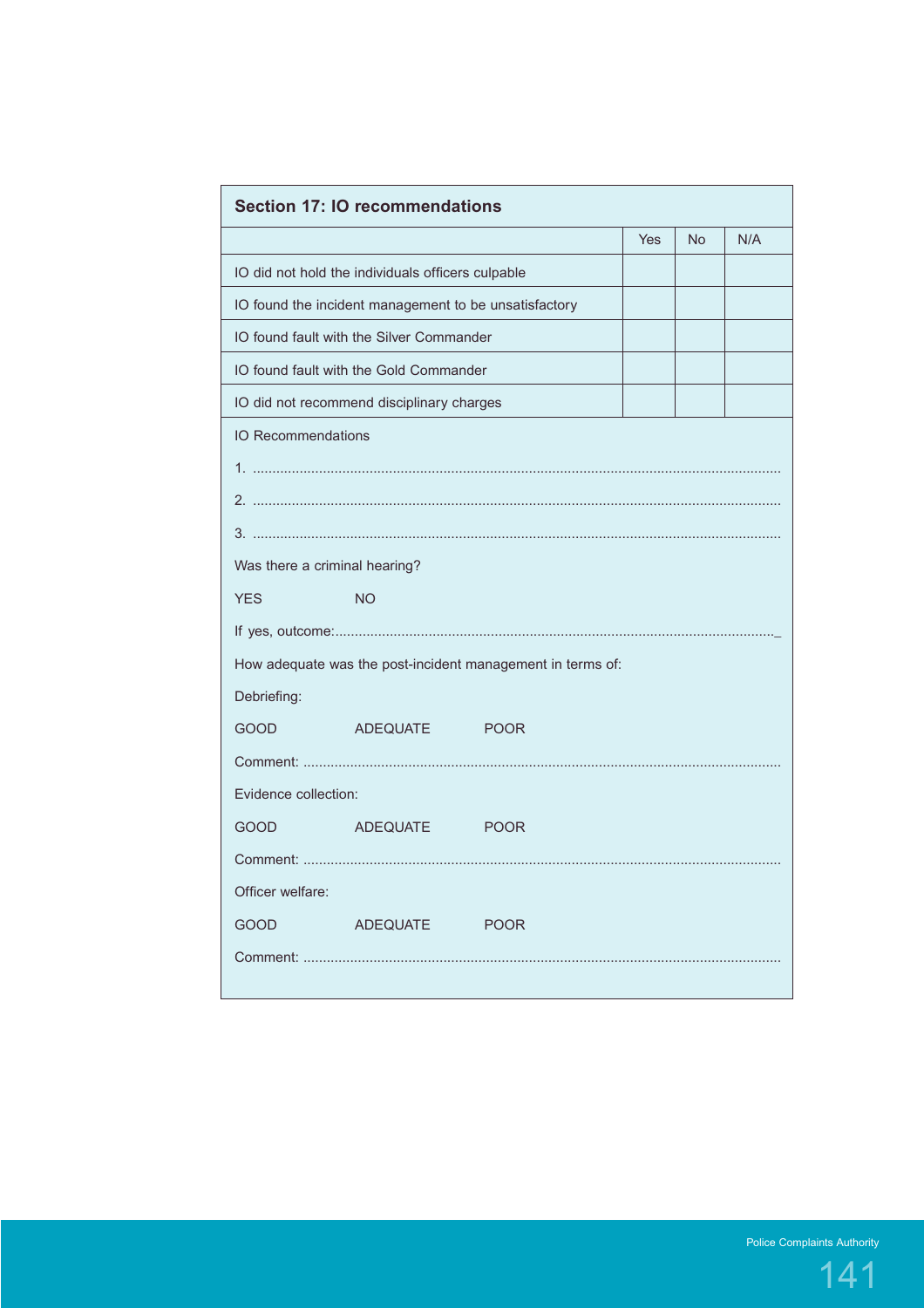## Section 17: IO recommendations

| | Yes | No | N/A |
|---|---|---|---|
| IO did not hold the individuals officers culpable | | | |
| IO found the incident management to be unsatisfactory | | | |
| IO found fault with the Silver Commander | | | |
| IO found fault with the Gold Commander | | | |
| IO did not recommend disciplinary charges | | | |

IO Recommendations

1. ........................................................................................................................................

2. ........................................................................................................................................

3. ........................................................................................................................................

Was there a criminal hearing?

YES NO

If yes, outcome:.........................................................................................................................._

How adequate was the post-incident management in terms of:

Debriefing:

GOOD ADEQUATE POOR

Comment: .................................................................................................................................

Evidence collection:

GOOD ADEQUATE POOR

Comment: .................................................................................................................................

Officer welfare:

GOOD ADEQUATE POOR

Comment: .................................................................................................................................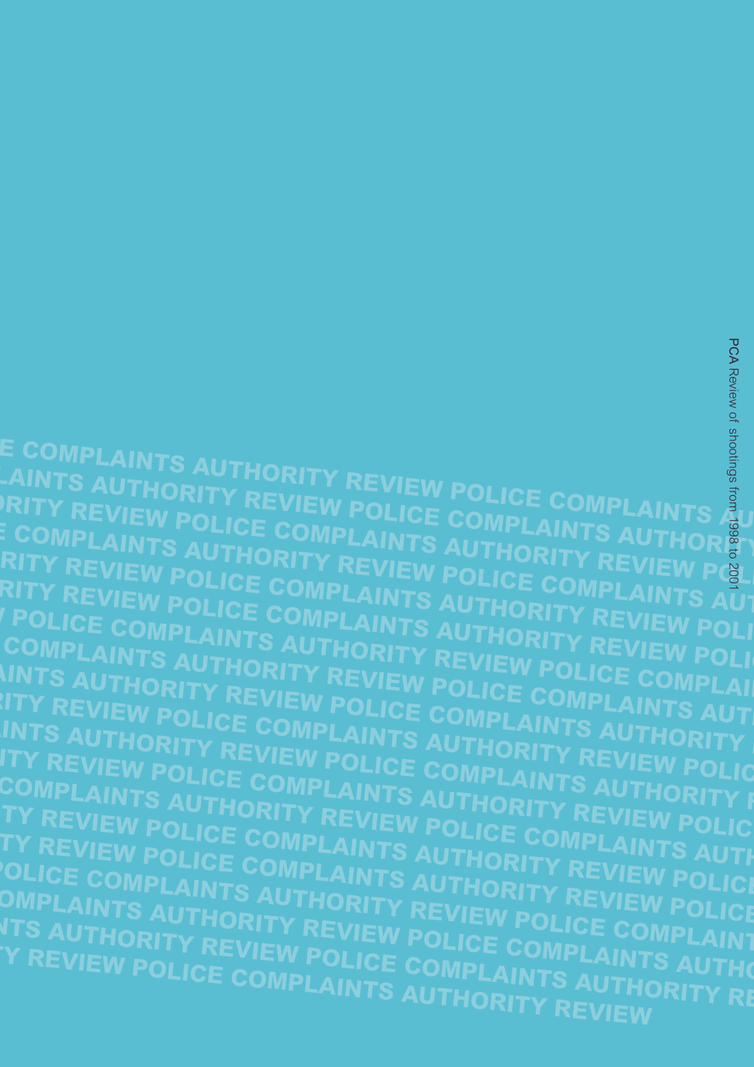PCA Review of shootings from 1998 to 2001